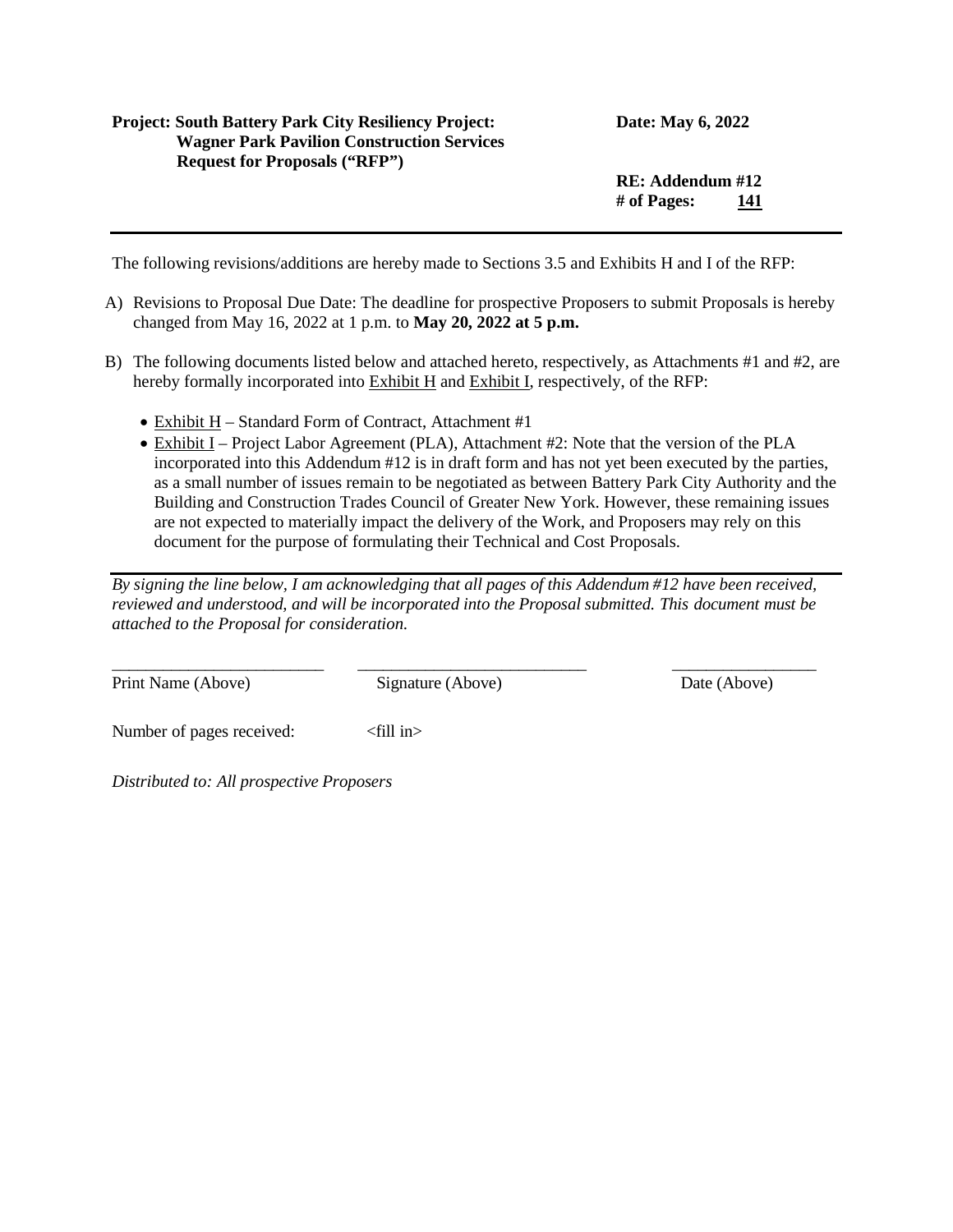**Project: South Battery Park City Resiliency Project: Wagner Park Pavilion Construction Services Request for Proposals ("RFP")**

**Date: May 6, 2022**

**RE: Addendum #12**
**# of Pages: 141**

---

The following revisions/additions are hereby made to Sections 3.5 and Exhibits H and I of the RFP:

A) Revisions to Proposal Due Date: The deadline for prospective Proposers to submit Proposals is hereby changed from May 16, 2022 at 1 p.m. to **May 20, 2022 at 5 p.m.**

B) The following documents listed below and attached hereto, respectively, as Attachments #1 and #2, are hereby formally incorporated into Exhibit H and Exhibit I, respectively, of the RFP:

- Exhibit H – Standard Form of Contract, Attachment #1
- Exhibit I – Project Labor Agreement (PLA), Attachment #2: Note that the version of the PLA incorporated into this Addendum #12 is in draft form and has not yet been executed by the parties, as a small number of issues remain to be negotiated as between Battery Park City Authority and the Building and Construction Trades Council of Greater New York. However, these remaining issues are not expected to materially impact the delivery of the Work, and Proposers may rely on this document for the purpose of formulating their Technical and Cost Proposals.

---

*By signing the line below, I am acknowledging that all pages of this Addendum #12 have been received, reviewed and understood, and will be incorporated into the Proposal submitted. This document must be attached to the Proposal for consideration.*

| _________________________ | ___________________________ | _________________ |
|---|---|---|
| Print Name (Above) | Signature (Above) | Date (Above) |

Number of pages received: <fill in>

*Distributed to: All prospective Proposers*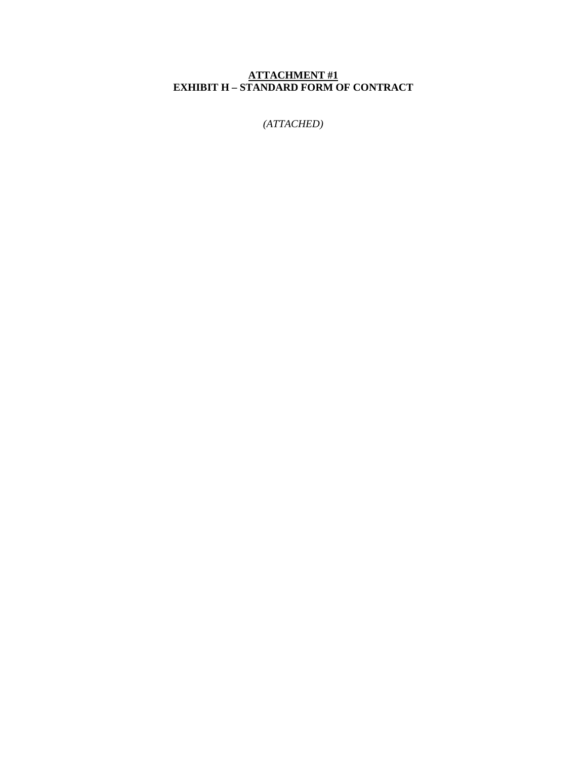**<u>ATTACHMENT #1</u>**
**EXHIBIT H – STANDARD FORM OF CONTRACT**

*(ATTACHED)*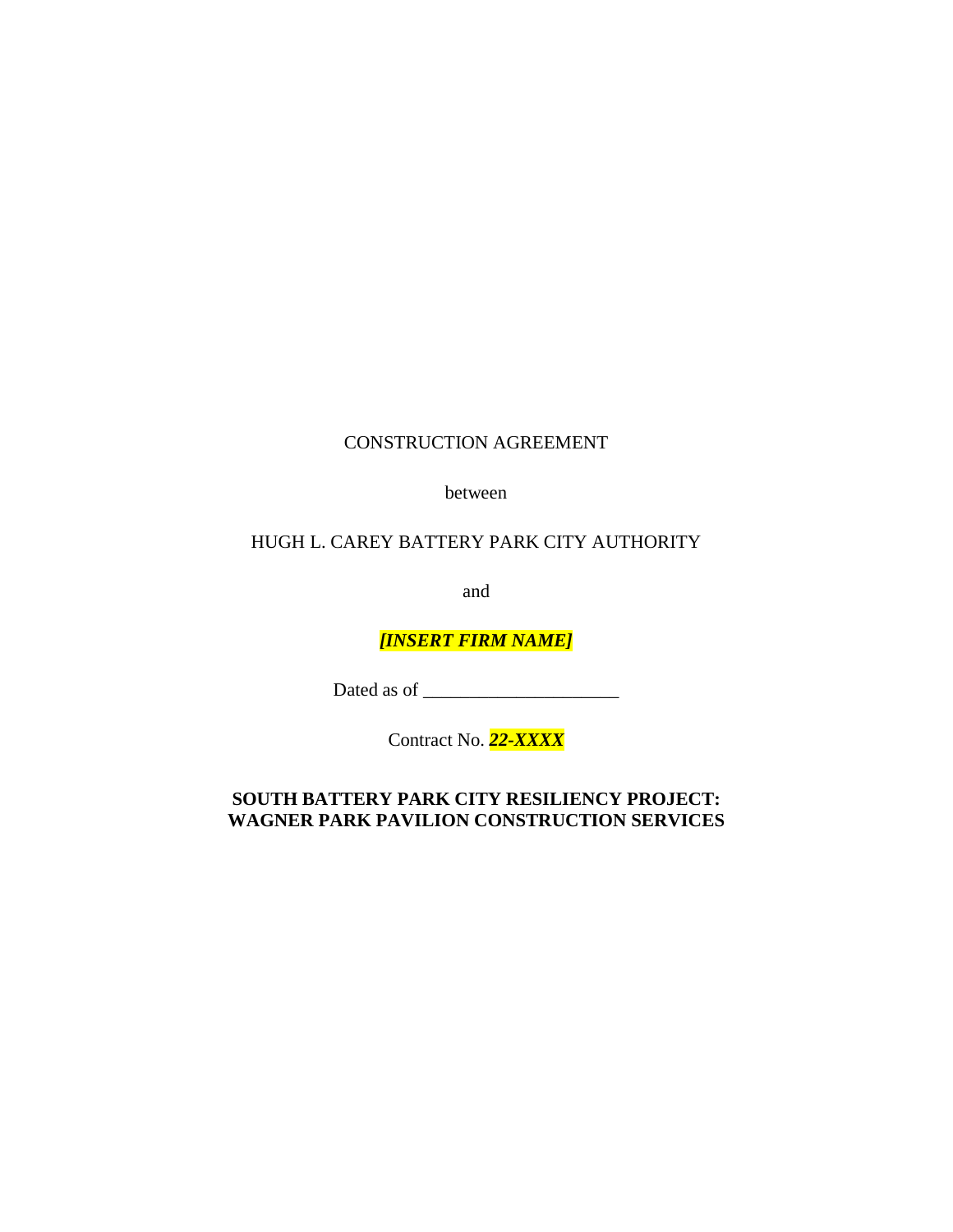CONSTRUCTION AGREEMENT

between

HUGH L. CAREY BATTERY PARK CITY AUTHORITY

and

***[INSERT FIRM NAME]***

Dated as of ____________________

Contract No. ***22-XXXX***

**SOUTH BATTERY PARK CITY RESILIENCY PROJECT: WAGNER PARK PAVILION CONSTRUCTION SERVICES**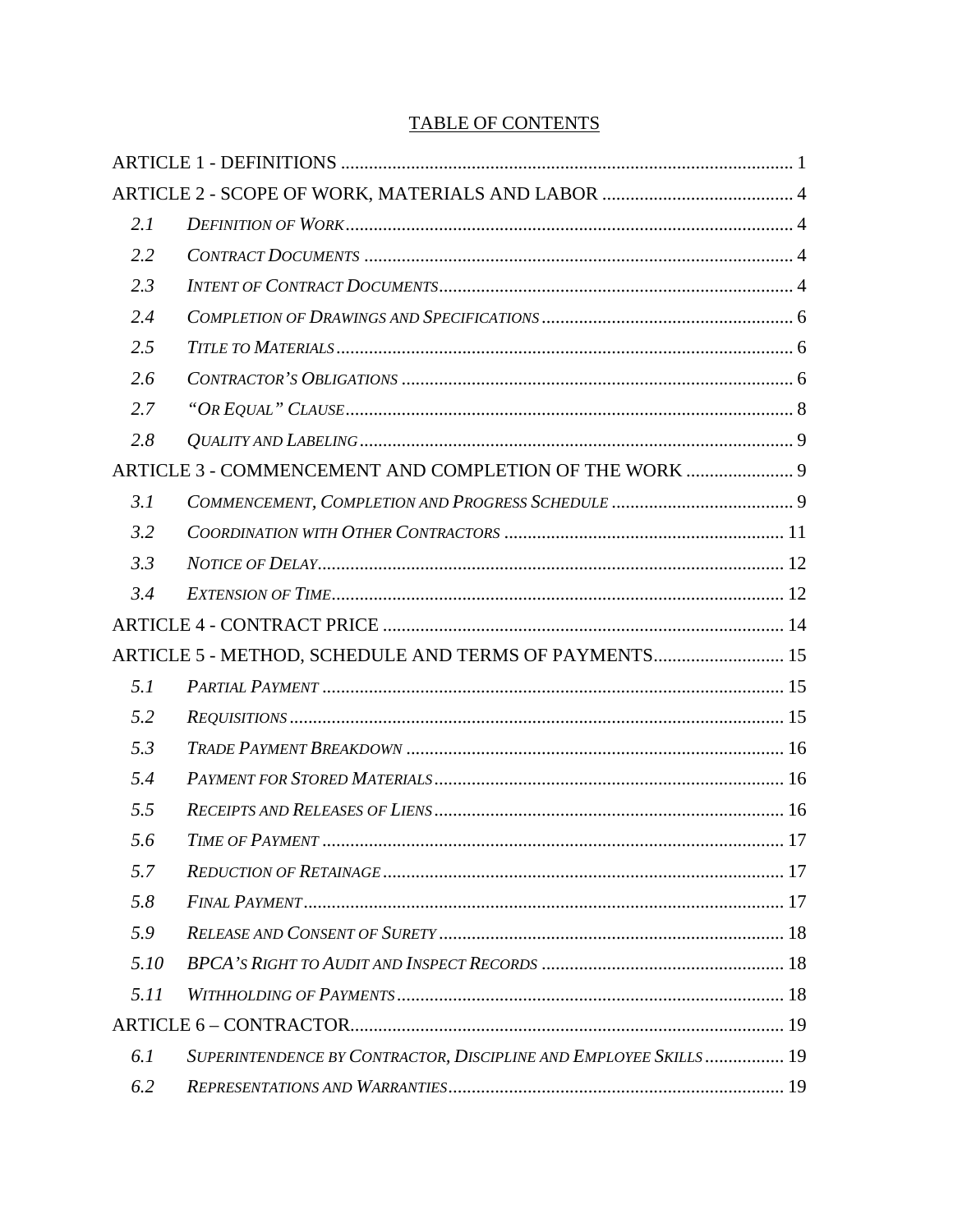# TABLE OF CONTENTS

ARTICLE 1 - DEFINITIONS ..... 1

ARTICLE 2 - SCOPE OF WORK, MATERIALS AND LABOR ..... 4

- 2.1 *Definition of Work* ..... 4
- 2.2 *Contract Documents* ..... 4
- 2.3 *Intent of Contract Documents* ..... 4
- 2.4 *Completion of Drawings and Specifications* ..... 6
- 2.5 *Title to Materials* ..... 6
- 2.6 *Contractor's Obligations* ..... 6
- 2.7 *"Or Equal" Clause* ..... 8
- 2.8 *Quality and Labeling* ..... 9

ARTICLE 3 - COMMENCEMENT AND COMPLETION OF THE WORK ..... 9

- 3.1 *Commencement, Completion and Progress Schedule* ..... 9
- 3.2 *Coordination with Other Contractors* ..... 11
- 3.3 *Notice of Delay* ..... 12
- 3.4 *Extension of Time* ..... 12

ARTICLE 4 - CONTRACT PRICE ..... 14

ARTICLE 5 - METHOD, SCHEDULE AND TERMS OF PAYMENTS ..... 15

- 5.1 *Partial Payment* ..... 15
- 5.2 *Requisitions* ..... 15
- 5.3 *Trade Payment Breakdown* ..... 16
- 5.4 *Payment for Stored Materials* ..... 16
- 5.5 *Receipts and Releases of Liens* ..... 16
- 5.6 *Time of Payment* ..... 17
- 5.7 *Reduction of Retainage* ..... 17
- 5.8 *Final Payment* ..... 17
- 5.9 *Release and Consent of Surety* ..... 18
- 5.10 *BPCA's Right to Audit and Inspect Records* ..... 18
- 5.11 *Withholding of Payments* ..... 18

ARTICLE 6 – CONTRACTOR ..... 19

- 6.1 *Superintendence by Contractor, Discipline and Employee Skills* ..... 19
- 6.2 *Representations and Warranties* ..... 19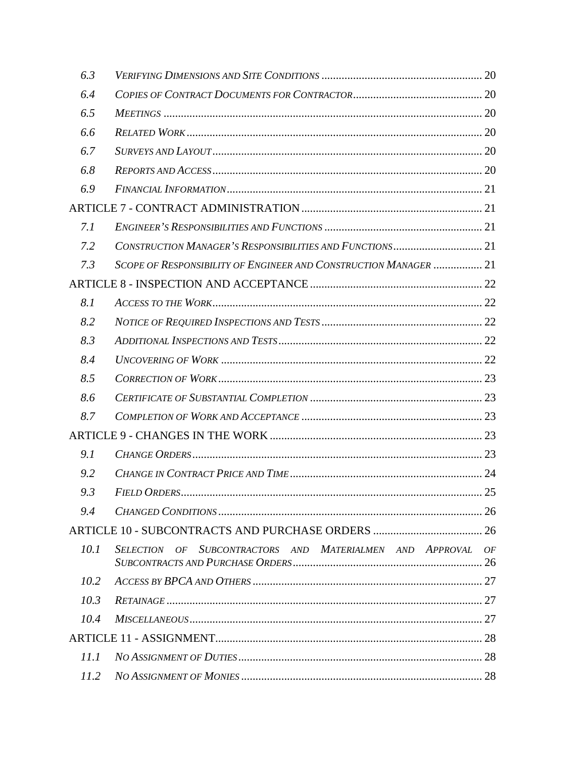| | | |
|---|---|---|
| *6.3* | *Verifying Dimensions and Site Conditions* | 20 |
| *6.4* | *Copies of Contract Documents for Contractor* | 20 |
| *6.5* | *Meetings* | 20 |
| *6.6* | *Related Work* | 20 |
| *6.7* | *Surveys and Layout* | 20 |
| *6.8* | *Reports and Access* | 20 |
| *6.9* | *Financial Information* | 21 |
| ARTICLE 7 - CONTRACT ADMINISTRATION | | 21 |
| *7.1* | *Engineer's Responsibilities and Functions* | 21 |
| *7.2* | *Construction Manager's Responsibilities and Functions* | 21 |
| *7.3* | *Scope of Responsibility of Engineer and Construction Manager* | 21 |
| ARTICLE 8 - INSPECTION AND ACCEPTANCE | | 22 |
| *8.1* | *Access to the Work* | 22 |
| *8.2* | *Notice of Required Inspections and Tests* | 22 |
| *8.3* | *Additional Inspections and Tests* | 22 |
| *8.4* | *Uncovering of Work* | 22 |
| *8.5* | *Correction of Work* | 23 |
| *8.6* | *Certificate of Substantial Completion* | 23 |
| *8.7* | *Completion of Work and Acceptance* | 23 |
| ARTICLE 9 - CHANGES IN THE WORK | | 23 |
| *9.1* | *Change Orders* | 23 |
| *9.2* | *Change in Contract Price and Time* | 24 |
| *9.3* | *Field Orders* | 25 |
| *9.4* | *Changed Conditions* | 26 |
| ARTICLE 10 - SUBCONTRACTS AND PURCHASE ORDERS | | 26 |
| *10.1* | *Selection of Subcontractors and Materialmen and Approval of Subcontracts and Purchase Orders* | 26 |
| *10.2* | *Access by BPCA and Others* | 27 |
| *10.3* | *Retainage* | 27 |
| *10.4* | *Miscellaneous* | 27 |
| ARTICLE 11 - ASSIGNMENT | | 28 |
| *11.1* | *No Assignment of Duties* | 28 |
| *11.2* | *No Assignment of Monies* | 28 |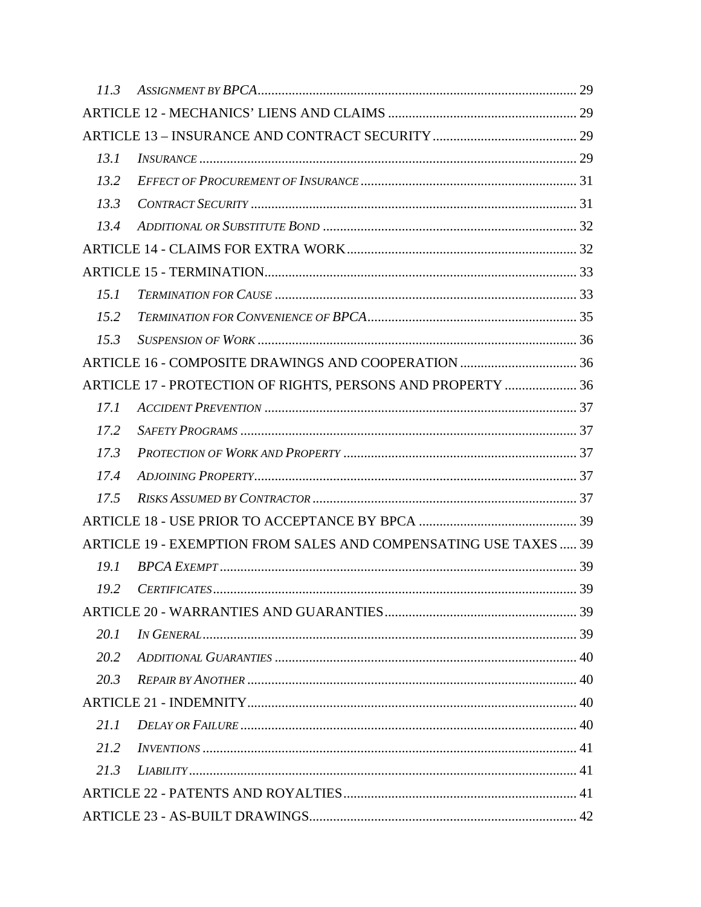*11.3 Assignment by BPCA* ........................................................................................ 29

ARTICLE 12 - MECHANICS' LIENS AND CLAIMS ...................................................... 29

ARTICLE 13 – INSURANCE AND CONTRACT SECURITY ......................................... 29

*13.1 Insurance* ............................................................................................................ 29

*13.2 Effect of Procurement of Insurance* ............................................................... 31

*13.3 Contract Security* ............................................................................................. 31

*13.4 Additional or Substitute Bond* ........................................................................ 32

ARTICLE 14 - CLAIMS FOR EXTRA WORK ................................................................ 32

ARTICLE 15 - TERMINATION ....................................................................................... 33

*15.1 Termination for Cause* ..................................................................................... 33

*15.2 Termination for Convenience of BPCA* ........................................................... 35

*15.3 Suspension of Work* ........................................................................................ 36

ARTICLE 16 - COMPOSITE DRAWINGS AND COOPERATION .................................. 36

ARTICLE 17 - PROTECTION OF RIGHTS, PERSONS AND PROPERTY ..................... 36

*17.1 Accident Prevention* ........................................................................................ 37

*17.2 Safety Programs* ............................................................................................... 37

*17.3 Protection of Work and Property* ................................................................... 37

*17.4 Adjoining Property* ........................................................................................... 37

*17.5 Risks Assumed by Contractor* ........................................................................ 37

ARTICLE 18 - USE PRIOR TO ACCEPTANCE BY BPCA ............................................. 39

ARTICLE 19 - EXEMPTION FROM SALES AND COMPENSATING USE TAXES ..... 39

*19.1 BPCA Exempt* .................................................................................................. 39

*19.2 Certificates* ....................................................................................................... 39

ARTICLE 20 - WARRANTIES AND GUARANTIES ....................................................... 39

*20.1 In General* ......................................................................................................... 39

*20.2 Additional Guaranties* ..................................................................................... 40

*20.3 Repair by Another* ........................................................................................... 40

ARTICLE 21 - INDEMNITY ............................................................................................. 40

*21.1 Delay or Failure* ................................................................................................ 40

*21.2 Inventions* ......................................................................................................... 41

*21.3 Liability* ............................................................................................................ 41

ARTICLE 22 - PATENTS AND ROYALTIES ................................................................... 41

ARTICLE 23 - AS-BUILT DRAWINGS ............................................................................ 42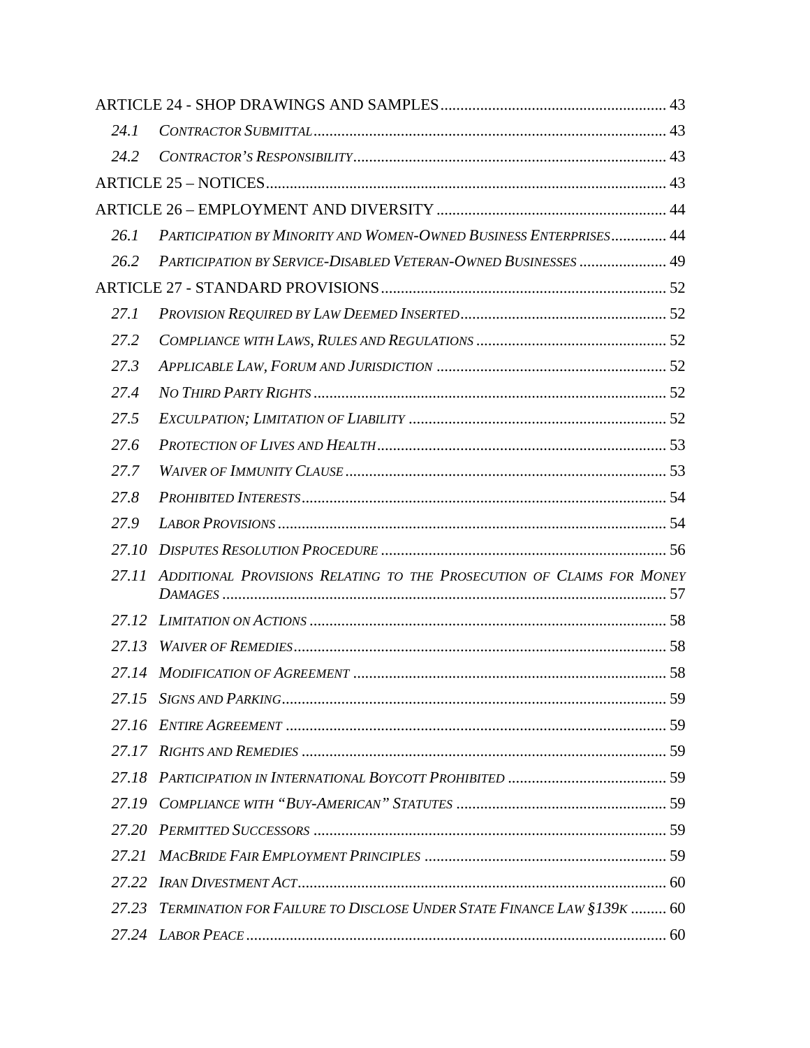ARTICLE 24 - SHOP DRAWINGS AND SAMPLES ........................................................ 43

*24.1 CONTRACTOR SUBMITTAL* ........................................................................................ 43

*24.2 CONTRACTOR'S RESPONSIBILITY* ............................................................................ 43

ARTICLE 25 – NOTICES ................................................................................................... 43

ARTICLE 26 – EMPLOYMENT AND DIVERSITY ......................................................... 44

*26.1 PARTICIPATION BY MINORITY AND WOMEN-OWNED BUSINESS ENTERPRISES* ............. 44

*26.2 PARTICIPATION BY SERVICE-DISABLED VETERAN-OWNED BUSINESSES* ...................... 49

ARTICLE 27 - STANDARD PROVISIONS ...................................................................... 52

*27.1 PROVISION REQUIRED BY LAW DEEMED INSERTED* .................................................... 52

*27.2 COMPLIANCE WITH LAWS, RULES AND REGULATIONS* ................................................ 52

*27.3 APPLICABLE LAW, FORUM AND JURISDICTION* .......................................................... 52

*27.4 NO THIRD PARTY RIGHTS* ........................................................................................ 52

*27.5 EXCULPATION; LIMITATION OF LIABILITY* ................................................................ 52

*27.6 PROTECTION OF LIVES AND HEALTH* ........................................................................ 53

*27.7 WAIVER OF IMMUNITY CLAUSE* ................................................................................ 53

*27.8 PROHIBITED INTERESTS* ........................................................................................... 54

*27.9 LABOR PROVISIONS* ................................................................................................. 54

*27.10 DISPUTES RESOLUTION PROCEDURE* ....................................................................... 56

*27.11 ADDITIONAL PROVISIONS RELATING TO THE PROSECUTION OF CLAIMS FOR MONEY DAMAGES* ............................................................................................................... 57

*27.12 LIMITATION ON ACTIONS* ......................................................................................... 58

*27.13 WAIVER OF REMEDIES* ............................................................................................. 58

*27.14 MODIFICATION OF AGREEMENT* .............................................................................. 58

*27.15 SIGNS AND PARKING* ................................................................................................ 59

*27.16 ENTIRE AGREEMENT* ............................................................................................... 59

*27.17 RIGHTS AND REMEDIES* ........................................................................................... 59

*27.18 PARTICIPATION IN INTERNATIONAL BOYCOTT PROHIBITED* ........................................ 59

*27.19 COMPLIANCE WITH "BUY-AMERICAN" STATUTES* ..................................................... 59

*27.20 PERMITTED SUCCESSORS* ........................................................................................ 59

*27.21 MACBRIDE FAIR EMPLOYMENT PRINCIPLES* ............................................................. 59

*27.22 IRAN DIVESTMENT ACT* ............................................................................................ 60

*27.23 TERMINATION FOR FAILURE TO DISCLOSE UNDER STATE FINANCE LAW §139K* ......... 60

*27.24 LABOR PEACE* .......................................................................................................... 60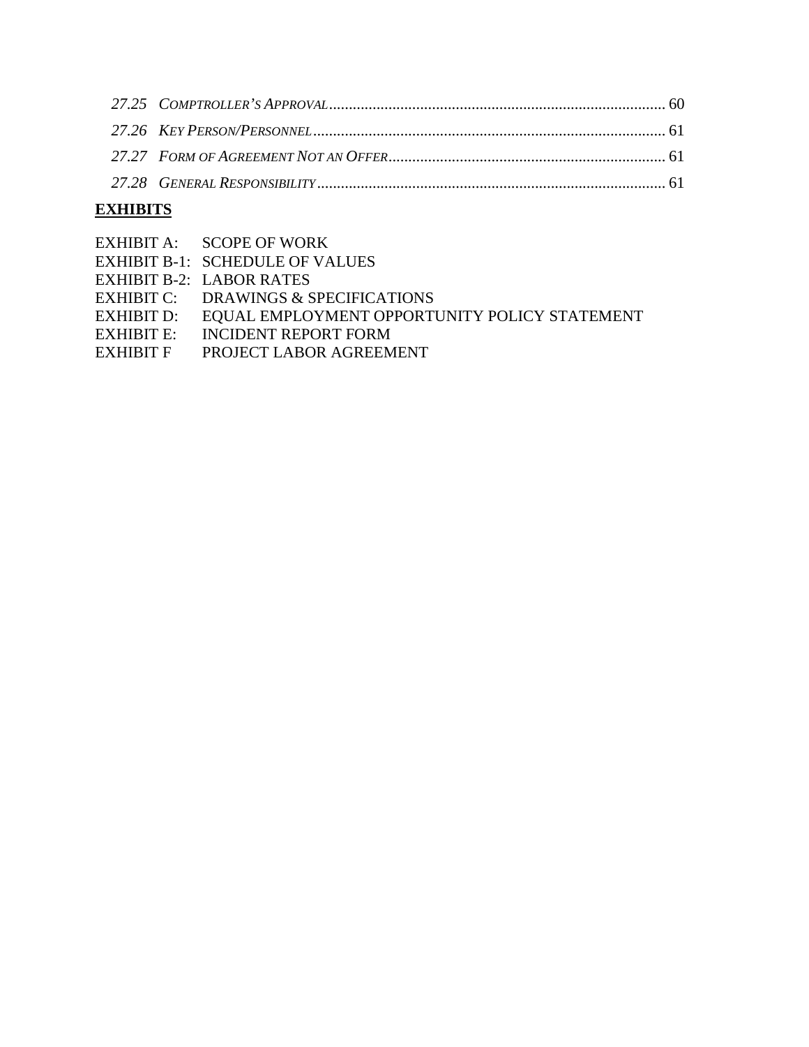*27.25 COMPTROLLER'S APPROVAL* .................................................................................... 60

*27.26 KEY PERSON/PERSONNEL* ........................................................................................ 61

*27.27 FORM OF AGREEMENT NOT AN OFFER* ..................................................................... 61

*27.28 GENERAL RESPONSIBILITY* ....................................................................................... 61

**EXHIBITS**

EXHIBIT A: SCOPE OF WORK
EXHIBIT B-1: SCHEDULE OF VALUES
EXHIBIT B-2: LABOR RATES
EXHIBIT C: DRAWINGS & SPECIFICATIONS
EXHIBIT D: EQUAL EMPLOYMENT OPPORTUNITY POLICY STATEMENT
EXHIBIT E: INCIDENT REPORT FORM
EXHIBIT F PROJECT LABOR AGREEMENT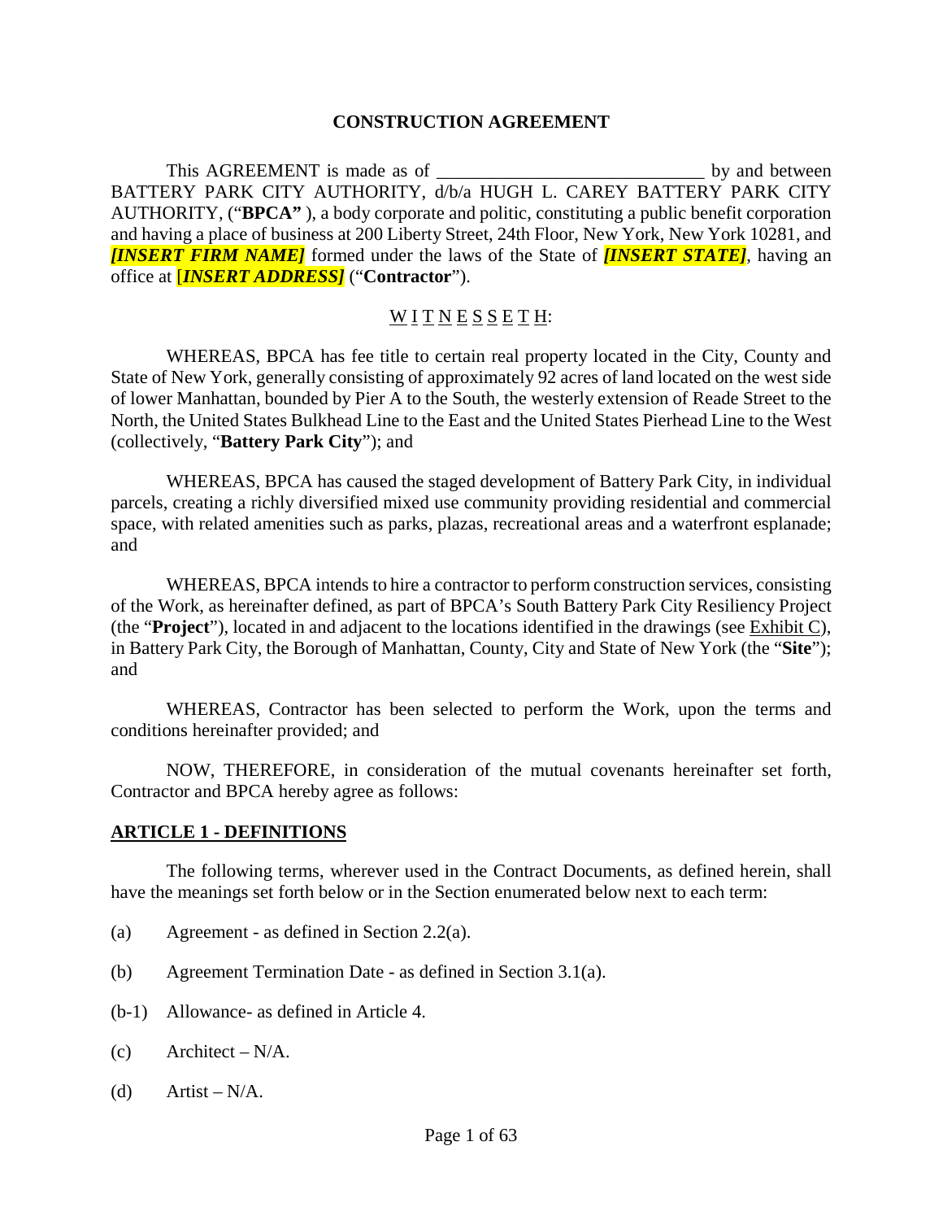**CONSTRUCTION AGREEMENT**

This AGREEMENT is made as of ____________________________ by and between BATTERY PARK CITY AUTHORITY, d/b/a HUGH L. CAREY BATTERY PARK CITY AUTHORITY, ("**BPCA"** ), a body corporate and politic, constituting a public benefit corporation and having a place of business at 200 Liberty Street, 24th Floor, New York, New York 10281, and ***[INSERT FIRM NAME]*** formed under the laws of the State of ***[INSERT STATE]***, having an office at [***INSERT ADDRESS]*** ("**Contractor**").

W I T N E S S E T H:

WHEREAS, BPCA has fee title to certain real property located in the City, County and State of New York, generally consisting of approximately 92 acres of land located on the west side of lower Manhattan, bounded by Pier A to the South, the westerly extension of Reade Street to the North, the United States Bulkhead Line to the East and the United States Pierhead Line to the West (collectively, "**Battery Park City**"); and

WHEREAS, BPCA has caused the staged development of Battery Park City, in individual parcels, creating a richly diversified mixed use community providing residential and commercial space, with related amenities such as parks, plazas, recreational areas and a waterfront esplanade; and

WHEREAS, BPCA intends to hire a contractor to perform construction services, consisting of the Work, as hereinafter defined, as part of BPCA's South Battery Park City Resiliency Project (the "**Project**"), located in and adjacent to the locations identified in the drawings (see Exhibit C), in Battery Park City, the Borough of Manhattan, County, City and State of New York (the "**Site**"); and

WHEREAS, Contractor has been selected to perform the Work, upon the terms and conditions hereinafter provided; and

NOW, THEREFORE, in consideration of the mutual covenants hereinafter set forth, Contractor and BPCA hereby agree as follows:

## ARTICLE 1 - DEFINITIONS

The following terms, wherever used in the Contract Documents, as defined herein, shall have the meanings set forth below or in the Section enumerated below next to each term:

(a) Agreement - as defined in Section 2.2(a).

(b) Agreement Termination Date - as defined in Section 3.1(a).

(b-1) Allowance- as defined in Article 4.

(c) Architect – N/A.

(d) Artist – N/A.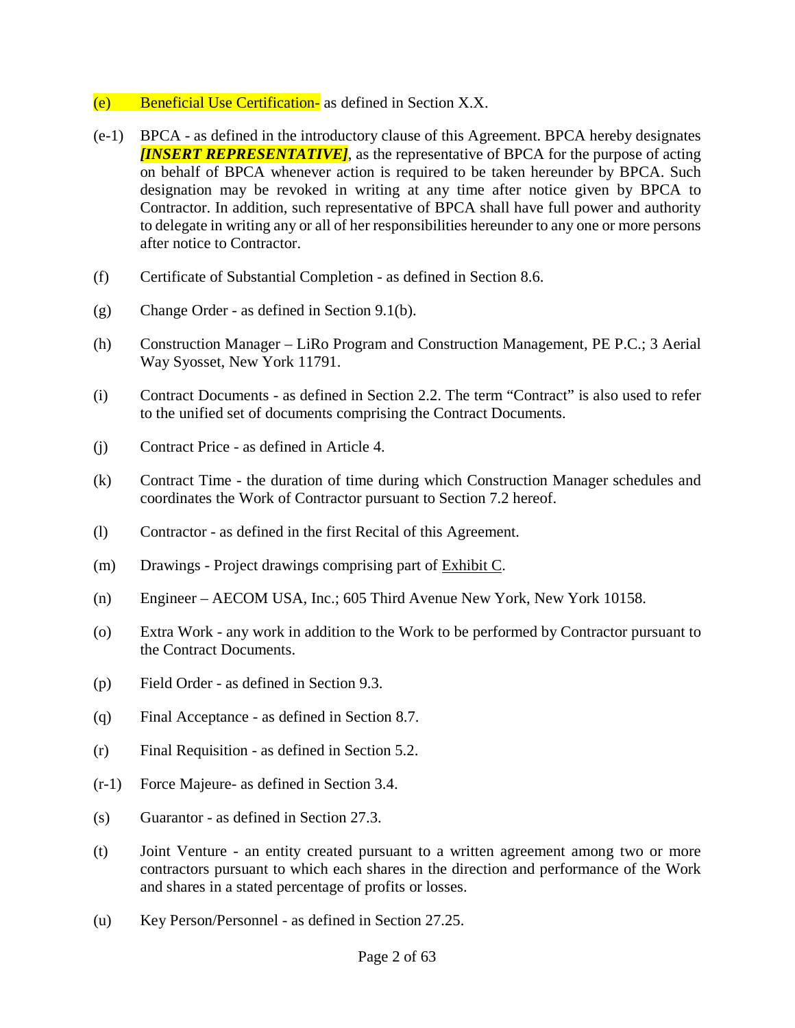(e) Beneficial Use Certification- as defined in Section X.X.

(e-1) BPCA - as defined in the introductory clause of this Agreement. BPCA hereby designates ***[INSERT REPRESENTATIVE]***, as the representative of BPCA for the purpose of acting on behalf of BPCA whenever action is required to be taken hereunder by BPCA. Such designation may be revoked in writing at any time after notice given by BPCA to Contractor. In addition, such representative of BPCA shall have full power and authority to delegate in writing any or all of her responsibilities hereunder to any one or more persons after notice to Contractor.

(f) Certificate of Substantial Completion - as defined in Section 8.6.

(g) Change Order - as defined in Section 9.1(b).

(h) Construction Manager – LiRo Program and Construction Management, PE P.C.; 3 Aerial Way Syosset, New York 11791.

(i) Contract Documents - as defined in Section 2.2. The term "Contract" is also used to refer to the unified set of documents comprising the Contract Documents.

(j) Contract Price - as defined in Article 4.

(k) Contract Time - the duration of time during which Construction Manager schedules and coordinates the Work of Contractor pursuant to Section 7.2 hereof.

(l) Contractor - as defined in the first Recital of this Agreement.

(m) Drawings - Project drawings comprising part of Exhibit C.

(n) Engineer – AECOM USA, Inc.; 605 Third Avenue New York, New York 10158.

(o) Extra Work - any work in addition to the Work to be performed by Contractor pursuant to the Contract Documents.

(p) Field Order - as defined in Section 9.3.

(q) Final Acceptance - as defined in Section 8.7.

(r) Final Requisition - as defined in Section 5.2.

(r-1) Force Majeure- as defined in Section 3.4.

(s) Guarantor - as defined in Section 27.3.

(t) Joint Venture - an entity created pursuant to a written agreement among two or more contractors pursuant to which each shares in the direction and performance of the Work and shares in a stated percentage of profits or losses.

(u) Key Person/Personnel - as defined in Section 27.25.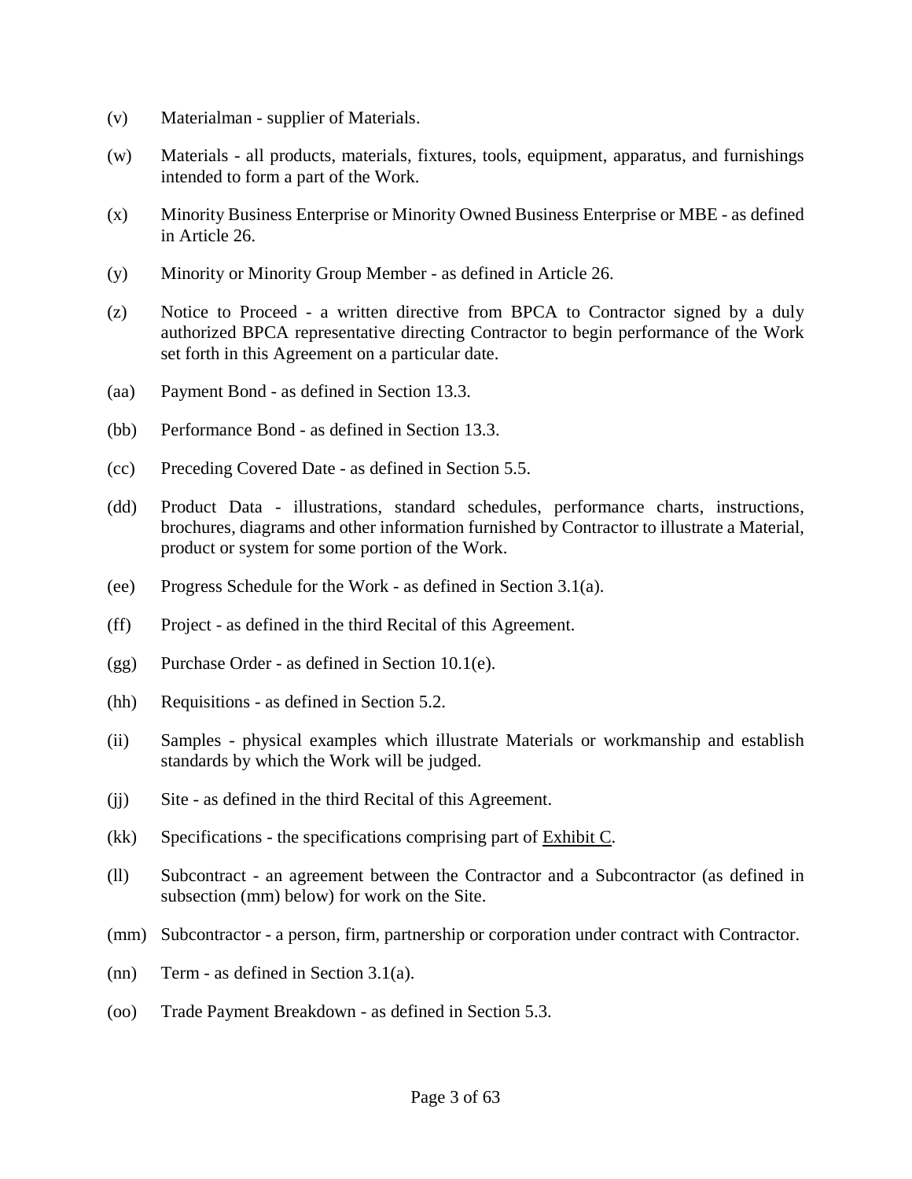(v) Materialman - supplier of Materials.

(w) Materials - all products, materials, fixtures, tools, equipment, apparatus, and furnishings intended to form a part of the Work.

(x) Minority Business Enterprise or Minority Owned Business Enterprise or MBE - as defined in Article 26.

(y) Minority or Minority Group Member - as defined in Article 26.

(z) Notice to Proceed - a written directive from BPCA to Contractor signed by a duly authorized BPCA representative directing Contractor to begin performance of the Work set forth in this Agreement on a particular date.

(aa) Payment Bond - as defined in Section 13.3.

(bb) Performance Bond - as defined in Section 13.3.

(cc) Preceding Covered Date - as defined in Section 5.5.

(dd) Product Data - illustrations, standard schedules, performance charts, instructions, brochures, diagrams and other information furnished by Contractor to illustrate a Material, product or system for some portion of the Work.

(ee) Progress Schedule for the Work - as defined in Section 3.1(a).

(ff) Project - as defined in the third Recital of this Agreement.

(gg) Purchase Order - as defined in Section 10.1(e).

(hh) Requisitions - as defined in Section 5.2.

(ii) Samples - physical examples which illustrate Materials or workmanship and establish standards by which the Work will be judged.

(jj) Site - as defined in the third Recital of this Agreement.

(kk) Specifications - the specifications comprising part of Exhibit C.

(ll) Subcontract - an agreement between the Contractor and a Subcontractor (as defined in subsection (mm) below) for work on the Site.

(mm) Subcontractor - a person, firm, partnership or corporation under contract with Contractor.

(nn) Term - as defined in Section 3.1(a).

(oo) Trade Payment Breakdown - as defined in Section 5.3.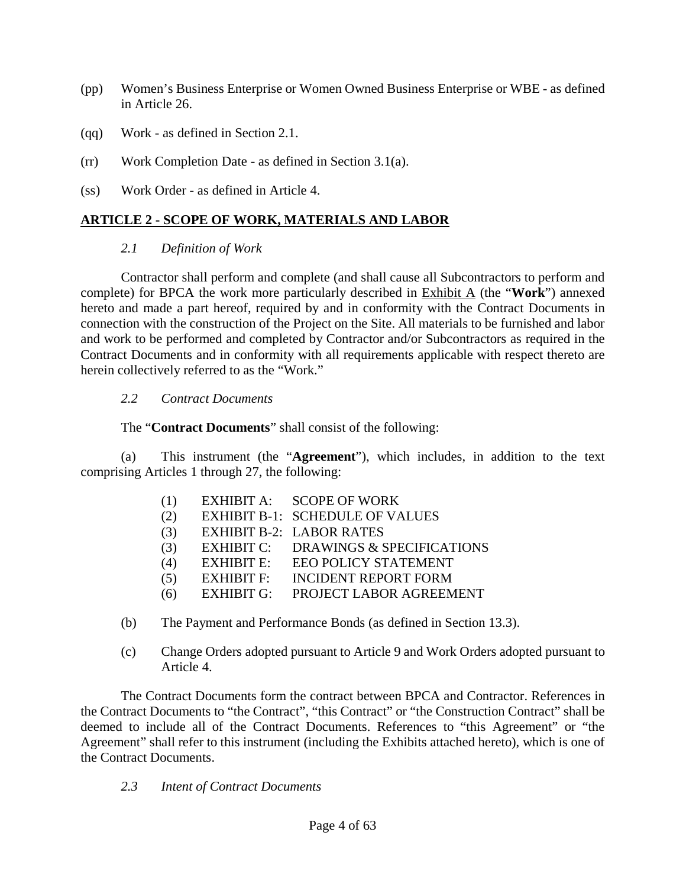(pp) Women's Business Enterprise or Women Owned Business Enterprise or WBE - as defined in Article 26.

(qq) Work - as defined in Section 2.1.

(rr) Work Completion Date - as defined in Section 3.1(a).

(ss) Work Order - as defined in Article 4.

## ARTICLE 2 - SCOPE OF WORK, MATERIALS AND LABOR

*2.1 Definition of Work*

Contractor shall perform and complete (and shall cause all Subcontractors to perform and complete) for BPCA the work more particularly described in Exhibit A (the "**Work**") annexed hereto and made a part hereof, required by and in conformity with the Contract Documents in connection with the construction of the Project on the Site. All materials to be furnished and labor and work to be performed and completed by Contractor and/or Subcontractors as required in the Contract Documents and in conformity with all requirements applicable with respect thereto are herein collectively referred to as the "Work."

*2.2 Contract Documents*

The "**Contract Documents**" shall consist of the following:

(a) This instrument (the "**Agreement**"), which includes, in addition to the text comprising Articles 1 through 27, the following:

(1) EXHIBIT A: SCOPE OF WORK
(2) EXHIBIT B-1: SCHEDULE OF VALUES
(3) EXHIBIT B-2: LABOR RATES
(3) EXHIBIT C: DRAWINGS & SPECIFICATIONS
(4) EXHIBIT E: EEO POLICY STATEMENT
(5) EXHIBIT F: INCIDENT REPORT FORM
(6) EXHIBIT G: PROJECT LABOR AGREEMENT

(b) The Payment and Performance Bonds (as defined in Section 13.3).

(c) Change Orders adopted pursuant to Article 9 and Work Orders adopted pursuant to Article 4.

The Contract Documents form the contract between BPCA and Contractor. References in the Contract Documents to "the Contract", "this Contract" or "the Construction Contract" shall be deemed to include all of the Contract Documents. References to "this Agreement" or "the Agreement" shall refer to this instrument (including the Exhibits attached hereto), which is one of the Contract Documents.

*2.3 Intent of Contract Documents*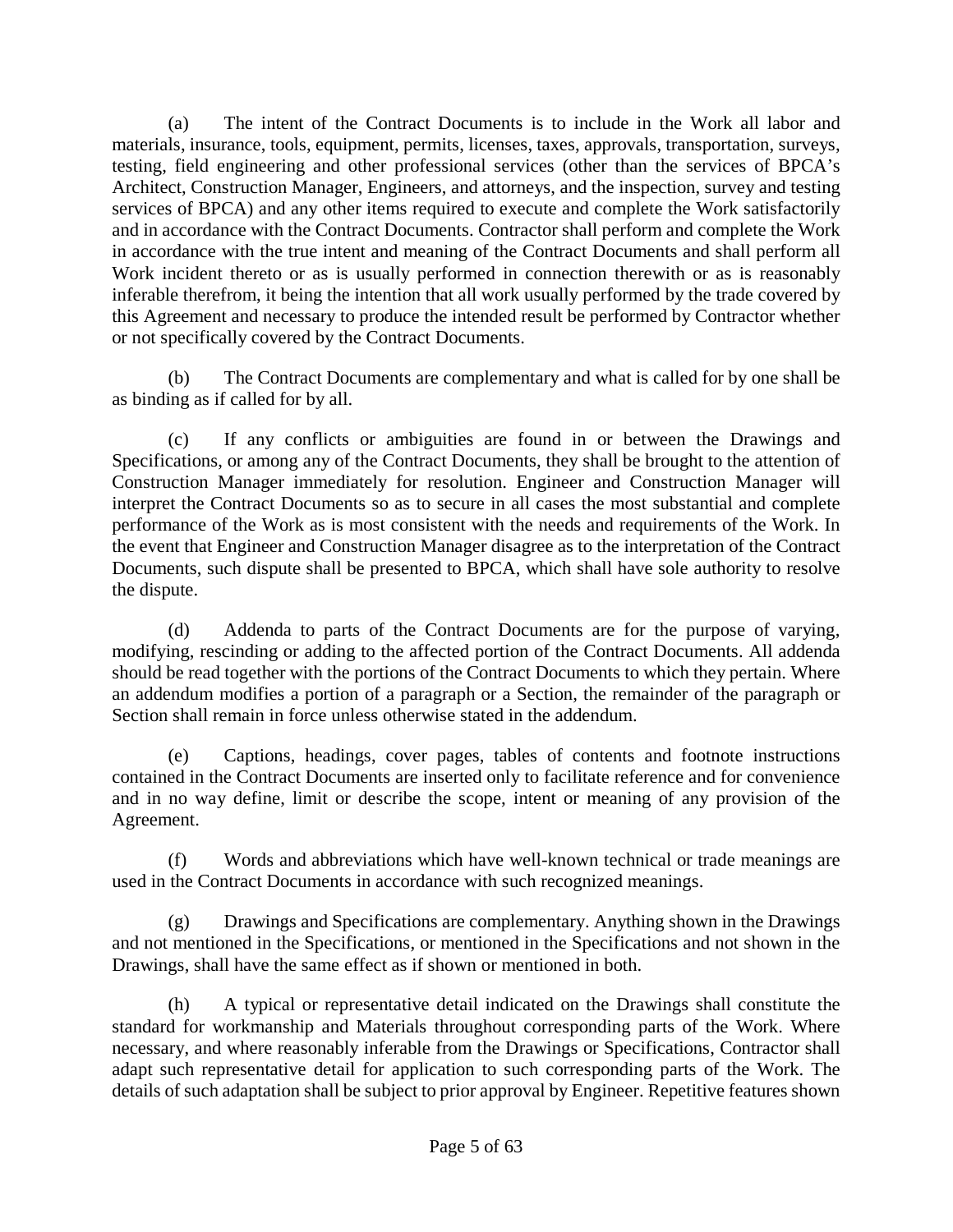(a) The intent of the Contract Documents is to include in the Work all labor and materials, insurance, tools, equipment, permits, licenses, taxes, approvals, transportation, surveys, testing, field engineering and other professional services (other than the services of BPCA's Architect, Construction Manager, Engineers, and attorneys, and the inspection, survey and testing services of BPCA) and any other items required to execute and complete the Work satisfactorily and in accordance with the Contract Documents. Contractor shall perform and complete the Work in accordance with the true intent and meaning of the Contract Documents and shall perform all Work incident thereto or as is usually performed in connection therewith or as is reasonably inferable therefrom, it being the intention that all work usually performed by the trade covered by this Agreement and necessary to produce the intended result be performed by Contractor whether or not specifically covered by the Contract Documents.

(b) The Contract Documents are complementary and what is called for by one shall be as binding as if called for by all.

(c) If any conflicts or ambiguities are found in or between the Drawings and Specifications, or among any of the Contract Documents, they shall be brought to the attention of Construction Manager immediately for resolution. Engineer and Construction Manager will interpret the Contract Documents so as to secure in all cases the most substantial and complete performance of the Work as is most consistent with the needs and requirements of the Work. In the event that Engineer and Construction Manager disagree as to the interpretation of the Contract Documents, such dispute shall be presented to BPCA, which shall have sole authority to resolve the dispute.

(d) Addenda to parts of the Contract Documents are for the purpose of varying, modifying, rescinding or adding to the affected portion of the Contract Documents. All addenda should be read together with the portions of the Contract Documents to which they pertain. Where an addendum modifies a portion of a paragraph or a Section, the remainder of the paragraph or Section shall remain in force unless otherwise stated in the addendum.

(e) Captions, headings, cover pages, tables of contents and footnote instructions contained in the Contract Documents are inserted only to facilitate reference and for convenience and in no way define, limit or describe the scope, intent or meaning of any provision of the Agreement.

(f) Words and abbreviations which have well-known technical or trade meanings are used in the Contract Documents in accordance with such recognized meanings.

(g) Drawings and Specifications are complementary. Anything shown in the Drawings and not mentioned in the Specifications, or mentioned in the Specifications and not shown in the Drawings, shall have the same effect as if shown or mentioned in both.

(h) A typical or representative detail indicated on the Drawings shall constitute the standard for workmanship and Materials throughout corresponding parts of the Work. Where necessary, and where reasonably inferable from the Drawings or Specifications, Contractor shall adapt such representative detail for application to such corresponding parts of the Work. The details of such adaptation shall be subject to prior approval by Engineer. Repetitive features shown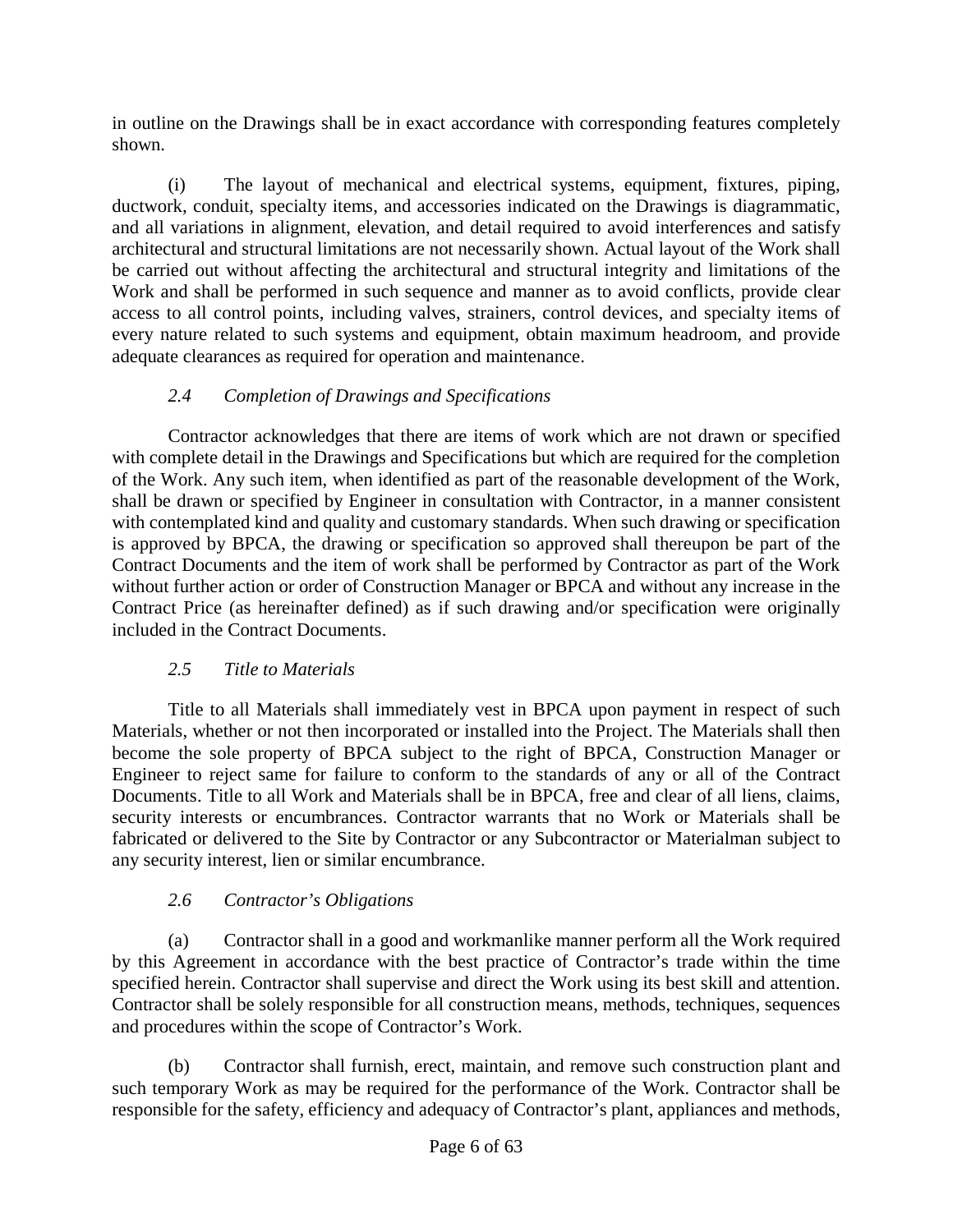in outline on the Drawings shall be in exact accordance with corresponding features completely shown.

(i) The layout of mechanical and electrical systems, equipment, fixtures, piping, ductwork, conduit, specialty items, and accessories indicated on the Drawings is diagrammatic, and all variations in alignment, elevation, and detail required to avoid interferences and satisfy architectural and structural limitations are not necessarily shown. Actual layout of the Work shall be carried out without affecting the architectural and structural integrity and limitations of the Work and shall be performed in such sequence and manner as to avoid conflicts, provide clear access to all control points, including valves, strainers, control devices, and specialty items of every nature related to such systems and equipment, obtain maximum headroom, and provide adequate clearances as required for operation and maintenance.

### *2.4 Completion of Drawings and Specifications*

Contractor acknowledges that there are items of work which are not drawn or specified with complete detail in the Drawings and Specifications but which are required for the completion of the Work. Any such item, when identified as part of the reasonable development of the Work, shall be drawn or specified by Engineer in consultation with Contractor, in a manner consistent with contemplated kind and quality and customary standards. When such drawing or specification is approved by BPCA, the drawing or specification so approved shall thereupon be part of the Contract Documents and the item of work shall be performed by Contractor as part of the Work without further action or order of Construction Manager or BPCA and without any increase in the Contract Price (as hereinafter defined) as if such drawing and/or specification were originally included in the Contract Documents.

### *2.5 Title to Materials*

Title to all Materials shall immediately vest in BPCA upon payment in respect of such Materials, whether or not then incorporated or installed into the Project. The Materials shall then become the sole property of BPCA subject to the right of BPCA, Construction Manager or Engineer to reject same for failure to conform to the standards of any or all of the Contract Documents. Title to all Work and Materials shall be in BPCA, free and clear of all liens, claims, security interests or encumbrances. Contractor warrants that no Work or Materials shall be fabricated or delivered to the Site by Contractor or any Subcontractor or Materialman subject to any security interest, lien or similar encumbrance.

### *2.6 Contractor's Obligations*

(a) Contractor shall in a good and workmanlike manner perform all the Work required by this Agreement in accordance with the best practice of Contractor's trade within the time specified herein. Contractor shall supervise and direct the Work using its best skill and attention. Contractor shall be solely responsible for all construction means, methods, techniques, sequences and procedures within the scope of Contractor's Work.

(b) Contractor shall furnish, erect, maintain, and remove such construction plant and such temporary Work as may be required for the performance of the Work. Contractor shall be responsible for the safety, efficiency and adequacy of Contractor's plant, appliances and methods,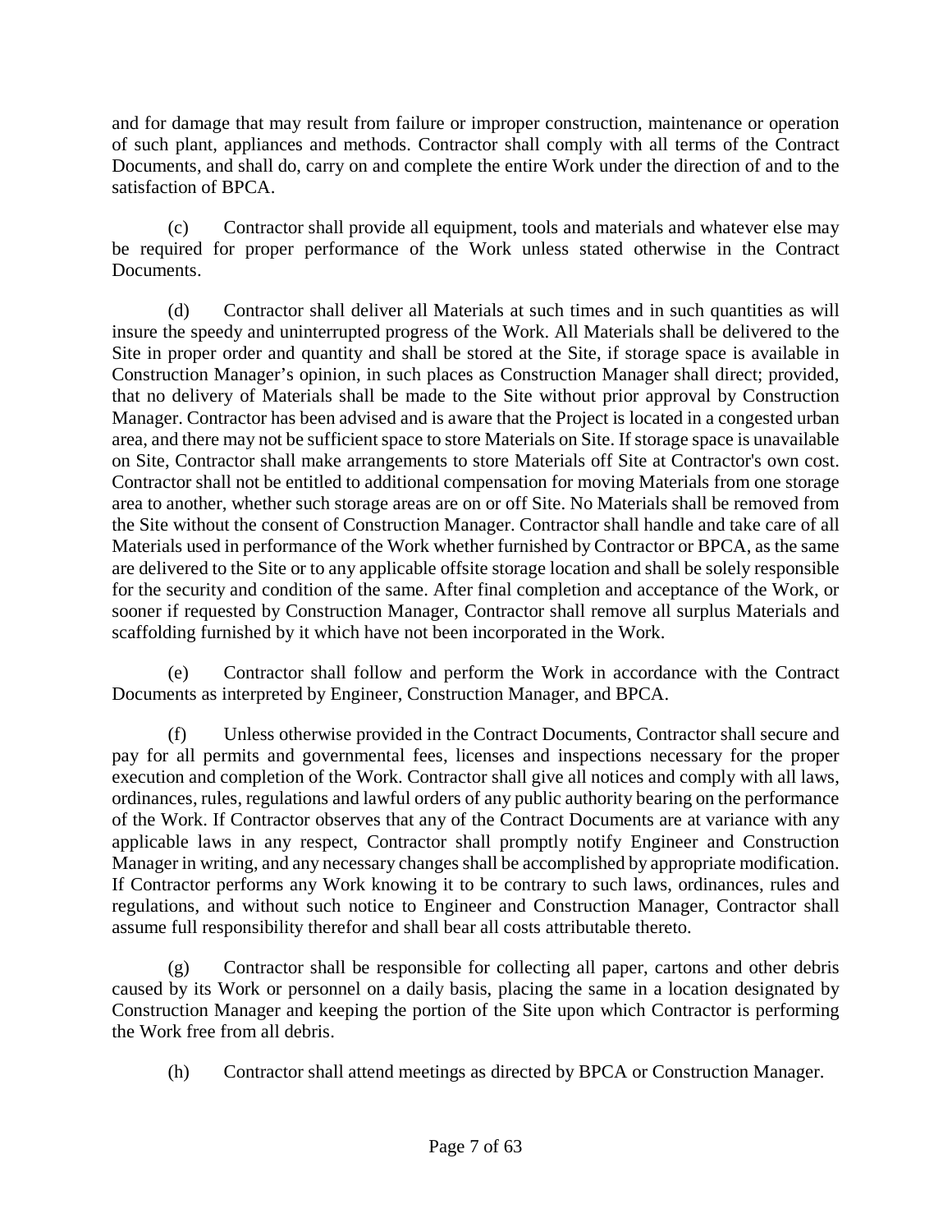and for damage that may result from failure or improper construction, maintenance or operation of such plant, appliances and methods. Contractor shall comply with all terms of the Contract Documents, and shall do, carry on and complete the entire Work under the direction of and to the satisfaction of BPCA.

(c) Contractor shall provide all equipment, tools and materials and whatever else may be required for proper performance of the Work unless stated otherwise in the Contract Documents.

(d) Contractor shall deliver all Materials at such times and in such quantities as will insure the speedy and uninterrupted progress of the Work. All Materials shall be delivered to the Site in proper order and quantity and shall be stored at the Site, if storage space is available in Construction Manager's opinion, in such places as Construction Manager shall direct; provided, that no delivery of Materials shall be made to the Site without prior approval by Construction Manager. Contractor has been advised and is aware that the Project is located in a congested urban area, and there may not be sufficient space to store Materials on Site. If storage space is unavailable on Site, Contractor shall make arrangements to store Materials off Site at Contractor's own cost. Contractor shall not be entitled to additional compensation for moving Materials from one storage area to another, whether such storage areas are on or off Site. No Materials shall be removed from the Site without the consent of Construction Manager. Contractor shall handle and take care of all Materials used in performance of the Work whether furnished by Contractor or BPCA, as the same are delivered to the Site or to any applicable offsite storage location and shall be solely responsible for the security and condition of the same. After final completion and acceptance of the Work, or sooner if requested by Construction Manager, Contractor shall remove all surplus Materials and scaffolding furnished by it which have not been incorporated in the Work.

(e) Contractor shall follow and perform the Work in accordance with the Contract Documents as interpreted by Engineer, Construction Manager, and BPCA.

(f) Unless otherwise provided in the Contract Documents, Contractor shall secure and pay for all permits and governmental fees, licenses and inspections necessary for the proper execution and completion of the Work. Contractor shall give all notices and comply with all laws, ordinances, rules, regulations and lawful orders of any public authority bearing on the performance of the Work. If Contractor observes that any of the Contract Documents are at variance with any applicable laws in any respect, Contractor shall promptly notify Engineer and Construction Manager in writing, and any necessary changes shall be accomplished by appropriate modification. If Contractor performs any Work knowing it to be contrary to such laws, ordinances, rules and regulations, and without such notice to Engineer and Construction Manager, Contractor shall assume full responsibility therefor and shall bear all costs attributable thereto.

(g) Contractor shall be responsible for collecting all paper, cartons and other debris caused by its Work or personnel on a daily basis, placing the same in a location designated by Construction Manager and keeping the portion of the Site upon which Contractor is performing the Work free from all debris.

(h) Contractor shall attend meetings as directed by BPCA or Construction Manager.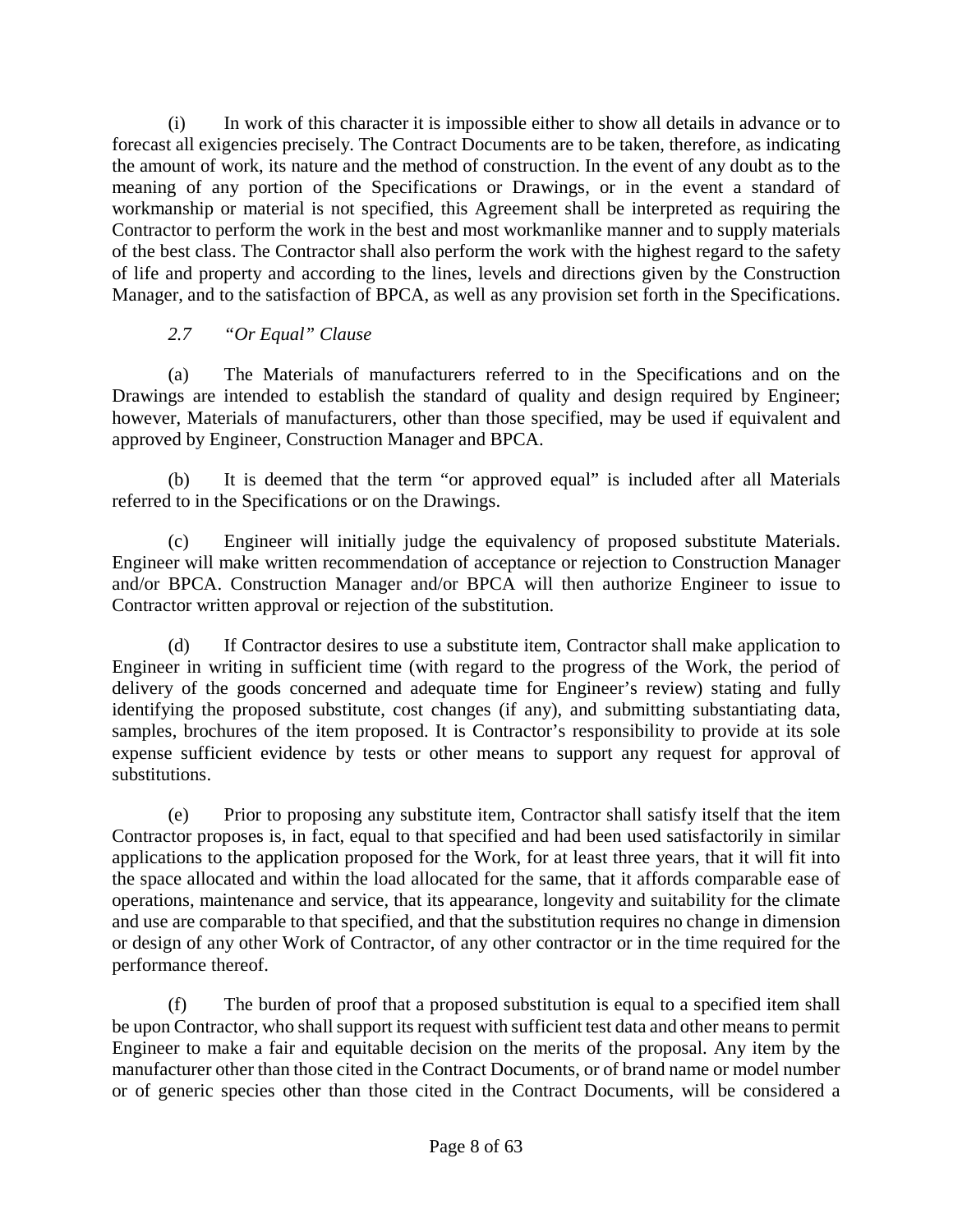(i) In work of this character it is impossible either to show all details in advance or to forecast all exigencies precisely. The Contract Documents are to be taken, therefore, as indicating the amount of work, its nature and the method of construction. In the event of any doubt as to the meaning of any portion of the Specifications or Drawings, or in the event a standard of workmanship or material is not specified, this Agreement shall be interpreted as requiring the Contractor to perform the work in the best and most workmanlike manner and to supply materials of the best class. The Contractor shall also perform the work with the highest regard to the safety of life and property and according to the lines, levels and directions given by the Construction Manager, and to the satisfaction of BPCA, as well as any provision set forth in the Specifications.

*2.7 "Or Equal" Clause*

(a) The Materials of manufacturers referred to in the Specifications and on the Drawings are intended to establish the standard of quality and design required by Engineer; however, Materials of manufacturers, other than those specified, may be used if equivalent and approved by Engineer, Construction Manager and BPCA.

(b) It is deemed that the term "or approved equal" is included after all Materials referred to in the Specifications or on the Drawings.

(c) Engineer will initially judge the equivalency of proposed substitute Materials. Engineer will make written recommendation of acceptance or rejection to Construction Manager and/or BPCA. Construction Manager and/or BPCA will then authorize Engineer to issue to Contractor written approval or rejection of the substitution.

(d) If Contractor desires to use a substitute item, Contractor shall make application to Engineer in writing in sufficient time (with regard to the progress of the Work, the period of delivery of the goods concerned and adequate time for Engineer's review) stating and fully identifying the proposed substitute, cost changes (if any), and submitting substantiating data, samples, brochures of the item proposed. It is Contractor's responsibility to provide at its sole expense sufficient evidence by tests or other means to support any request for approval of substitutions.

(e) Prior to proposing any substitute item, Contractor shall satisfy itself that the item Contractor proposes is, in fact, equal to that specified and had been used satisfactorily in similar applications to the application proposed for the Work, for at least three years, that it will fit into the space allocated and within the load allocated for the same, that it affords comparable ease of operations, maintenance and service, that its appearance, longevity and suitability for the climate and use are comparable to that specified, and that the substitution requires no change in dimension or design of any other Work of Contractor, of any other contractor or in the time required for the performance thereof.

(f) The burden of proof that a proposed substitution is equal to a specified item shall be upon Contractor, who shall support its request with sufficient test data and other means to permit Engineer to make a fair and equitable decision on the merits of the proposal. Any item by the manufacturer other than those cited in the Contract Documents, or of brand name or model number or of generic species other than those cited in the Contract Documents, will be considered a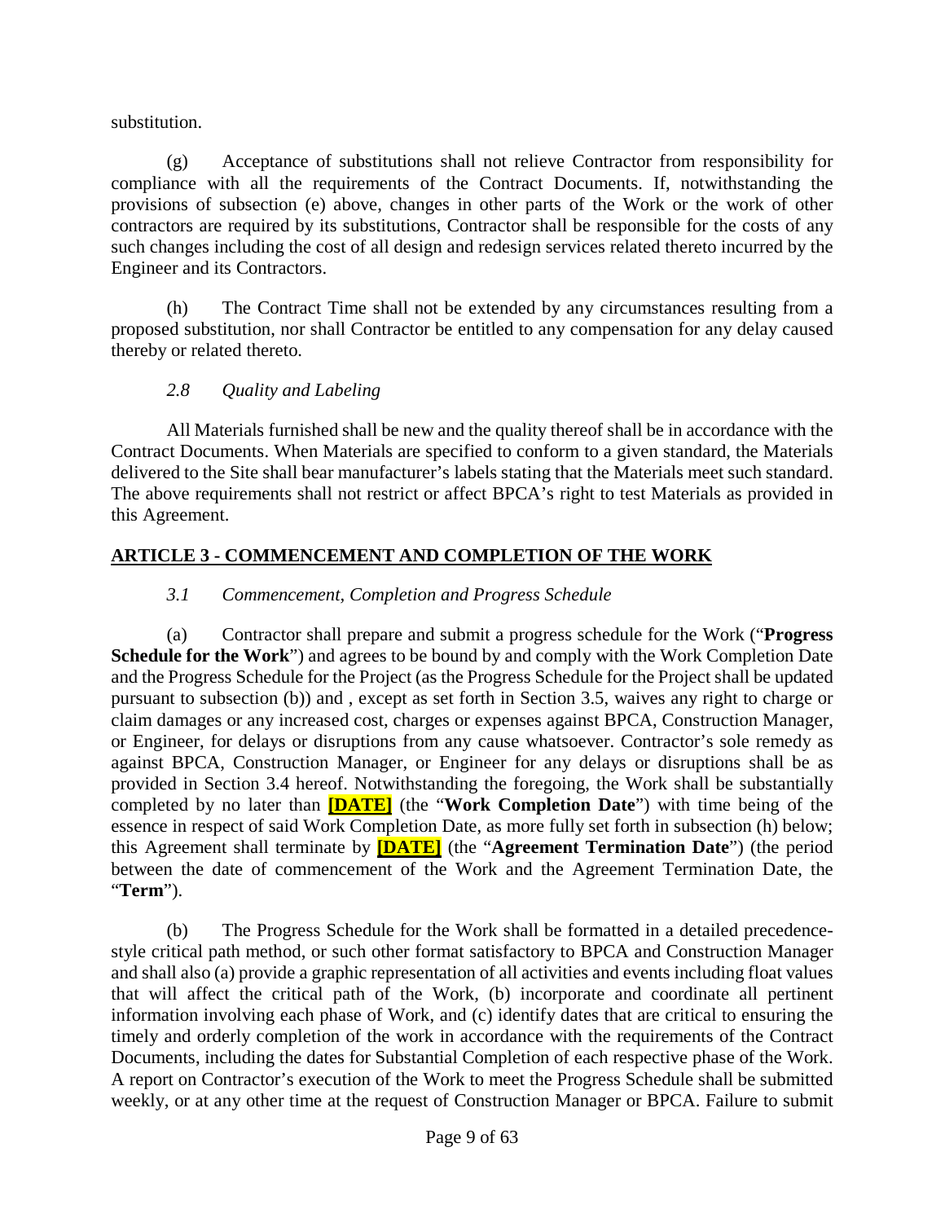substitution.

(g) Acceptance of substitutions shall not relieve Contractor from responsibility for compliance with all the requirements of the Contract Documents. If, notwithstanding the provisions of subsection (e) above, changes in other parts of the Work or the work of other contractors are required by its substitutions, Contractor shall be responsible for the costs of any such changes including the cost of all design and redesign services related thereto incurred by the Engineer and its Contractors.

(h) The Contract Time shall not be extended by any circumstances resulting from a proposed substitution, nor shall Contractor be entitled to any compensation for any delay caused thereby or related thereto.

*2.8 Quality and Labeling*

All Materials furnished shall be new and the quality thereof shall be in accordance with the Contract Documents. When Materials are specified to conform to a given standard, the Materials delivered to the Site shall bear manufacturer's labels stating that the Materials meet such standard. The above requirements shall not restrict or affect BPCA's right to test Materials as provided in this Agreement.

## ARTICLE 3 - COMMENCEMENT AND COMPLETION OF THE WORK

*3.1 Commencement, Completion and Progress Schedule*

(a) Contractor shall prepare and submit a progress schedule for the Work ("**Progress Schedule for the Work**") and agrees to be bound by and comply with the Work Completion Date and the Progress Schedule for the Project (as the Progress Schedule for the Project shall be updated pursuant to subsection (b)) and , except as set forth in Section 3.5, waives any right to charge or claim damages or any increased cost, charges or expenses against BPCA, Construction Manager, or Engineer, for delays or disruptions from any cause whatsoever. Contractor's sole remedy as against BPCA, Construction Manager, or Engineer for any delays or disruptions shall be as provided in Section 3.4 hereof. Notwithstanding the foregoing, the Work shall be substantially completed by no later than **[DATE]** (the "**Work Completion Date**") with time being of the essence in respect of said Work Completion Date, as more fully set forth in subsection (h) below; this Agreement shall terminate by **[DATE]** (the "**Agreement Termination Date**") (the period between the date of commencement of the Work and the Agreement Termination Date, the "**Term**").

(b) The Progress Schedule for the Work shall be formatted in a detailed precedence-style critical path method, or such other format satisfactory to BPCA and Construction Manager and shall also (a) provide a graphic representation of all activities and events including float values that will affect the critical path of the Work, (b) incorporate and coordinate all pertinent information involving each phase of Work, and (c) identify dates that are critical to ensuring the timely and orderly completion of the work in accordance with the requirements of the Contract Documents, including the dates for Substantial Completion of each respective phase of the Work. A report on Contractor's execution of the Work to meet the Progress Schedule shall be submitted weekly, or at any other time at the request of Construction Manager or BPCA. Failure to submit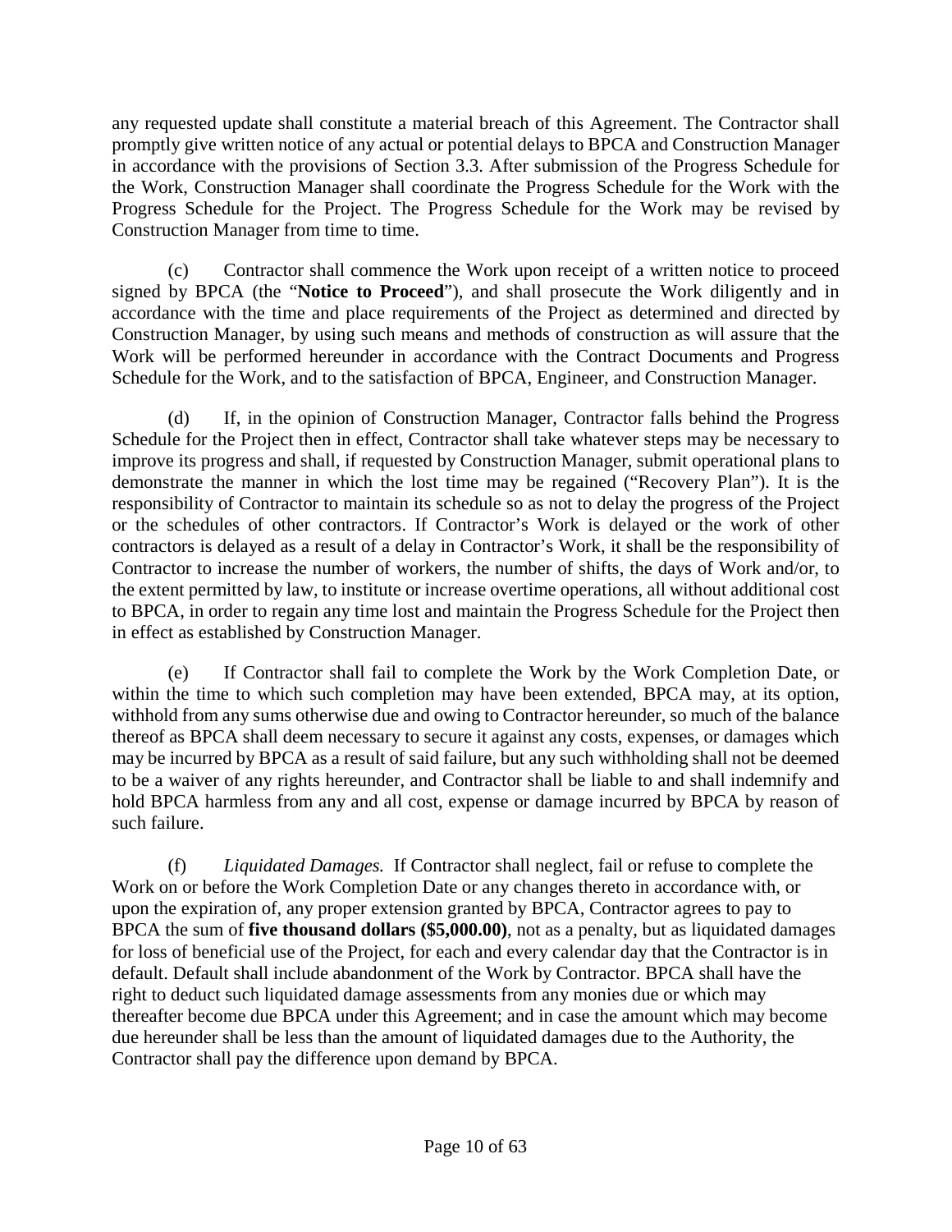any requested update shall constitute a material breach of this Agreement. The Contractor shall promptly give written notice of any actual or potential delays to BPCA and Construction Manager in accordance with the provisions of Section 3.3. After submission of the Progress Schedule for the Work, Construction Manager shall coordinate the Progress Schedule for the Work with the Progress Schedule for the Project. The Progress Schedule for the Work may be revised by Construction Manager from time to time.

(c) Contractor shall commence the Work upon receipt of a written notice to proceed signed by BPCA (the "**Notice to Proceed**"), and shall prosecute the Work diligently and in accordance with the time and place requirements of the Project as determined and directed by Construction Manager, by using such means and methods of construction as will assure that the Work will be performed hereunder in accordance with the Contract Documents and Progress Schedule for the Work, and to the satisfaction of BPCA, Engineer, and Construction Manager.

(d) If, in the opinion of Construction Manager, Contractor falls behind the Progress Schedule for the Project then in effect, Contractor shall take whatever steps may be necessary to improve its progress and shall, if requested by Construction Manager, submit operational plans to demonstrate the manner in which the lost time may be regained ("Recovery Plan"). It is the responsibility of Contractor to maintain its schedule so as not to delay the progress of the Project or the schedules of other contractors. If Contractor's Work is delayed or the work of other contractors is delayed as a result of a delay in Contractor's Work, it shall be the responsibility of Contractor to increase the number of workers, the number of shifts, the days of Work and/or, to the extent permitted by law, to institute or increase overtime operations, all without additional cost to BPCA, in order to regain any time lost and maintain the Progress Schedule for the Project then in effect as established by Construction Manager.

(e) If Contractor shall fail to complete the Work by the Work Completion Date, or within the time to which such completion may have been extended, BPCA may, at its option, withhold from any sums otherwise due and owing to Contractor hereunder, so much of the balance thereof as BPCA shall deem necessary to secure it against any costs, expenses, or damages which may be incurred by BPCA as a result of said failure, but any such withholding shall not be deemed to be a waiver of any rights hereunder, and Contractor shall be liable to and shall indemnify and hold BPCA harmless from any and all cost, expense or damage incurred by BPCA by reason of such failure.

(f) *Liquidated Damages.* If Contractor shall neglect, fail or refuse to complete the Work on or before the Work Completion Date or any changes thereto in accordance with, or upon the expiration of, any proper extension granted by BPCA, Contractor agrees to pay to BPCA the sum of **five thousand dollars ($5,000.00)**, not as a penalty, but as liquidated damages for loss of beneficial use of the Project, for each and every calendar day that the Contractor is in default. Default shall include abandonment of the Work by Contractor. BPCA shall have the right to deduct such liquidated damage assessments from any monies due or which may thereafter become due BPCA under this Agreement; and in case the amount which may become due hereunder shall be less than the amount of liquidated damages due to the Authority, the Contractor shall pay the difference upon demand by BPCA.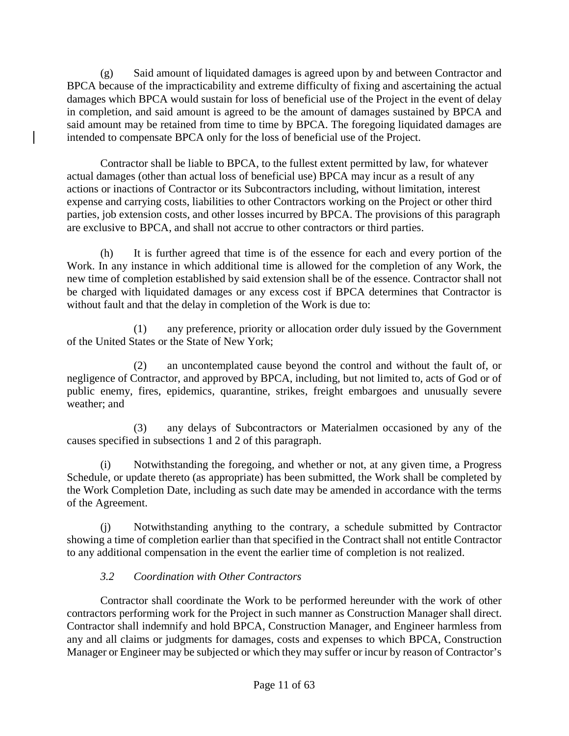(g) Said amount of liquidated damages is agreed upon by and between Contractor and BPCA because of the impracticability and extreme difficulty of fixing and ascertaining the actual damages which BPCA would sustain for loss of beneficial use of the Project in the event of delay in completion, and said amount is agreed to be the amount of damages sustained by BPCA and said amount may be retained from time to time by BPCA. The foregoing liquidated damages are intended to compensate BPCA only for the loss of beneficial use of the Project.

Contractor shall be liable to BPCA, to the fullest extent permitted by law, for whatever actual damages (other than actual loss of beneficial use) BPCA may incur as a result of any actions or inactions of Contractor or its Subcontractors including, without limitation, interest expense and carrying costs, liabilities to other Contractors working on the Project or other third parties, job extension costs, and other losses incurred by BPCA. The provisions of this paragraph are exclusive to BPCA, and shall not accrue to other contractors or third parties.

(h) It is further agreed that time is of the essence for each and every portion of the Work. In any instance in which additional time is allowed for the completion of any Work, the new time of completion established by said extension shall be of the essence. Contractor shall not be charged with liquidated damages or any excess cost if BPCA determines that Contractor is without fault and that the delay in completion of the Work is due to:

(1) any preference, priority or allocation order duly issued by the Government of the United States or the State of New York;

(2) an uncontemplated cause beyond the control and without the fault of, or negligence of Contractor, and approved by BPCA, including, but not limited to, acts of God or of public enemy, fires, epidemics, quarantine, strikes, freight embargoes and unusually severe weather; and

(3) any delays of Subcontractors or Materialmen occasioned by any of the causes specified in subsections 1 and 2 of this paragraph.

(i) Notwithstanding the foregoing, and whether or not, at any given time, a Progress Schedule, or update thereto (as appropriate) has been submitted, the Work shall be completed by the Work Completion Date, including as such date may be amended in accordance with the terms of the Agreement.

(j) Notwithstanding anything to the contrary, a schedule submitted by Contractor showing a time of completion earlier than that specified in the Contract shall not entitle Contractor to any additional compensation in the event the earlier time of completion is not realized.

*3.2 Coordination with Other Contractors*

Contractor shall coordinate the Work to be performed hereunder with the work of other contractors performing work for the Project in such manner as Construction Manager shall direct. Contractor shall indemnify and hold BPCA, Construction Manager, and Engineer harmless from any and all claims or judgments for damages, costs and expenses to which BPCA, Construction Manager or Engineer may be subjected or which they may suffer or incur by reason of Contractor's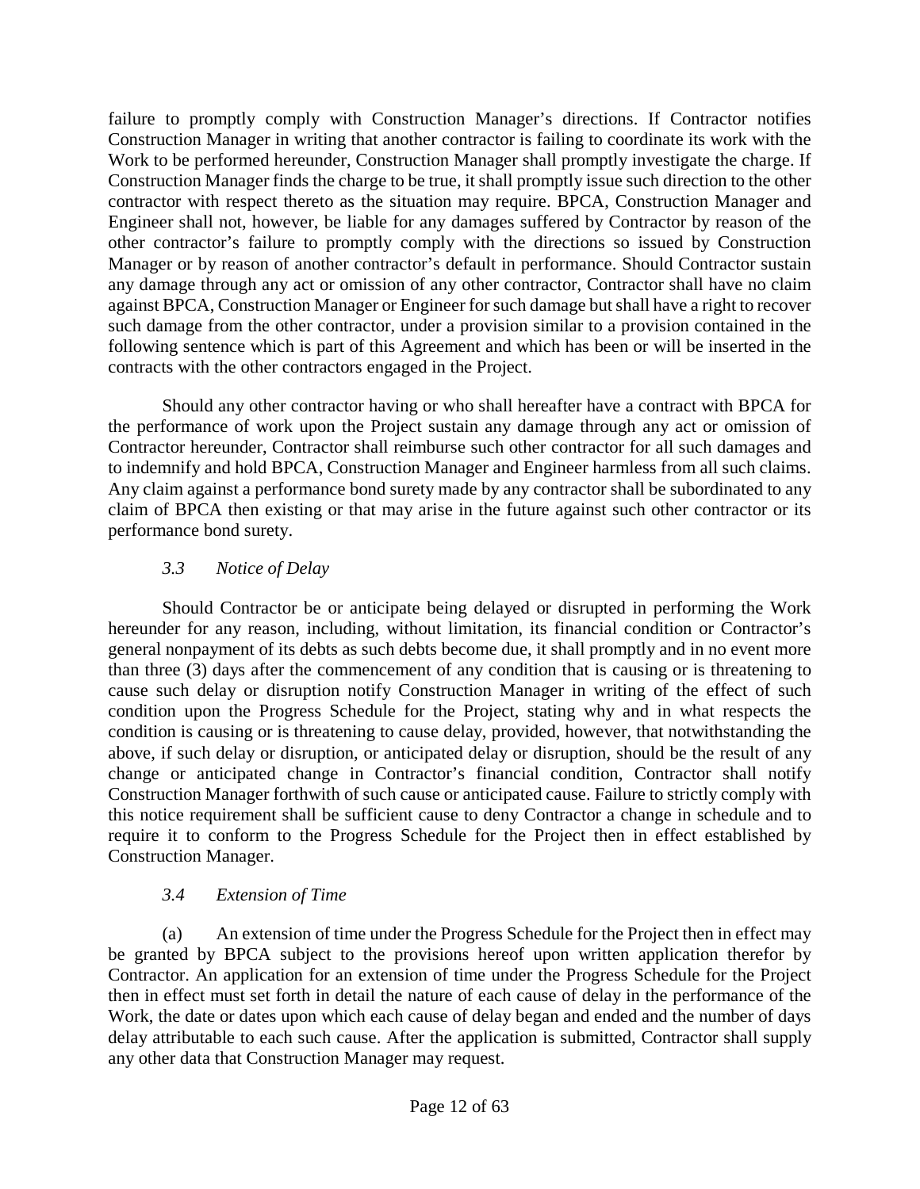failure to promptly comply with Construction Manager's directions. If Contractor notifies Construction Manager in writing that another contractor is failing to coordinate its work with the Work to be performed hereunder, Construction Manager shall promptly investigate the charge. If Construction Manager finds the charge to be true, it shall promptly issue such direction to the other contractor with respect thereto as the situation may require. BPCA, Construction Manager and Engineer shall not, however, be liable for any damages suffered by Contractor by reason of the other contractor's failure to promptly comply with the directions so issued by Construction Manager or by reason of another contractor's default in performance. Should Contractor sustain any damage through any act or omission of any other contractor, Contractor shall have no claim against BPCA, Construction Manager or Engineer for such damage but shall have a right to recover such damage from the other contractor, under a provision similar to a provision contained in the following sentence which is part of this Agreement and which has been or will be inserted in the contracts with the other contractors engaged in the Project.

Should any other contractor having or who shall hereafter have a contract with BPCA for the performance of work upon the Project sustain any damage through any act or omission of Contractor hereunder, Contractor shall reimburse such other contractor for all such damages and to indemnify and hold BPCA, Construction Manager and Engineer harmless from all such claims. Any claim against a performance bond surety made by any contractor shall be subordinated to any claim of BPCA then existing or that may arise in the future against such other contractor or its performance bond surety.

### *3.3 Notice of Delay*

Should Contractor be or anticipate being delayed or disrupted in performing the Work hereunder for any reason, including, without limitation, its financial condition or Contractor's general nonpayment of its debts as such debts become due, it shall promptly and in no event more than three (3) days after the commencement of any condition that is causing or is threatening to cause such delay or disruption notify Construction Manager in writing of the effect of such condition upon the Progress Schedule for the Project, stating why and in what respects the condition is causing or is threatening to cause delay, provided, however, that notwithstanding the above, if such delay or disruption, or anticipated delay or disruption, should be the result of any change or anticipated change in Contractor's financial condition, Contractor shall notify Construction Manager forthwith of such cause or anticipated cause. Failure to strictly comply with this notice requirement shall be sufficient cause to deny Contractor a change in schedule and to require it to conform to the Progress Schedule for the Project then in effect established by Construction Manager.

### *3.4 Extension of Time*

(a) An extension of time under the Progress Schedule for the Project then in effect may be granted by BPCA subject to the provisions hereof upon written application therefor by Contractor. An application for an extension of time under the Progress Schedule for the Project then in effect must set forth in detail the nature of each cause of delay in the performance of the Work, the date or dates upon which each cause of delay began and ended and the number of days delay attributable to each such cause. After the application is submitted, Contractor shall supply any other data that Construction Manager may request.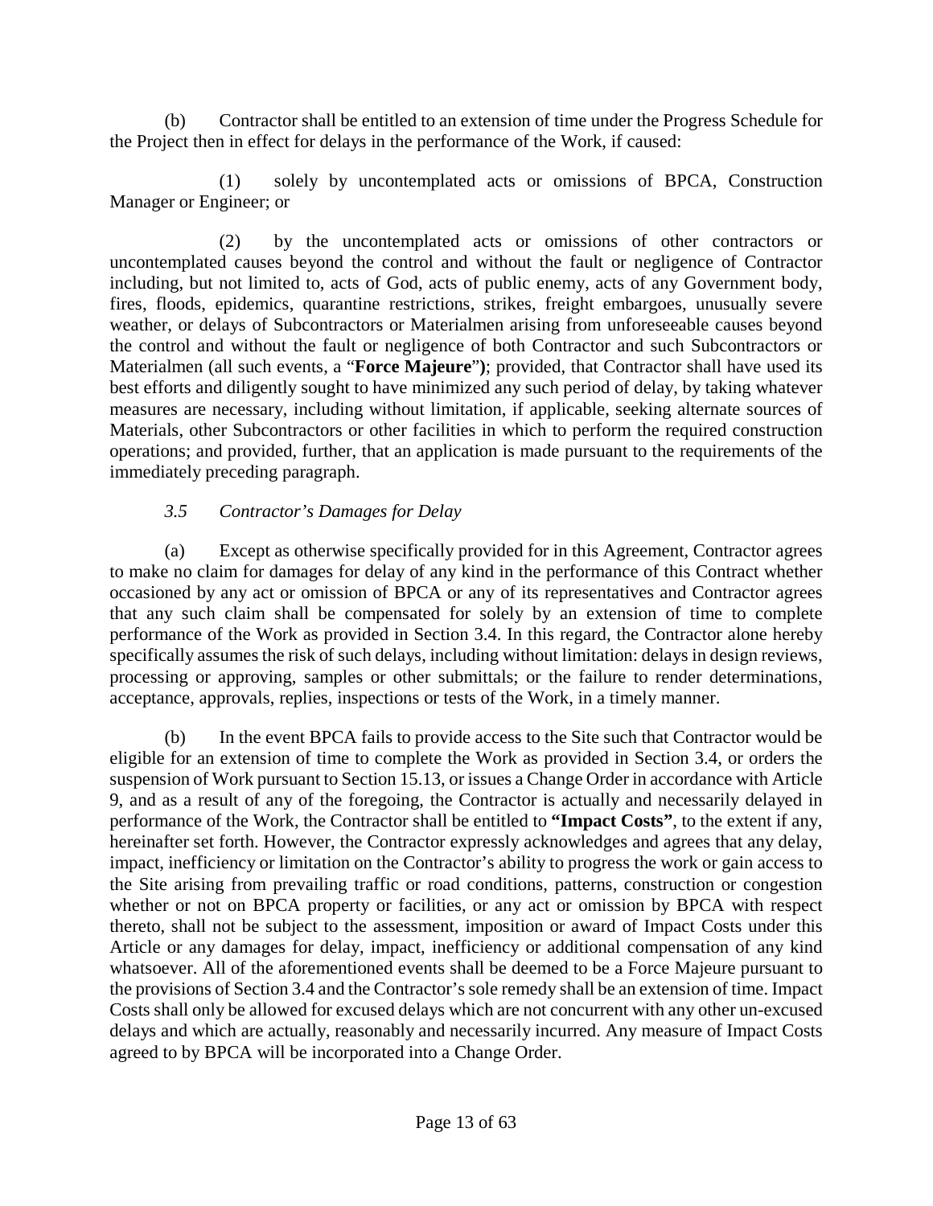(b) Contractor shall be entitled to an extension of time under the Progress Schedule for the Project then in effect for delays in the performance of the Work, if caused:

(1) solely by uncontemplated acts or omissions of BPCA, Construction Manager or Engineer; or

(2) by the uncontemplated acts or omissions of other contractors or uncontemplated causes beyond the control and without the fault or negligence of Contractor including, but not limited to, acts of God, acts of public enemy, acts of any Government body, fires, floods, epidemics, quarantine restrictions, strikes, freight embargoes, unusually severe weather, or delays of Subcontractors or Materialmen arising from unforeseeable causes beyond the control and without the fault or negligence of both Contractor and such Subcontractors or Materialmen (all such events, a "**Force Majeure**"); provided, that Contractor shall have used its best efforts and diligently sought to have minimized any such period of delay, by taking whatever measures are necessary, including without limitation, if applicable, seeking alternate sources of Materials, other Subcontractors or other facilities in which to perform the required construction operations; and provided, further, that an application is made pursuant to the requirements of the immediately preceding paragraph.

*3.5 Contractor's Damages for Delay*

(a) Except as otherwise specifically provided for in this Agreement, Contractor agrees to make no claim for damages for delay of any kind in the performance of this Contract whether occasioned by any act or omission of BPCA or any of its representatives and Contractor agrees that any such claim shall be compensated for solely by an extension of time to complete performance of the Work as provided in Section 3.4. In this regard, the Contractor alone hereby specifically assumes the risk of such delays, including without limitation: delays in design reviews, processing or approving, samples or other submittals; or the failure to render determinations, acceptance, approvals, replies, inspections or tests of the Work, in a timely manner.

(b) In the event BPCA fails to provide access to the Site such that Contractor would be eligible for an extension of time to complete the Work as provided in Section 3.4, or orders the suspension of Work pursuant to Section 15.13, or issues a Change Order in accordance with Article 9, and as a result of any of the foregoing, the Contractor is actually and necessarily delayed in performance of the Work, the Contractor shall be entitled to **"Impact Costs"**, to the extent if any, hereinafter set forth. However, the Contractor expressly acknowledges and agrees that any delay, impact, inefficiency or limitation on the Contractor's ability to progress the work or gain access to the Site arising from prevailing traffic or road conditions, patterns, construction or congestion whether or not on BPCA property or facilities, or any act or omission by BPCA with respect thereto, shall not be subject to the assessment, imposition or award of Impact Costs under this Article or any damages for delay, impact, inefficiency or additional compensation of any kind whatsoever. All of the aforementioned events shall be deemed to be a Force Majeure pursuant to the provisions of Section 3.4 and the Contractor's sole remedy shall be an extension of time. Impact Costs shall only be allowed for excused delays which are not concurrent with any other un-excused delays and which are actually, reasonably and necessarily incurred. Any measure of Impact Costs agreed to by BPCA will be incorporated into a Change Order.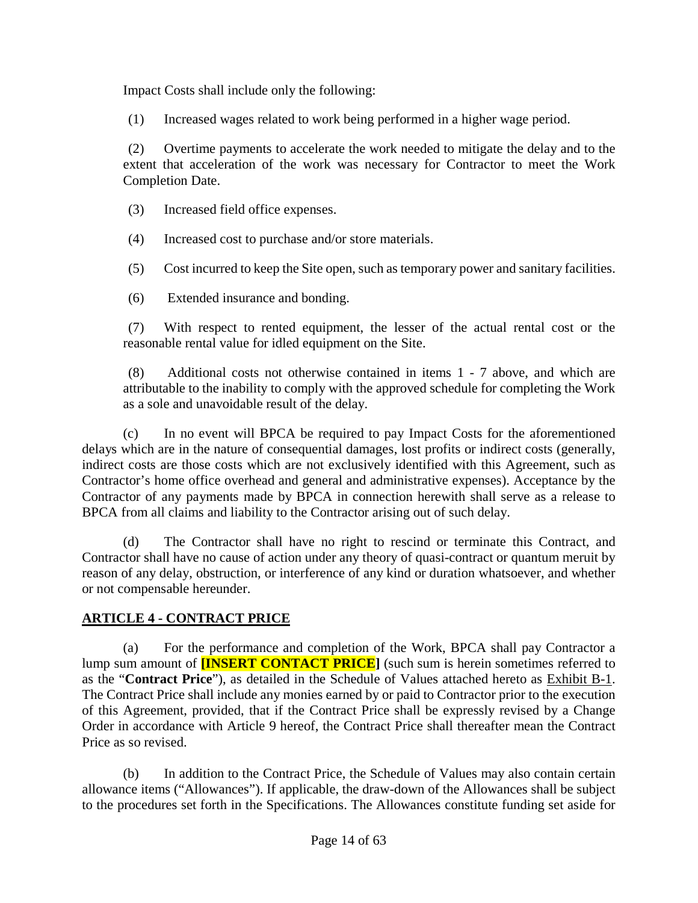Impact Costs shall include only the following:

(1) Increased wages related to work being performed in a higher wage period.

(2) Overtime payments to accelerate the work needed to mitigate the delay and to the extent that acceleration of the work was necessary for Contractor to meet the Work Completion Date.

(3) Increased field office expenses.

(4) Increased cost to purchase and/or store materials.

(5) Cost incurred to keep the Site open, such as temporary power and sanitary facilities.

(6) Extended insurance and bonding.

(7) With respect to rented equipment, the lesser of the actual rental cost or the reasonable rental value for idled equipment on the Site.

(8) Additional costs not otherwise contained in items 1 - 7 above, and which are attributable to the inability to comply with the approved schedule for completing the Work as a sole and unavoidable result of the delay.

(c) In no event will BPCA be required to pay Impact Costs for the aforementioned delays which are in the nature of consequential damages, lost profits or indirect costs (generally, indirect costs are those costs which are not exclusively identified with this Agreement, such as Contractor's home office overhead and general and administrative expenses). Acceptance by the Contractor of any payments made by BPCA in connection herewith shall serve as a release to BPCA from all claims and liability to the Contractor arising out of such delay.

(d) The Contractor shall have no right to rescind or terminate this Contract, and Contractor shall have no cause of action under any theory of quasi-contract or quantum meruit by reason of any delay, obstruction, or interference of any kind or duration whatsoever, and whether or not compensable hereunder.

## ARTICLE 4 - CONTRACT PRICE

(a) For the performance and completion of the Work, BPCA shall pay Contractor a lump sum amount of **[INSERT CONTACT PRICE]** (such sum is herein sometimes referred to as the "**Contract Price**"), as detailed in the Schedule of Values attached hereto as Exhibit B-1. The Contract Price shall include any monies earned by or paid to Contractor prior to the execution of this Agreement, provided, that if the Contract Price shall be expressly revised by a Change Order in accordance with Article 9 hereof, the Contract Price shall thereafter mean the Contract Price as so revised.

(b) In addition to the Contract Price, the Schedule of Values may also contain certain allowance items ("Allowances"). If applicable, the draw-down of the Allowances shall be subject to the procedures set forth in the Specifications. The Allowances constitute funding set aside for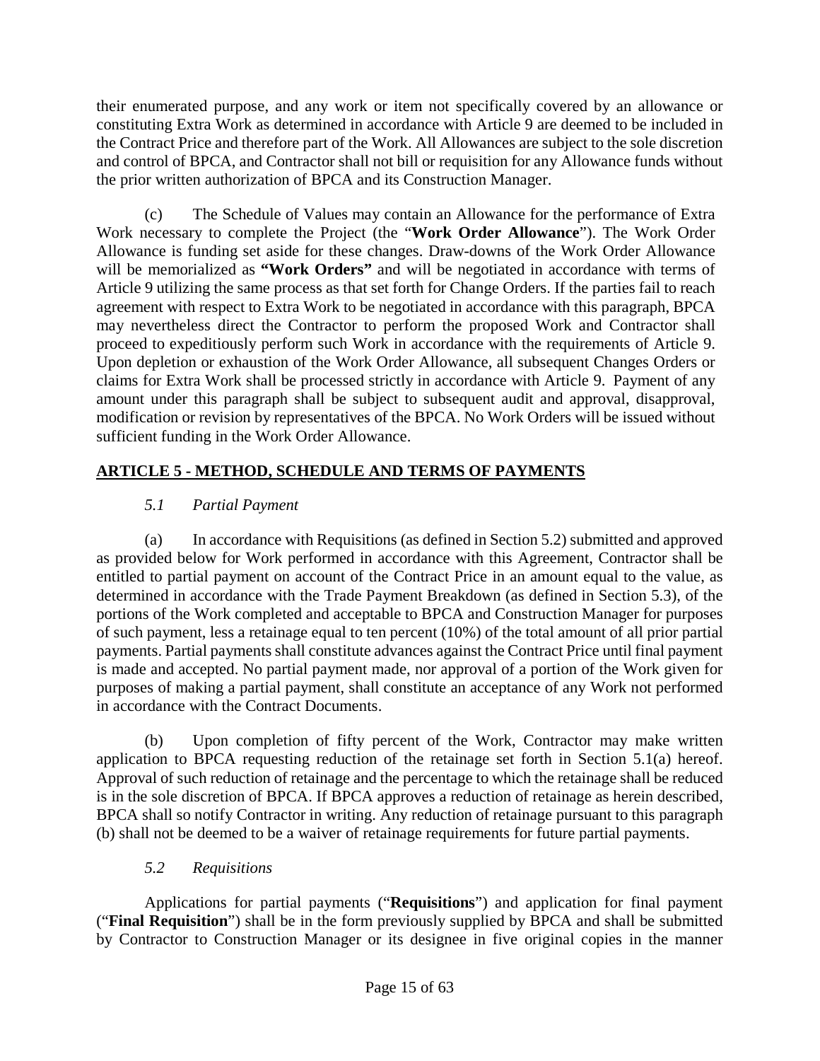their enumerated purpose, and any work or item not specifically covered by an allowance or constituting Extra Work as determined in accordance with Article 9 are deemed to be included in the Contract Price and therefore part of the Work. All Allowances are subject to the sole discretion and control of BPCA, and Contractor shall not bill or requisition for any Allowance funds without the prior written authorization of BPCA and its Construction Manager.

(c) The Schedule of Values may contain an Allowance for the performance of Extra Work necessary to complete the Project (the "**Work Order Allowance**"). The Work Order Allowance is funding set aside for these changes. Draw-downs of the Work Order Allowance will be memorialized as **"Work Orders"** and will be negotiated in accordance with terms of Article 9 utilizing the same process as that set forth for Change Orders. If the parties fail to reach agreement with respect to Extra Work to be negotiated in accordance with this paragraph, BPCA may nevertheless direct the Contractor to perform the proposed Work and Contractor shall proceed to expeditiously perform such Work in accordance with the requirements of Article 9. Upon depletion or exhaustion of the Work Order Allowance, all subsequent Changes Orders or claims for Extra Work shall be processed strictly in accordance with Article 9. Payment of any amount under this paragraph shall be subject to subsequent audit and approval, disapproval, modification or revision by representatives of the BPCA. No Work Orders will be issued without sufficient funding in the Work Order Allowance.

## ARTICLE 5 - METHOD, SCHEDULE AND TERMS OF PAYMENTS

### *5.1 Partial Payment*

(a) In accordance with Requisitions (as defined in Section 5.2) submitted and approved as provided below for Work performed in accordance with this Agreement, Contractor shall be entitled to partial payment on account of the Contract Price in an amount equal to the value, as determined in accordance with the Trade Payment Breakdown (as defined in Section 5.3), of the portions of the Work completed and acceptable to BPCA and Construction Manager for purposes of such payment, less a retainage equal to ten percent (10%) of the total amount of all prior partial payments. Partial payments shall constitute advances against the Contract Price until final payment is made and accepted. No partial payment made, nor approval of a portion of the Work given for purposes of making a partial payment, shall constitute an acceptance of any Work not performed in accordance with the Contract Documents.

(b) Upon completion of fifty percent of the Work, Contractor may make written application to BPCA requesting reduction of the retainage set forth in Section 5.1(a) hereof. Approval of such reduction of retainage and the percentage to which the retainage shall be reduced is in the sole discretion of BPCA. If BPCA approves a reduction of retainage as herein described, BPCA shall so notify Contractor in writing. Any reduction of retainage pursuant to this paragraph (b) shall not be deemed to be a waiver of retainage requirements for future partial payments.

### *5.2 Requisitions*

Applications for partial payments ("**Requisitions**") and application for final payment ("**Final Requisition**") shall be in the form previously supplied by BPCA and shall be submitted by Contractor to Construction Manager or its designee in five original copies in the manner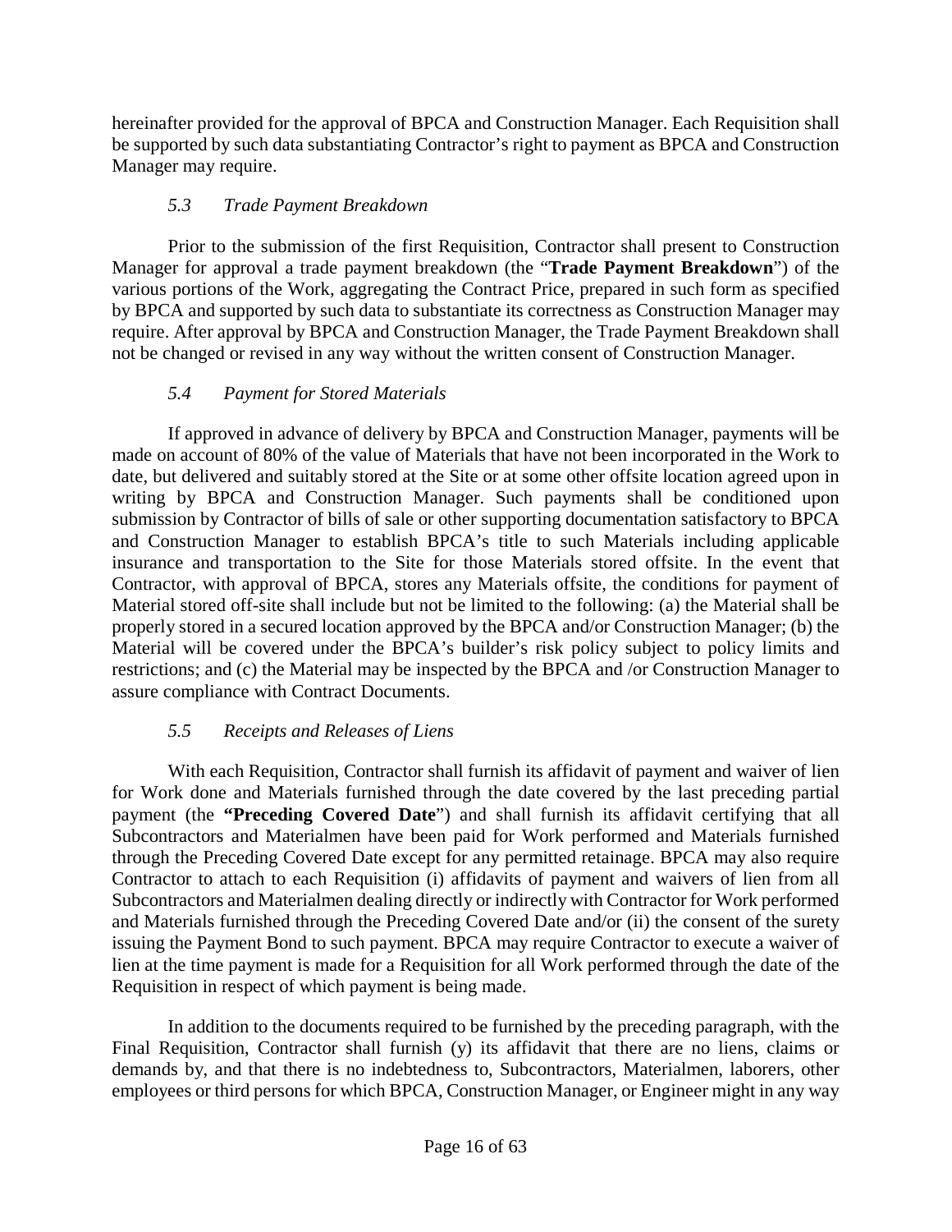hereinafter provided for the approval of BPCA and Construction Manager. Each Requisition shall be supported by such data substantiating Contractor's right to payment as BPCA and Construction Manager may require.

### *5.3 Trade Payment Breakdown*

Prior to the submission of the first Requisition, Contractor shall present to Construction Manager for approval a trade payment breakdown (the "**Trade Payment Breakdown**") of the various portions of the Work, aggregating the Contract Price, prepared in such form as specified by BPCA and supported by such data to substantiate its correctness as Construction Manager may require. After approval by BPCA and Construction Manager, the Trade Payment Breakdown shall not be changed or revised in any way without the written consent of Construction Manager.

### *5.4 Payment for Stored Materials*

If approved in advance of delivery by BPCA and Construction Manager, payments will be made on account of 80% of the value of Materials that have not been incorporated in the Work to date, but delivered and suitably stored at the Site or at some other offsite location agreed upon in writing by BPCA and Construction Manager. Such payments shall be conditioned upon submission by Contractor of bills of sale or other supporting documentation satisfactory to BPCA and Construction Manager to establish BPCA's title to such Materials including applicable insurance and transportation to the Site for those Materials stored offsite. In the event that Contractor, with approval of BPCA, stores any Materials offsite, the conditions for payment of Material stored off-site shall include but not be limited to the following: (a) the Material shall be properly stored in a secured location approved by the BPCA and/or Construction Manager; (b) the Material will be covered under the BPCA's builder's risk policy subject to policy limits and restrictions; and (c) the Material may be inspected by the BPCA and /or Construction Manager to assure compliance with Contract Documents.

### *5.5 Receipts and Releases of Liens*

With each Requisition, Contractor shall furnish its affidavit of payment and waiver of lien for Work done and Materials furnished through the date covered by the last preceding partial payment (the **"Preceding Covered Date**") and shall furnish its affidavit certifying that all Subcontractors and Materialmen have been paid for Work performed and Materials furnished through the Preceding Covered Date except for any permitted retainage. BPCA may also require Contractor to attach to each Requisition (i) affidavits of payment and waivers of lien from all Subcontractors and Materialmen dealing directly or indirectly with Contractor for Work performed and Materials furnished through the Preceding Covered Date and/or (ii) the consent of the surety issuing the Payment Bond to such payment. BPCA may require Contractor to execute a waiver of lien at the time payment is made for a Requisition for all Work performed through the date of the Requisition in respect of which payment is being made.

In addition to the documents required to be furnished by the preceding paragraph, with the Final Requisition, Contractor shall furnish (y) its affidavit that there are no liens, claims or demands by, and that there is no indebtedness to, Subcontractors, Materialmen, laborers, other employees or third persons for which BPCA, Construction Manager, or Engineer might in any way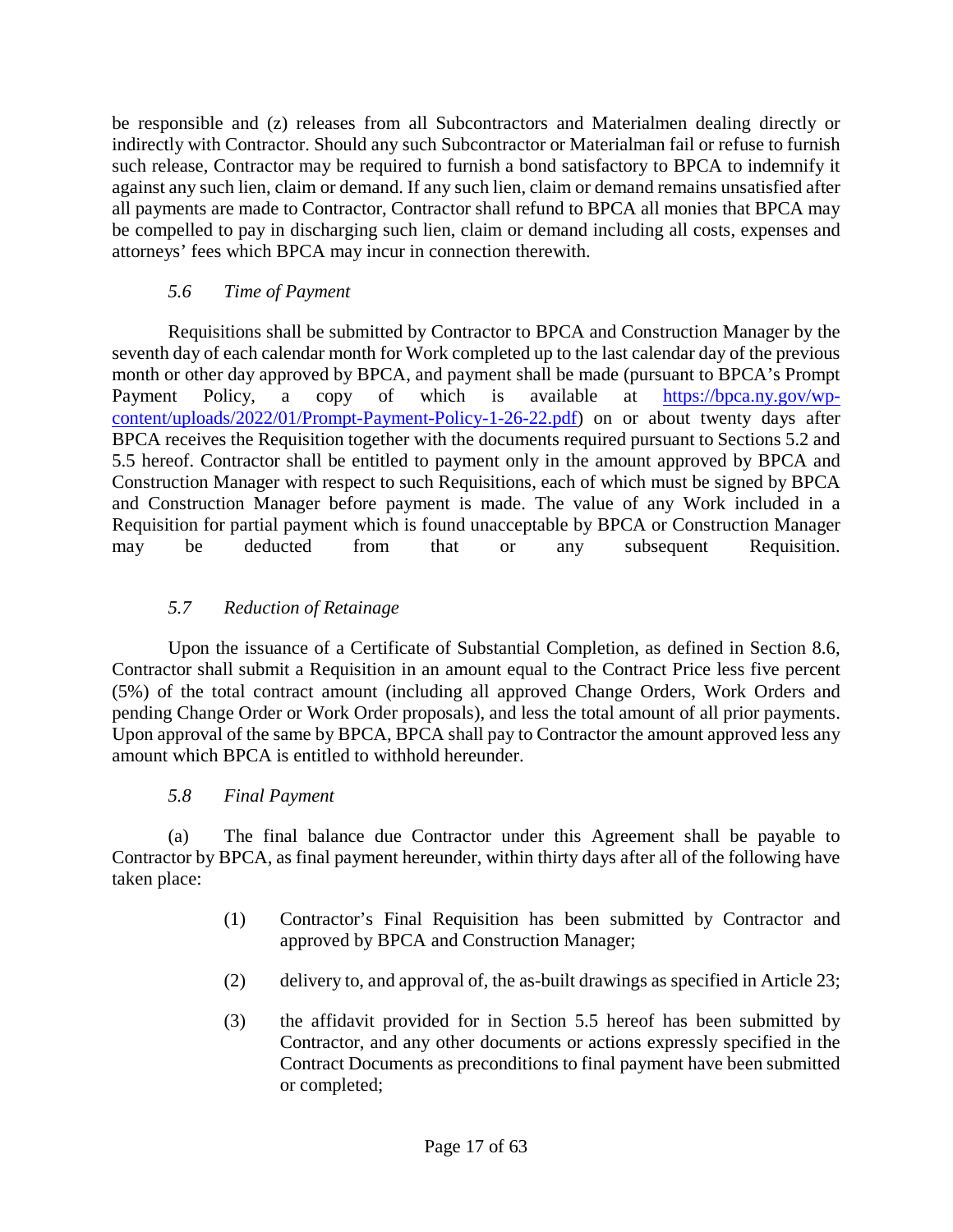be responsible and (z) releases from all Subcontractors and Materialmen dealing directly or indirectly with Contractor. Should any such Subcontractor or Materialman fail or refuse to furnish such release, Contractor may be required to furnish a bond satisfactory to BPCA to indemnify it against any such lien, claim or demand. If any such lien, claim or demand remains unsatisfied after all payments are made to Contractor, Contractor shall refund to BPCA all monies that BPCA may be compelled to pay in discharging such lien, claim or demand including all costs, expenses and attorneys' fees which BPCA may incur in connection therewith.

### *5.6 Time of Payment*

Requisitions shall be submitted by Contractor to BPCA and Construction Manager by the seventh day of each calendar month for Work completed up to the last calendar day of the previous month or other day approved by BPCA, and payment shall be made (pursuant to BPCA's Prompt Payment Policy, a copy of which is available at [https://bpca.ny.gov/wp-content/uploads/2022/01/Prompt-Payment-Policy-1-26-22.pdf](https://bpca.ny.gov/wp-content/uploads/2022/01/Prompt-Payment-Policy-1-26-22.pdf)) on or about twenty days after BPCA receives the Requisition together with the documents required pursuant to Sections 5.2 and 5.5 hereof. Contractor shall be entitled to payment only in the amount approved by BPCA and Construction Manager with respect to such Requisitions, each of which must be signed by BPCA and Construction Manager before payment is made. The value of any Work included in a Requisition for partial payment which is found unacceptable by BPCA or Construction Manager may be deducted from that or any subsequent Requisition.

### *5.7 Reduction of Retainage*

Upon the issuance of a Certificate of Substantial Completion, as defined in Section 8.6, Contractor shall submit a Requisition in an amount equal to the Contract Price less five percent (5%) of the total contract amount (including all approved Change Orders, Work Orders and pending Change Order or Work Order proposals), and less the total amount of all prior payments. Upon approval of the same by BPCA, BPCA shall pay to Contractor the amount approved less any amount which BPCA is entitled to withhold hereunder.

### *5.8 Final Payment*

(a) The final balance due Contractor under this Agreement shall be payable to Contractor by BPCA, as final payment hereunder, within thirty days after all of the following have taken place:

(1) Contractor's Final Requisition has been submitted by Contractor and approved by BPCA and Construction Manager;

(2) delivery to, and approval of, the as-built drawings as specified in Article 23;

(3) the affidavit provided for in Section 5.5 hereof has been submitted by Contractor, and any other documents or actions expressly specified in the Contract Documents as preconditions to final payment have been submitted or completed;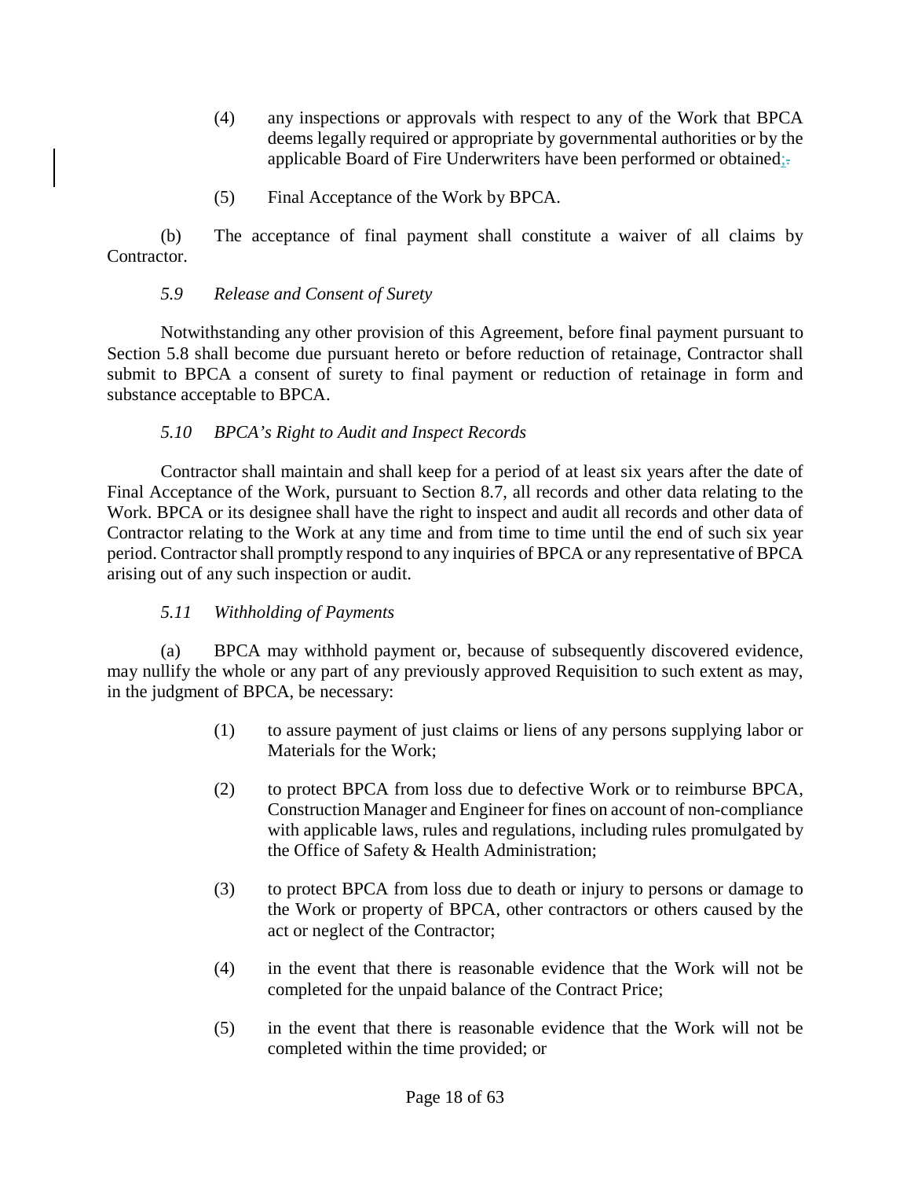(4) any inspections or approvals with respect to any of the Work that BPCA deems legally required or appropriate by governmental authorities or by the applicable Board of Fire Underwriters have been performed or obtained;

(5) Final Acceptance of the Work by BPCA.

(b) The acceptance of final payment shall constitute a waiver of all claims by Contractor.

*5.9 Release and Consent of Surety*

Notwithstanding any other provision of this Agreement, before final payment pursuant to Section 5.8 shall become due pursuant hereto or before reduction of retainage, Contractor shall submit to BPCA a consent of surety to final payment or reduction of retainage in form and substance acceptable to BPCA.

*5.10 BPCA's Right to Audit and Inspect Records*

Contractor shall maintain and shall keep for a period of at least six years after the date of Final Acceptance of the Work, pursuant to Section 8.7, all records and other data relating to the Work. BPCA or its designee shall have the right to inspect and audit all records and other data of Contractor relating to the Work at any time and from time to time until the end of such six year period. Contractor shall promptly respond to any inquiries of BPCA or any representative of BPCA arising out of any such inspection or audit.

*5.11 Withholding of Payments*

(a) BPCA may withhold payment or, because of subsequently discovered evidence, may nullify the whole or any part of any previously approved Requisition to such extent as may, in the judgment of BPCA, be necessary:

(1) to assure payment of just claims or liens of any persons supplying labor or Materials for the Work;

(2) to protect BPCA from loss due to defective Work or to reimburse BPCA, Construction Manager and Engineer for fines on account of non-compliance with applicable laws, rules and regulations, including rules promulgated by the Office of Safety & Health Administration;

(3) to protect BPCA from loss due to death or injury to persons or damage to the Work or property of BPCA, other contractors or others caused by the act or neglect of the Contractor;

(4) in the event that there is reasonable evidence that the Work will not be completed for the unpaid balance of the Contract Price;

(5) in the event that there is reasonable evidence that the Work will not be completed within the time provided; or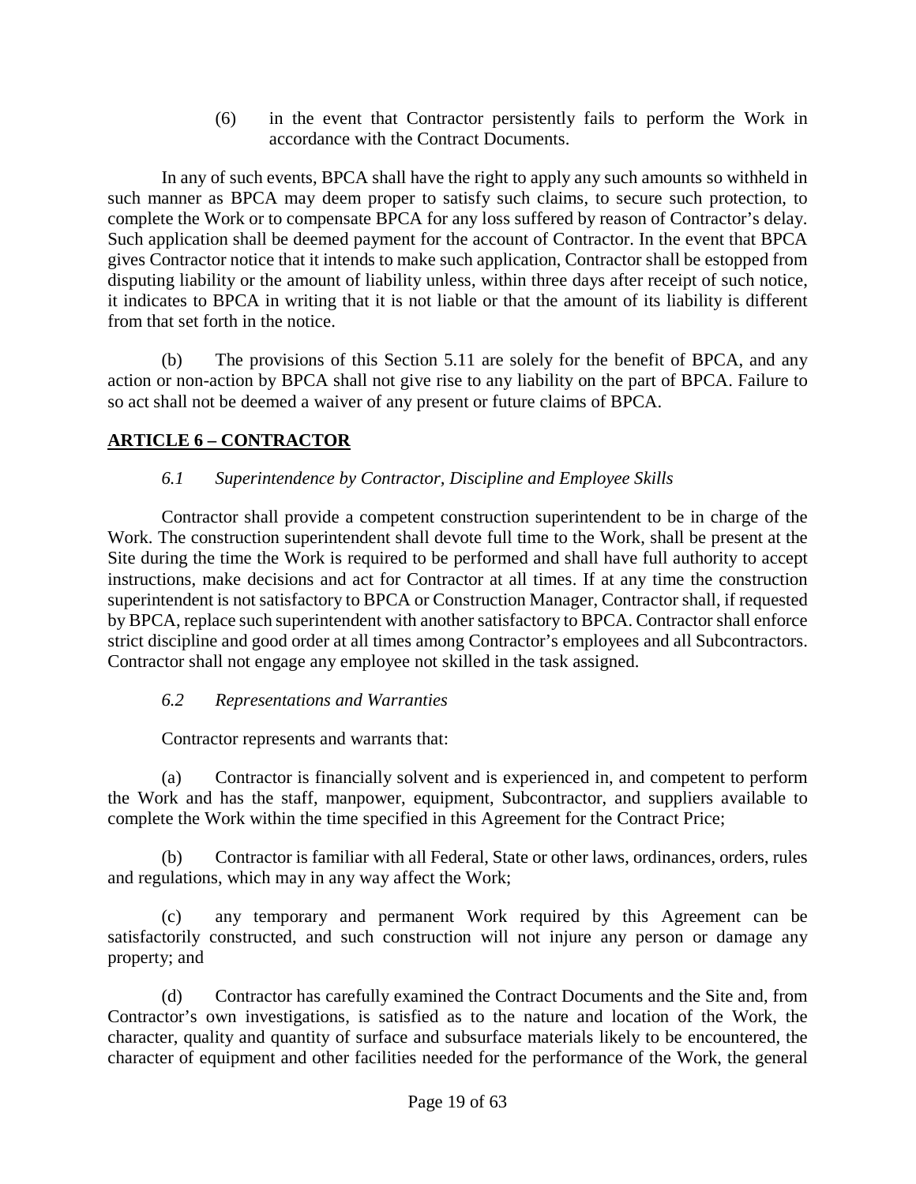(6) in the event that Contractor persistently fails to perform the Work in accordance with the Contract Documents.

In any of such events, BPCA shall have the right to apply any such amounts so withheld in such manner as BPCA may deem proper to satisfy such claims, to secure such protection, to complete the Work or to compensate BPCA for any loss suffered by reason of Contractor's delay. Such application shall be deemed payment for the account of Contractor. In the event that BPCA gives Contractor notice that it intends to make such application, Contractor shall be estopped from disputing liability or the amount of liability unless, within three days after receipt of such notice, it indicates to BPCA in writing that it is not liable or that the amount of its liability is different from that set forth in the notice.

(b) The provisions of this Section 5.11 are solely for the benefit of BPCA, and any action or non-action by BPCA shall not give rise to any liability on the part of BPCA. Failure to so act shall not be deemed a waiver of any present or future claims of BPCA.

## ARTICLE 6 – CONTRACTOR

### *6.1 Superintendence by Contractor, Discipline and Employee Skills*

Contractor shall provide a competent construction superintendent to be in charge of the Work. The construction superintendent shall devote full time to the Work, shall be present at the Site during the time the Work is required to be performed and shall have full authority to accept instructions, make decisions and act for Contractor at all times. If at any time the construction superintendent is not satisfactory to BPCA or Construction Manager, Contractor shall, if requested by BPCA, replace such superintendent with another satisfactory to BPCA. Contractor shall enforce strict discipline and good order at all times among Contractor's employees and all Subcontractors. Contractor shall not engage any employee not skilled in the task assigned.

### *6.2 Representations and Warranties*

Contractor represents and warrants that:

(a) Contractor is financially solvent and is experienced in, and competent to perform the Work and has the staff, manpower, equipment, Subcontractor, and suppliers available to complete the Work within the time specified in this Agreement for the Contract Price;

(b) Contractor is familiar with all Federal, State or other laws, ordinances, orders, rules and regulations, which may in any way affect the Work;

(c) any temporary and permanent Work required by this Agreement can be satisfactorily constructed, and such construction will not injure any person or damage any property; and

(d) Contractor has carefully examined the Contract Documents and the Site and, from Contractor's own investigations, is satisfied as to the nature and location of the Work, the character, quality and quantity of surface and subsurface materials likely to be encountered, the character of equipment and other facilities needed for the performance of the Work, the general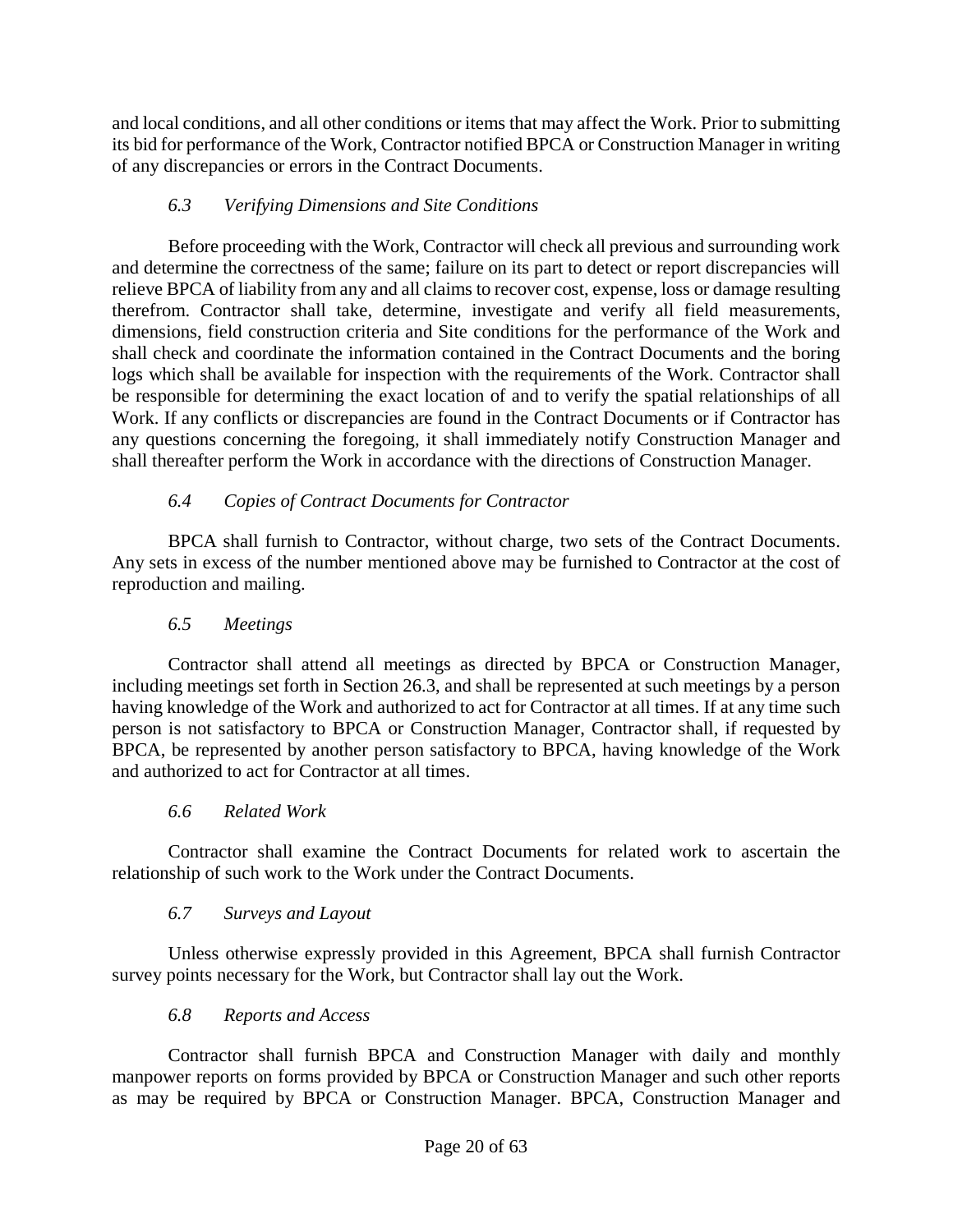and local conditions, and all other conditions or items that may affect the Work. Prior to submitting its bid for performance of the Work, Contractor notified BPCA or Construction Manager in writing of any discrepancies or errors in the Contract Documents.

### *6.3 Verifying Dimensions and Site Conditions*

Before proceeding with the Work, Contractor will check all previous and surrounding work and determine the correctness of the same; failure on its part to detect or report discrepancies will relieve BPCA of liability from any and all claims to recover cost, expense, loss or damage resulting therefrom. Contractor shall take, determine, investigate and verify all field measurements, dimensions, field construction criteria and Site conditions for the performance of the Work and shall check and coordinate the information contained in the Contract Documents and the boring logs which shall be available for inspection with the requirements of the Work. Contractor shall be responsible for determining the exact location of and to verify the spatial relationships of all Work. If any conflicts or discrepancies are found in the Contract Documents or if Contractor has any questions concerning the foregoing, it shall immediately notify Construction Manager and shall thereafter perform the Work in accordance with the directions of Construction Manager.

### *6.4 Copies of Contract Documents for Contractor*

BPCA shall furnish to Contractor, without charge, two sets of the Contract Documents. Any sets in excess of the number mentioned above may be furnished to Contractor at the cost of reproduction and mailing.

### *6.5 Meetings*

Contractor shall attend all meetings as directed by BPCA or Construction Manager, including meetings set forth in Section 26.3, and shall be represented at such meetings by a person having knowledge of the Work and authorized to act for Contractor at all times. If at any time such person is not satisfactory to BPCA or Construction Manager, Contractor shall, if requested by BPCA, be represented by another person satisfactory to BPCA, having knowledge of the Work and authorized to act for Contractor at all times.

### *6.6 Related Work*

Contractor shall examine the Contract Documents for related work to ascertain the relationship of such work to the Work under the Contract Documents.

### *6.7 Surveys and Layout*

Unless otherwise expressly provided in this Agreement, BPCA shall furnish Contractor survey points necessary for the Work, but Contractor shall lay out the Work.

### *6.8 Reports and Access*

Contractor shall furnish BPCA and Construction Manager with daily and monthly manpower reports on forms provided by BPCA or Construction Manager and such other reports as may be required by BPCA or Construction Manager. BPCA, Construction Manager and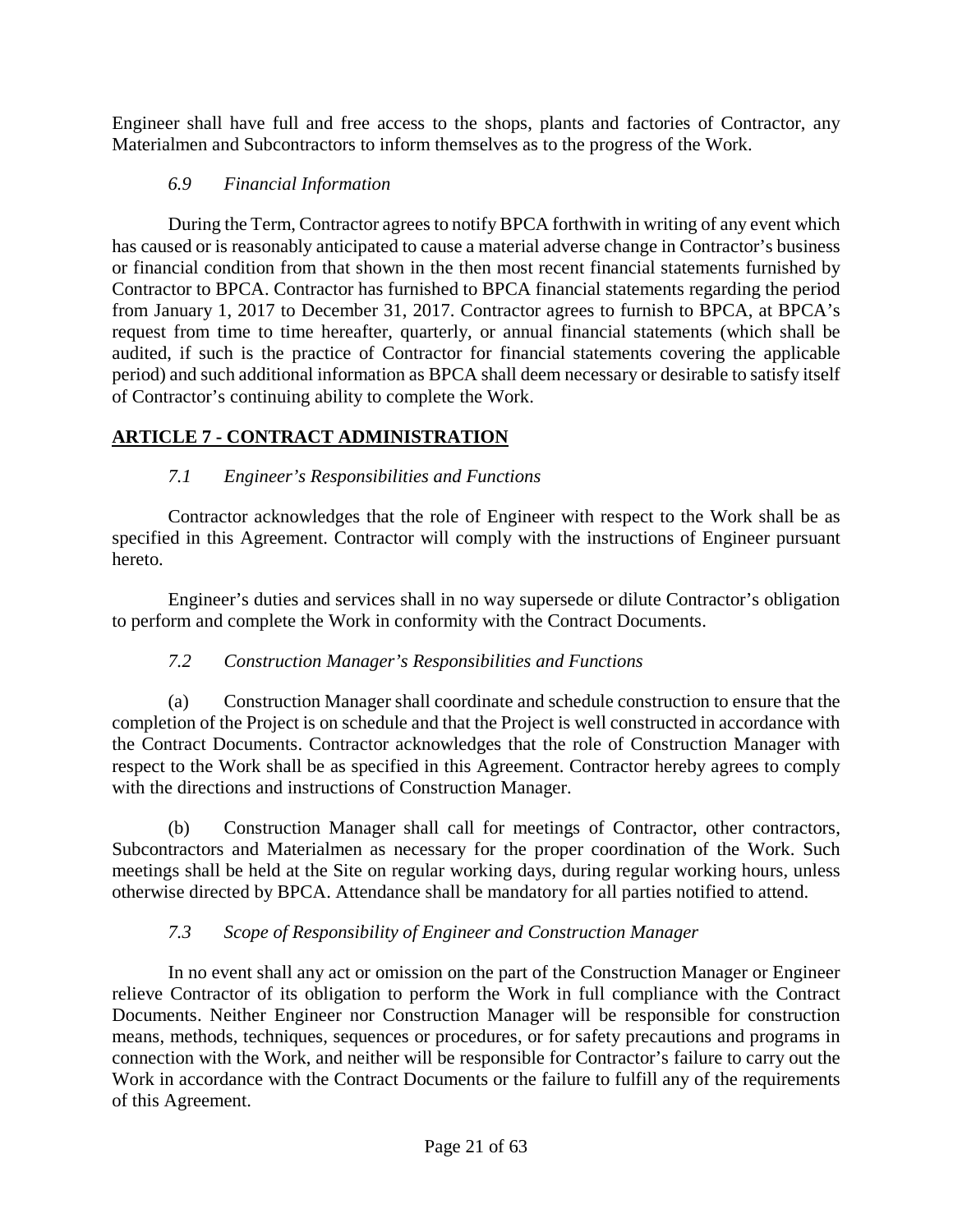Engineer shall have full and free access to the shops, plants and factories of Contractor, any Materialmen and Subcontractors to inform themselves as to the progress of the Work.

### *6.9 Financial Information*

During the Term, Contractor agrees to notify BPCA forthwith in writing of any event which has caused or is reasonably anticipated to cause a material adverse change in Contractor's business or financial condition from that shown in the then most recent financial statements furnished by Contractor to BPCA. Contractor has furnished to BPCA financial statements regarding the period from January 1, 2017 to December 31, 2017. Contractor agrees to furnish to BPCA, at BPCA's request from time to time hereafter, quarterly, or annual financial statements (which shall be audited, if such is the practice of Contractor for financial statements covering the applicable period) and such additional information as BPCA shall deem necessary or desirable to satisfy itself of Contractor's continuing ability to complete the Work.

## **ARTICLE 7 - CONTRACT ADMINISTRATION**

### *7.1 Engineer's Responsibilities and Functions*

Contractor acknowledges that the role of Engineer with respect to the Work shall be as specified in this Agreement. Contractor will comply with the instructions of Engineer pursuant hereto.

Engineer's duties and services shall in no way supersede or dilute Contractor's obligation to perform and complete the Work in conformity with the Contract Documents.

### *7.2 Construction Manager's Responsibilities and Functions*

(a) Construction Manager shall coordinate and schedule construction to ensure that the completion of the Project is on schedule and that the Project is well constructed in accordance with the Contract Documents. Contractor acknowledges that the role of Construction Manager with respect to the Work shall be as specified in this Agreement. Contractor hereby agrees to comply with the directions and instructions of Construction Manager.

(b) Construction Manager shall call for meetings of Contractor, other contractors, Subcontractors and Materialmen as necessary for the proper coordination of the Work. Such meetings shall be held at the Site on regular working days, during regular working hours, unless otherwise directed by BPCA. Attendance shall be mandatory for all parties notified to attend.

### *7.3 Scope of Responsibility of Engineer and Construction Manager*

In no event shall any act or omission on the part of the Construction Manager or Engineer relieve Contractor of its obligation to perform the Work in full compliance with the Contract Documents. Neither Engineer nor Construction Manager will be responsible for construction means, methods, techniques, sequences or procedures, or for safety precautions and programs in connection with the Work, and neither will be responsible for Contractor's failure to carry out the Work in accordance with the Contract Documents or the failure to fulfill any of the requirements of this Agreement.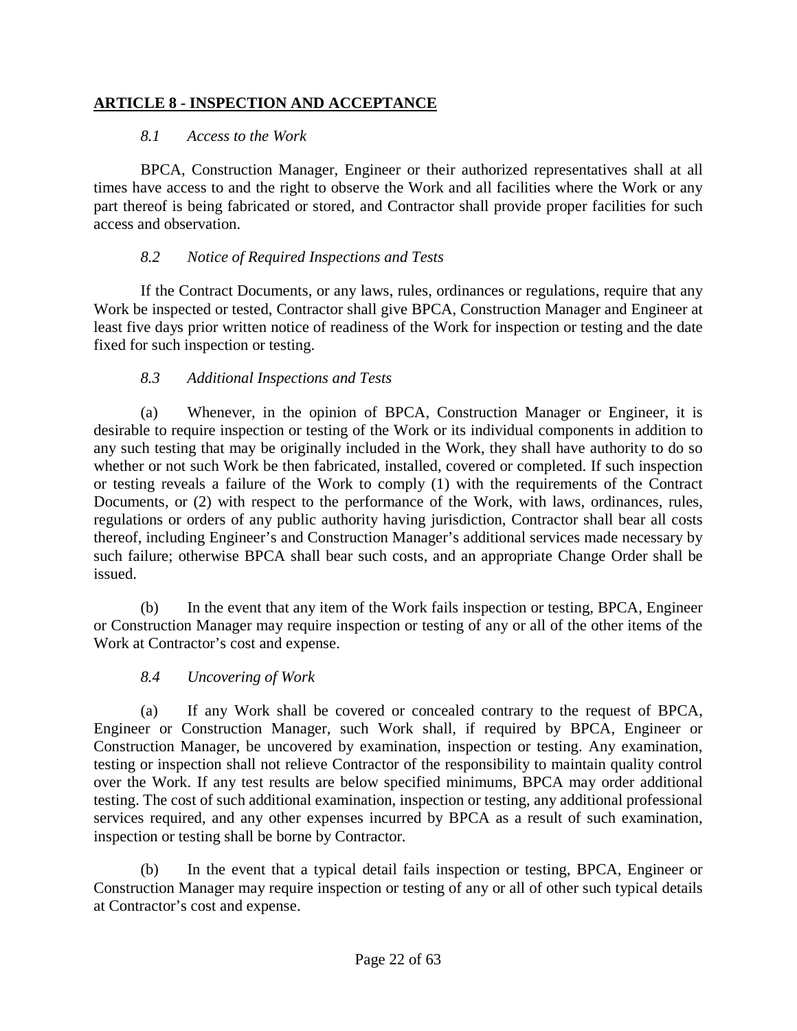## ARTICLE 8 - INSPECTION AND ACCEPTANCE

*8.1 Access to the Work*

BPCA, Construction Manager, Engineer or their authorized representatives shall at all times have access to and the right to observe the Work and all facilities where the Work or any part thereof is being fabricated or stored, and Contractor shall provide proper facilities for such access and observation.

*8.2 Notice of Required Inspections and Tests*

If the Contract Documents, or any laws, rules, ordinances or regulations, require that any Work be inspected or tested, Contractor shall give BPCA, Construction Manager and Engineer at least five days prior written notice of readiness of the Work for inspection or testing and the date fixed for such inspection or testing.

*8.3 Additional Inspections and Tests*

(a) Whenever, in the opinion of BPCA, Construction Manager or Engineer, it is desirable to require inspection or testing of the Work or its individual components in addition to any such testing that may be originally included in the Work, they shall have authority to do so whether or not such Work be then fabricated, installed, covered or completed. If such inspection or testing reveals a failure of the Work to comply (1) with the requirements of the Contract Documents, or (2) with respect to the performance of the Work, with laws, ordinances, rules, regulations or orders of any public authority having jurisdiction, Contractor shall bear all costs thereof, including Engineer's and Construction Manager's additional services made necessary by such failure; otherwise BPCA shall bear such costs, and an appropriate Change Order shall be issued.

(b) In the event that any item of the Work fails inspection or testing, BPCA, Engineer or Construction Manager may require inspection or testing of any or all of the other items of the Work at Contractor's cost and expense.

*8.4 Uncovering of Work*

(a) If any Work shall be covered or concealed contrary to the request of BPCA, Engineer or Construction Manager, such Work shall, if required by BPCA, Engineer or Construction Manager, be uncovered by examination, inspection or testing. Any examination, testing or inspection shall not relieve Contractor of the responsibility to maintain quality control over the Work. If any test results are below specified minimums, BPCA may order additional testing. The cost of such additional examination, inspection or testing, any additional professional services required, and any other expenses incurred by BPCA as a result of such examination, inspection or testing shall be borne by Contractor.

(b) In the event that a typical detail fails inspection or testing, BPCA, Engineer or Construction Manager may require inspection or testing of any or all of other such typical details at Contractor's cost and expense.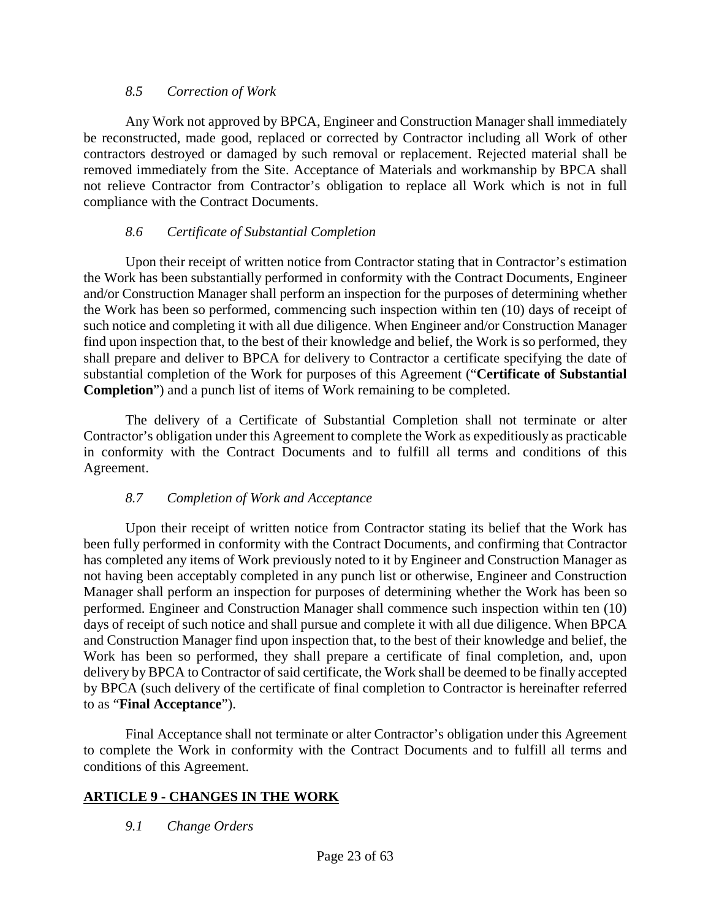### *8.5 Correction of Work*

Any Work not approved by BPCA, Engineer and Construction Manager shall immediately be reconstructed, made good, replaced or corrected by Contractor including all Work of other contractors destroyed or damaged by such removal or replacement. Rejected material shall be removed immediately from the Site. Acceptance of Materials and workmanship by BPCA shall not relieve Contractor from Contractor's obligation to replace all Work which is not in full compliance with the Contract Documents.

### *8.6 Certificate of Substantial Completion*

Upon their receipt of written notice from Contractor stating that in Contractor's estimation the Work has been substantially performed in conformity with the Contract Documents, Engineer and/or Construction Manager shall perform an inspection for the purposes of determining whether the Work has been so performed, commencing such inspection within ten (10) days of receipt of such notice and completing it with all due diligence. When Engineer and/or Construction Manager find upon inspection that, to the best of their knowledge and belief, the Work is so performed, they shall prepare and deliver to BPCA for delivery to Contractor a certificate specifying the date of substantial completion of the Work for purposes of this Agreement ("**Certificate of Substantial Completion**") and a punch list of items of Work remaining to be completed.

The delivery of a Certificate of Substantial Completion shall not terminate or alter Contractor's obligation under this Agreement to complete the Work as expeditiously as practicable in conformity with the Contract Documents and to fulfill all terms and conditions of this Agreement.

### *8.7 Completion of Work and Acceptance*

Upon their receipt of written notice from Contractor stating its belief that the Work has been fully performed in conformity with the Contract Documents, and confirming that Contractor has completed any items of Work previously noted to it by Engineer and Construction Manager as not having been acceptably completed in any punch list or otherwise, Engineer and Construction Manager shall perform an inspection for purposes of determining whether the Work has been so performed. Engineer and Construction Manager shall commence such inspection within ten (10) days of receipt of such notice and shall pursue and complete it with all due diligence. When BPCA and Construction Manager find upon inspection that, to the best of their knowledge and belief, the Work has been so performed, they shall prepare a certificate of final completion, and, upon delivery by BPCA to Contractor of said certificate, the Work shall be deemed to be finally accepted by BPCA (such delivery of the certificate of final completion to Contractor is hereinafter referred to as "**Final Acceptance**").

Final Acceptance shall not terminate or alter Contractor's obligation under this Agreement to complete the Work in conformity with the Contract Documents and to fulfill all terms and conditions of this Agreement.

## **ARTICLE 9 - CHANGES IN THE WORK**

### *9.1 Change Orders*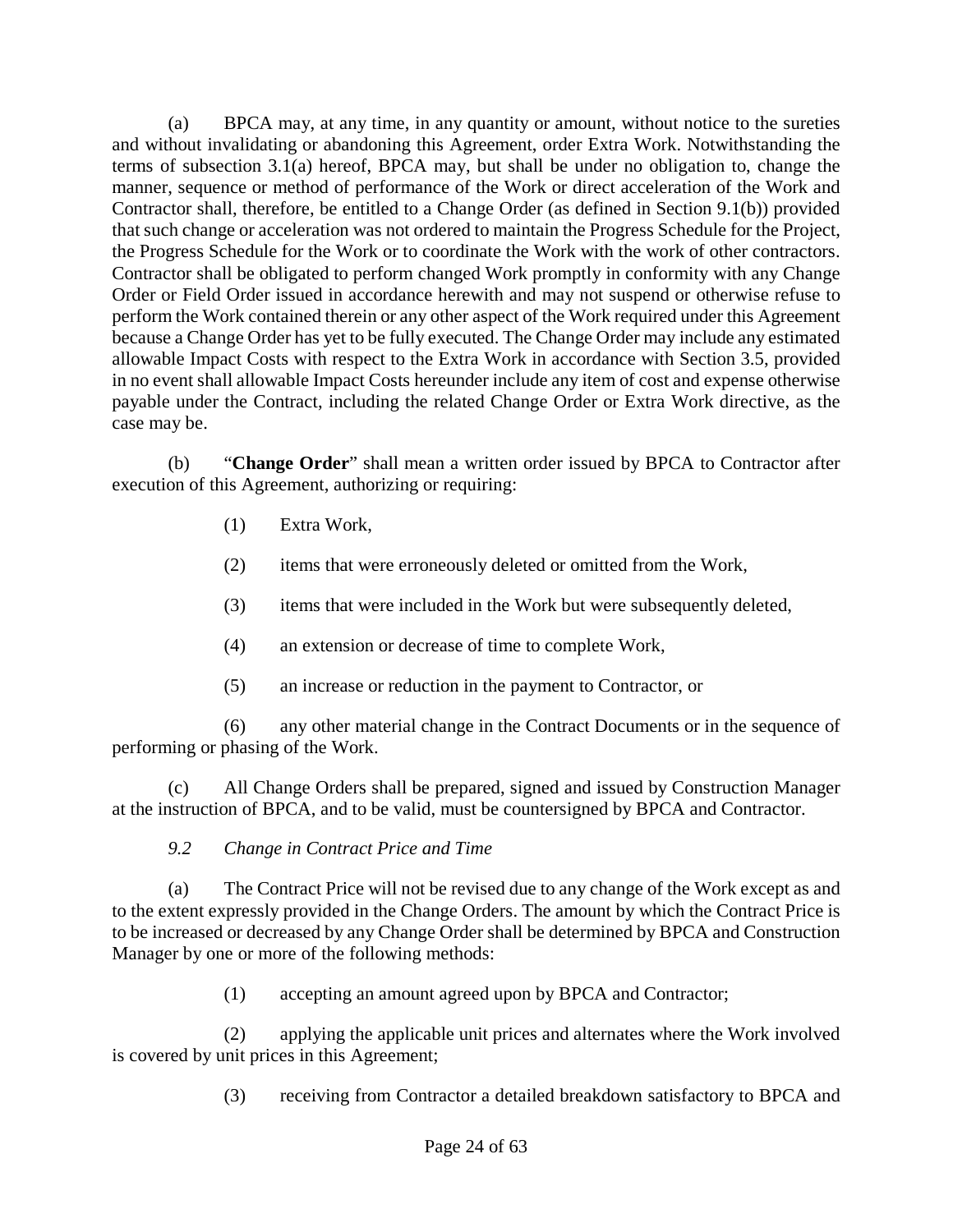(a) BPCA may, at any time, in any quantity or amount, without notice to the sureties and without invalidating or abandoning this Agreement, order Extra Work. Notwithstanding the terms of subsection 3.1(a) hereof, BPCA may, but shall be under no obligation to, change the manner, sequence or method of performance of the Work or direct acceleration of the Work and Contractor shall, therefore, be entitled to a Change Order (as defined in Section 9.1(b)) provided that such change or acceleration was not ordered to maintain the Progress Schedule for the Project, the Progress Schedule for the Work or to coordinate the Work with the work of other contractors. Contractor shall be obligated to perform changed Work promptly in conformity with any Change Order or Field Order issued in accordance herewith and may not suspend or otherwise refuse to perform the Work contained therein or any other aspect of the Work required under this Agreement because a Change Order has yet to be fully executed. The Change Order may include any estimated allowable Impact Costs with respect to the Extra Work in accordance with Section 3.5, provided in no event shall allowable Impact Costs hereunder include any item of cost and expense otherwise payable under the Contract, including the related Change Order or Extra Work directive, as the case may be.

(b) "**Change Order**" shall mean a written order issued by BPCA to Contractor after execution of this Agreement, authorizing or requiring:

(1) Extra Work,

(2) items that were erroneously deleted or omitted from the Work,

(3) items that were included in the Work but were subsequently deleted,

(4) an extension or decrease of time to complete Work,

(5) an increase or reduction in the payment to Contractor, or

(6) any other material change in the Contract Documents or in the sequence of performing or phasing of the Work.

(c) All Change Orders shall be prepared, signed and issued by Construction Manager at the instruction of BPCA, and to be valid, must be countersigned by BPCA and Contractor.

*9.2 Change in Contract Price and Time*

(a) The Contract Price will not be revised due to any change of the Work except as and to the extent expressly provided in the Change Orders. The amount by which the Contract Price is to be increased or decreased by any Change Order shall be determined by BPCA and Construction Manager by one or more of the following methods:

(1) accepting an amount agreed upon by BPCA and Contractor;

(2) applying the applicable unit prices and alternates where the Work involved is covered by unit prices in this Agreement;

(3) receiving from Contractor a detailed breakdown satisfactory to BPCA and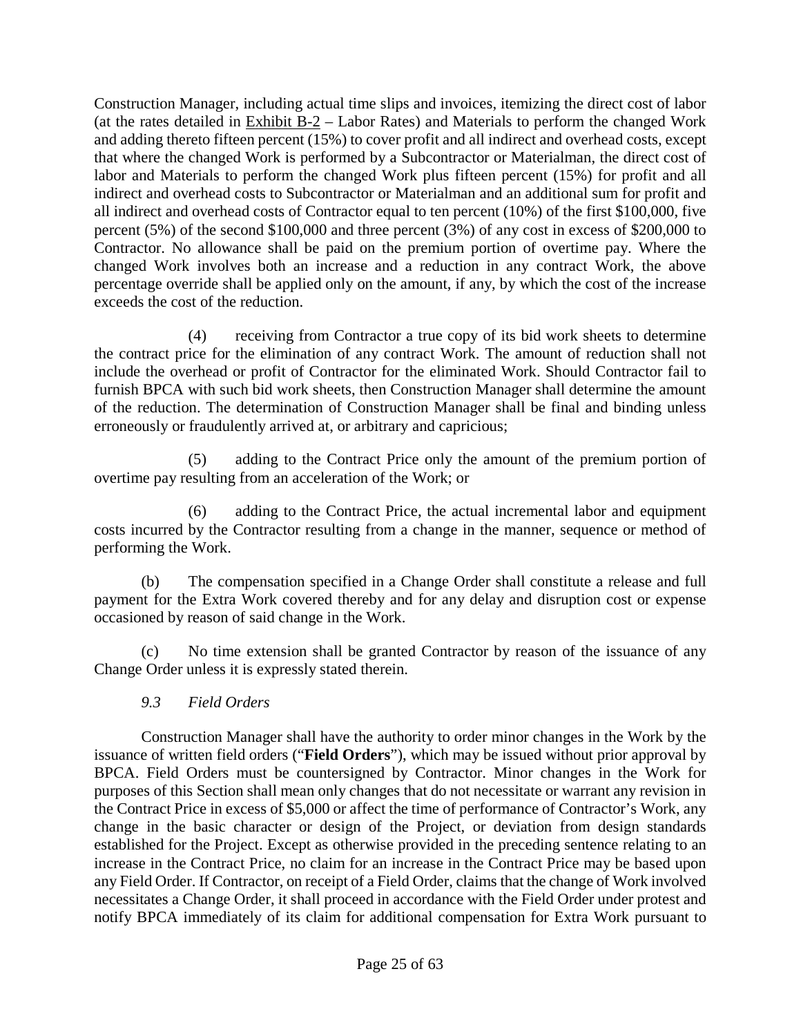Construction Manager, including actual time slips and invoices, itemizing the direct cost of labor (at the rates detailed in Exhibit B-2 – Labor Rates) and Materials to perform the changed Work and adding thereto fifteen percent (15%) to cover profit and all indirect and overhead costs, except that where the changed Work is performed by a Subcontractor or Materialman, the direct cost of labor and Materials to perform the changed Work plus fifteen percent (15%) for profit and all indirect and overhead costs to Subcontractor or Materialman and an additional sum for profit and all indirect and overhead costs of Contractor equal to ten percent (10%) of the first $100,000, five percent (5%) of the second $100,000 and three percent (3%) of any cost in excess of $200,000 to Contractor. No allowance shall be paid on the premium portion of overtime pay. Where the changed Work involves both an increase and a reduction in any contract Work, the above percentage override shall be applied only on the amount, if any, by which the cost of the increase exceeds the cost of the reduction.

(4) receiving from Contractor a true copy of its bid work sheets to determine the contract price for the elimination of any contract Work. The amount of reduction shall not include the overhead or profit of Contractor for the eliminated Work. Should Contractor fail to furnish BPCA with such bid work sheets, then Construction Manager shall determine the amount of the reduction. The determination of Construction Manager shall be final and binding unless erroneously or fraudulently arrived at, or arbitrary and capricious;

(5) adding to the Contract Price only the amount of the premium portion of overtime pay resulting from an acceleration of the Work; or

(6) adding to the Contract Price, the actual incremental labor and equipment costs incurred by the Contractor resulting from a change in the manner, sequence or method of performing the Work.

(b) The compensation specified in a Change Order shall constitute a release and full payment for the Extra Work covered thereby and for any delay and disruption cost or expense occasioned by reason of said change in the Work.

(c) No time extension shall be granted Contractor by reason of the issuance of any Change Order unless it is expressly stated therein.

### *9.3 Field Orders*

Construction Manager shall have the authority to order minor changes in the Work by the issuance of written field orders ("**Field Orders**"), which may be issued without prior approval by BPCA. Field Orders must be countersigned by Contractor. Minor changes in the Work for purposes of this Section shall mean only changes that do not necessitate or warrant any revision in the Contract Price in excess of $5,000 or affect the time of performance of Contractor's Work, any change in the basic character or design of the Project, or deviation from design standards established for the Project. Except as otherwise provided in the preceding sentence relating to an increase in the Contract Price, no claim for an increase in the Contract Price may be based upon any Field Order. If Contractor, on receipt of a Field Order, claims that the change of Work involved necessitates a Change Order, it shall proceed in accordance with the Field Order under protest and notify BPCA immediately of its claim for additional compensation for Extra Work pursuant to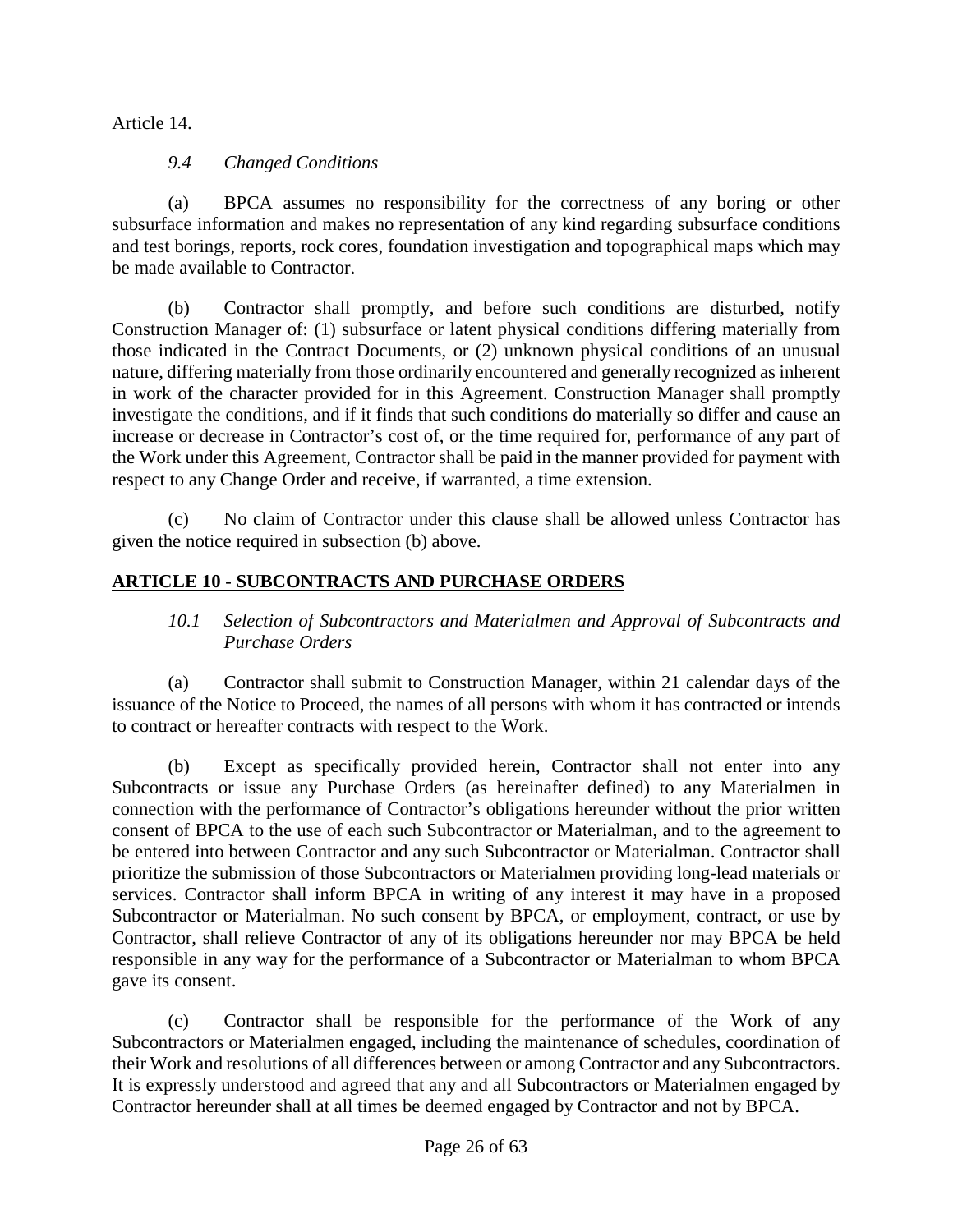Article 14.

*9.4 Changed Conditions*

(a) BPCA assumes no responsibility for the correctness of any boring or other subsurface information and makes no representation of any kind regarding subsurface conditions and test borings, reports, rock cores, foundation investigation and topographical maps which may be made available to Contractor.

(b) Contractor shall promptly, and before such conditions are disturbed, notify Construction Manager of: (1) subsurface or latent physical conditions differing materially from those indicated in the Contract Documents, or (2) unknown physical conditions of an unusual nature, differing materially from those ordinarily encountered and generally recognized as inherent in work of the character provided for in this Agreement. Construction Manager shall promptly investigate the conditions, and if it finds that such conditions do materially so differ and cause an increase or decrease in Contractor's cost of, or the time required for, performance of any part of the Work under this Agreement, Contractor shall be paid in the manner provided for payment with respect to any Change Order and receive, if warranted, a time extension.

(c) No claim of Contractor under this clause shall be allowed unless Contractor has given the notice required in subsection (b) above.

## ARTICLE 10 - SUBCONTRACTS AND PURCHASE ORDERS

*10.1 Selection of Subcontractors and Materialmen and Approval of Subcontracts and Purchase Orders*

(a) Contractor shall submit to Construction Manager, within 21 calendar days of the issuance of the Notice to Proceed, the names of all persons with whom it has contracted or intends to contract or hereafter contracts with respect to the Work.

(b) Except as specifically provided herein, Contractor shall not enter into any Subcontracts or issue any Purchase Orders (as hereinafter defined) to any Materialmen in connection with the performance of Contractor's obligations hereunder without the prior written consent of BPCA to the use of each such Subcontractor or Materialman, and to the agreement to be entered into between Contractor and any such Subcontractor or Materialman. Contractor shall prioritize the submission of those Subcontractors or Materialmen providing long-lead materials or services. Contractor shall inform BPCA in writing of any interest it may have in a proposed Subcontractor or Materialman. No such consent by BPCA, or employment, contract, or use by Contractor, shall relieve Contractor of any of its obligations hereunder nor may BPCA be held responsible in any way for the performance of a Subcontractor or Materialman to whom BPCA gave its consent.

(c) Contractor shall be responsible for the performance of the Work of any Subcontractors or Materialmen engaged, including the maintenance of schedules, coordination of their Work and resolutions of all differences between or among Contractor and any Subcontractors. It is expressly understood and agreed that any and all Subcontractors or Materialmen engaged by Contractor hereunder shall at all times be deemed engaged by Contractor and not by BPCA.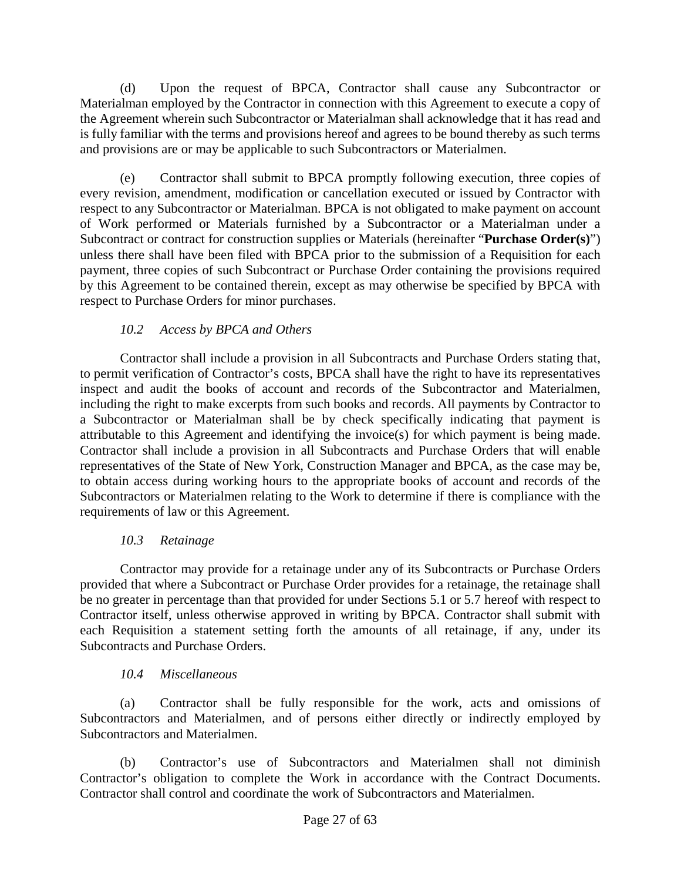(d) Upon the request of BPCA, Contractor shall cause any Subcontractor or Materialman employed by the Contractor in connection with this Agreement to execute a copy of the Agreement wherein such Subcontractor or Materialman shall acknowledge that it has read and is fully familiar with the terms and provisions hereof and agrees to be bound thereby as such terms and provisions are or may be applicable to such Subcontractors or Materialmen.

(e) Contractor shall submit to BPCA promptly following execution, three copies of every revision, amendment, modification or cancellation executed or issued by Contractor with respect to any Subcontractor or Materialman. BPCA is not obligated to make payment on account of Work performed or Materials furnished by a Subcontractor or a Materialman under a Subcontract or contract for construction supplies or Materials (hereinafter "**Purchase Order(s)**") unless there shall have been filed with BPCA prior to the submission of a Requisition for each payment, three copies of such Subcontract or Purchase Order containing the provisions required by this Agreement to be contained therein, except as may otherwise be specified by BPCA with respect to Purchase Orders for minor purchases.

### *10.2 Access by BPCA and Others*

Contractor shall include a provision in all Subcontracts and Purchase Orders stating that, to permit verification of Contractor's costs, BPCA shall have the right to have its representatives inspect and audit the books of account and records of the Subcontractor and Materialmen, including the right to make excerpts from such books and records. All payments by Contractor to a Subcontractor or Materialman shall be by check specifically indicating that payment is attributable to this Agreement and identifying the invoice(s) for which payment is being made. Contractor shall include a provision in all Subcontracts and Purchase Orders that will enable representatives of the State of New York, Construction Manager and BPCA, as the case may be, to obtain access during working hours to the appropriate books of account and records of the Subcontractors or Materialmen relating to the Work to determine if there is compliance with the requirements of law or this Agreement.

### *10.3 Retainage*

Contractor may provide for a retainage under any of its Subcontracts or Purchase Orders provided that where a Subcontract or Purchase Order provides for a retainage, the retainage shall be no greater in percentage than that provided for under Sections 5.1 or 5.7 hereof with respect to Contractor itself, unless otherwise approved in writing by BPCA. Contractor shall submit with each Requisition a statement setting forth the amounts of all retainage, if any, under its Subcontracts and Purchase Orders.

### *10.4 Miscellaneous*

(a) Contractor shall be fully responsible for the work, acts and omissions of Subcontractors and Materialmen, and of persons either directly or indirectly employed by Subcontractors and Materialmen.

(b) Contractor's use of Subcontractors and Materialmen shall not diminish Contractor's obligation to complete the Work in accordance with the Contract Documents. Contractor shall control and coordinate the work of Subcontractors and Materialmen.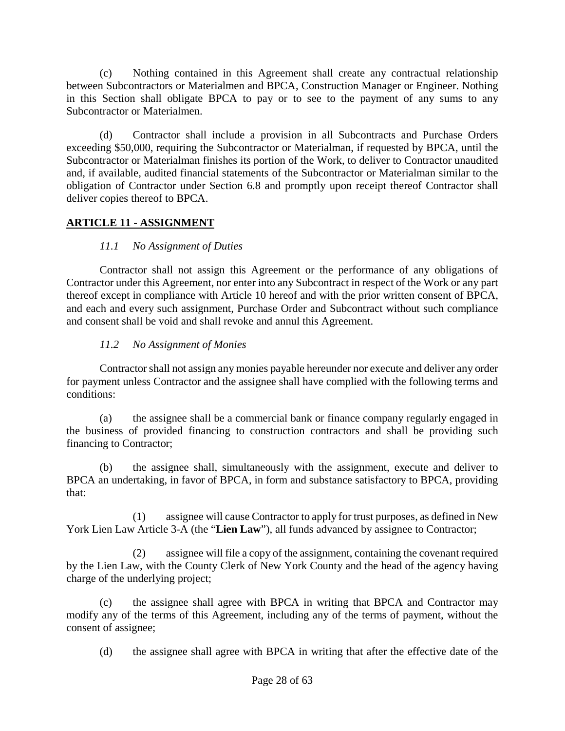(c) Nothing contained in this Agreement shall create any contractual relationship between Subcontractors or Materialmen and BPCA, Construction Manager or Engineer. Nothing in this Section shall obligate BPCA to pay or to see to the payment of any sums to any Subcontractor or Materialmen.

(d) Contractor shall include a provision in all Subcontracts and Purchase Orders exceeding $50,000, requiring the Subcontractor or Materialman, if requested by BPCA, until the Subcontractor or Materialman finishes its portion of the Work, to deliver to Contractor unaudited and, if available, audited financial statements of the Subcontractor or Materialman similar to the obligation of Contractor under Section 6.8 and promptly upon receipt thereof Contractor shall deliver copies thereof to BPCA.

## ARTICLE 11 - ASSIGNMENT

### *11.1 No Assignment of Duties*

Contractor shall not assign this Agreement or the performance of any obligations of Contractor under this Agreement, nor enter into any Subcontract in respect of the Work or any part thereof except in compliance with Article 10 hereof and with the prior written consent of BPCA, and each and every such assignment, Purchase Order and Subcontract without such compliance and consent shall be void and shall revoke and annul this Agreement.

### *11.2 No Assignment of Monies*

Contractor shall not assign any monies payable hereunder nor execute and deliver any order for payment unless Contractor and the assignee shall have complied with the following terms and conditions:

(a) the assignee shall be a commercial bank or finance company regularly engaged in the business of provided financing to construction contractors and shall be providing such financing to Contractor;

(b) the assignee shall, simultaneously with the assignment, execute and deliver to BPCA an undertaking, in favor of BPCA, in form and substance satisfactory to BPCA, providing that:

(1) assignee will cause Contractor to apply for trust purposes, as defined in New York Lien Law Article 3-A (the "**Lien Law**"), all funds advanced by assignee to Contractor;

(2) assignee will file a copy of the assignment, containing the covenant required by the Lien Law, with the County Clerk of New York County and the head of the agency having charge of the underlying project;

(c) the assignee shall agree with BPCA in writing that BPCA and Contractor may modify any of the terms of this Agreement, including any of the terms of payment, without the consent of assignee;

(d) the assignee shall agree with BPCA in writing that after the effective date of the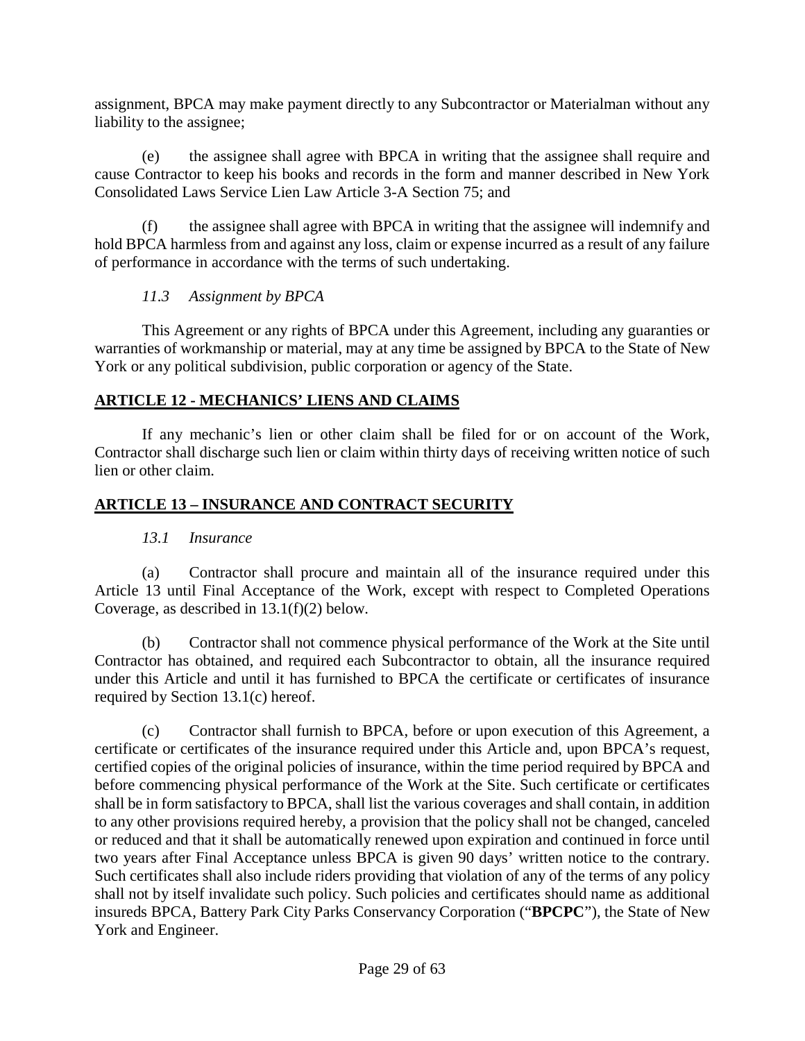assignment, BPCA may make payment directly to any Subcontractor or Materialman without any liability to the assignee;

(e) the assignee shall agree with BPCA in writing that the assignee shall require and cause Contractor to keep his books and records in the form and manner described in New York Consolidated Laws Service Lien Law Article 3-A Section 75; and

(f) the assignee shall agree with BPCA in writing that the assignee will indemnify and hold BPCA harmless from and against any loss, claim or expense incurred as a result of any failure of performance in accordance with the terms of such undertaking.

### *11.3 Assignment by BPCA*

This Agreement or any rights of BPCA under this Agreement, including any guaranties or warranties of workmanship or material, may at any time be assigned by BPCA to the State of New York or any political subdivision, public corporation or agency of the State.

## ARTICLE 12 - MECHANICS' LIENS AND CLAIMS

If any mechanic's lien or other claim shall be filed for or on account of the Work, Contractor shall discharge such lien or claim within thirty days of receiving written notice of such lien or other claim.

## ARTICLE 13 – INSURANCE AND CONTRACT SECURITY

### *13.1 Insurance*

(a) Contractor shall procure and maintain all of the insurance required under this Article 13 until Final Acceptance of the Work, except with respect to Completed Operations Coverage, as described in 13.1(f)(2) below.

(b) Contractor shall not commence physical performance of the Work at the Site until Contractor has obtained, and required each Subcontractor to obtain, all the insurance required under this Article and until it has furnished to BPCA the certificate or certificates of insurance required by Section 13.1(c) hereof.

(c) Contractor shall furnish to BPCA, before or upon execution of this Agreement, a certificate or certificates of the insurance required under this Article and, upon BPCA's request, certified copies of the original policies of insurance, within the time period required by BPCA and before commencing physical performance of the Work at the Site. Such certificate or certificates shall be in form satisfactory to BPCA, shall list the various coverages and shall contain, in addition to any other provisions required hereby, a provision that the policy shall not be changed, canceled or reduced and that it shall be automatically renewed upon expiration and continued in force until two years after Final Acceptance unless BPCA is given 90 days' written notice to the contrary. Such certificates shall also include riders providing that violation of any of the terms of any policy shall not by itself invalidate such policy. Such policies and certificates should name as additional insureds BPCA, Battery Park City Parks Conservancy Corporation ("**BPCPC**"), the State of New York and Engineer.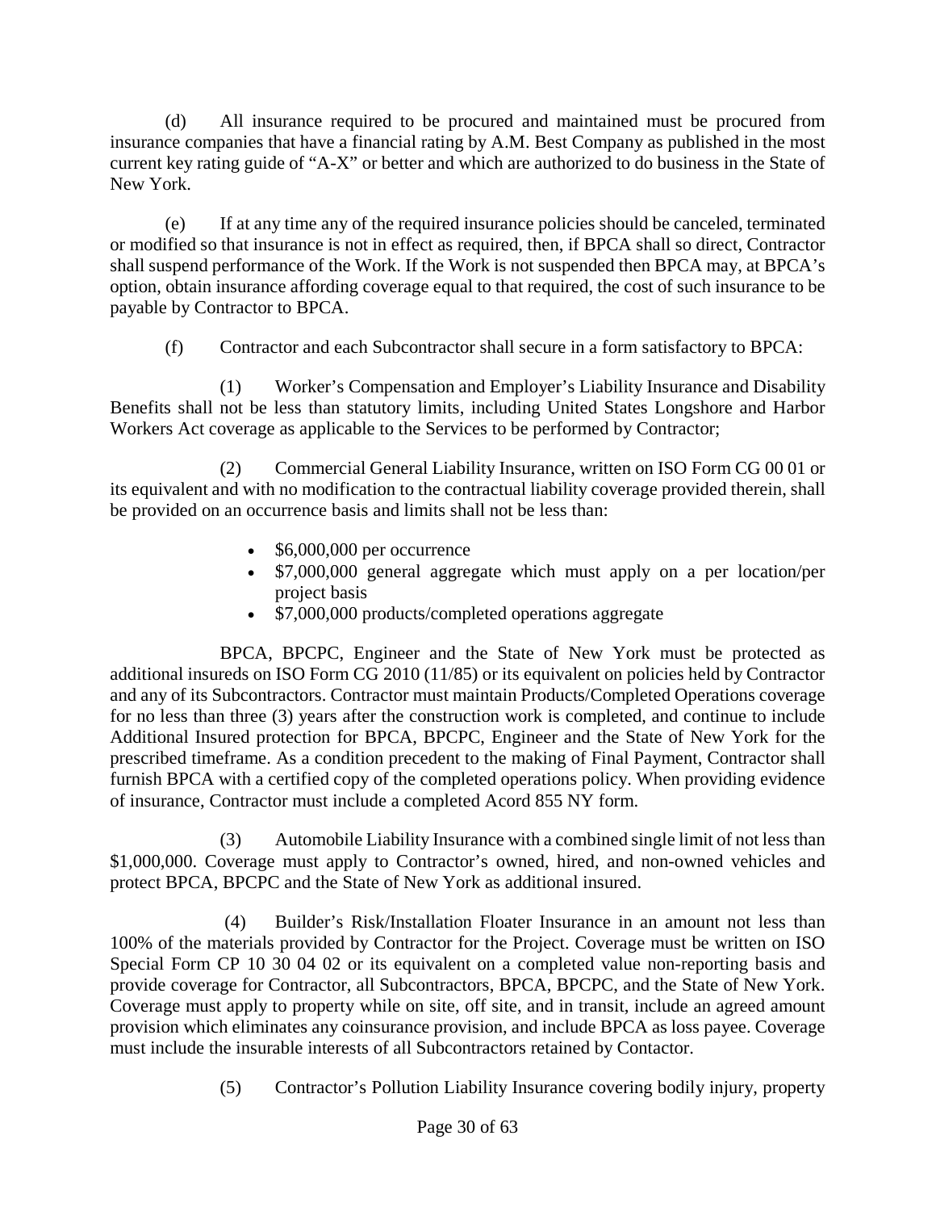(d) All insurance required to be procured and maintained must be procured from insurance companies that have a financial rating by A.M. Best Company as published in the most current key rating guide of "A-X" or better and which are authorized to do business in the State of New York.

(e) If at any time any of the required insurance policies should be canceled, terminated or modified so that insurance is not in effect as required, then, if BPCA shall so direct, Contractor shall suspend performance of the Work. If the Work is not suspended then BPCA may, at BPCA's option, obtain insurance affording coverage equal to that required, the cost of such insurance to be payable by Contractor to BPCA.

(f) Contractor and each Subcontractor shall secure in a form satisfactory to BPCA:

(1) Worker's Compensation and Employer's Liability Insurance and Disability Benefits shall not be less than statutory limits, including United States Longshore and Harbor Workers Act coverage as applicable to the Services to be performed by Contractor;

(2) Commercial General Liability Insurance, written on ISO Form CG 00 01 or its equivalent and with no modification to the contractual liability coverage provided therein, shall be provided on an occurrence basis and limits shall not be less than:

- $6,000,000 per occurrence
- $7,000,000 general aggregate which must apply on a per location/per project basis
- $7,000,000 products/completed operations aggregate

BPCA, BPCPC, Engineer and the State of New York must be protected as additional insureds on ISO Form CG 2010 (11/85) or its equivalent on policies held by Contractor and any of its Subcontractors. Contractor must maintain Products/Completed Operations coverage for no less than three (3) years after the construction work is completed, and continue to include Additional Insured protection for BPCA, BPCPC, Engineer and the State of New York for the prescribed timeframe. As a condition precedent to the making of Final Payment, Contractor shall furnish BPCA with a certified copy of the completed operations policy. When providing evidence of insurance, Contractor must include a completed Acord 855 NY form.

(3) Automobile Liability Insurance with a combined single limit of not less than $1,000,000. Coverage must apply to Contractor's owned, hired, and non-owned vehicles and protect BPCA, BPCPC and the State of New York as additional insured.

(4) Builder's Risk/Installation Floater Insurance in an amount not less than 100% of the materials provided by Contractor for the Project. Coverage must be written on ISO Special Form CP 10 30 04 02 or its equivalent on a completed value non-reporting basis and provide coverage for Contractor, all Subcontractors, BPCA, BPCPC, and the State of New York. Coverage must apply to property while on site, off site, and in transit, include an agreed amount provision which eliminates any coinsurance provision, and include BPCA as loss payee. Coverage must include the insurable interests of all Subcontractors retained by Contactor.

(5) Contractor's Pollution Liability Insurance covering bodily injury, property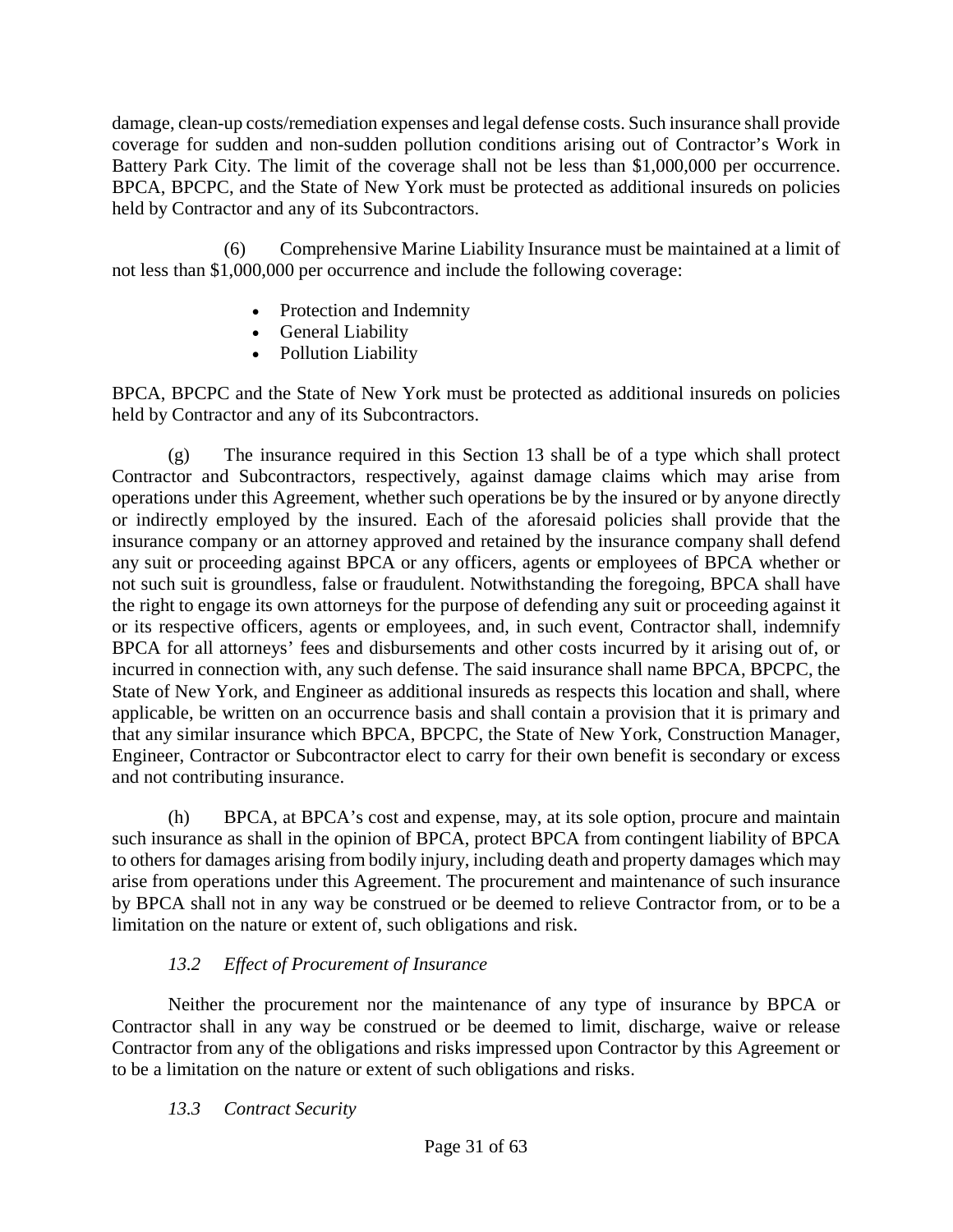damage, clean-up costs/remediation expenses and legal defense costs. Such insurance shall provide coverage for sudden and non-sudden pollution conditions arising out of Contractor's Work in Battery Park City. The limit of the coverage shall not be less than $1,000,000 per occurrence. BPCA, BPCPC, and the State of New York must be protected as additional insureds on policies held by Contractor and any of its Subcontractors.

(6) Comprehensive Marine Liability Insurance must be maintained at a limit of not less than $1,000,000 per occurrence and include the following coverage:

- Protection and Indemnity
- General Liability
- Pollution Liability

BPCA, BPCPC and the State of New York must be protected as additional insureds on policies held by Contractor and any of its Subcontractors.

(g) The insurance required in this Section 13 shall be of a type which shall protect Contractor and Subcontractors, respectively, against damage claims which may arise from operations under this Agreement, whether such operations be by the insured or by anyone directly or indirectly employed by the insured. Each of the aforesaid policies shall provide that the insurance company or an attorney approved and retained by the insurance company shall defend any suit or proceeding against BPCA or any officers, agents or employees of BPCA whether or not such suit is groundless, false or fraudulent. Notwithstanding the foregoing, BPCA shall have the right to engage its own attorneys for the purpose of defending any suit or proceeding against it or its respective officers, agents or employees, and, in such event, Contractor shall, indemnify BPCA for all attorneys' fees and disbursements and other costs incurred by it arising out of, or incurred in connection with, any such defense. The said insurance shall name BPCA, BPCPC, the State of New York, and Engineer as additional insureds as respects this location and shall, where applicable, be written on an occurrence basis and shall contain a provision that it is primary and that any similar insurance which BPCA, BPCPC, the State of New York, Construction Manager, Engineer, Contractor or Subcontractor elect to carry for their own benefit is secondary or excess and not contributing insurance.

(h) BPCA, at BPCA's cost and expense, may, at its sole option, procure and maintain such insurance as shall in the opinion of BPCA, protect BPCA from contingent liability of BPCA to others for damages arising from bodily injury, including death and property damages which may arise from operations under this Agreement. The procurement and maintenance of such insurance by BPCA shall not in any way be construed or be deemed to relieve Contractor from, or to be a limitation on the nature or extent of, such obligations and risk.

*13.2 Effect of Procurement of Insurance*

Neither the procurement nor the maintenance of any type of insurance by BPCA or Contractor shall in any way be construed or be deemed to limit, discharge, waive or release Contractor from any of the obligations and risks impressed upon Contractor by this Agreement or to be a limitation on the nature or extent of such obligations and risks.

*13.3 Contract Security*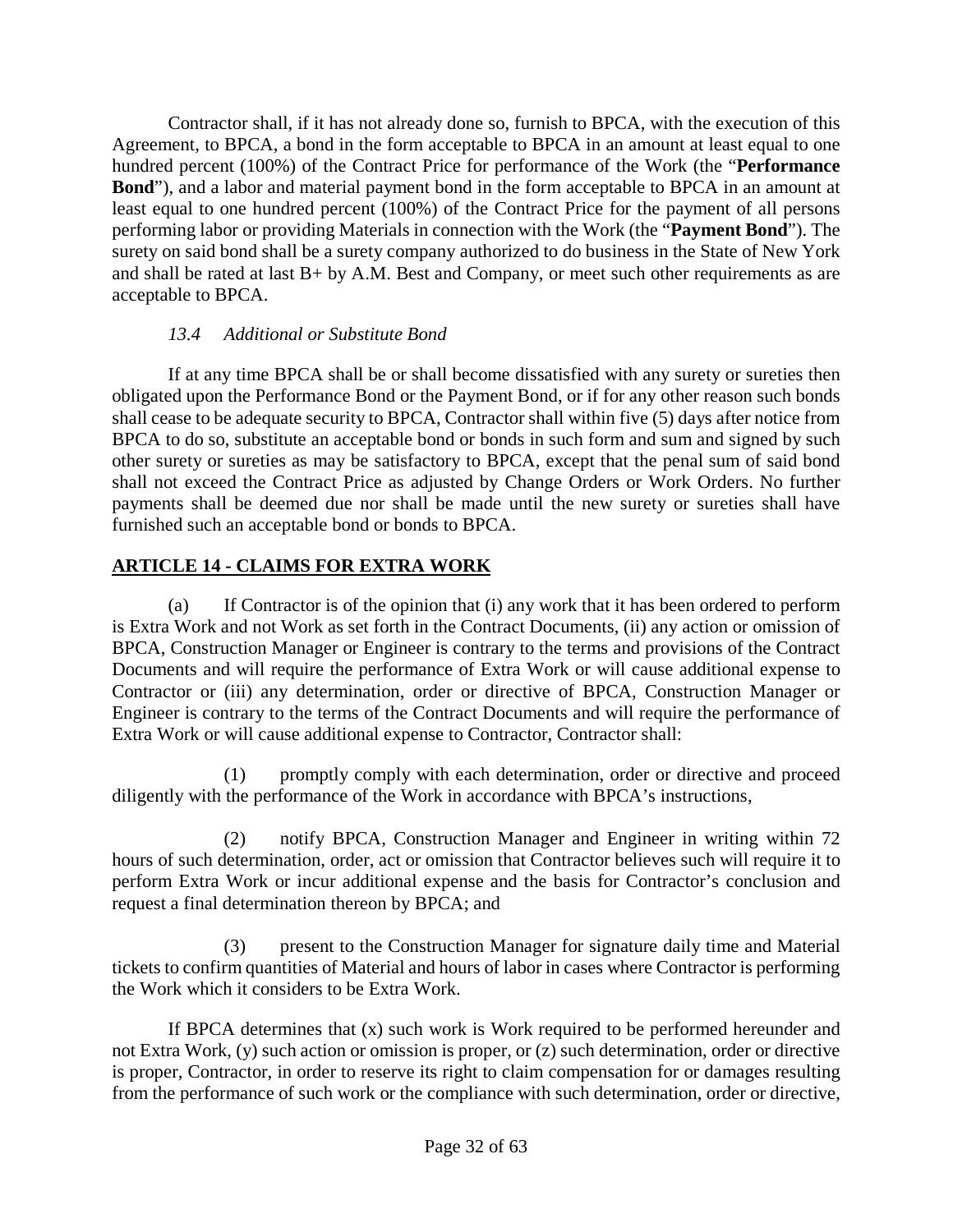Contractor shall, if it has not already done so, furnish to BPCA, with the execution of this Agreement, to BPCA, a bond in the form acceptable to BPCA in an amount at least equal to one hundred percent (100%) of the Contract Price for performance of the Work (the "**Performance Bond**"), and a labor and material payment bond in the form acceptable to BPCA in an amount at least equal to one hundred percent (100%) of the Contract Price for the payment of all persons performing labor or providing Materials in connection with the Work (the "**Payment Bond**"). The surety on said bond shall be a surety company authorized to do business in the State of New York and shall be rated at last B+ by A.M. Best and Company, or meet such other requirements as are acceptable to BPCA.

*13.4 Additional or Substitute Bond*

If at any time BPCA shall be or shall become dissatisfied with any surety or sureties then obligated upon the Performance Bond or the Payment Bond, or if for any other reason such bonds shall cease to be adequate security to BPCA, Contractor shall within five (5) days after notice from BPCA to do so, substitute an acceptable bond or bonds in such form and sum and signed by such other surety or sureties as may be satisfactory to BPCA, except that the penal sum of said bond shall not exceed the Contract Price as adjusted by Change Orders or Work Orders. No further payments shall be deemed due nor shall be made until the new surety or sureties shall have furnished such an acceptable bond or bonds to BPCA.

## ARTICLE 14 - CLAIMS FOR EXTRA WORK

(a) If Contractor is of the opinion that (i) any work that it has been ordered to perform is Extra Work and not Work as set forth in the Contract Documents, (ii) any action or omission of BPCA, Construction Manager or Engineer is contrary to the terms and provisions of the Contract Documents and will require the performance of Extra Work or will cause additional expense to Contractor or (iii) any determination, order or directive of BPCA, Construction Manager or Engineer is contrary to the terms of the Contract Documents and will require the performance of Extra Work or will cause additional expense to Contractor, Contractor shall:

(1) promptly comply with each determination, order or directive and proceed diligently with the performance of the Work in accordance with BPCA's instructions,

(2) notify BPCA, Construction Manager and Engineer in writing within 72 hours of such determination, order, act or omission that Contractor believes such will require it to perform Extra Work or incur additional expense and the basis for Contractor's conclusion and request a final determination thereon by BPCA; and

(3) present to the Construction Manager for signature daily time and Material tickets to confirm quantities of Material and hours of labor in cases where Contractor is performing the Work which it considers to be Extra Work.

If BPCA determines that (x) such work is Work required to be performed hereunder and not Extra Work, (y) such action or omission is proper, or (z) such determination, order or directive is proper, Contractor, in order to reserve its right to claim compensation for or damages resulting from the performance of such work or the compliance with such determination, order or directive,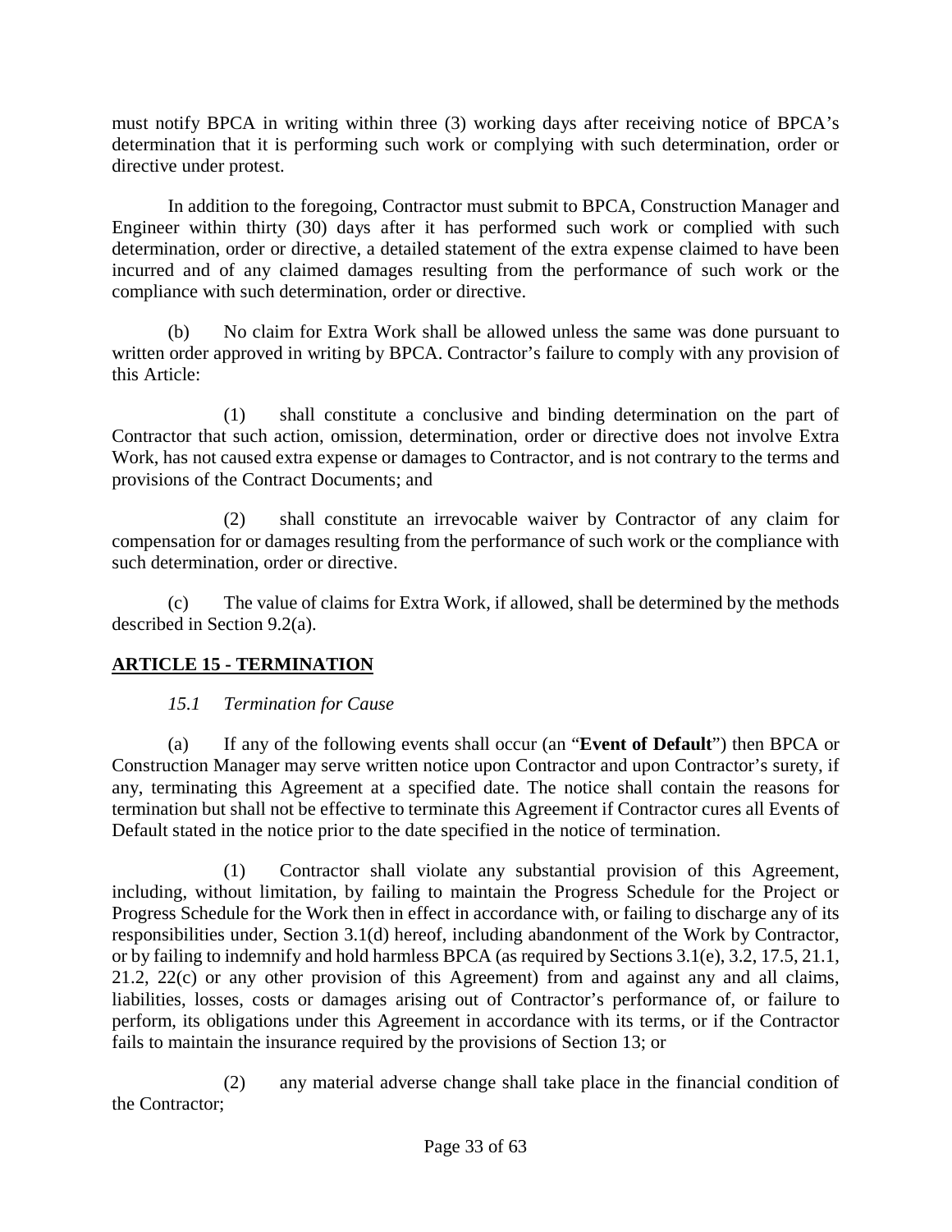must notify BPCA in writing within three (3) working days after receiving notice of BPCA's determination that it is performing such work or complying with such determination, order or directive under protest.

In addition to the foregoing, Contractor must submit to BPCA, Construction Manager and Engineer within thirty (30) days after it has performed such work or complied with such determination, order or directive, a detailed statement of the extra expense claimed to have been incurred and of any claimed damages resulting from the performance of such work or the compliance with such determination, order or directive.

(b) No claim for Extra Work shall be allowed unless the same was done pursuant to written order approved in writing by BPCA. Contractor's failure to comply with any provision of this Article:

(1) shall constitute a conclusive and binding determination on the part of Contractor that such action, omission, determination, order or directive does not involve Extra Work, has not caused extra expense or damages to Contractor, and is not contrary to the terms and provisions of the Contract Documents; and

(2) shall constitute an irrevocable waiver by Contractor of any claim for compensation for or damages resulting from the performance of such work or the compliance with such determination, order or directive.

(c) The value of claims for Extra Work, if allowed, shall be determined by the methods described in Section 9.2(a).

## ARTICLE 15 - TERMINATION

### *15.1 Termination for Cause*

(a) If any of the following events shall occur (an "**Event of Default**") then BPCA or Construction Manager may serve written notice upon Contractor and upon Contractor's surety, if any, terminating this Agreement at a specified date. The notice shall contain the reasons for termination but shall not be effective to terminate this Agreement if Contractor cures all Events of Default stated in the notice prior to the date specified in the notice of termination.

(1) Contractor shall violate any substantial provision of this Agreement, including, without limitation, by failing to maintain the Progress Schedule for the Project or Progress Schedule for the Work then in effect in accordance with, or failing to discharge any of its responsibilities under, Section 3.1(d) hereof, including abandonment of the Work by Contractor, or by failing to indemnify and hold harmless BPCA (as required by Sections 3.1(e), 3.2, 17.5, 21.1, 21.2, 22(c) or any other provision of this Agreement) from and against any and all claims, liabilities, losses, costs or damages arising out of Contractor's performance of, or failure to perform, its obligations under this Agreement in accordance with its terms, or if the Contractor fails to maintain the insurance required by the provisions of Section 13; or

(2) any material adverse change shall take place in the financial condition of the Contractor;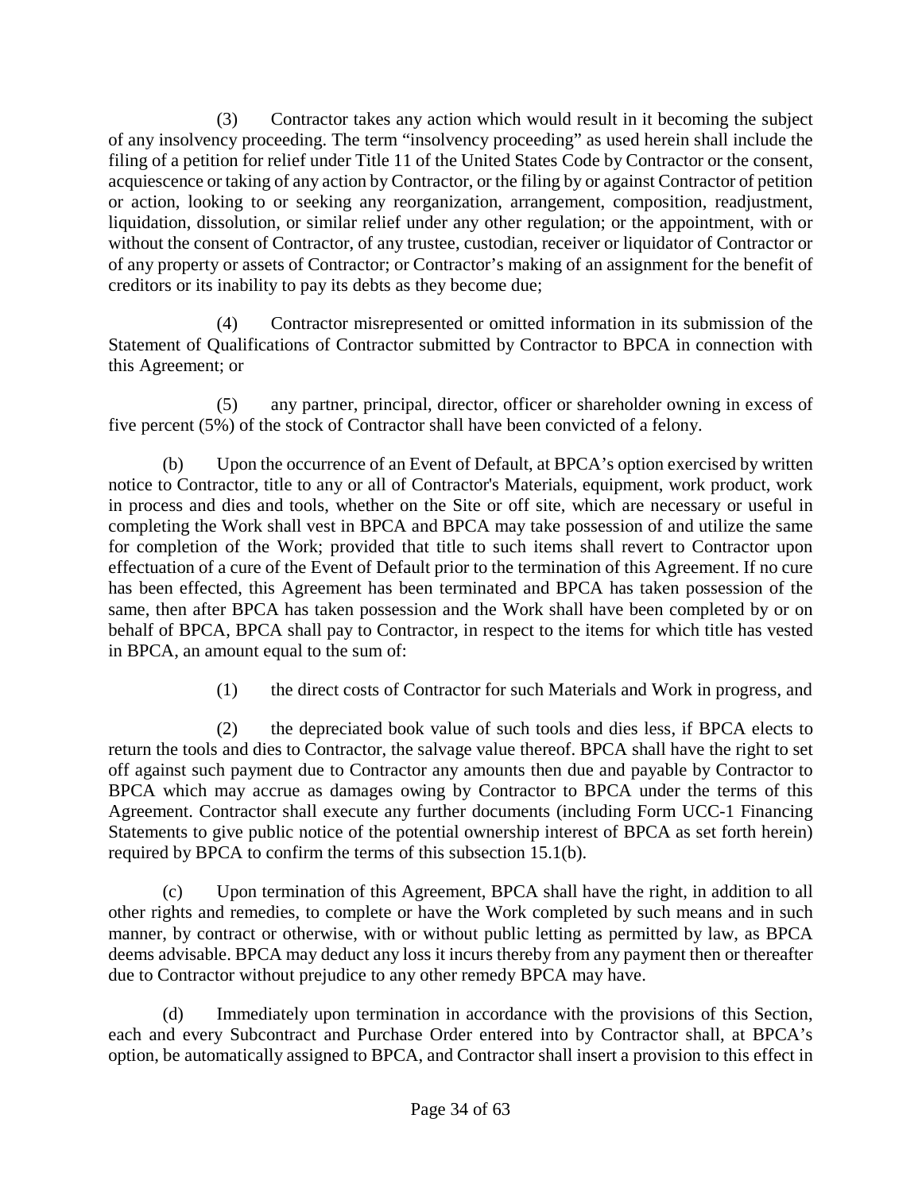(3) Contractor takes any action which would result in it becoming the subject of any insolvency proceeding. The term "insolvency proceeding" as used herein shall include the filing of a petition for relief under Title 11 of the United States Code by Contractor or the consent, acquiescence or taking of any action by Contractor, or the filing by or against Contractor of petition or action, looking to or seeking any reorganization, arrangement, composition, readjustment, liquidation, dissolution, or similar relief under any other regulation; or the appointment, with or without the consent of Contractor, of any trustee, custodian, receiver or liquidator of Contractor or of any property or assets of Contractor; or Contractor's making of an assignment for the benefit of creditors or its inability to pay its debts as they become due;

(4) Contractor misrepresented or omitted information in its submission of the Statement of Qualifications of Contractor submitted by Contractor to BPCA in connection with this Agreement; or

(5) any partner, principal, director, officer or shareholder owning in excess of five percent (5%) of the stock of Contractor shall have been convicted of a felony.

(b) Upon the occurrence of an Event of Default, at BPCA's option exercised by written notice to Contractor, title to any or all of Contractor's Materials, equipment, work product, work in process and dies and tools, whether on the Site or off site, which are necessary or useful in completing the Work shall vest in BPCA and BPCA may take possession of and utilize the same for completion of the Work; provided that title to such items shall revert to Contractor upon effectuation of a cure of the Event of Default prior to the termination of this Agreement. If no cure has been effected, this Agreement has been terminated and BPCA has taken possession of the same, then after BPCA has taken possession and the Work shall have been completed by or on behalf of BPCA, BPCA shall pay to Contractor, in respect to the items for which title has vested in BPCA, an amount equal to the sum of:

(1) the direct costs of Contractor for such Materials and Work in progress, and

(2) the depreciated book value of such tools and dies less, if BPCA elects to return the tools and dies to Contractor, the salvage value thereof. BPCA shall have the right to set off against such payment due to Contractor any amounts then due and payable by Contractor to BPCA which may accrue as damages owing by Contractor to BPCA under the terms of this Agreement. Contractor shall execute any further documents (including Form UCC-1 Financing Statements to give public notice of the potential ownership interest of BPCA as set forth herein) required by BPCA to confirm the terms of this subsection 15.1(b).

(c) Upon termination of this Agreement, BPCA shall have the right, in addition to all other rights and remedies, to complete or have the Work completed by such means and in such manner, by contract or otherwise, with or without public letting as permitted by law, as BPCA deems advisable. BPCA may deduct any loss it incurs thereby from any payment then or thereafter due to Contractor without prejudice to any other remedy BPCA may have.

(d) Immediately upon termination in accordance with the provisions of this Section, each and every Subcontract and Purchase Order entered into by Contractor shall, at BPCA's option, be automatically assigned to BPCA, and Contractor shall insert a provision to this effect in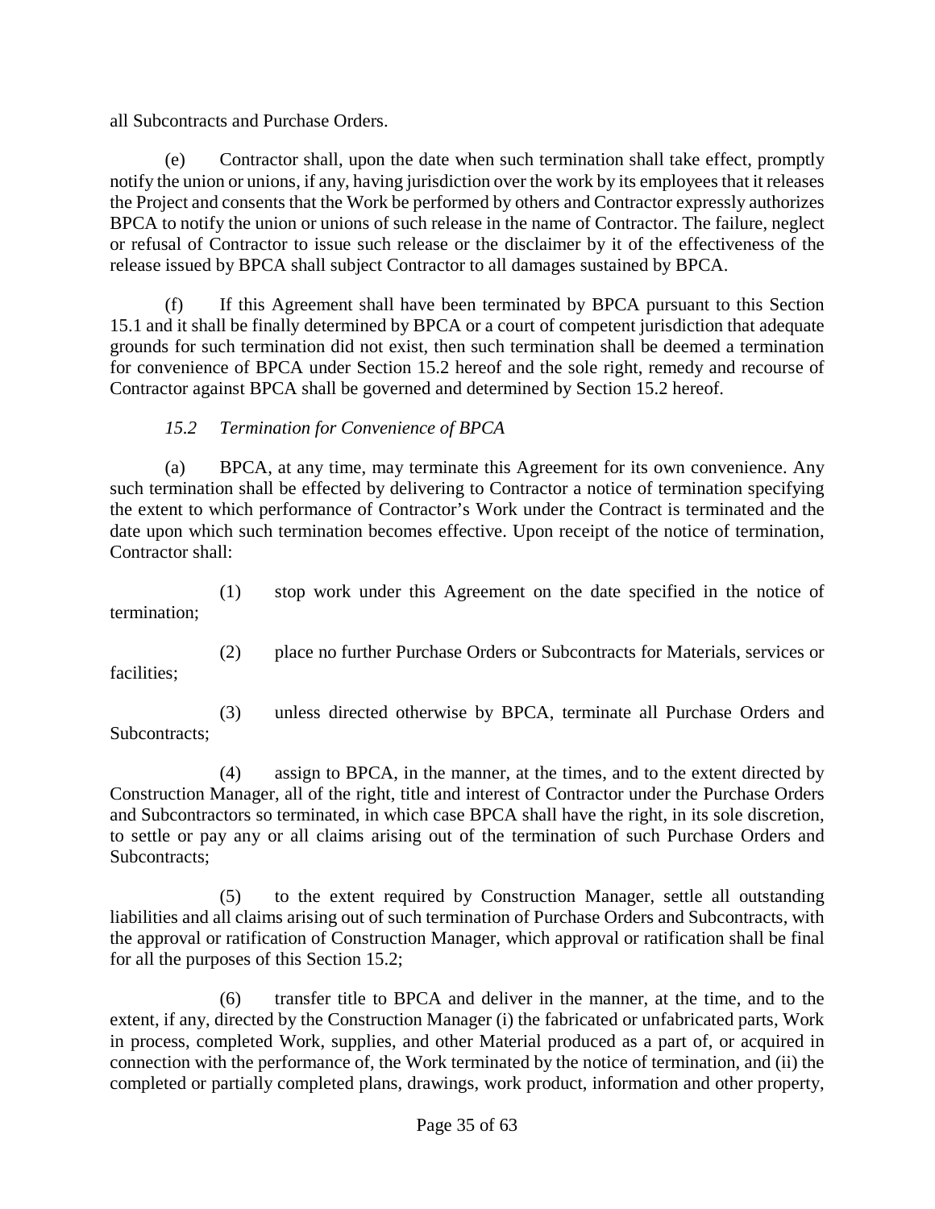all Subcontracts and Purchase Orders.

(e) Contractor shall, upon the date when such termination shall take effect, promptly notify the union or unions, if any, having jurisdiction over the work by its employees that it releases the Project and consents that the Work be performed by others and Contractor expressly authorizes BPCA to notify the union or unions of such release in the name of Contractor. The failure, neglect or refusal of Contractor to issue such release or the disclaimer by it of the effectiveness of the release issued by BPCA shall subject Contractor to all damages sustained by BPCA.

(f) If this Agreement shall have been terminated by BPCA pursuant to this Section 15.1 and it shall be finally determined by BPCA or a court of competent jurisdiction that adequate grounds for such termination did not exist, then such termination shall be deemed a termination for convenience of BPCA under Section 15.2 hereof and the sole right, remedy and recourse of Contractor against BPCA shall be governed and determined by Section 15.2 hereof.

*15.2 Termination for Convenience of BPCA*

(a) BPCA, at any time, may terminate this Agreement for its own convenience. Any such termination shall be effected by delivering to Contractor a notice of termination specifying the extent to which performance of Contractor's Work under the Contract is terminated and the date upon which such termination becomes effective. Upon receipt of the notice of termination, Contractor shall:

(1) stop work under this Agreement on the date specified in the notice of termination;

(2) place no further Purchase Orders or Subcontracts for Materials, services or facilities;

(3) unless directed otherwise by BPCA, terminate all Purchase Orders and Subcontracts;

(4) assign to BPCA, in the manner, at the times, and to the extent directed by Construction Manager, all of the right, title and interest of Contractor under the Purchase Orders and Subcontractors so terminated, in which case BPCA shall have the right, in its sole discretion, to settle or pay any or all claims arising out of the termination of such Purchase Orders and Subcontracts;

(5) to the extent required by Construction Manager, settle all outstanding liabilities and all claims arising out of such termination of Purchase Orders and Subcontracts, with the approval or ratification of Construction Manager, which approval or ratification shall be final for all the purposes of this Section 15.2;

(6) transfer title to BPCA and deliver in the manner, at the time, and to the extent, if any, directed by the Construction Manager (i) the fabricated or unfabricated parts, Work in process, completed Work, supplies, and other Material produced as a part of, or acquired in connection with the performance of, the Work terminated by the notice of termination, and (ii) the completed or partially completed plans, drawings, work product, information and other property,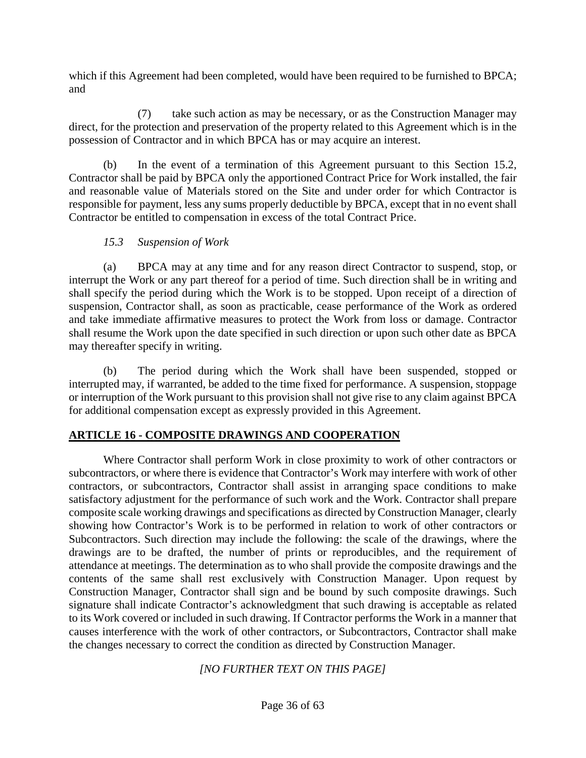which if this Agreement had been completed, would have been required to be furnished to BPCA; and

(7) take such action as may be necessary, or as the Construction Manager may direct, for the protection and preservation of the property related to this Agreement which is in the possession of Contractor and in which BPCA has or may acquire an interest.

(b) In the event of a termination of this Agreement pursuant to this Section 15.2, Contractor shall be paid by BPCA only the apportioned Contract Price for Work installed, the fair and reasonable value of Materials stored on the Site and under order for which Contractor is responsible for payment, less any sums properly deductible by BPCA, except that in no event shall Contractor be entitled to compensation in excess of the total Contract Price.

*15.3 Suspension of Work*

(a) BPCA may at any time and for any reason direct Contractor to suspend, stop, or interrupt the Work or any part thereof for a period of time. Such direction shall be in writing and shall specify the period during which the Work is to be stopped. Upon receipt of a direction of suspension, Contractor shall, as soon as practicable, cease performance of the Work as ordered and take immediate affirmative measures to protect the Work from loss or damage. Contractor shall resume the Work upon the date specified in such direction or upon such other date as BPCA may thereafter specify in writing.

(b) The period during which the Work shall have been suspended, stopped or interrupted may, if warranted, be added to the time fixed for performance. A suspension, stoppage or interruption of the Work pursuant to this provision shall not give rise to any claim against BPCA for additional compensation except as expressly provided in this Agreement.

## ARTICLE 16 - COMPOSITE DRAWINGS AND COOPERATION

Where Contractor shall perform Work in close proximity to work of other contractors or subcontractors, or where there is evidence that Contractor's Work may interfere with work of other contractors, or subcontractors, Contractor shall assist in arranging space conditions to make satisfactory adjustment for the performance of such work and the Work. Contractor shall prepare composite scale working drawings and specifications as directed by Construction Manager, clearly showing how Contractor's Work is to be performed in relation to work of other contractors or Subcontractors. Such direction may include the following: the scale of the drawings, where the drawings are to be drafted, the number of prints or reproducibles, and the requirement of attendance at meetings. The determination as to who shall provide the composite drawings and the contents of the same shall rest exclusively with Construction Manager. Upon request by Construction Manager, Contractor shall sign and be bound by such composite drawings. Such signature shall indicate Contractor's acknowledgment that such drawing is acceptable as related to its Work covered or included in such drawing. If Contractor performs the Work in a manner that causes interference with the work of other contractors, or Subcontractors, Contractor shall make the changes necessary to correct the condition as directed by Construction Manager.

*[NO FURTHER TEXT ON THIS PAGE]*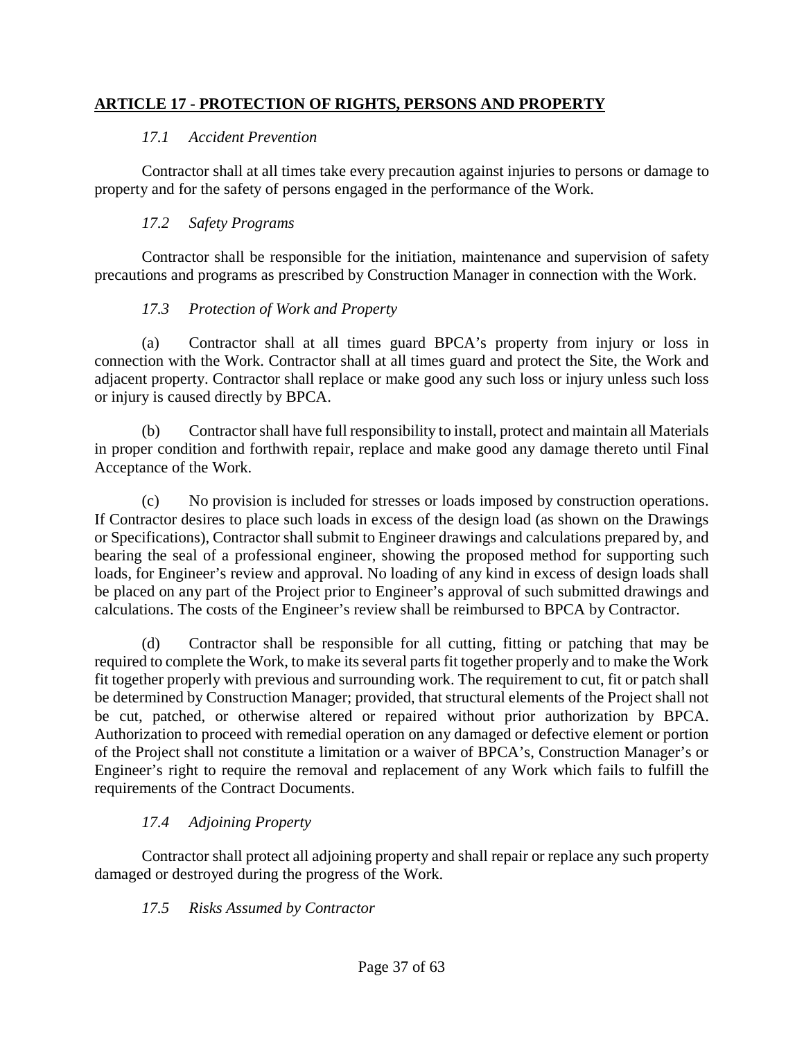## ARTICLE 17 - PROTECTION OF RIGHTS, PERSONS AND PROPERTY

### *17.1 Accident Prevention*

Contractor shall at all times take every precaution against injuries to persons or damage to property and for the safety of persons engaged in the performance of the Work.

### *17.2 Safety Programs*

Contractor shall be responsible for the initiation, maintenance and supervision of safety precautions and programs as prescribed by Construction Manager in connection with the Work.

### *17.3 Protection of Work and Property*

(a) Contractor shall at all times guard BPCA's property from injury or loss in connection with the Work. Contractor shall at all times guard and protect the Site, the Work and adjacent property. Contractor shall replace or make good any such loss or injury unless such loss or injury is caused directly by BPCA.

(b) Contractor shall have full responsibility to install, protect and maintain all Materials in proper condition and forthwith repair, replace and make good any damage thereto until Final Acceptance of the Work.

(c) No provision is included for stresses or loads imposed by construction operations. If Contractor desires to place such loads in excess of the design load (as shown on the Drawings or Specifications), Contractor shall submit to Engineer drawings and calculations prepared by, and bearing the seal of a professional engineer, showing the proposed method for supporting such loads, for Engineer's review and approval. No loading of any kind in excess of design loads shall be placed on any part of the Project prior to Engineer's approval of such submitted drawings and calculations. The costs of the Engineer's review shall be reimbursed to BPCA by Contractor.

(d) Contractor shall be responsible for all cutting, fitting or patching that may be required to complete the Work, to make its several parts fit together properly and to make the Work fit together properly with previous and surrounding work. The requirement to cut, fit or patch shall be determined by Construction Manager; provided, that structural elements of the Project shall not be cut, patched, or otherwise altered or repaired without prior authorization by BPCA. Authorization to proceed with remedial operation on any damaged or defective element or portion of the Project shall not constitute a limitation or a waiver of BPCA's, Construction Manager's or Engineer's right to require the removal and replacement of any Work which fails to fulfill the requirements of the Contract Documents.

### *17.4 Adjoining Property*

Contractor shall protect all adjoining property and shall repair or replace any such property damaged or destroyed during the progress of the Work.

### *17.5 Risks Assumed by Contractor*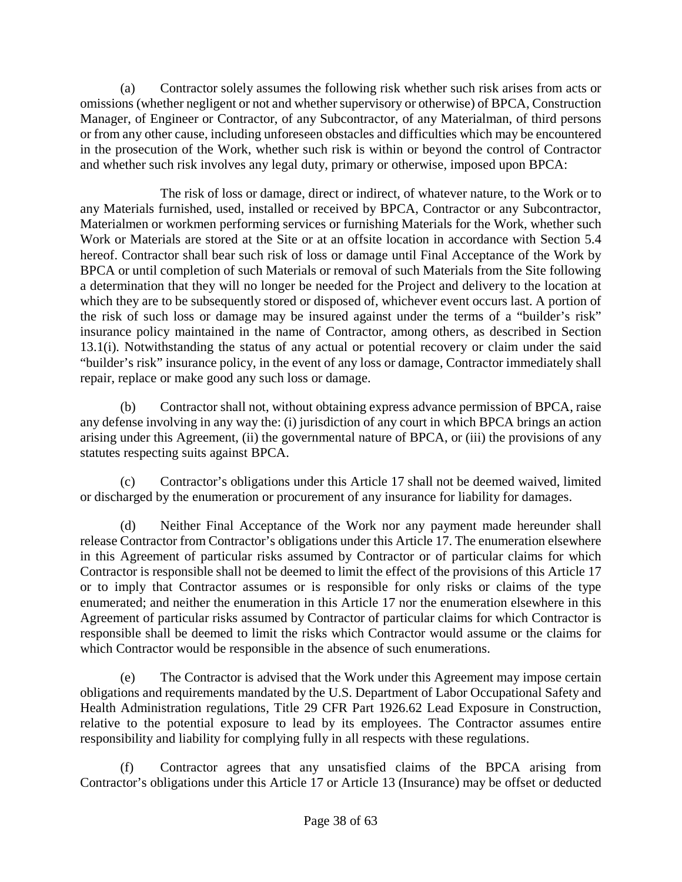(a) Contractor solely assumes the following risk whether such risk arises from acts or omissions (whether negligent or not and whether supervisory or otherwise) of BPCA, Construction Manager, of Engineer or Contractor, of any Subcontractor, of any Materialman, of third persons or from any other cause, including unforeseen obstacles and difficulties which may be encountered in the prosecution of the Work, whether such risk is within or beyond the control of Contractor and whether such risk involves any legal duty, primary or otherwise, imposed upon BPCA:

The risk of loss or damage, direct or indirect, of whatever nature, to the Work or to any Materials furnished, used, installed or received by BPCA, Contractor or any Subcontractor, Materialmen or workmen performing services or furnishing Materials for the Work, whether such Work or Materials are stored at the Site or at an offsite location in accordance with Section 5.4 hereof. Contractor shall bear such risk of loss or damage until Final Acceptance of the Work by BPCA or until completion of such Materials or removal of such Materials from the Site following a determination that they will no longer be needed for the Project and delivery to the location at which they are to be subsequently stored or disposed of, whichever event occurs last. A portion of the risk of such loss or damage may be insured against under the terms of a "builder's risk" insurance policy maintained in the name of Contractor, among others, as described in Section 13.1(i). Notwithstanding the status of any actual or potential recovery or claim under the said "builder's risk" insurance policy, in the event of any loss or damage, Contractor immediately shall repair, replace or make good any such loss or damage.

(b) Contractor shall not, without obtaining express advance permission of BPCA, raise any defense involving in any way the: (i) jurisdiction of any court in which BPCA brings an action arising under this Agreement, (ii) the governmental nature of BPCA, or (iii) the provisions of any statutes respecting suits against BPCA.

(c) Contractor's obligations under this Article 17 shall not be deemed waived, limited or discharged by the enumeration or procurement of any insurance for liability for damages.

(d) Neither Final Acceptance of the Work nor any payment made hereunder shall release Contractor from Contractor's obligations under this Article 17. The enumeration elsewhere in this Agreement of particular risks assumed by Contractor or of particular claims for which Contractor is responsible shall not be deemed to limit the effect of the provisions of this Article 17 or to imply that Contractor assumes or is responsible for only risks or claims of the type enumerated; and neither the enumeration in this Article 17 nor the enumeration elsewhere in this Agreement of particular risks assumed by Contractor of particular claims for which Contractor is responsible shall be deemed to limit the risks which Contractor would assume or the claims for which Contractor would be responsible in the absence of such enumerations.

(e) The Contractor is advised that the Work under this Agreement may impose certain obligations and requirements mandated by the U.S. Department of Labor Occupational Safety and Health Administration regulations, Title 29 CFR Part 1926.62 Lead Exposure in Construction, relative to the potential exposure to lead by its employees. The Contractor assumes entire responsibility and liability for complying fully in all respects with these regulations.

(f) Contractor agrees that any unsatisfied claims of the BPCA arising from Contractor's obligations under this Article 17 or Article 13 (Insurance) may be offset or deducted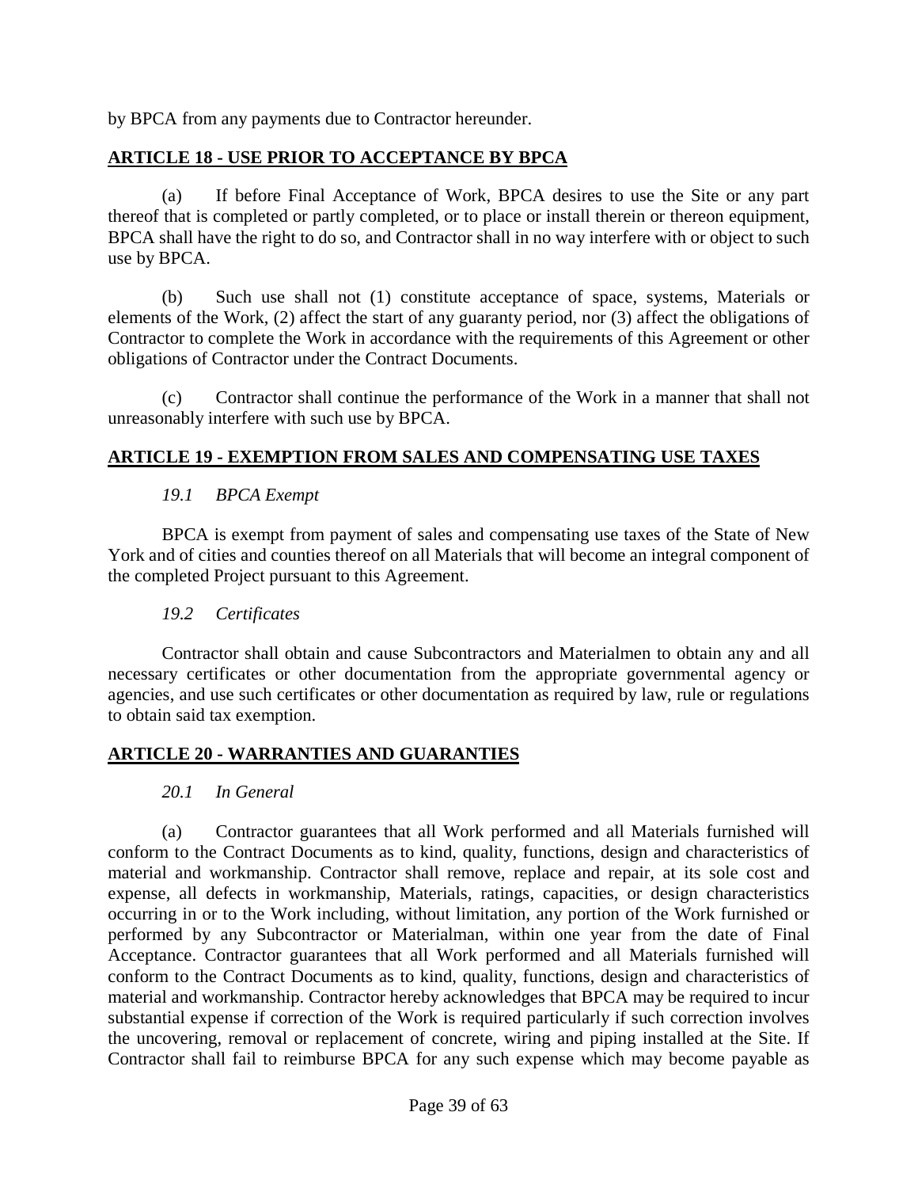by BPCA from any payments due to Contractor hereunder.

## ARTICLE 18 - USE PRIOR TO ACCEPTANCE BY BPCA

(a) If before Final Acceptance of Work, BPCA desires to use the Site or any part thereof that is completed or partly completed, or to place or install therein or thereon equipment, BPCA shall have the right to do so, and Contractor shall in no way interfere with or object to such use by BPCA.

(b) Such use shall not (1) constitute acceptance of space, systems, Materials or elements of the Work, (2) affect the start of any guaranty period, nor (3) affect the obligations of Contractor to complete the Work in accordance with the requirements of this Agreement or other obligations of Contractor under the Contract Documents.

(c) Contractor shall continue the performance of the Work in a manner that shall not unreasonably interfere with such use by BPCA.

## ARTICLE 19 - EXEMPTION FROM SALES AND COMPENSATING USE TAXES

### *19.1 BPCA Exempt*

BPCA is exempt from payment of sales and compensating use taxes of the State of New York and of cities and counties thereof on all Materials that will become an integral component of the completed Project pursuant to this Agreement.

### *19.2 Certificates*

Contractor shall obtain and cause Subcontractors and Materialmen to obtain any and all necessary certificates or other documentation from the appropriate governmental agency or agencies, and use such certificates or other documentation as required by law, rule or regulations to obtain said tax exemption.

## ARTICLE 20 - WARRANTIES AND GUARANTIES

### *20.1 In General*

(a) Contractor guarantees that all Work performed and all Materials furnished will conform to the Contract Documents as to kind, quality, functions, design and characteristics of material and workmanship. Contractor shall remove, replace and repair, at its sole cost and expense, all defects in workmanship, Materials, ratings, capacities, or design characteristics occurring in or to the Work including, without limitation, any portion of the Work furnished or performed by any Subcontractor or Materialman, within one year from the date of Final Acceptance. Contractor guarantees that all Work performed and all Materials furnished will conform to the Contract Documents as to kind, quality, functions, design and characteristics of material and workmanship. Contractor hereby acknowledges that BPCA may be required to incur substantial expense if correction of the Work is required particularly if such correction involves the uncovering, removal or replacement of concrete, wiring and piping installed at the Site. If Contractor shall fail to reimburse BPCA for any such expense which may become payable as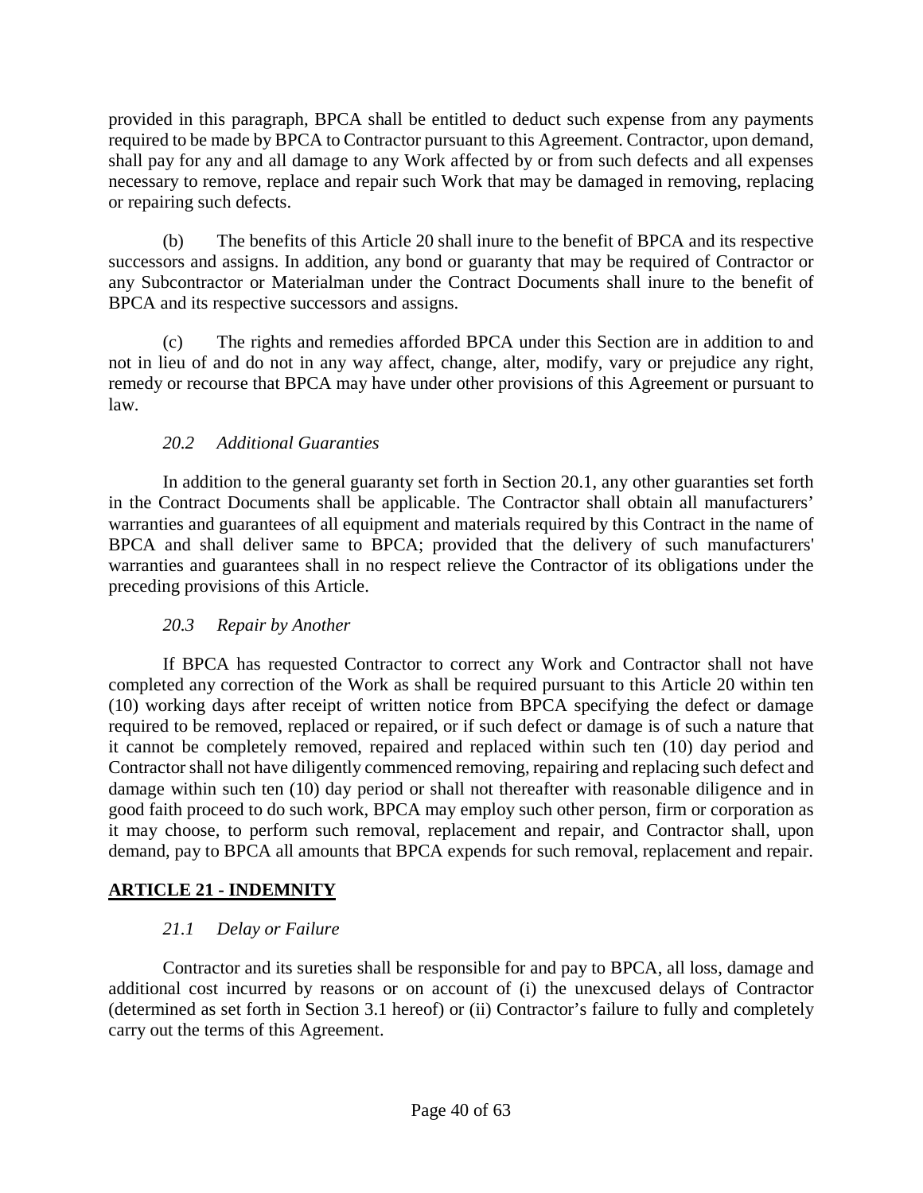provided in this paragraph, BPCA shall be entitled to deduct such expense from any payments required to be made by BPCA to Contractor pursuant to this Agreement. Contractor, upon demand, shall pay for any and all damage to any Work affected by or from such defects and all expenses necessary to remove, replace and repair such Work that may be damaged in removing, replacing or repairing such defects.

(b) The benefits of this Article 20 shall inure to the benefit of BPCA and its respective successors and assigns. In addition, any bond or guaranty that may be required of Contractor or any Subcontractor or Materialman under the Contract Documents shall inure to the benefit of BPCA and its respective successors and assigns.

(c) The rights and remedies afforded BPCA under this Section are in addition to and not in lieu of and do not in any way affect, change, alter, modify, vary or prejudice any right, remedy or recourse that BPCA may have under other provisions of this Agreement or pursuant to law.

### *20.2 Additional Guaranties*

In addition to the general guaranty set forth in Section 20.1, any other guaranties set forth in the Contract Documents shall be applicable. The Contractor shall obtain all manufacturers' warranties and guarantees of all equipment and materials required by this Contract in the name of BPCA and shall deliver same to BPCA; provided that the delivery of such manufacturers' warranties and guarantees shall in no respect relieve the Contractor of its obligations under the preceding provisions of this Article.

### *20.3 Repair by Another*

If BPCA has requested Contractor to correct any Work and Contractor shall not have completed any correction of the Work as shall be required pursuant to this Article 20 within ten (10) working days after receipt of written notice from BPCA specifying the defect or damage required to be removed, replaced or repaired, or if such defect or damage is of such a nature that it cannot be completely removed, repaired and replaced within such ten (10) day period and Contractor shall not have diligently commenced removing, repairing and replacing such defect and damage within such ten (10) day period or shall not thereafter with reasonable diligence and in good faith proceed to do such work, BPCA may employ such other person, firm or corporation as it may choose, to perform such removal, replacement and repair, and Contractor shall, upon demand, pay to BPCA all amounts that BPCA expends for such removal, replacement and repair.

## **ARTICLE 21 - INDEMNITY**

### *21.1 Delay or Failure*

Contractor and its sureties shall be responsible for and pay to BPCA, all loss, damage and additional cost incurred by reasons or on account of (i) the unexcused delays of Contractor (determined as set forth in Section 3.1 hereof) or (ii) Contractor's failure to fully and completely carry out the terms of this Agreement.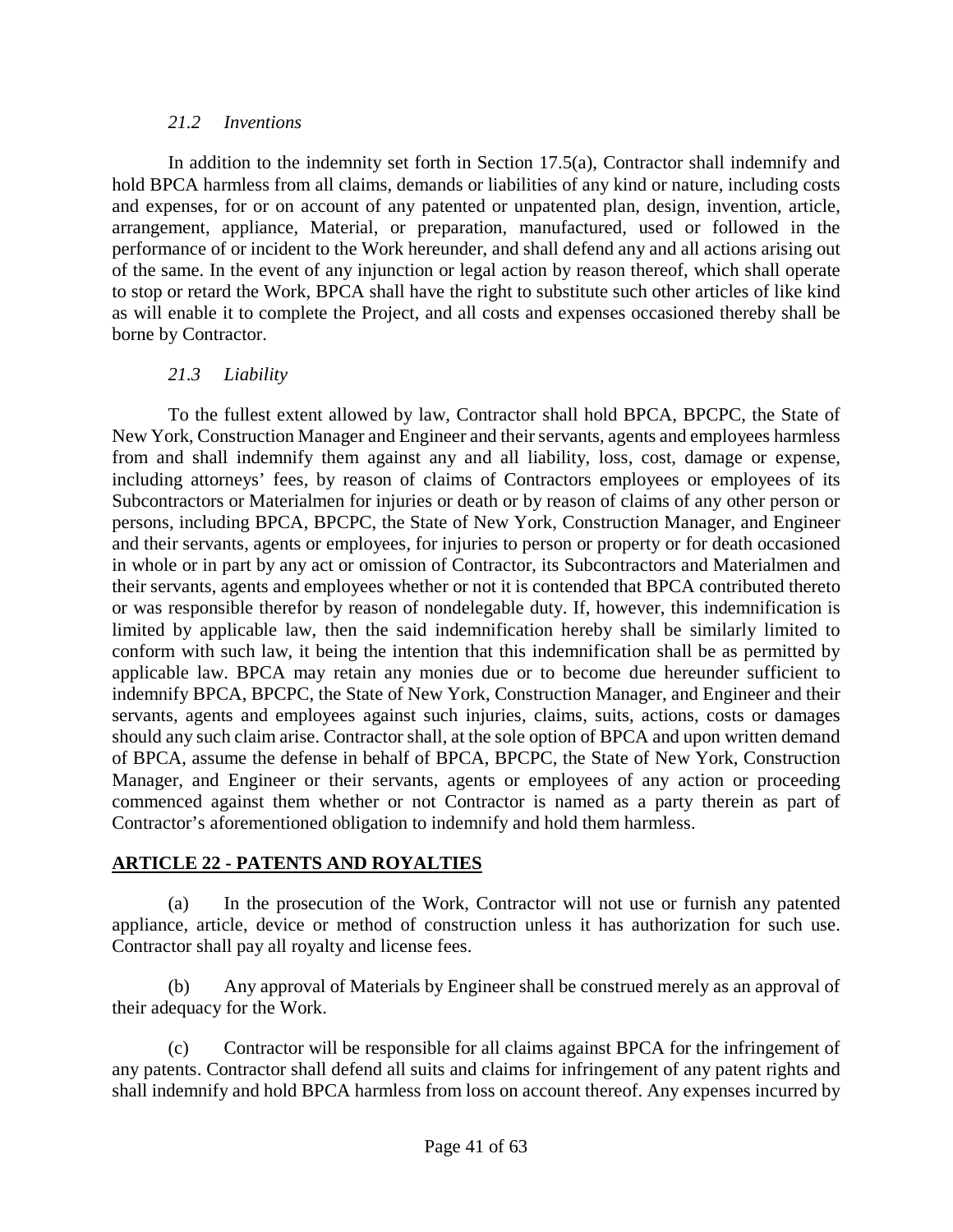### *21.2 Inventions*

In addition to the indemnity set forth in Section 17.5(a), Contractor shall indemnify and hold BPCA harmless from all claims, demands or liabilities of any kind or nature, including costs and expenses, for or on account of any patented or unpatented plan, design, invention, article, arrangement, appliance, Material, or preparation, manufactured, used or followed in the performance of or incident to the Work hereunder, and shall defend any and all actions arising out of the same. In the event of any injunction or legal action by reason thereof, which shall operate to stop or retard the Work, BPCA shall have the right to substitute such other articles of like kind as will enable it to complete the Project, and all costs and expenses occasioned thereby shall be borne by Contractor.

### *21.3 Liability*

To the fullest extent allowed by law, Contractor shall hold BPCA, BPCPC, the State of New York, Construction Manager and Engineer and their servants, agents and employees harmless from and shall indemnify them against any and all liability, loss, cost, damage or expense, including attorneys' fees, by reason of claims of Contractors employees or employees of its Subcontractors or Materialmen for injuries or death or by reason of claims of any other person or persons, including BPCA, BPCPC, the State of New York, Construction Manager, and Engineer and their servants, agents or employees, for injuries to person or property or for death occasioned in whole or in part by any act or omission of Contractor, its Subcontractors and Materialmen and their servants, agents and employees whether or not it is contended that BPCA contributed thereto or was responsible therefor by reason of nondelegable duty. If, however, this indemnification is limited by applicable law, then the said indemnification hereby shall be similarly limited to conform with such law, it being the intention that this indemnification shall be as permitted by applicable law. BPCA may retain any monies due or to become due hereunder sufficient to indemnify BPCA, BPCPC, the State of New York, Construction Manager, and Engineer and their servants, agents and employees against such injuries, claims, suits, actions, costs or damages should any such claim arise. Contractor shall, at the sole option of BPCA and upon written demand of BPCA, assume the defense in behalf of BPCA, BPCPC, the State of New York, Construction Manager, and Engineer or their servants, agents or employees of any action or proceeding commenced against them whether or not Contractor is named as a party therein as part of Contractor's aforementioned obligation to indemnify and hold them harmless.

## **ARTICLE 22 - PATENTS AND ROYALTIES**

(a) In the prosecution of the Work, Contractor will not use or furnish any patented appliance, article, device or method of construction unless it has authorization for such use. Contractor shall pay all royalty and license fees.

(b) Any approval of Materials by Engineer shall be construed merely as an approval of their adequacy for the Work.

(c) Contractor will be responsible for all claims against BPCA for the infringement of any patents. Contractor shall defend all suits and claims for infringement of any patent rights and shall indemnify and hold BPCA harmless from loss on account thereof. Any expenses incurred by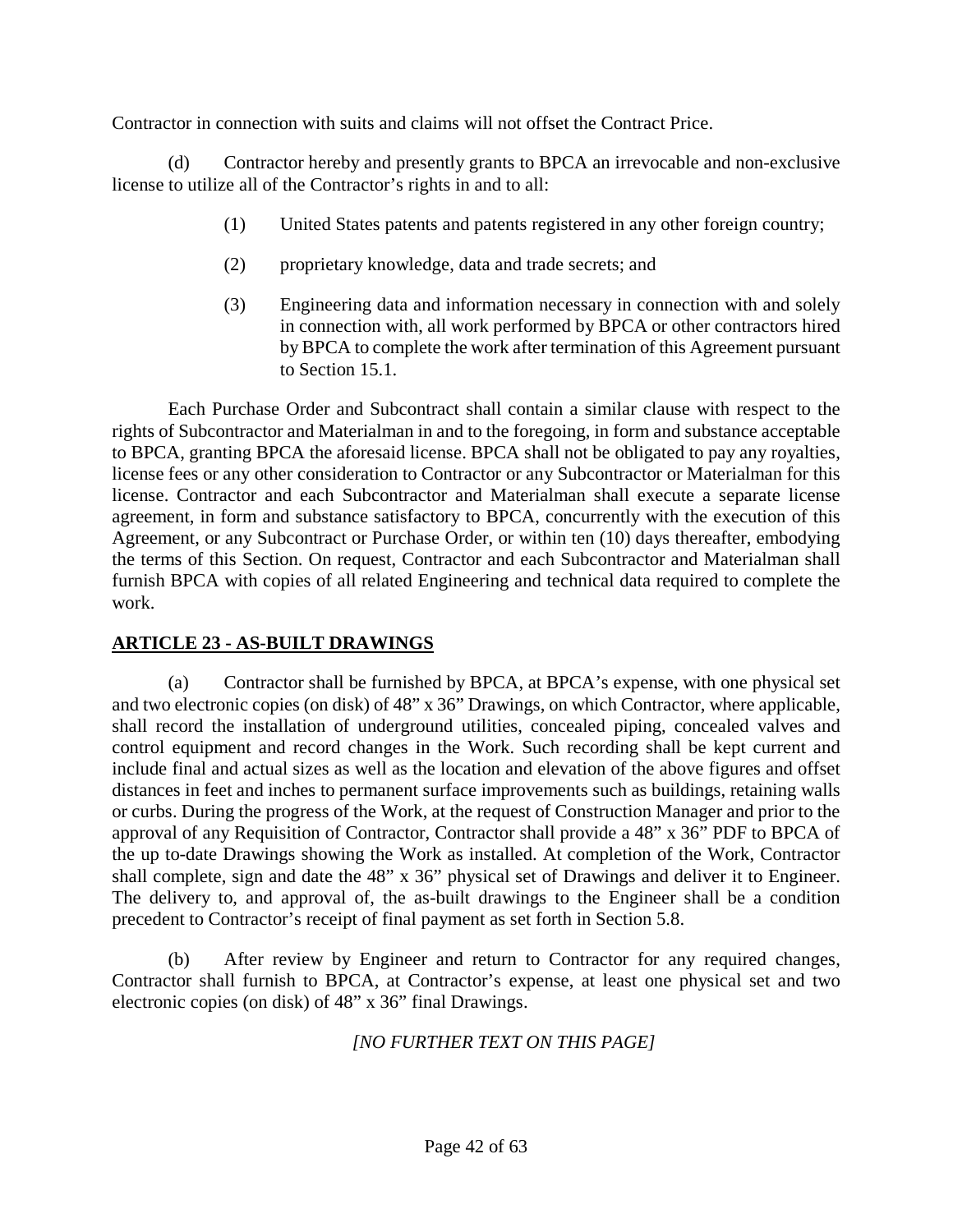Contractor in connection with suits and claims will not offset the Contract Price.

(d) Contractor hereby and presently grants to BPCA an irrevocable and non-exclusive license to utilize all of the Contractor's rights in and to all:

(1) United States patents and patents registered in any other foreign country;

(2) proprietary knowledge, data and trade secrets; and

(3) Engineering data and information necessary in connection with and solely in connection with, all work performed by BPCA or other contractors hired by BPCA to complete the work after termination of this Agreement pursuant to Section 15.1.

Each Purchase Order and Subcontract shall contain a similar clause with respect to the rights of Subcontractor and Materialman in and to the foregoing, in form and substance acceptable to BPCA, granting BPCA the aforesaid license. BPCA shall not be obligated to pay any royalties, license fees or any other consideration to Contractor or any Subcontractor or Materialman for this license. Contractor and each Subcontractor and Materialman shall execute a separate license agreement, in form and substance satisfactory to BPCA, concurrently with the execution of this Agreement, or any Subcontract or Purchase Order, or within ten (10) days thereafter, embodying the terms of this Section. On request, Contractor and each Subcontractor and Materialman shall furnish BPCA with copies of all related Engineering and technical data required to complete the work.

## ARTICLE 23 - AS-BUILT DRAWINGS

(a) Contractor shall be furnished by BPCA, at BPCA's expense, with one physical set and two electronic copies (on disk) of 48" x 36" Drawings, on which Contractor, where applicable, shall record the installation of underground utilities, concealed piping, concealed valves and control equipment and record changes in the Work. Such recording shall be kept current and include final and actual sizes as well as the location and elevation of the above figures and offset distances in feet and inches to permanent surface improvements such as buildings, retaining walls or curbs. During the progress of the Work, at the request of Construction Manager and prior to the approval of any Requisition of Contractor, Contractor shall provide a 48" x 36" PDF to BPCA of the up to-date Drawings showing the Work as installed. At completion of the Work, Contractor shall complete, sign and date the 48" x 36" physical set of Drawings and deliver it to Engineer. The delivery to, and approval of, the as-built drawings to the Engineer shall be a condition precedent to Contractor's receipt of final payment as set forth in Section 5.8.

(b) After review by Engineer and return to Contractor for any required changes, Contractor shall furnish to BPCA, at Contractor's expense, at least one physical set and two electronic copies (on disk) of 48" x 36" final Drawings.

*[NO FURTHER TEXT ON THIS PAGE]*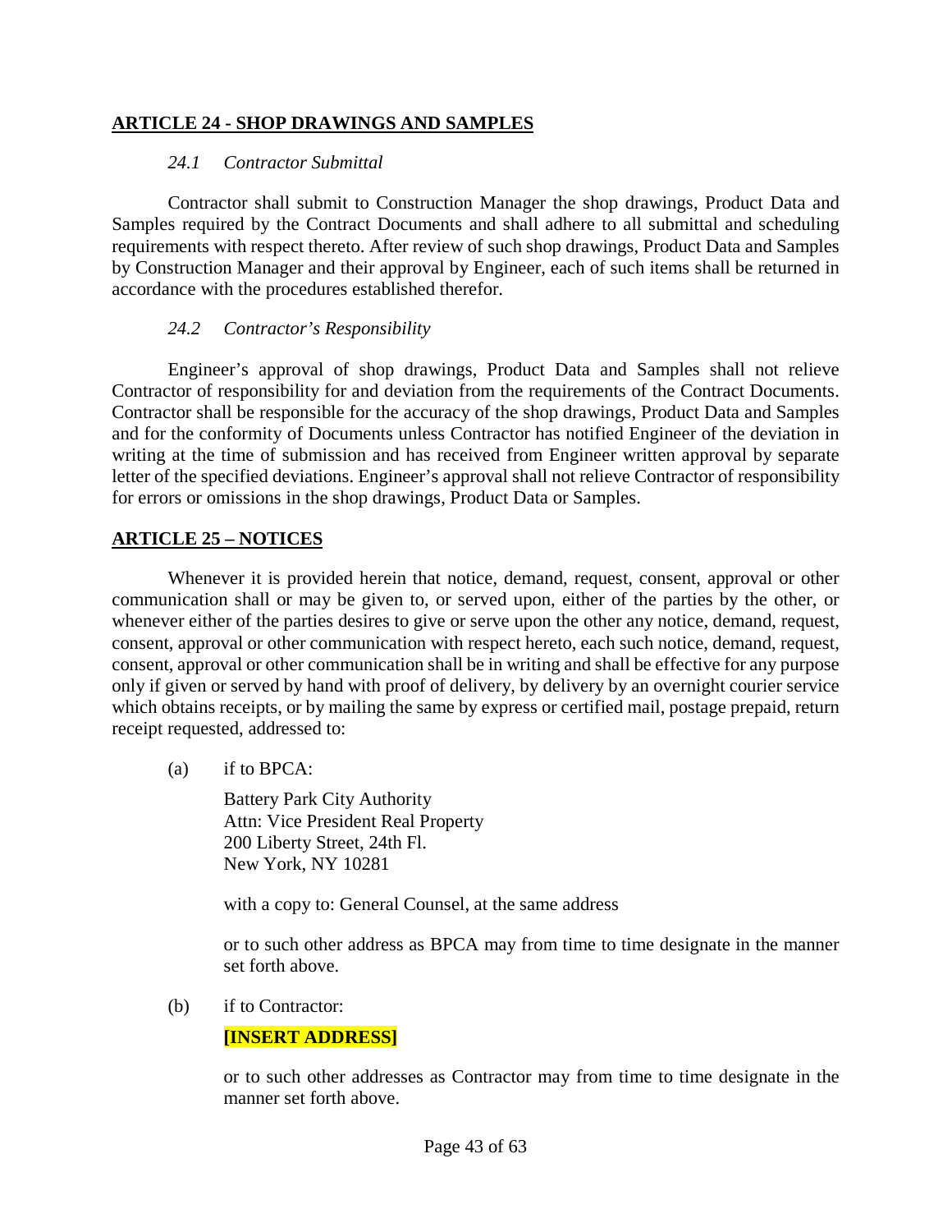## ARTICLE 24 - SHOP DRAWINGS AND SAMPLES

### *24.1 Contractor Submittal*

Contractor shall submit to Construction Manager the shop drawings, Product Data and Samples required by the Contract Documents and shall adhere to all submittal and scheduling requirements with respect thereto. After review of such shop drawings, Product Data and Samples by Construction Manager and their approval by Engineer, each of such items shall be returned in accordance with the procedures established therefor.

### *24.2 Contractor's Responsibility*

Engineer's approval of shop drawings, Product Data and Samples shall not relieve Contractor of responsibility for and deviation from the requirements of the Contract Documents. Contractor shall be responsible for the accuracy of the shop drawings, Product Data and Samples and for the conformity of Documents unless Contractor has notified Engineer of the deviation in writing at the time of submission and has received from Engineer written approval by separate letter of the specified deviations. Engineer's approval shall not relieve Contractor of responsibility for errors or omissions in the shop drawings, Product Data or Samples.

## ARTICLE 25 – NOTICES

Whenever it is provided herein that notice, demand, request, consent, approval or other communication shall or may be given to, or served upon, either of the parties by the other, or whenever either of the parties desires to give or serve upon the other any notice, demand, request, consent, approval or other communication with respect hereto, each such notice, demand, request, consent, approval or other communication shall be in writing and shall be effective for any purpose only if given or served by hand with proof of delivery, by delivery by an overnight courier service which obtains receipts, or by mailing the same by express or certified mail, postage prepaid, return receipt requested, addressed to:

(a) if to BPCA:

Battery Park City Authority
Attn: Vice President Real Property
200 Liberty Street, 24th Fl.
New York, NY 10281

with a copy to: General Counsel, at the same address

or to such other address as BPCA may from time to time designate in the manner set forth above.

(b) if to Contractor:

**[INSERT ADDRESS]**

or to such other addresses as Contractor may from time to time designate in the manner set forth above.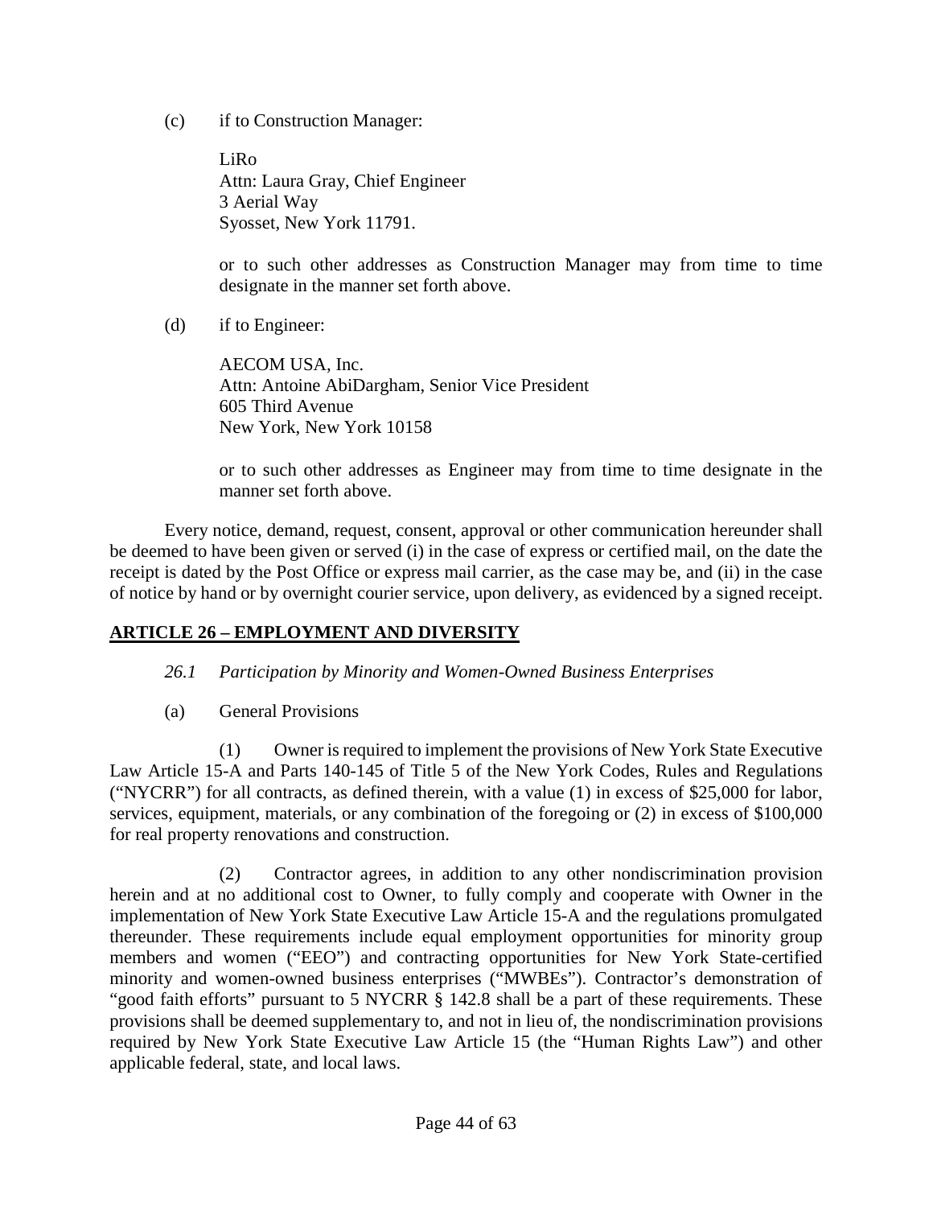(c) if to Construction Manager:

LiRo
Attn: Laura Gray, Chief Engineer
3 Aerial Way
Syosset, New York 11791.

or to such other addresses as Construction Manager may from time to time designate in the manner set forth above.

(d) if to Engineer:

AECOM USA, Inc.
Attn: Antoine AbiDargham, Senior Vice President
605 Third Avenue
New York, New York 10158

or to such other addresses as Engineer may from time to time designate in the manner set forth above.

Every notice, demand, request, consent, approval or other communication hereunder shall be deemed to have been given or served (i) in the case of express or certified mail, on the date the receipt is dated by the Post Office or express mail carrier, as the case may be, and (ii) in the case of notice by hand or by overnight courier service, upon delivery, as evidenced by a signed receipt.

## ARTICLE 26 – EMPLOYMENT AND DIVERSITY

*26.1 Participation by Minority and Women-Owned Business Enterprises*

(a) General Provisions

(1) Owner is required to implement the provisions of New York State Executive Law Article 15-A and Parts 140-145 of Title 5 of the New York Codes, Rules and Regulations ("NYCRR") for all contracts, as defined therein, with a value (1) in excess of $25,000 for labor, services, equipment, materials, or any combination of the foregoing or (2) in excess of $100,000 for real property renovations and construction.

(2) Contractor agrees, in addition to any other nondiscrimination provision herein and at no additional cost to Owner, to fully comply and cooperate with Owner in the implementation of New York State Executive Law Article 15-A and the regulations promulgated thereunder. These requirements include equal employment opportunities for minority group members and women ("EEO") and contracting opportunities for New York State-certified minority and women-owned business enterprises ("MWBEs"). Contractor's demonstration of "good faith efforts" pursuant to 5 NYCRR § 142.8 shall be a part of these requirements. These provisions shall be deemed supplementary to, and not in lieu of, the nondiscrimination provisions required by New York State Executive Law Article 15 (the "Human Rights Law") and other applicable federal, state, and local laws.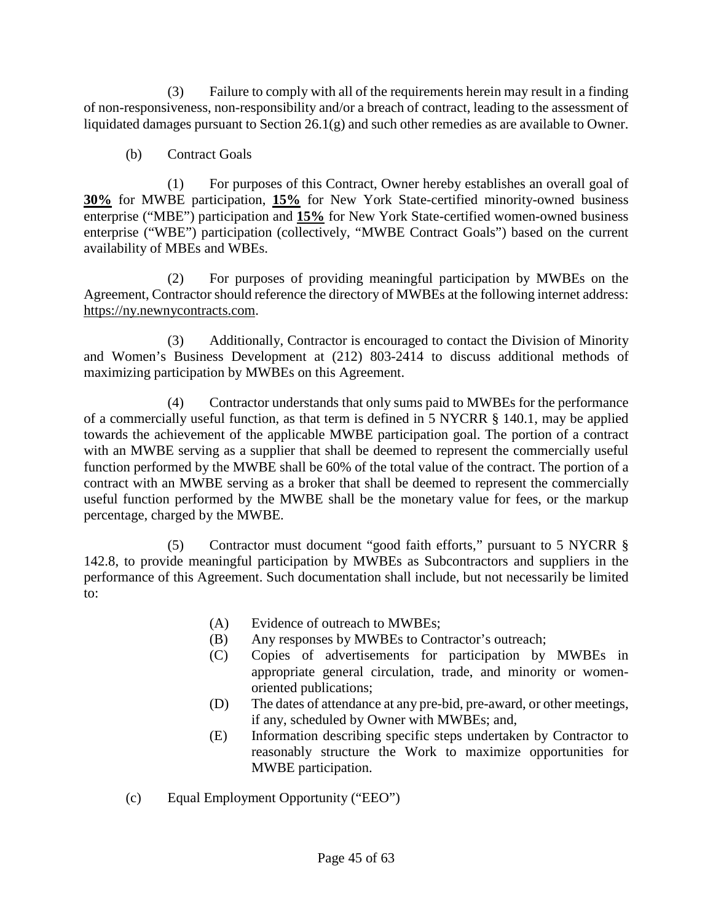(3) Failure to comply with all of the requirements herein may result in a finding of non-responsiveness, non-responsibility and/or a breach of contract, leading to the assessment of liquidated damages pursuant to Section 26.1(g) and such other remedies as are available to Owner.

(b) Contract Goals

(1) For purposes of this Contract, Owner hereby establishes an overall goal of **30%** for MWBE participation, **15%** for New York State-certified minority-owned business enterprise ("MBE") participation and **15%** for New York State-certified women-owned business enterprise ("WBE") participation (collectively, "MWBE Contract Goals") based on the current availability of MBEs and WBEs.

(2) For purposes of providing meaningful participation by MWBEs on the Agreement, Contractor should reference the directory of MWBEs at the following internet address: https://ny.newnycontracts.com.

(3) Additionally, Contractor is encouraged to contact the Division of Minority and Women's Business Development at (212) 803-2414 to discuss additional methods of maximizing participation by MWBEs on this Agreement.

(4) Contractor understands that only sums paid to MWBEs for the performance of a commercially useful function, as that term is defined in 5 NYCRR § 140.1, may be applied towards the achievement of the applicable MWBE participation goal. The portion of a contract with an MWBE serving as a supplier that shall be deemed to represent the commercially useful function performed by the MWBE shall be 60% of the total value of the contract. The portion of a contract with an MWBE serving as a broker that shall be deemed to represent the commercially useful function performed by the MWBE shall be the monetary value for fees, or the markup percentage, charged by the MWBE.

(5) Contractor must document "good faith efforts," pursuant to 5 NYCRR § 142.8, to provide meaningful participation by MWBEs as Subcontractors and suppliers in the performance of this Agreement. Such documentation shall include, but not necessarily be limited to:

(A) Evidence of outreach to MWBEs;

(B) Any responses by MWBEs to Contractor's outreach;

(C) Copies of advertisements for participation by MWBEs in appropriate general circulation, trade, and minority or women-oriented publications;

(D) The dates of attendance at any pre-bid, pre-award, or other meetings, if any, scheduled by Owner with MWBEs; and,

(E) Information describing specific steps undertaken by Contractor to reasonably structure the Work to maximize opportunities for MWBE participation.

(c) Equal Employment Opportunity ("EEO")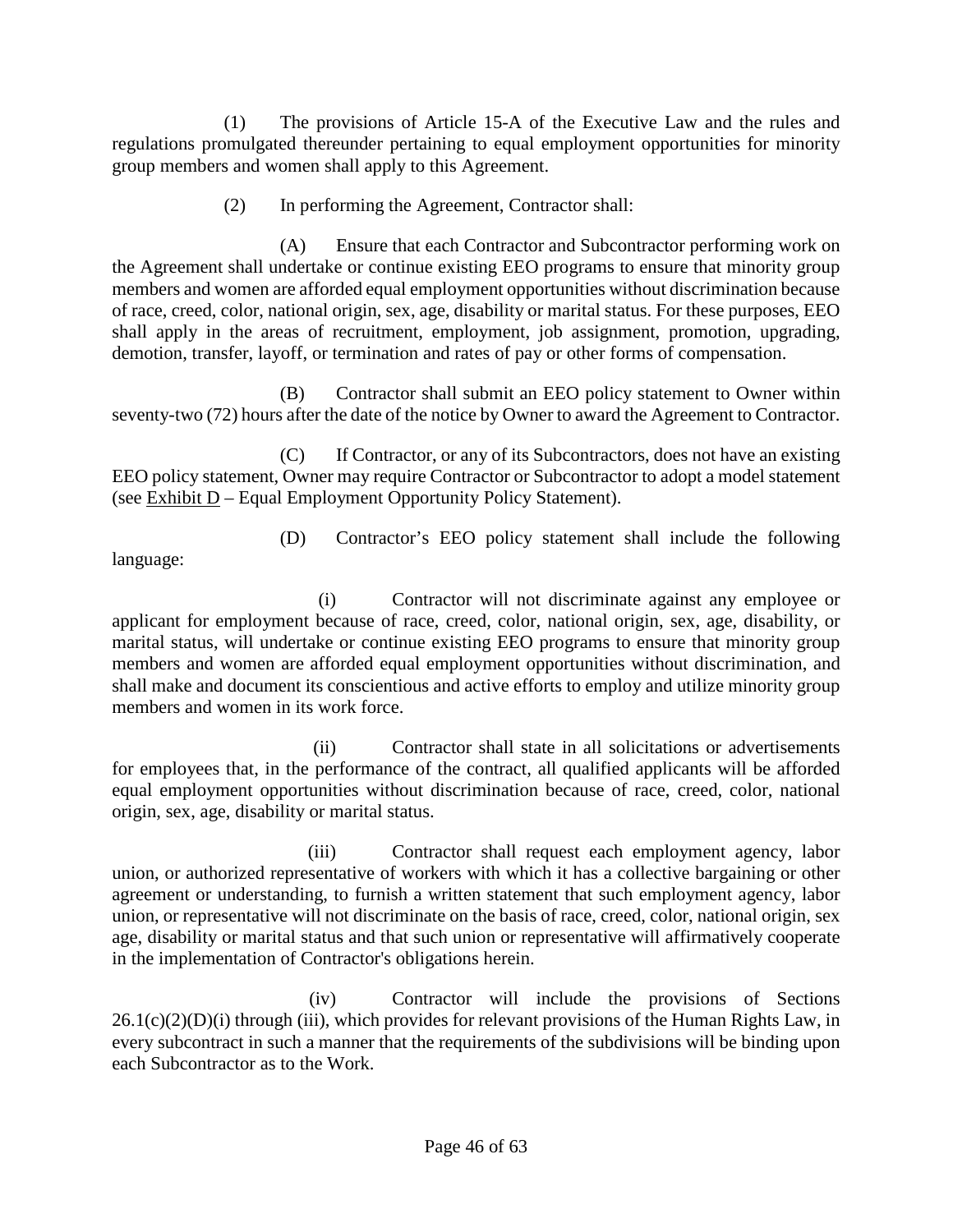(1) The provisions of Article 15-A of the Executive Law and the rules and regulations promulgated thereunder pertaining to equal employment opportunities for minority group members and women shall apply to this Agreement.

(2) In performing the Agreement, Contractor shall:

(A) Ensure that each Contractor and Subcontractor performing work on the Agreement shall undertake or continue existing EEO programs to ensure that minority group members and women are afforded equal employment opportunities without discrimination because of race, creed, color, national origin, sex, age, disability or marital status. For these purposes, EEO shall apply in the areas of recruitment, employment, job assignment, promotion, upgrading, demotion, transfer, layoff, or termination and rates of pay or other forms of compensation.

(B) Contractor shall submit an EEO policy statement to Owner within seventy-two (72) hours after the date of the notice by Owner to award the Agreement to Contractor.

(C) If Contractor, or any of its Subcontractors, does not have an existing EEO policy statement, Owner may require Contractor or Subcontractor to adopt a model statement (see Exhibit D – Equal Employment Opportunity Policy Statement).

(D) Contractor's EEO policy statement shall include the following language:

(i) Contractor will not discriminate against any employee or applicant for employment because of race, creed, color, national origin, sex, age, disability, or marital status, will undertake or continue existing EEO programs to ensure that minority group members and women are afforded equal employment opportunities without discrimination, and shall make and document its conscientious and active efforts to employ and utilize minority group members and women in its work force.

(ii) Contractor shall state in all solicitations or advertisements for employees that, in the performance of the contract, all qualified applicants will be afforded equal employment opportunities without discrimination because of race, creed, color, national origin, sex, age, disability or marital status.

(iii) Contractor shall request each employment agency, labor union, or authorized representative of workers with which it has a collective bargaining or other agreement or understanding, to furnish a written statement that such employment agency, labor union, or representative will not discriminate on the basis of race, creed, color, national origin, sex age, disability or marital status and that such union or representative will affirmatively cooperate in the implementation of Contractor's obligations herein.

(iv) Contractor will include the provisions of Sections 26.1(c)(2)(D)(i) through (iii), which provides for relevant provisions of the Human Rights Law, in every subcontract in such a manner that the requirements of the subdivisions will be binding upon each Subcontractor as to the Work.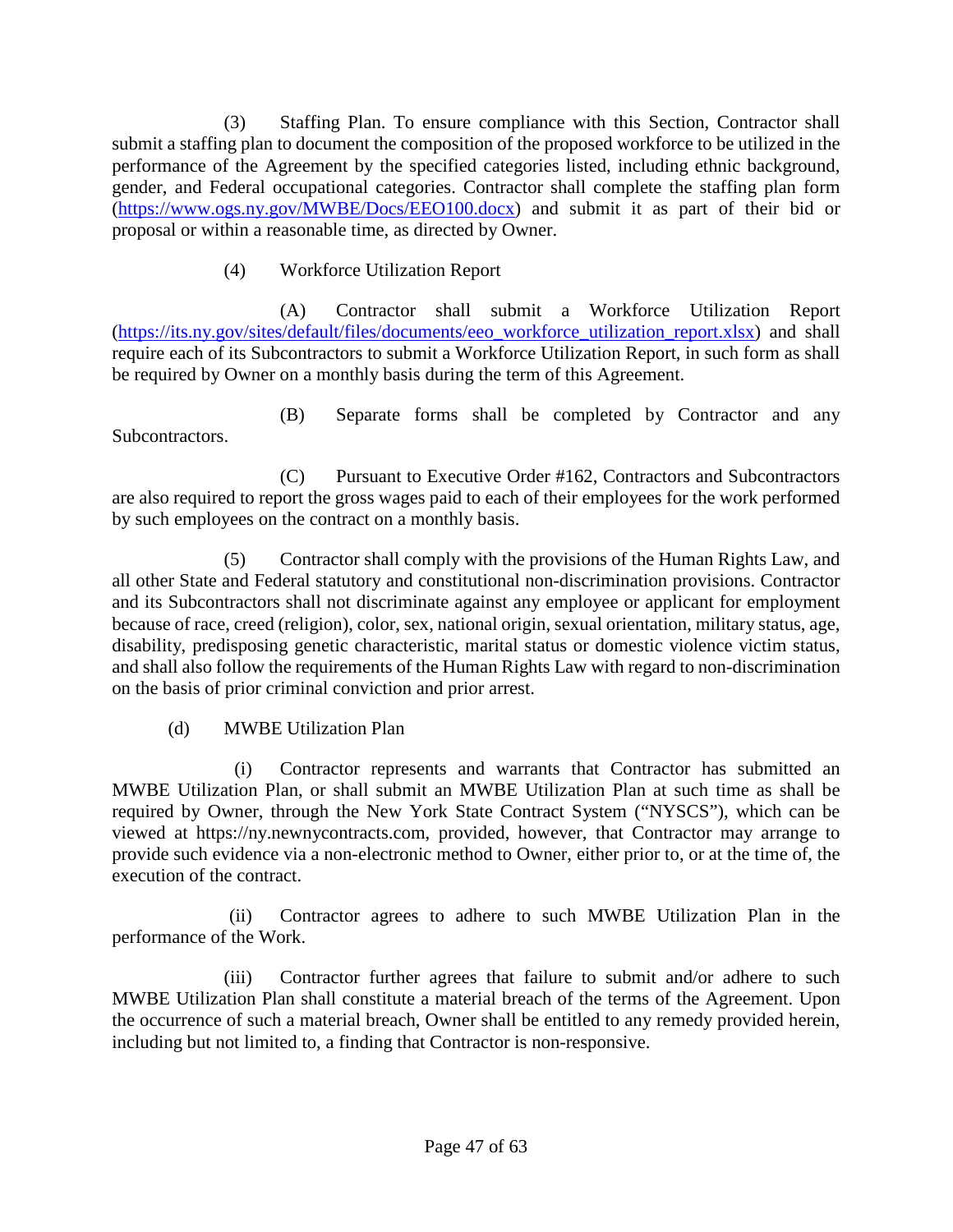(3) Staffing Plan. To ensure compliance with this Section, Contractor shall submit a staffing plan to document the composition of the proposed workforce to be utilized in the performance of the Agreement by the specified categories listed, including ethnic background, gender, and Federal occupational categories. Contractor shall complete the staffing plan form (https://www.ogs.ny.gov/MWBE/Docs/EEO100.docx) and submit it as part of their bid or proposal or within a reasonable time, as directed by Owner.

(4) Workforce Utilization Report

(A) Contractor shall submit a Workforce Utilization Report (https://its.ny.gov/sites/default/files/documents/eeo_workforce_utilization_report.xlsx) and shall require each of its Subcontractors to submit a Workforce Utilization Report, in such form as shall be required by Owner on a monthly basis during the term of this Agreement.

(B) Separate forms shall be completed by Contractor and any Subcontractors.

(C) Pursuant to Executive Order #162, Contractors and Subcontractors are also required to report the gross wages paid to each of their employees for the work performed by such employees on the contract on a monthly basis.

(5) Contractor shall comply with the provisions of the Human Rights Law, and all other State and Federal statutory and constitutional non-discrimination provisions. Contractor and its Subcontractors shall not discriminate against any employee or applicant for employment because of race, creed (religion), color, sex, national origin, sexual orientation, military status, age, disability, predisposing genetic characteristic, marital status or domestic violence victim status, and shall also follow the requirements of the Human Rights Law with regard to non-discrimination on the basis of prior criminal conviction and prior arrest.

(d) MWBE Utilization Plan

(i) Contractor represents and warrants that Contractor has submitted an MWBE Utilization Plan, or shall submit an MWBE Utilization Plan at such time as shall be required by Owner, through the New York State Contract System ("NYSCS"), which can be viewed at https://ny.newnycontracts.com, provided, however, that Contractor may arrange to provide such evidence via a non-electronic method to Owner, either prior to, or at the time of, the execution of the contract.

(ii) Contractor agrees to adhere to such MWBE Utilization Plan in the performance of the Work.

(iii) Contractor further agrees that failure to submit and/or adhere to such MWBE Utilization Plan shall constitute a material breach of the terms of the Agreement. Upon the occurrence of such a material breach, Owner shall be entitled to any remedy provided herein, including but not limited to, a finding that Contractor is non-responsive.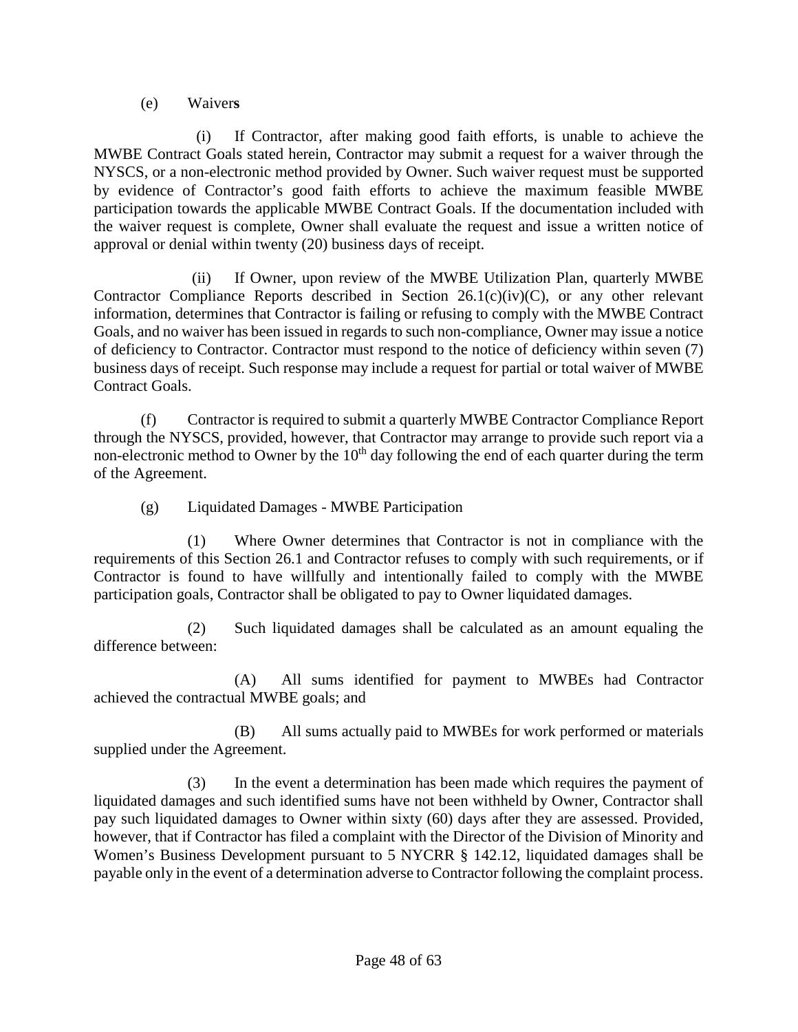(e) Waivers

(i) If Contractor, after making good faith efforts, is unable to achieve the MWBE Contract Goals stated herein, Contractor may submit a request for a waiver through the NYSCS, or a non-electronic method provided by Owner. Such waiver request must be supported by evidence of Contractor's good faith efforts to achieve the maximum feasible MWBE participation towards the applicable MWBE Contract Goals. If the documentation included with the waiver request is complete, Owner shall evaluate the request and issue a written notice of approval or denial within twenty (20) business days of receipt.

(ii) If Owner, upon review of the MWBE Utilization Plan, quarterly MWBE Contractor Compliance Reports described in Section 26.1(c)(iv)(C), or any other relevant information, determines that Contractor is failing or refusing to comply with the MWBE Contract Goals, and no waiver has been issued in regards to such non-compliance, Owner may issue a notice of deficiency to Contractor. Contractor must respond to the notice of deficiency within seven (7) business days of receipt. Such response may include a request for partial or total waiver of MWBE Contract Goals.

(f) Contractor is required to submit a quarterly MWBE Contractor Compliance Report through the NYSCS, provided, however, that Contractor may arrange to provide such report via a non-electronic method to Owner by the 10th day following the end of each quarter during the term of the Agreement.

(g) Liquidated Damages - MWBE Participation

(1) Where Owner determines that Contractor is not in compliance with the requirements of this Section 26.1 and Contractor refuses to comply with such requirements, or if Contractor is found to have willfully and intentionally failed to comply with the MWBE participation goals, Contractor shall be obligated to pay to Owner liquidated damages.

(2) Such liquidated damages shall be calculated as an amount equaling the difference between:

(A) All sums identified for payment to MWBEs had Contractor achieved the contractual MWBE goals; and

(B) All sums actually paid to MWBEs for work performed or materials supplied under the Agreement.

(3) In the event a determination has been made which requires the payment of liquidated damages and such identified sums have not been withheld by Owner, Contractor shall pay such liquidated damages to Owner within sixty (60) days after they are assessed. Provided, however, that if Contractor has filed a complaint with the Director of the Division of Minority and Women's Business Development pursuant to 5 NYCRR § 142.12, liquidated damages shall be payable only in the event of a determination adverse to Contractor following the complaint process.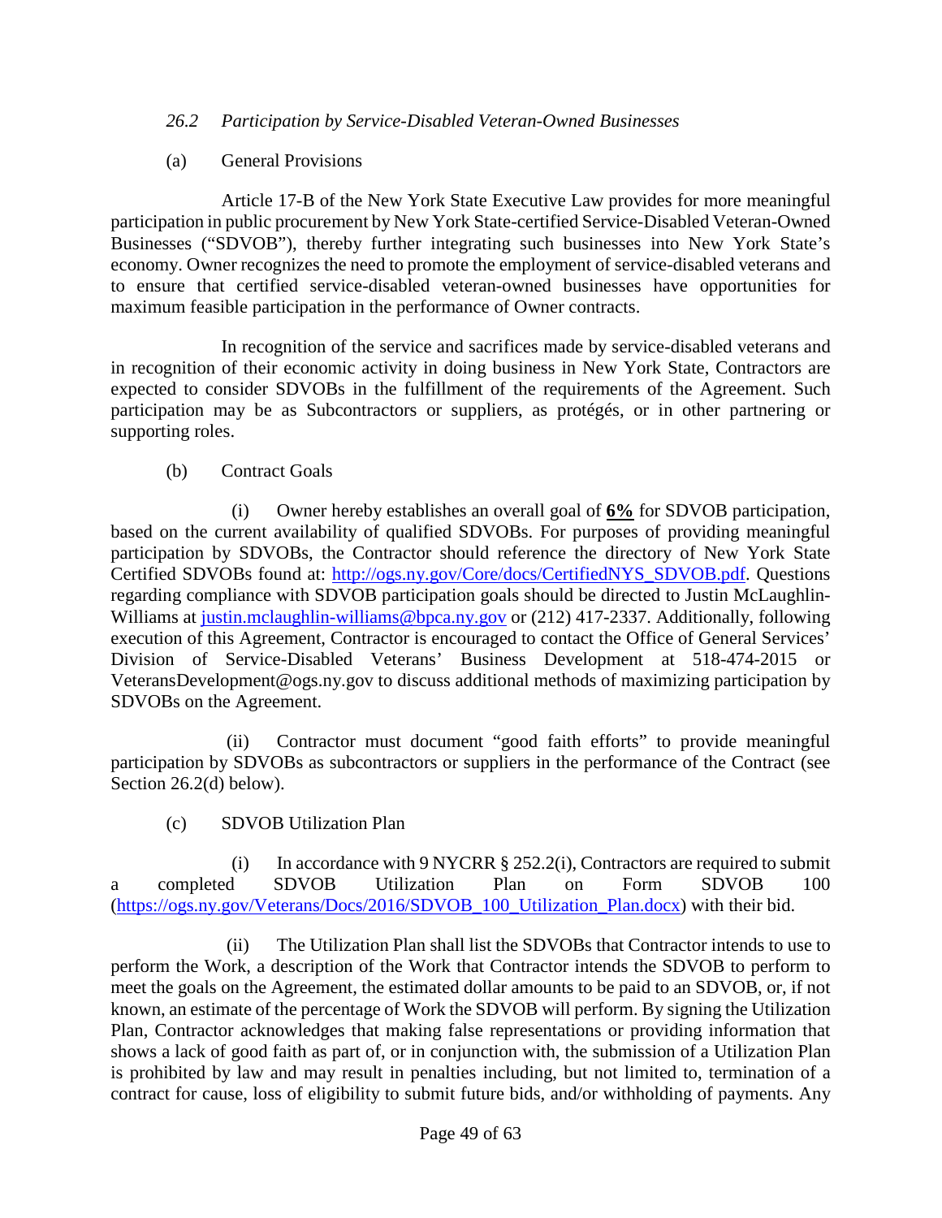*26.2 Participation by Service-Disabled Veteran-Owned Businesses*

(a) General Provisions

Article 17-B of the New York State Executive Law provides for more meaningful participation in public procurement by New York State-certified Service-Disabled Veteran-Owned Businesses ("SDVOB"), thereby further integrating such businesses into New York State's economy. Owner recognizes the need to promote the employment of service-disabled veterans and to ensure that certified service-disabled veteran-owned businesses have opportunities for maximum feasible participation in the performance of Owner contracts.

In recognition of the service and sacrifices made by service-disabled veterans and in recognition of their economic activity in doing business in New York State, Contractors are expected to consider SDVOBs in the fulfillment of the requirements of the Agreement. Such participation may be as Subcontractors or suppliers, as protégés, or in other partnering or supporting roles.

(b) Contract Goals

(i) Owner hereby establishes an overall goal of **6%** for SDVOB participation, based on the current availability of qualified SDVOBs. For purposes of providing meaningful participation by SDVOBs, the Contractor should reference the directory of New York State Certified SDVOBs found at: http://ogs.ny.gov/Core/docs/CertifiedNYS_SDVOB.pdf. Questions regarding compliance with SDVOB participation goals should be directed to Justin McLaughlin-Williams at justin.mclaughlin-williams@bpca.ny.gov or (212) 417-2337. Additionally, following execution of this Agreement, Contractor is encouraged to contact the Office of General Services' Division of Service-Disabled Veterans' Business Development at 518-474-2015 or VeteransDevelopment@ogs.ny.gov to discuss additional methods of maximizing participation by SDVOBs on the Agreement.

(ii) Contractor must document "good faith efforts" to provide meaningful participation by SDVOBs as subcontractors or suppliers in the performance of the Contract (see Section 26.2(d) below).

(c) SDVOB Utilization Plan

(i) In accordance with 9 NYCRR § 252.2(i), Contractors are required to submit a completed SDVOB Utilization Plan on Form SDVOB 100 (https://ogs.ny.gov/Veterans/Docs/2016/SDVOB_100_Utilization_Plan.docx) with their bid.

(ii) The Utilization Plan shall list the SDVOBs that Contractor intends to use to perform the Work, a description of the Work that Contractor intends the SDVOB to perform to meet the goals on the Agreement, the estimated dollar amounts to be paid to an SDVOB, or, if not known, an estimate of the percentage of Work the SDVOB will perform. By signing the Utilization Plan, Contractor acknowledges that making false representations or providing information that shows a lack of good faith as part of, or in conjunction with, the submission of a Utilization Plan is prohibited by law and may result in penalties including, but not limited to, termination of a contract for cause, loss of eligibility to submit future bids, and/or withholding of payments. Any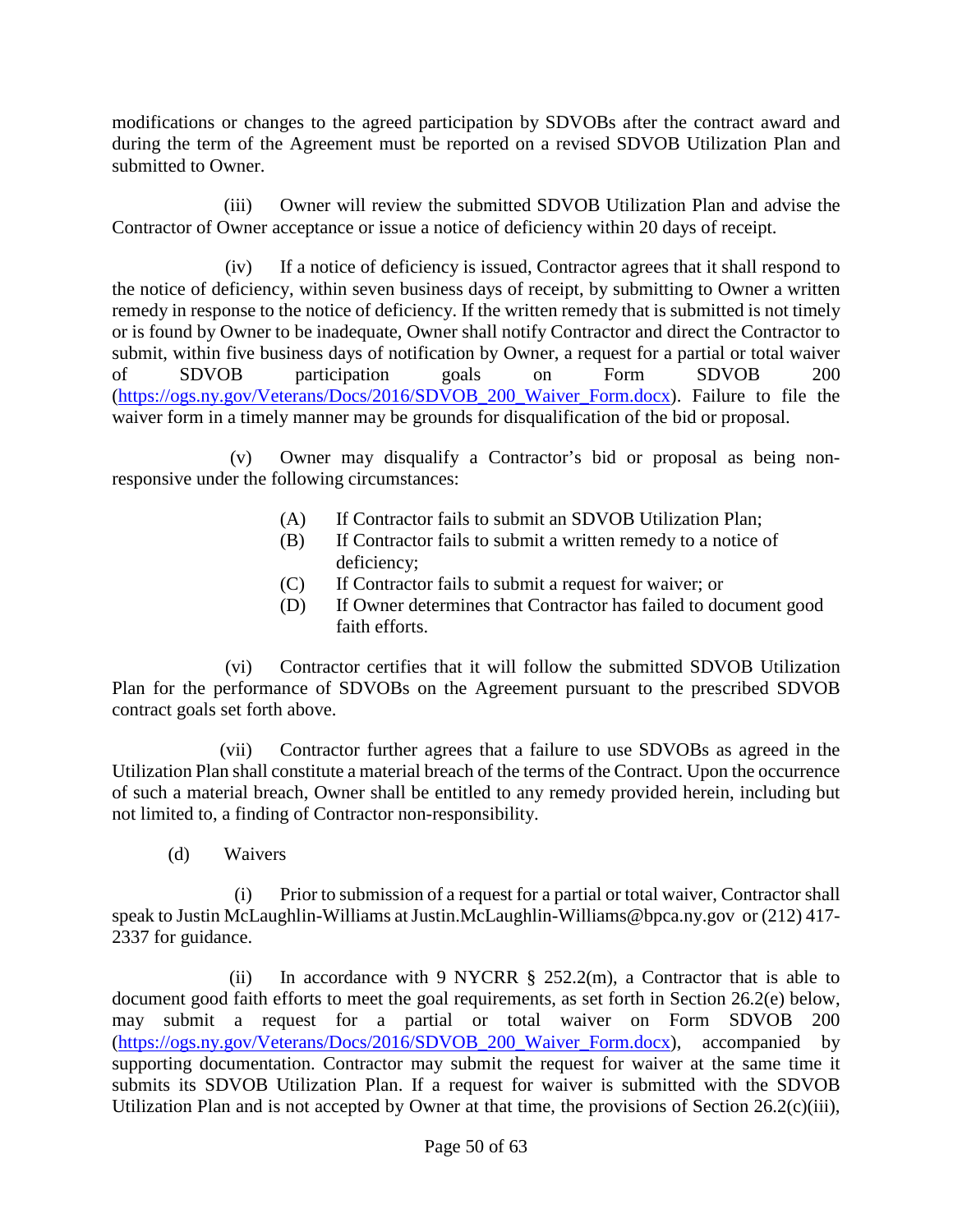modifications or changes to the agreed participation by SDVOBs after the contract award and during the term of the Agreement must be reported on a revised SDVOB Utilization Plan and submitted to Owner.

(iii) Owner will review the submitted SDVOB Utilization Plan and advise the Contractor of Owner acceptance or issue a notice of deficiency within 20 days of receipt.

(iv) If a notice of deficiency is issued, Contractor agrees that it shall respond to the notice of deficiency, within seven business days of receipt, by submitting to Owner a written remedy in response to the notice of deficiency. If the written remedy that is submitted is not timely or is found by Owner to be inadequate, Owner shall notify Contractor and direct the Contractor to submit, within five business days of notification by Owner, a request for a partial or total waiver of SDVOB participation goals on Form SDVOB 200 (https://ogs.ny.gov/Veterans/Docs/2016/SDVOB_200_Waiver_Form.docx). Failure to file the waiver form in a timely manner may be grounds for disqualification of the bid or proposal.

(v) Owner may disqualify a Contractor's bid or proposal as being non-responsive under the following circumstances:

(A) If Contractor fails to submit an SDVOB Utilization Plan;
(B) If Contractor fails to submit a written remedy to a notice of deficiency;
(C) If Contractor fails to submit a request for waiver; or
(D) If Owner determines that Contractor has failed to document good faith efforts.

(vi) Contractor certifies that it will follow the submitted SDVOB Utilization Plan for the performance of SDVOBs on the Agreement pursuant to the prescribed SDVOB contract goals set forth above.

(vii) Contractor further agrees that a failure to use SDVOBs as agreed in the Utilization Plan shall constitute a material breach of the terms of the Contract. Upon the occurrence of such a material breach, Owner shall be entitled to any remedy provided herein, including but not limited to, a finding of Contractor non-responsibility.

(d) Waivers

(i) Prior to submission of a request for a partial or total waiver, Contractor shall speak to Justin McLaughlin-Williams at Justin.McLaughlin-Williams@bpca.ny.gov or (212) 417-2337 for guidance.

(ii) In accordance with 9 NYCRR § 252.2(m), a Contractor that is able to document good faith efforts to meet the goal requirements, as set forth in Section 26.2(e) below, may submit a request for a partial or total waiver on Form SDVOB 200 (https://ogs.ny.gov/Veterans/Docs/2016/SDVOB_200_Waiver_Form.docx), accompanied by supporting documentation. Contractor may submit the request for waiver at the same time it submits its SDVOB Utilization Plan. If a request for waiver is submitted with the SDVOB Utilization Plan and is not accepted by Owner at that time, the provisions of Section 26.2(c)(iii),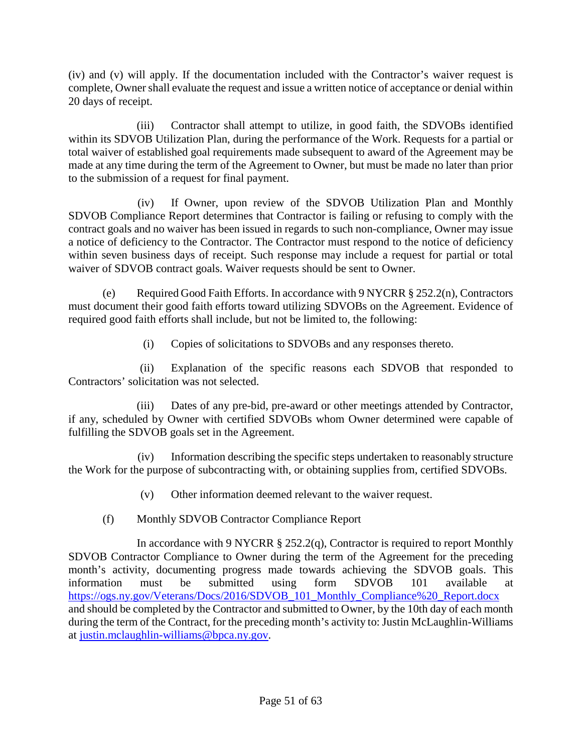(iv) and (v) will apply. If the documentation included with the Contractor's waiver request is complete, Owner shall evaluate the request and issue a written notice of acceptance or denial within 20 days of receipt.

(iii) Contractor shall attempt to utilize, in good faith, the SDVOBs identified within its SDVOB Utilization Plan, during the performance of the Work. Requests for a partial or total waiver of established goal requirements made subsequent to award of the Agreement may be made at any time during the term of the Agreement to Owner, but must be made no later than prior to the submission of a request for final payment.

(iv) If Owner, upon review of the SDVOB Utilization Plan and Monthly SDVOB Compliance Report determines that Contractor is failing or refusing to comply with the contract goals and no waiver has been issued in regards to such non-compliance, Owner may issue a notice of deficiency to the Contractor. The Contractor must respond to the notice of deficiency within seven business days of receipt. Such response may include a request for partial or total waiver of SDVOB contract goals. Waiver requests should be sent to Owner.

(e) Required Good Faith Efforts. In accordance with 9 NYCRR § 252.2(n), Contractors must document their good faith efforts toward utilizing SDVOBs on the Agreement. Evidence of required good faith efforts shall include, but not be limited to, the following:

(i) Copies of solicitations to SDVOBs and any responses thereto.

(ii) Explanation of the specific reasons each SDVOB that responded to Contractors' solicitation was not selected.

(iii) Dates of any pre-bid, pre-award or other meetings attended by Contractor, if any, scheduled by Owner with certified SDVOBs whom Owner determined were capable of fulfilling the SDVOB goals set in the Agreement.

(iv) Information describing the specific steps undertaken to reasonably structure the Work for the purpose of subcontracting with, or obtaining supplies from, certified SDVOBs.

(v) Other information deemed relevant to the waiver request.

(f) Monthly SDVOB Contractor Compliance Report

In accordance with 9 NYCRR § 252.2(q), Contractor is required to report Monthly SDVOB Contractor Compliance to Owner during the term of the Agreement for the preceding month's activity, documenting progress made towards achieving the SDVOB goals. This information must be submitted using form SDVOB 101 available at https://ogs.ny.gov/Veterans/Docs/2016/SDVOB_101_Monthly_Compliance%20_Report.docx and should be completed by the Contractor and submitted to Owner, by the 10th day of each month during the term of the Contract, for the preceding month's activity to: Justin McLaughlin-Williams at justin.mclaughlin-williams@bpca.ny.gov.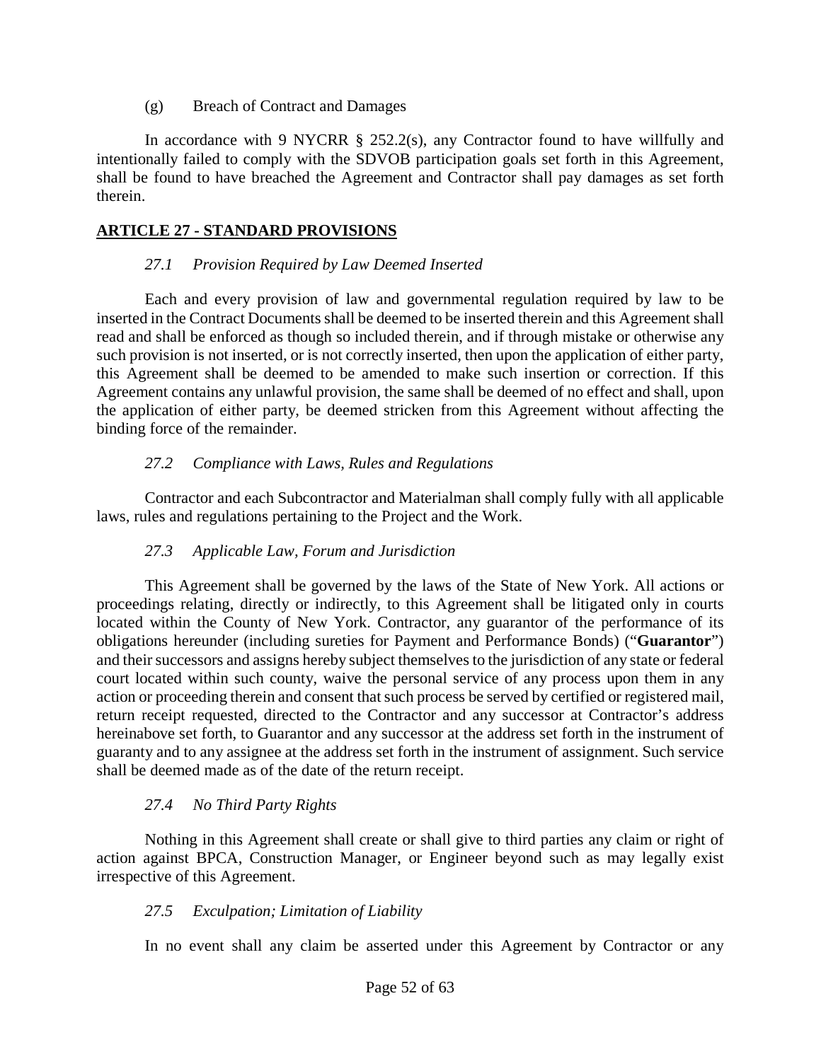(g) Breach of Contract and Damages

In accordance with 9 NYCRR § 252.2(s), any Contractor found to have willfully and intentionally failed to comply with the SDVOB participation goals set forth in this Agreement, shall be found to have breached the Agreement and Contractor shall pay damages as set forth therein.

## ARTICLE 27 - STANDARD PROVISIONS

### *27.1 Provision Required by Law Deemed Inserted*

Each and every provision of law and governmental regulation required by law to be inserted in the Contract Documents shall be deemed to be inserted therein and this Agreement shall read and shall be enforced as though so included therein, and if through mistake or otherwise any such provision is not inserted, or is not correctly inserted, then upon the application of either party, this Agreement shall be deemed to be amended to make such insertion or correction. If this Agreement contains any unlawful provision, the same shall be deemed of no effect and shall, upon the application of either party, be deemed stricken from this Agreement without affecting the binding force of the remainder.

### *27.2 Compliance with Laws, Rules and Regulations*

Contractor and each Subcontractor and Materialman shall comply fully with all applicable laws, rules and regulations pertaining to the Project and the Work.

### *27.3 Applicable Law, Forum and Jurisdiction*

This Agreement shall be governed by the laws of the State of New York. All actions or proceedings relating, directly or indirectly, to this Agreement shall be litigated only in courts located within the County of New York. Contractor, any guarantor of the performance of its obligations hereunder (including sureties for Payment and Performance Bonds) ("**Guarantor**") and their successors and assigns hereby subject themselves to the jurisdiction of any state or federal court located within such county, waive the personal service of any process upon them in any action or proceeding therein and consent that such process be served by certified or registered mail, return receipt requested, directed to the Contractor and any successor at Contractor's address hereinabove set forth, to Guarantor and any successor at the address set forth in the instrument of guaranty and to any assignee at the address set forth in the instrument of assignment. Such service shall be deemed made as of the date of the return receipt.

### *27.4 No Third Party Rights*

Nothing in this Agreement shall create or shall give to third parties any claim or right of action against BPCA, Construction Manager, or Engineer beyond such as may legally exist irrespective of this Agreement.

### *27.5 Exculpation; Limitation of Liability*

In no event shall any claim be asserted under this Agreement by Contractor or any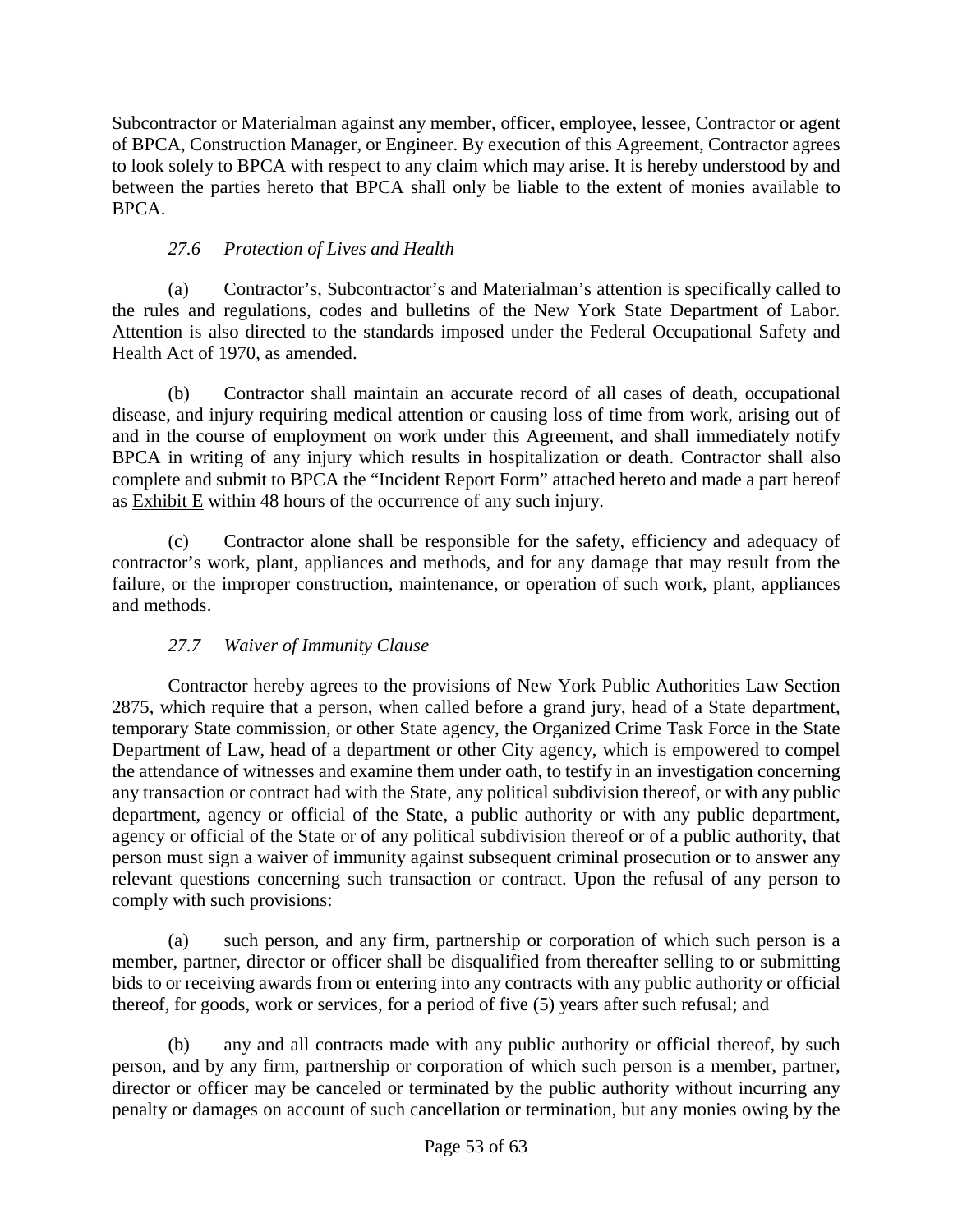Subcontractor or Materialman against any member, officer, employee, lessee, Contractor or agent of BPCA, Construction Manager, or Engineer. By execution of this Agreement, Contractor agrees to look solely to BPCA with respect to any claim which may arise. It is hereby understood by and between the parties hereto that BPCA shall only be liable to the extent of monies available to BPCA.

### *27.6 Protection of Lives and Health*

(a) Contractor's, Subcontractor's and Materialman's attention is specifically called to the rules and regulations, codes and bulletins of the New York State Department of Labor. Attention is also directed to the standards imposed under the Federal Occupational Safety and Health Act of 1970, as amended.

(b) Contractor shall maintain an accurate record of all cases of death, occupational disease, and injury requiring medical attention or causing loss of time from work, arising out of and in the course of employment on work under this Agreement, and shall immediately notify BPCA in writing of any injury which results in hospitalization or death. Contractor shall also complete and submit to BPCA the "Incident Report Form" attached hereto and made a part hereof as Exhibit E within 48 hours of the occurrence of any such injury.

(c) Contractor alone shall be responsible for the safety, efficiency and adequacy of contractor's work, plant, appliances and methods, and for any damage that may result from the failure, or the improper construction, maintenance, or operation of such work, plant, appliances and methods.

### *27.7 Waiver of Immunity Clause*

Contractor hereby agrees to the provisions of New York Public Authorities Law Section 2875, which require that a person, when called before a grand jury, head of a State department, temporary State commission, or other State agency, the Organized Crime Task Force in the State Department of Law, head of a department or other City agency, which is empowered to compel the attendance of witnesses and examine them under oath, to testify in an investigation concerning any transaction or contract had with the State, any political subdivision thereof, or with any public department, agency or official of the State, a public authority or with any public department, agency or official of the State or of any political subdivision thereof or of a public authority, that person must sign a waiver of immunity against subsequent criminal prosecution or to answer any relevant questions concerning such transaction or contract. Upon the refusal of any person to comply with such provisions:

(a) such person, and any firm, partnership or corporation of which such person is a member, partner, director or officer shall be disqualified from thereafter selling to or submitting bids to or receiving awards from or entering into any contracts with any public authority or official thereof, for goods, work or services, for a period of five (5) years after such refusal; and

(b) any and all contracts made with any public authority or official thereof, by such person, and by any firm, partnership or corporation of which such person is a member, partner, director or officer may be canceled or terminated by the public authority without incurring any penalty or damages on account of such cancellation or termination, but any monies owing by the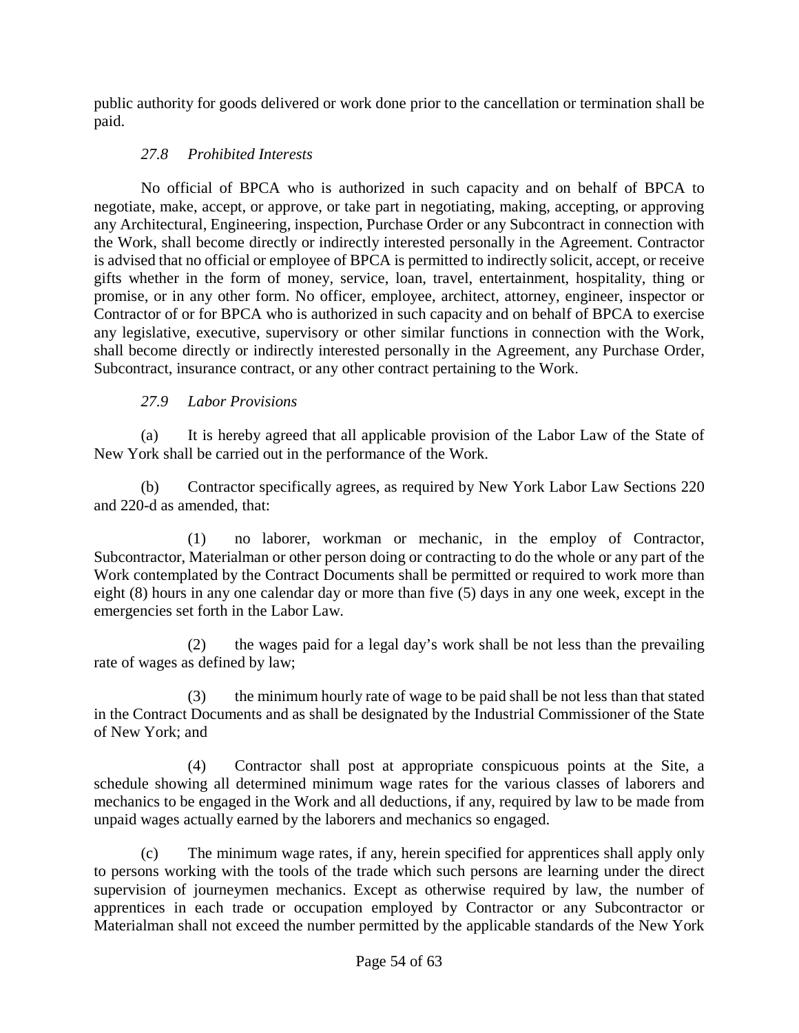public authority for goods delivered or work done prior to the cancellation or termination shall be paid.

*27.8 Prohibited Interests*

No official of BPCA who is authorized in such capacity and on behalf of BPCA to negotiate, make, accept, or approve, or take part in negotiating, making, accepting, or approving any Architectural, Engineering, inspection, Purchase Order or any Subcontract in connection with the Work, shall become directly or indirectly interested personally in the Agreement. Contractor is advised that no official or employee of BPCA is permitted to indirectly solicit, accept, or receive gifts whether in the form of money, service, loan, travel, entertainment, hospitality, thing or promise, or in any other form. No officer, employee, architect, attorney, engineer, inspector or Contractor of or for BPCA who is authorized in such capacity and on behalf of BPCA to exercise any legislative, executive, supervisory or other similar functions in connection with the Work, shall become directly or indirectly interested personally in the Agreement, any Purchase Order, Subcontract, insurance contract, or any other contract pertaining to the Work.

*27.9 Labor Provisions*

(a) It is hereby agreed that all applicable provision of the Labor Law of the State of New York shall be carried out in the performance of the Work.

(b) Contractor specifically agrees, as required by New York Labor Law Sections 220 and 220-d as amended, that:

(1) no laborer, workman or mechanic, in the employ of Contractor, Subcontractor, Materialman or other person doing or contracting to do the whole or any part of the Work contemplated by the Contract Documents shall be permitted or required to work more than eight (8) hours in any one calendar day or more than five (5) days in any one week, except in the emergencies set forth in the Labor Law.

(2) the wages paid for a legal day's work shall be not less than the prevailing rate of wages as defined by law;

(3) the minimum hourly rate of wage to be paid shall be not less than that stated in the Contract Documents and as shall be designated by the Industrial Commissioner of the State of New York; and

(4) Contractor shall post at appropriate conspicuous points at the Site, a schedule showing all determined minimum wage rates for the various classes of laborers and mechanics to be engaged in the Work and all deductions, if any, required by law to be made from unpaid wages actually earned by the laborers and mechanics so engaged.

(c) The minimum wage rates, if any, herein specified for apprentices shall apply only to persons working with the tools of the trade which such persons are learning under the direct supervision of journeymen mechanics. Except as otherwise required by law, the number of apprentices in each trade or occupation employed by Contractor or any Subcontractor or Materialman shall not exceed the number permitted by the applicable standards of the New York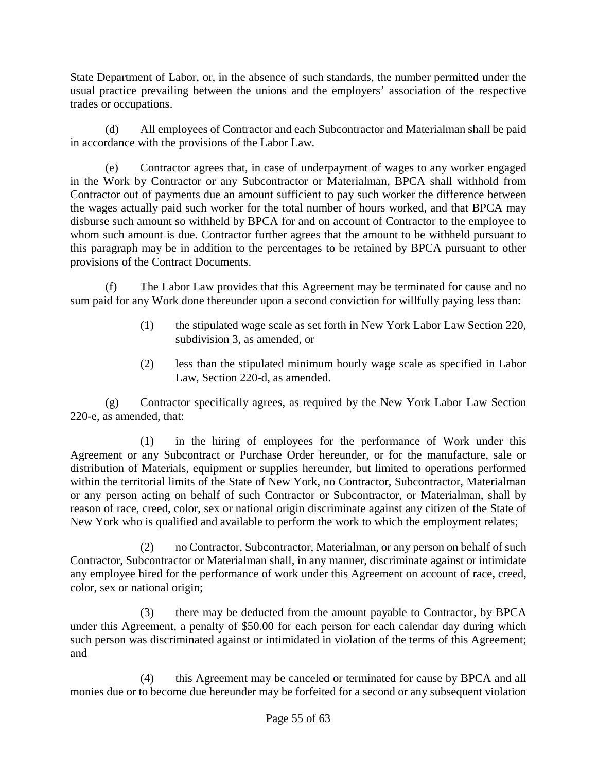State Department of Labor, or, in the absence of such standards, the number permitted under the usual practice prevailing between the unions and the employers' association of the respective trades or occupations.

(d) All employees of Contractor and each Subcontractor and Materialman shall be paid in accordance with the provisions of the Labor Law.

(e) Contractor agrees that, in case of underpayment of wages to any worker engaged in the Work by Contractor or any Subcontractor or Materialman, BPCA shall withhold from Contractor out of payments due an amount sufficient to pay such worker the difference between the wages actually paid such worker for the total number of hours worked, and that BPCA may disburse such amount so withheld by BPCA for and on account of Contractor to the employee to whom such amount is due. Contractor further agrees that the amount to be withheld pursuant to this paragraph may be in addition to the percentages to be retained by BPCA pursuant to other provisions of the Contract Documents.

(f) The Labor Law provides that this Agreement may be terminated for cause and no sum paid for any Work done thereunder upon a second conviction for willfully paying less than:

> (1) the stipulated wage scale as set forth in New York Labor Law Section 220, subdivision 3, as amended, or
>
> (2) less than the stipulated minimum hourly wage scale as specified in Labor Law, Section 220-d, as amended.

(g) Contractor specifically agrees, as required by the New York Labor Law Section 220-e, as amended, that:

(1) in the hiring of employees for the performance of Work under this Agreement or any Subcontract or Purchase Order hereunder, or for the manufacture, sale or distribution of Materials, equipment or supplies hereunder, but limited to operations performed within the territorial limits of the State of New York, no Contractor, Subcontractor, Materialman or any person acting on behalf of such Contractor or Subcontractor, or Materialman, shall by reason of race, creed, color, sex or national origin discriminate against any citizen of the State of New York who is qualified and available to perform the work to which the employment relates;

(2) no Contractor, Subcontractor, Materialman, or any person on behalf of such Contractor, Subcontractor or Materialman shall, in any manner, discriminate against or intimidate any employee hired for the performance of work under this Agreement on account of race, creed, color, sex or national origin;

(3) there may be deducted from the amount payable to Contractor, by BPCA under this Agreement, a penalty of $50.00 for each person for each calendar day during which such person was discriminated against or intimidated in violation of the terms of this Agreement; and

(4) this Agreement may be canceled or terminated for cause by BPCA and all monies due or to become due hereunder may be forfeited for a second or any subsequent violation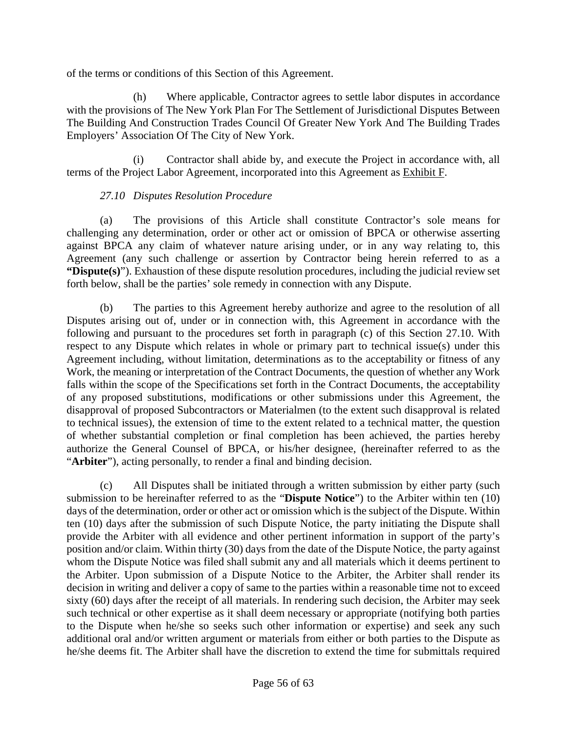of the terms or conditions of this Section of this Agreement.

(h) Where applicable, Contractor agrees to settle labor disputes in accordance with the provisions of The New York Plan For The Settlement of Jurisdictional Disputes Between The Building And Construction Trades Council Of Greater New York And The Building Trades Employers' Association Of The City of New York.

(i) Contractor shall abide by, and execute the Project in accordance with, all terms of the Project Labor Agreement, incorporated into this Agreement as Exhibit F.

*27.10 Disputes Resolution Procedure*

(a) The provisions of this Article shall constitute Contractor's sole means for challenging any determination, order or other act or omission of BPCA or otherwise asserting against BPCA any claim of whatever nature arising under, or in any way relating to, this Agreement (any such challenge or assertion by Contractor being herein referred to as a **"Dispute(s)"**). Exhaustion of these dispute resolution procedures, including the judicial review set forth below, shall be the parties' sole remedy in connection with any Dispute.

(b) The parties to this Agreement hereby authorize and agree to the resolution of all Disputes arising out of, under or in connection with, this Agreement in accordance with the following and pursuant to the procedures set forth in paragraph (c) of this Section 27.10. With respect to any Dispute which relates in whole or primary part to technical issue(s) under this Agreement including, without limitation, determinations as to the acceptability or fitness of any Work, the meaning or interpretation of the Contract Documents, the question of whether any Work falls within the scope of the Specifications set forth in the Contract Documents, the acceptability of any proposed substitutions, modifications or other submissions under this Agreement, the disapproval of proposed Subcontractors or Materialmen (to the extent such disapproval is related to technical issues), the extension of time to the extent related to a technical matter, the question of whether substantial completion or final completion has been achieved, the parties hereby authorize the General Counsel of BPCA, or his/her designee, (hereinafter referred to as the "**Arbiter**"), acting personally, to render a final and binding decision.

(c) All Disputes shall be initiated through a written submission by either party (such submission to be hereinafter referred to as the "**Dispute Notice**") to the Arbiter within ten (10) days of the determination, order or other act or omission which is the subject of the Dispute. Within ten (10) days after the submission of such Dispute Notice, the party initiating the Dispute shall provide the Arbiter with all evidence and other pertinent information in support of the party's position and/or claim. Within thirty (30) days from the date of the Dispute Notice, the party against whom the Dispute Notice was filed shall submit any and all materials which it deems pertinent to the Arbiter. Upon submission of a Dispute Notice to the Arbiter, the Arbiter shall render its decision in writing and deliver a copy of same to the parties within a reasonable time not to exceed sixty (60) days after the receipt of all materials. In rendering such decision, the Arbiter may seek such technical or other expertise as it shall deem necessary or appropriate (notifying both parties to the Dispute when he/she so seeks such other information or expertise) and seek any such additional oral and/or written argument or materials from either or both parties to the Dispute as he/she deems fit. The Arbiter shall have the discretion to extend the time for submittals required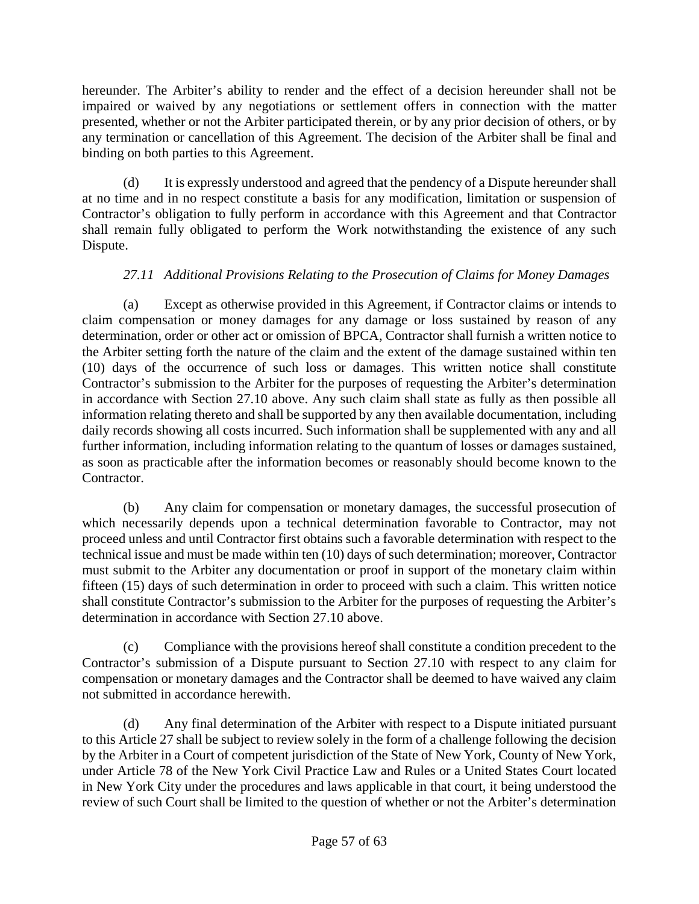hereunder. The Arbiter's ability to render and the effect of a decision hereunder shall not be impaired or waived by any negotiations or settlement offers in connection with the matter presented, whether or not the Arbiter participated therein, or by any prior decision of others, or by any termination or cancellation of this Agreement. The decision of the Arbiter shall be final and binding on both parties to this Agreement.

(d) It is expressly understood and agreed that the pendency of a Dispute hereunder shall at no time and in no respect constitute a basis for any modification, limitation or suspension of Contractor's obligation to fully perform in accordance with this Agreement and that Contractor shall remain fully obligated to perform the Work notwithstanding the existence of any such Dispute.

*27.11 Additional Provisions Relating to the Prosecution of Claims for Money Damages*

(a) Except as otherwise provided in this Agreement, if Contractor claims or intends to claim compensation or money damages for any damage or loss sustained by reason of any determination, order or other act or omission of BPCA, Contractor shall furnish a written notice to the Arbiter setting forth the nature of the claim and the extent of the damage sustained within ten (10) days of the occurrence of such loss or damages. This written notice shall constitute Contractor's submission to the Arbiter for the purposes of requesting the Arbiter's determination in accordance with Section 27.10 above. Any such claim shall state as fully as then possible all information relating thereto and shall be supported by any then available documentation, including daily records showing all costs incurred. Such information shall be supplemented with any and all further information, including information relating to the quantum of losses or damages sustained, as soon as practicable after the information becomes or reasonably should become known to the Contractor.

(b) Any claim for compensation or monetary damages, the successful prosecution of which necessarily depends upon a technical determination favorable to Contractor, may not proceed unless and until Contractor first obtains such a favorable determination with respect to the technical issue and must be made within ten (10) days of such determination; moreover, Contractor must submit to the Arbiter any documentation or proof in support of the monetary claim within fifteen (15) days of such determination in order to proceed with such a claim. This written notice shall constitute Contractor's submission to the Arbiter for the purposes of requesting the Arbiter's determination in accordance with Section 27.10 above.

(c) Compliance with the provisions hereof shall constitute a condition precedent to the Contractor's submission of a Dispute pursuant to Section 27.10 with respect to any claim for compensation or monetary damages and the Contractor shall be deemed to have waived any claim not submitted in accordance herewith.

(d) Any final determination of the Arbiter with respect to a Dispute initiated pursuant to this Article 27 shall be subject to review solely in the form of a challenge following the decision by the Arbiter in a Court of competent jurisdiction of the State of New York, County of New York, under Article 78 of the New York Civil Practice Law and Rules or a United States Court located in New York City under the procedures and laws applicable in that court, it being understood the review of such Court shall be limited to the question of whether or not the Arbiter's determination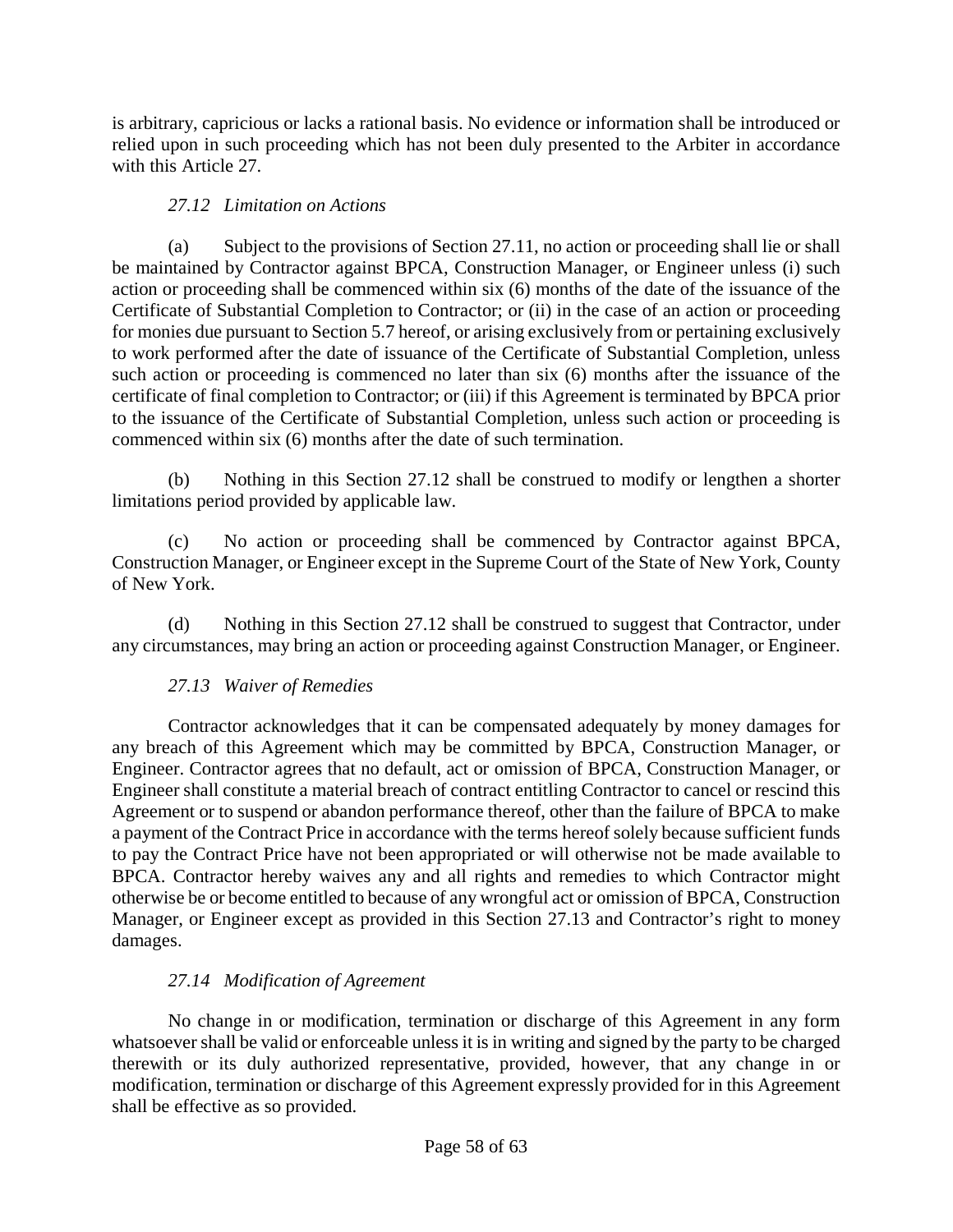is arbitrary, capricious or lacks a rational basis. No evidence or information shall be introduced or relied upon in such proceeding which has not been duly presented to the Arbiter in accordance with this Article 27.

*27.12 Limitation on Actions*

(a) Subject to the provisions of Section 27.11, no action or proceeding shall lie or shall be maintained by Contractor against BPCA, Construction Manager, or Engineer unless (i) such action or proceeding shall be commenced within six (6) months of the date of the issuance of the Certificate of Substantial Completion to Contractor; or (ii) in the case of an action or proceeding for monies due pursuant to Section 5.7 hereof, or arising exclusively from or pertaining exclusively to work performed after the date of issuance of the Certificate of Substantial Completion, unless such action or proceeding is commenced no later than six (6) months after the issuance of the certificate of final completion to Contractor; or (iii) if this Agreement is terminated by BPCA prior to the issuance of the Certificate of Substantial Completion, unless such action or proceeding is commenced within six (6) months after the date of such termination.

(b) Nothing in this Section 27.12 shall be construed to modify or lengthen a shorter limitations period provided by applicable law.

(c) No action or proceeding shall be commenced by Contractor against BPCA, Construction Manager, or Engineer except in the Supreme Court of the State of New York, County of New York.

(d) Nothing in this Section 27.12 shall be construed to suggest that Contractor, under any circumstances, may bring an action or proceeding against Construction Manager, or Engineer.

*27.13 Waiver of Remedies*

Contractor acknowledges that it can be compensated adequately by money damages for any breach of this Agreement which may be committed by BPCA, Construction Manager, or Engineer. Contractor agrees that no default, act or omission of BPCA, Construction Manager, or Engineer shall constitute a material breach of contract entitling Contractor to cancel or rescind this Agreement or to suspend or abandon performance thereof, other than the failure of BPCA to make a payment of the Contract Price in accordance with the terms hereof solely because sufficient funds to pay the Contract Price have not been appropriated or will otherwise not be made available to BPCA. Contractor hereby waives any and all rights and remedies to which Contractor might otherwise be or become entitled to because of any wrongful act or omission of BPCA, Construction Manager, or Engineer except as provided in this Section 27.13 and Contractor's right to money damages.

*27.14 Modification of Agreement*

No change in or modification, termination or discharge of this Agreement in any form whatsoever shall be valid or enforceable unless it is in writing and signed by the party to be charged therewith or its duly authorized representative, provided, however, that any change in or modification, termination or discharge of this Agreement expressly provided for in this Agreement shall be effective as so provided.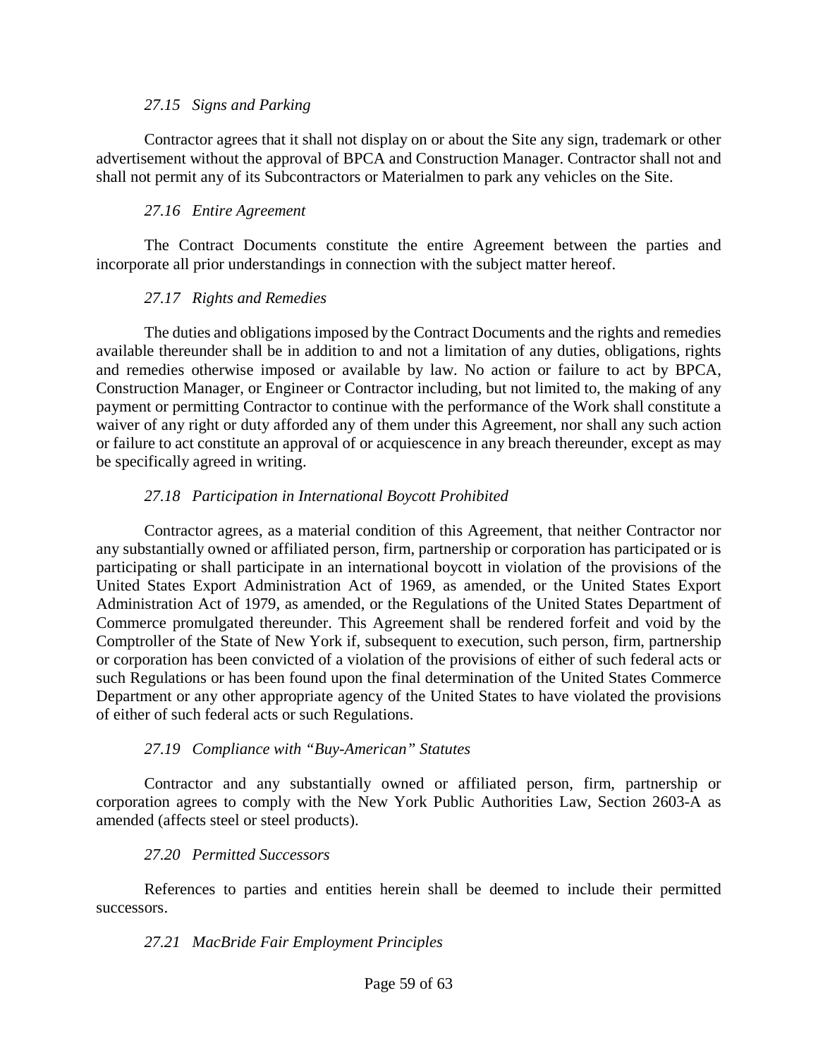*27.15 Signs and Parking*

Contractor agrees that it shall not display on or about the Site any sign, trademark or other advertisement without the approval of BPCA and Construction Manager. Contractor shall not and shall not permit any of its Subcontractors or Materialmen to park any vehicles on the Site.

*27.16 Entire Agreement*

The Contract Documents constitute the entire Agreement between the parties and incorporate all prior understandings in connection with the subject matter hereof.

*27.17 Rights and Remedies*

The duties and obligations imposed by the Contract Documents and the rights and remedies available thereunder shall be in addition to and not a limitation of any duties, obligations, rights and remedies otherwise imposed or available by law. No action or failure to act by BPCA, Construction Manager, or Engineer or Contractor including, but not limited to, the making of any payment or permitting Contractor to continue with the performance of the Work shall constitute a waiver of any right or duty afforded any of them under this Agreement, nor shall any such action or failure to act constitute an approval of or acquiescence in any breach thereunder, except as may be specifically agreed in writing.

*27.18 Participation in International Boycott Prohibited*

Contractor agrees, as a material condition of this Agreement, that neither Contractor nor any substantially owned or affiliated person, firm, partnership or corporation has participated or is participating or shall participate in an international boycott in violation of the provisions of the United States Export Administration Act of 1969, as amended, or the United States Export Administration Act of 1979, as amended, or the Regulations of the United States Department of Commerce promulgated thereunder. This Agreement shall be rendered forfeit and void by the Comptroller of the State of New York if, subsequent to execution, such person, firm, partnership or corporation has been convicted of a violation of the provisions of either of such federal acts or such Regulations or has been found upon the final determination of the United States Commerce Department or any other appropriate agency of the United States to have violated the provisions of either of such federal acts or such Regulations.

*27.19 Compliance with "Buy-American" Statutes*

Contractor and any substantially owned or affiliated person, firm, partnership or corporation agrees to comply with the New York Public Authorities Law, Section 2603-A as amended (affects steel or steel products).

*27.20 Permitted Successors*

References to parties and entities herein shall be deemed to include their permitted successors.

*27.21 MacBride Fair Employment Principles*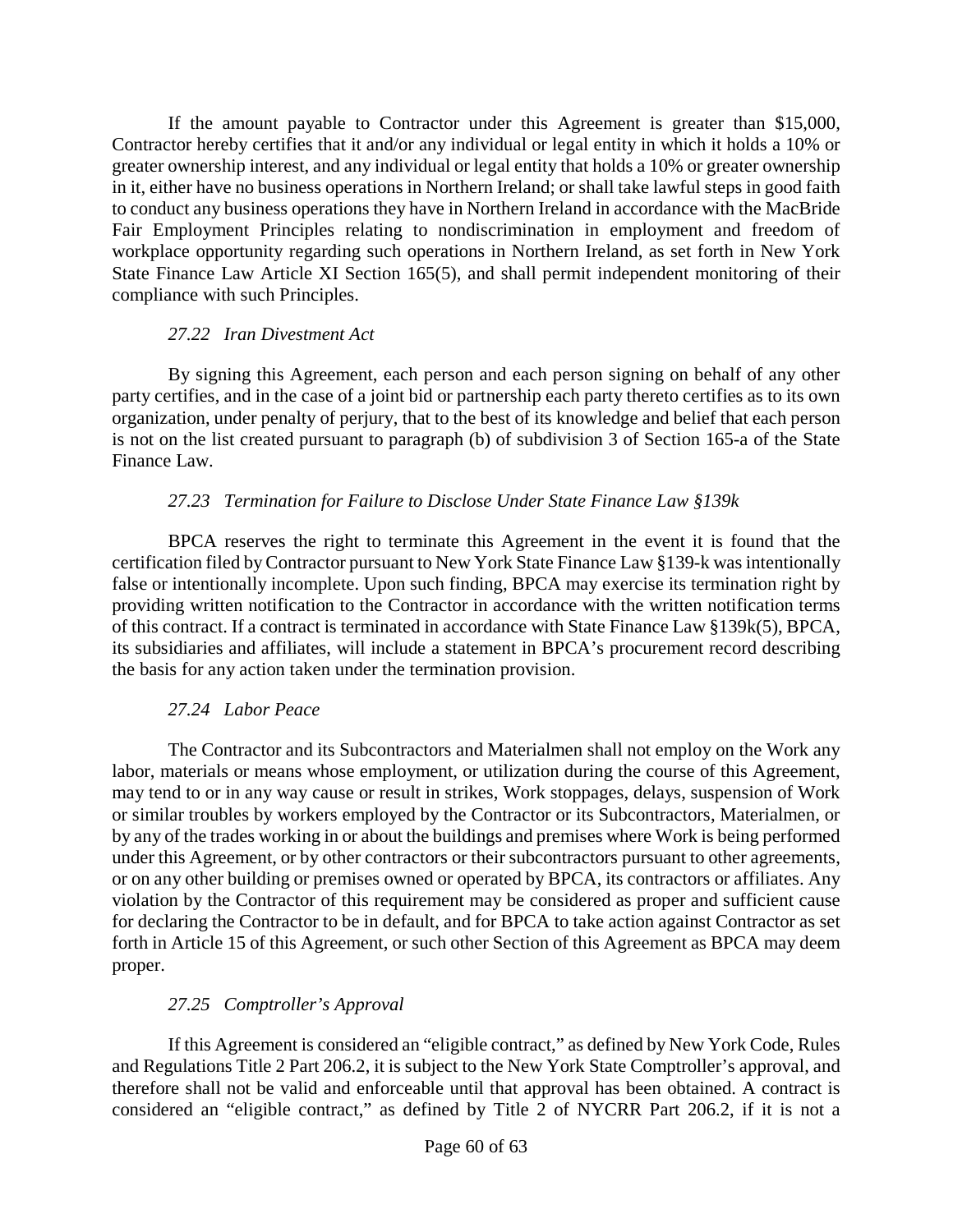If the amount payable to Contractor under this Agreement is greater than $15,000, Contractor hereby certifies that it and/or any individual or legal entity in which it holds a 10% or greater ownership interest, and any individual or legal entity that holds a 10% or greater ownership in it, either have no business operations in Northern Ireland; or shall take lawful steps in good faith to conduct any business operations they have in Northern Ireland in accordance with the MacBride Fair Employment Principles relating to nondiscrimination in employment and freedom of workplace opportunity regarding such operations in Northern Ireland, as set forth in New York State Finance Law Article XI Section 165(5), and shall permit independent monitoring of their compliance with such Principles.

### *27.22 Iran Divestment Act*

By signing this Agreement, each person and each person signing on behalf of any other party certifies, and in the case of a joint bid or partnership each party thereto certifies as to its own organization, under penalty of perjury, that to the best of its knowledge and belief that each person is not on the list created pursuant to paragraph (b) of subdivision 3 of Section 165-a of the State Finance Law.

### *27.23 Termination for Failure to Disclose Under State Finance Law §139k*

BPCA reserves the right to terminate this Agreement in the event it is found that the certification filed by Contractor pursuant to New York State Finance Law §139-k was intentionally false or intentionally incomplete. Upon such finding, BPCA may exercise its termination right by providing written notification to the Contractor in accordance with the written notification terms of this contract. If a contract is terminated in accordance with State Finance Law §139k(5), BPCA, its subsidiaries and affiliates, will include a statement in BPCA's procurement record describing the basis for any action taken under the termination provision.

### *27.24 Labor Peace*

The Contractor and its Subcontractors and Materialmen shall not employ on the Work any labor, materials or means whose employment, or utilization during the course of this Agreement, may tend to or in any way cause or result in strikes, Work stoppages, delays, suspension of Work or similar troubles by workers employed by the Contractor or its Subcontractors, Materialmen, or by any of the trades working in or about the buildings and premises where Work is being performed under this Agreement, or by other contractors or their subcontractors pursuant to other agreements, or on any other building or premises owned or operated by BPCA, its contractors or affiliates. Any violation by the Contractor of this requirement may be considered as proper and sufficient cause for declaring the Contractor to be in default, and for BPCA to take action against Contractor as set forth in Article 15 of this Agreement, or such other Section of this Agreement as BPCA may deem proper.

### *27.25 Comptroller's Approval*

If this Agreement is considered an "eligible contract," as defined by New York Code, Rules and Regulations Title 2 Part 206.2, it is subject to the New York State Comptroller's approval, and therefore shall not be valid and enforceable until that approval has been obtained. A contract is considered an "eligible contract," as defined by Title 2 of NYCRR Part 206.2, if it is not a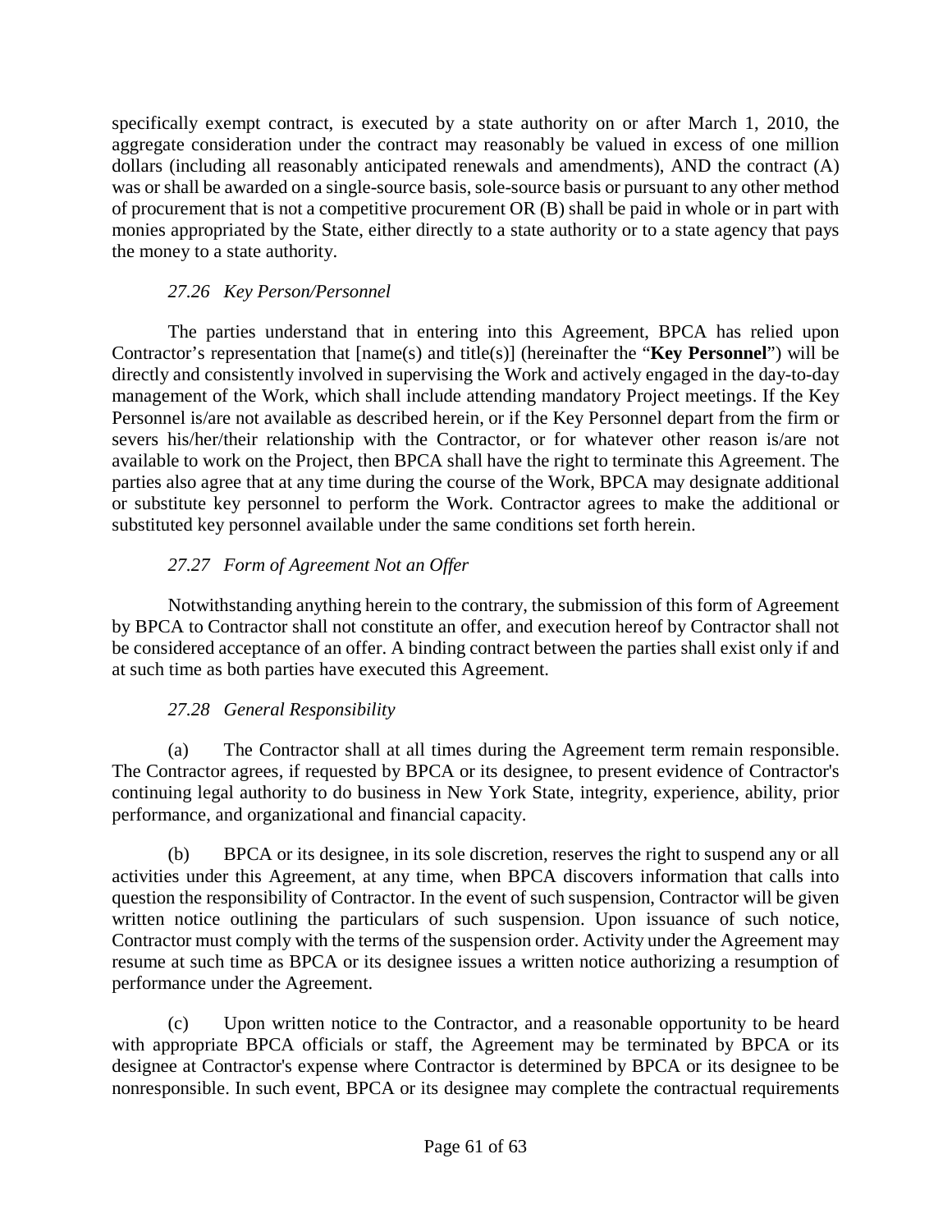specifically exempt contract, is executed by a state authority on or after March 1, 2010, the aggregate consideration under the contract may reasonably be valued in excess of one million dollars (including all reasonably anticipated renewals and amendments), AND the contract (A) was or shall be awarded on a single-source basis, sole-source basis or pursuant to any other method of procurement that is not a competitive procurement OR (B) shall be paid in whole or in part with monies appropriated by the State, either directly to a state authority or to a state agency that pays the money to a state authority.

### *27.26 Key Person/Personnel*

The parties understand that in entering into this Agreement, BPCA has relied upon Contractor's representation that [name(s) and title(s)] (hereinafter the "**Key Personnel**") will be directly and consistently involved in supervising the Work and actively engaged in the day-to-day management of the Work, which shall include attending mandatory Project meetings. If the Key Personnel is/are not available as described herein, or if the Key Personnel depart from the firm or severs his/her/their relationship with the Contractor, or for whatever other reason is/are not available to work on the Project, then BPCA shall have the right to terminate this Agreement. The parties also agree that at any time during the course of the Work, BPCA may designate additional or substitute key personnel to perform the Work. Contractor agrees to make the additional or substituted key personnel available under the same conditions set forth herein.

### *27.27 Form of Agreement Not an Offer*

Notwithstanding anything herein to the contrary, the submission of this form of Agreement by BPCA to Contractor shall not constitute an offer, and execution hereof by Contractor shall not be considered acceptance of an offer. A binding contract between the parties shall exist only if and at such time as both parties have executed this Agreement.

### *27.28 General Responsibility*

(a) The Contractor shall at all times during the Agreement term remain responsible. The Contractor agrees, if requested by BPCA or its designee, to present evidence of Contractor's continuing legal authority to do business in New York State, integrity, experience, ability, prior performance, and organizational and financial capacity.

(b) BPCA or its designee, in its sole discretion, reserves the right to suspend any or all activities under this Agreement, at any time, when BPCA discovers information that calls into question the responsibility of Contractor. In the event of such suspension, Contractor will be given written notice outlining the particulars of such suspension. Upon issuance of such notice, Contractor must comply with the terms of the suspension order. Activity under the Agreement may resume at such time as BPCA or its designee issues a written notice authorizing a resumption of performance under the Agreement.

(c) Upon written notice to the Contractor, and a reasonable opportunity to be heard with appropriate BPCA officials or staff, the Agreement may be terminated by BPCA or its designee at Contractor's expense where Contractor is determined by BPCA or its designee to be nonresponsible. In such event, BPCA or its designee may complete the contractual requirements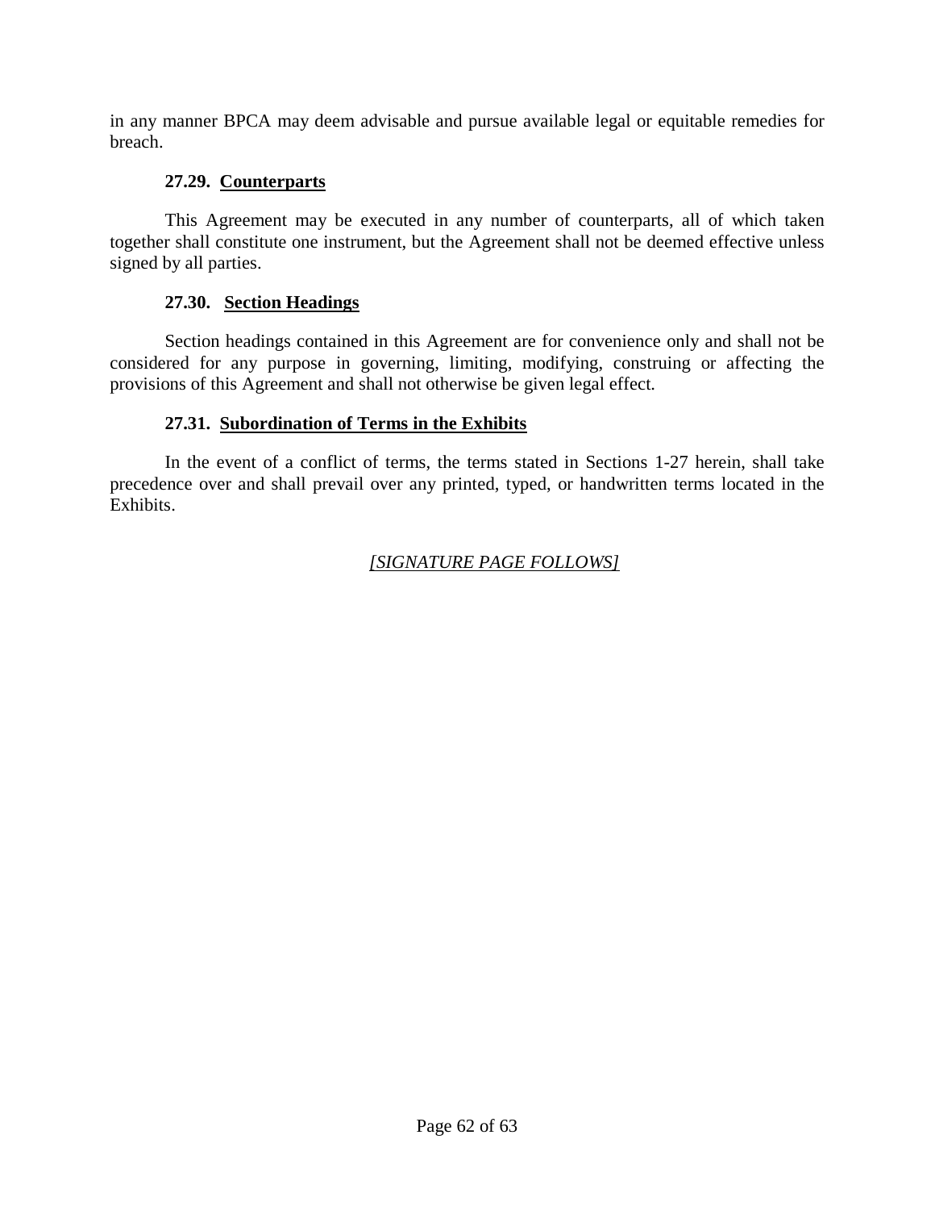in any manner BPCA may deem advisable and pursue available legal or equitable remedies for breach.

### 27.29. Counterparts

This Agreement may be executed in any number of counterparts, all of which taken together shall constitute one instrument, but the Agreement shall not be deemed effective unless signed by all parties.

### 27.30. Section Headings

Section headings contained in this Agreement are for convenience only and shall not be considered for any purpose in governing, limiting, modifying, construing or affecting the provisions of this Agreement and shall not otherwise be given legal effect.

### 27.31. Subordination of Terms in the Exhibits

In the event of a conflict of terms, the terms stated in Sections 1-27 herein, shall take precedence over and shall prevail over any printed, typed, or handwritten terms located in the Exhibits.

*[SIGNATURE PAGE FOLLOWS]*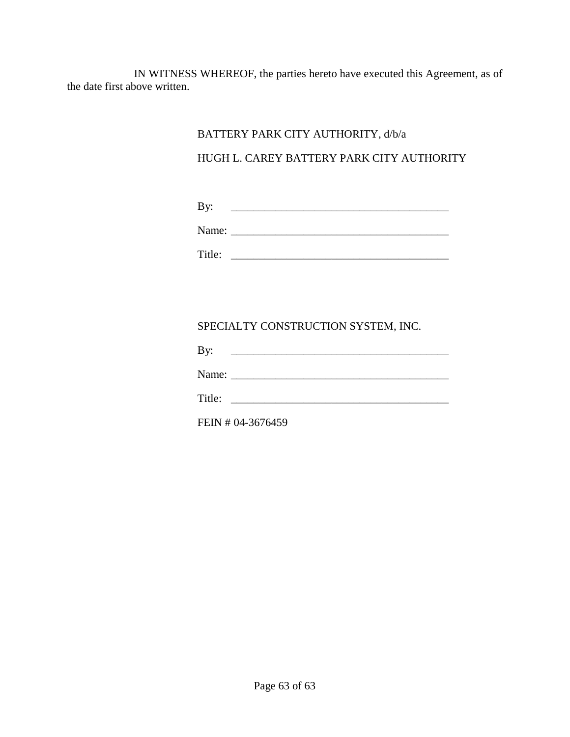IN WITNESS WHEREOF, the parties hereto have executed this Agreement, as of the date first above written.

BATTERY PARK CITY AUTHORITY, d/b/a

HUGH L. CAREY BATTERY PARK CITY AUTHORITY

By: \_\_\_\_\_\_\_\_\_\_\_\_\_\_\_\_\_\_\_\_\_\_\_\_\_\_\_\_\_\_\_\_\_\_\_\_\_\_\_\_

Name: \_\_\_\_\_\_\_\_\_\_\_\_\_\_\_\_\_\_\_\_\_\_\_\_\_\_\_\_\_\_\_\_\_\_\_\_\_\_\_\_

Title: \_\_\_\_\_\_\_\_\_\_\_\_\_\_\_\_\_\_\_\_\_\_\_\_\_\_\_\_\_\_\_\_\_\_\_\_\_\_\_\_

SPECIALTY CONSTRUCTION SYSTEM, INC.

By: \_\_\_\_\_\_\_\_\_\_\_\_\_\_\_\_\_\_\_\_\_\_\_\_\_\_\_\_\_\_\_\_\_\_\_\_\_\_\_\_

Name: \_\_\_\_\_\_\_\_\_\_\_\_\_\_\_\_\_\_\_\_\_\_\_\_\_\_\_\_\_\_\_\_\_\_\_\_\_\_\_\_

Title: \_\_\_\_\_\_\_\_\_\_\_\_\_\_\_\_\_\_\_\_\_\_\_\_\_\_\_\_\_\_\_\_\_\_\_\_\_\_\_\_

FEIN # 04-3676459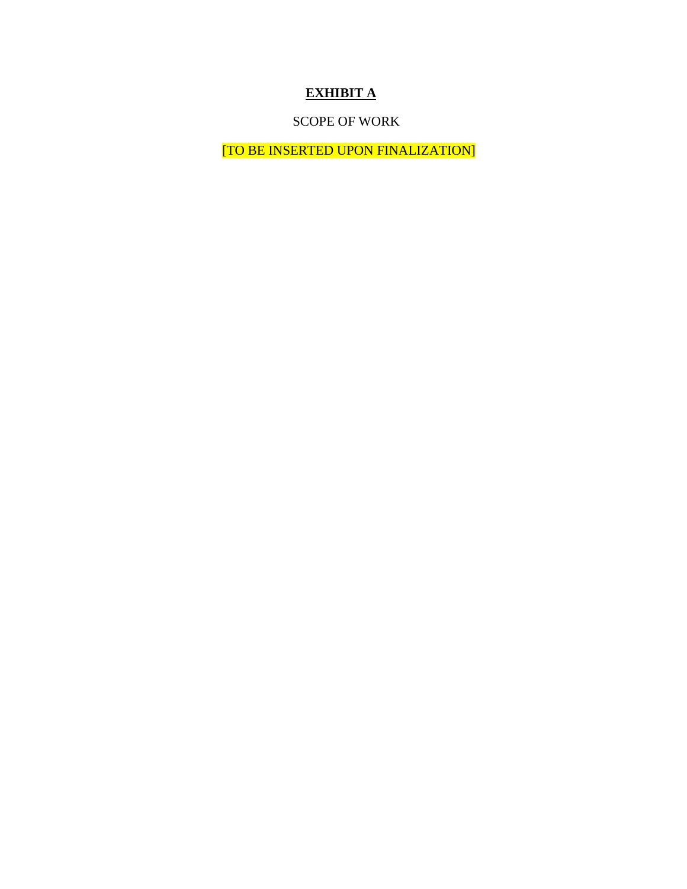# **EXHIBIT A**

SCOPE OF WORK

[TO BE INSERTED UPON FINALIZATION]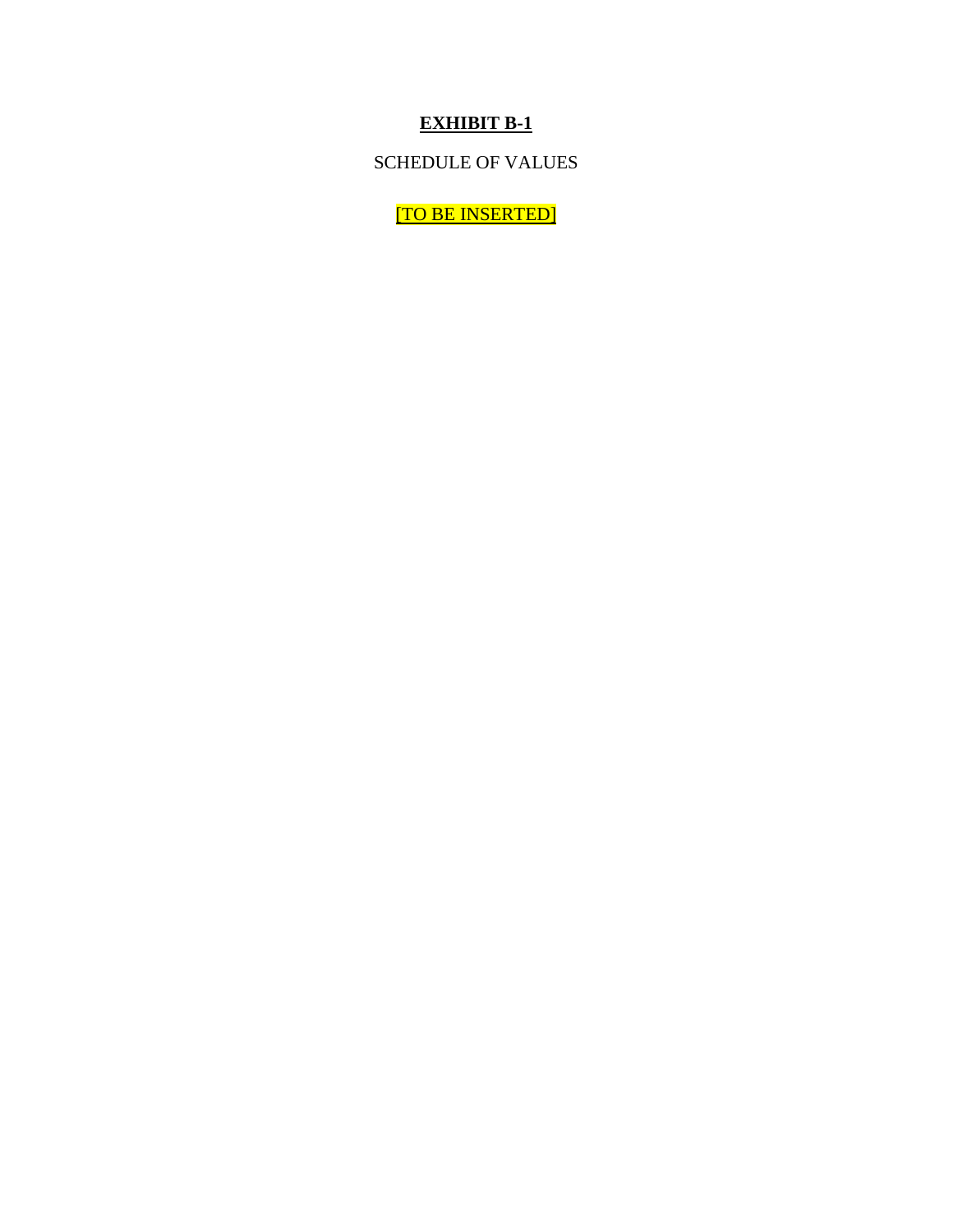# EXHIBIT B-1

SCHEDULE OF VALUES

[TO BE INSERTED]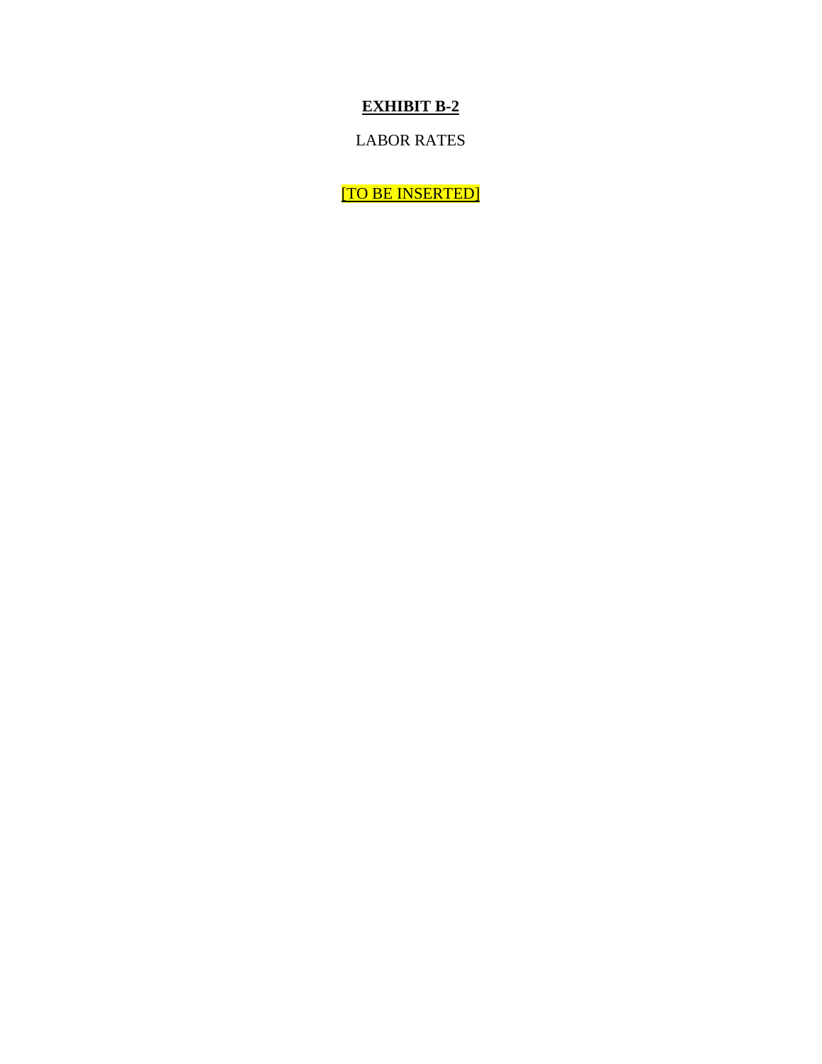# **EXHIBIT B-2**

LABOR RATES

[TO BE INSERTED]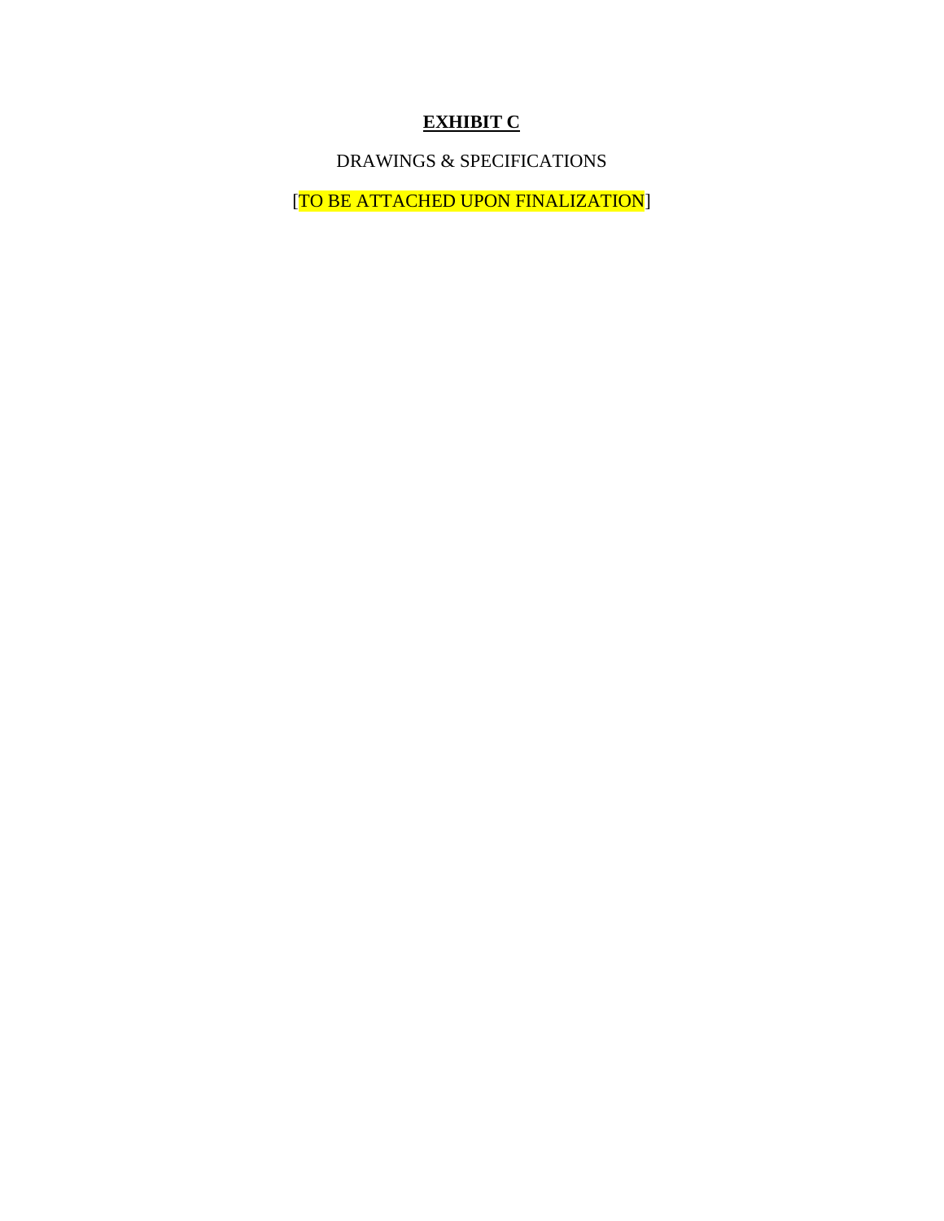# **EXHIBIT C**

DRAWINGS & SPECIFICATIONS

[TO BE ATTACHED UPON FINALIZATION]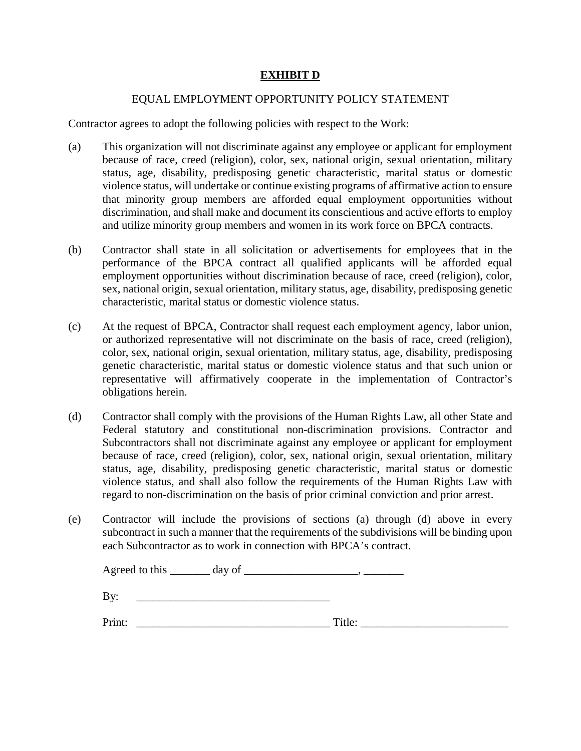# **EXHIBIT D**

EQUAL EMPLOYMENT OPPORTUNITY POLICY STATEMENT

Contractor agrees to adopt the following policies with respect to the Work:

(a) This organization will not discriminate against any employee or applicant for employment because of race, creed (religion), color, sex, national origin, sexual orientation, military status, age, disability, predisposing genetic characteristic, marital status or domestic violence status, will undertake or continue existing programs of affirmative action to ensure that minority group members are afforded equal employment opportunities without discrimination, and shall make and document its conscientious and active efforts to employ and utilize minority group members and women in its work force on BPCA contracts.

(b) Contractor shall state in all solicitation or advertisements for employees that in the performance of the BPCA contract all qualified applicants will be afforded equal employment opportunities without discrimination because of race, creed (religion), color, sex, national origin, sexual orientation, military status, age, disability, predisposing genetic characteristic, marital status or domestic violence status.

(c) At the request of BPCA, Contractor shall request each employment agency, labor union, or authorized representative will not discriminate on the basis of race, creed (religion), color, sex, national origin, sexual orientation, military status, age, disability, predisposing genetic characteristic, marital status or domestic violence status and that such union or representative will affirmatively cooperate in the implementation of Contractor's obligations herein.

(d) Contractor shall comply with the provisions of the Human Rights Law, all other State and Federal statutory and constitutional non-discrimination provisions. Contractor and Subcontractors shall not discriminate against any employee or applicant for employment because of race, creed (religion), color, sex, national origin, sexual orientation, military status, age, disability, predisposing genetic characteristic, marital status or domestic violence status, and shall also follow the requirements of the Human Rights Law with regard to non-discrimination on the basis of prior criminal conviction and prior arrest.

(e) Contractor will include the provisions of sections (a) through (d) above in every subcontract in such a manner that the requirements of the subdivisions will be binding upon each Subcontractor as to work in connection with BPCA's contract.

Agreed to this _______ day of ___________________, _______

By: _________________________________

Print: _________________________________ Title: _________________________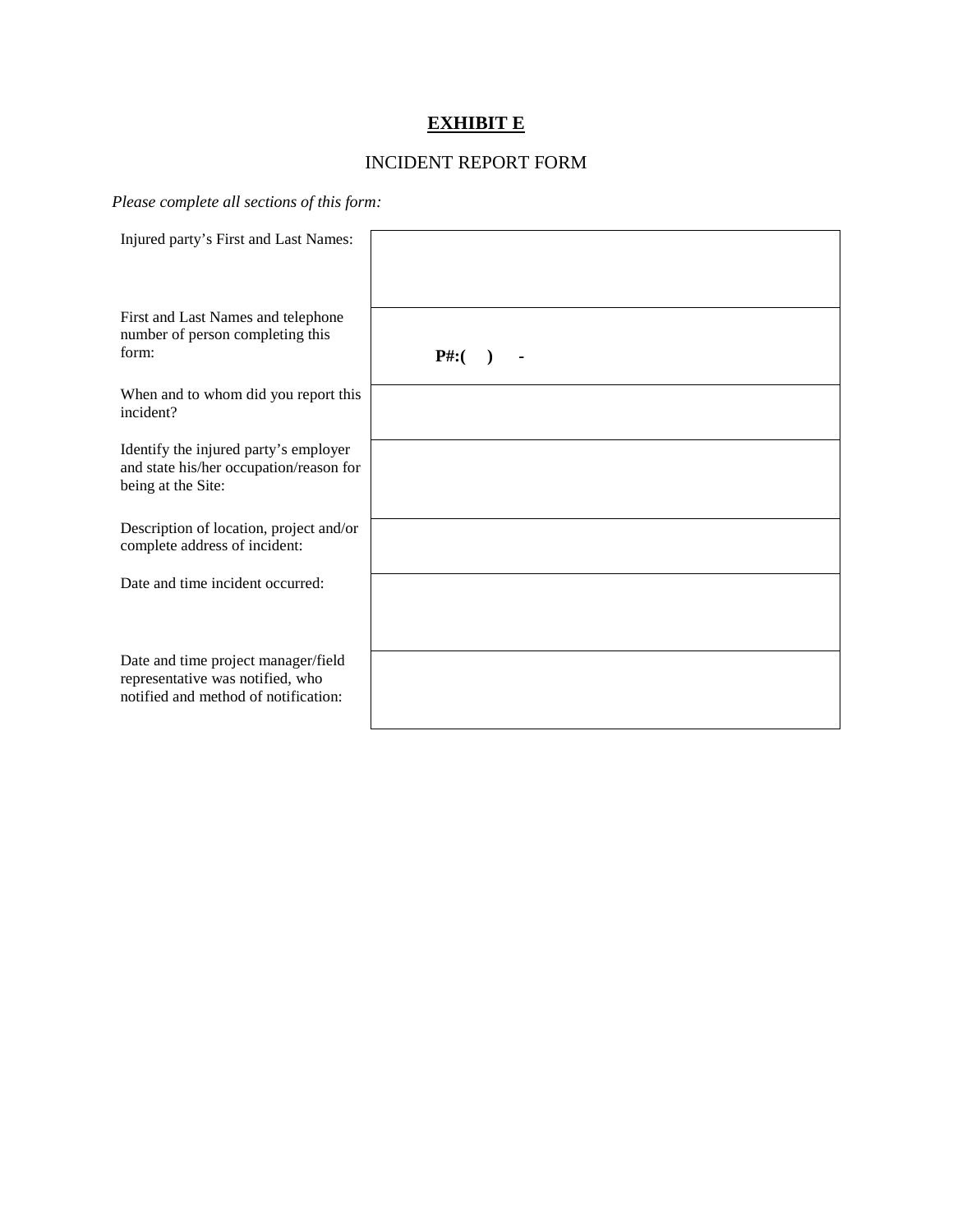**<u>EXHIBIT E</u>**

INCIDENT REPORT FORM

*Please complete all sections of this form:*

| | |
|---|---|
| Injured party's First and Last Names: | |
| First and Last Names and telephone number of person completing this form: | **P#:( ) -** |
| When and to whom did you report this incident? | |
| Identify the injured party's employer and state his/her occupation/reason for being at the Site: | |
| Description of location, project and/or complete address of incident: | |
| Date and time incident occurred: | |
| Date and time project manager/field representative was notified, who notified and method of notification: | |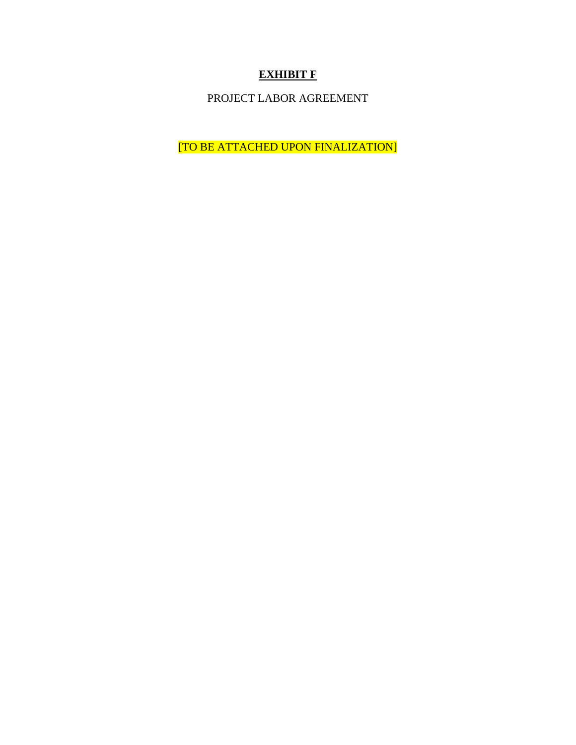# **EXHIBIT F**

PROJECT LABOR AGREEMENT

[TO BE ATTACHED UPON FINALIZATION]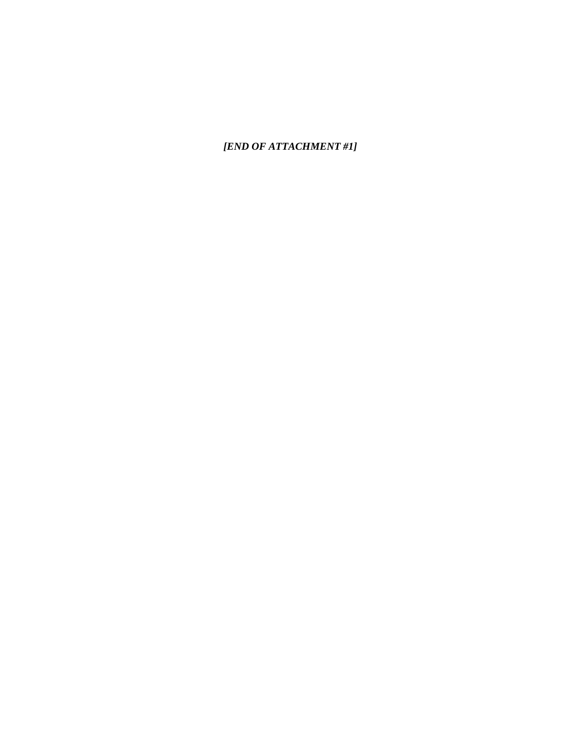***[END OF ATTACHMENT #1]***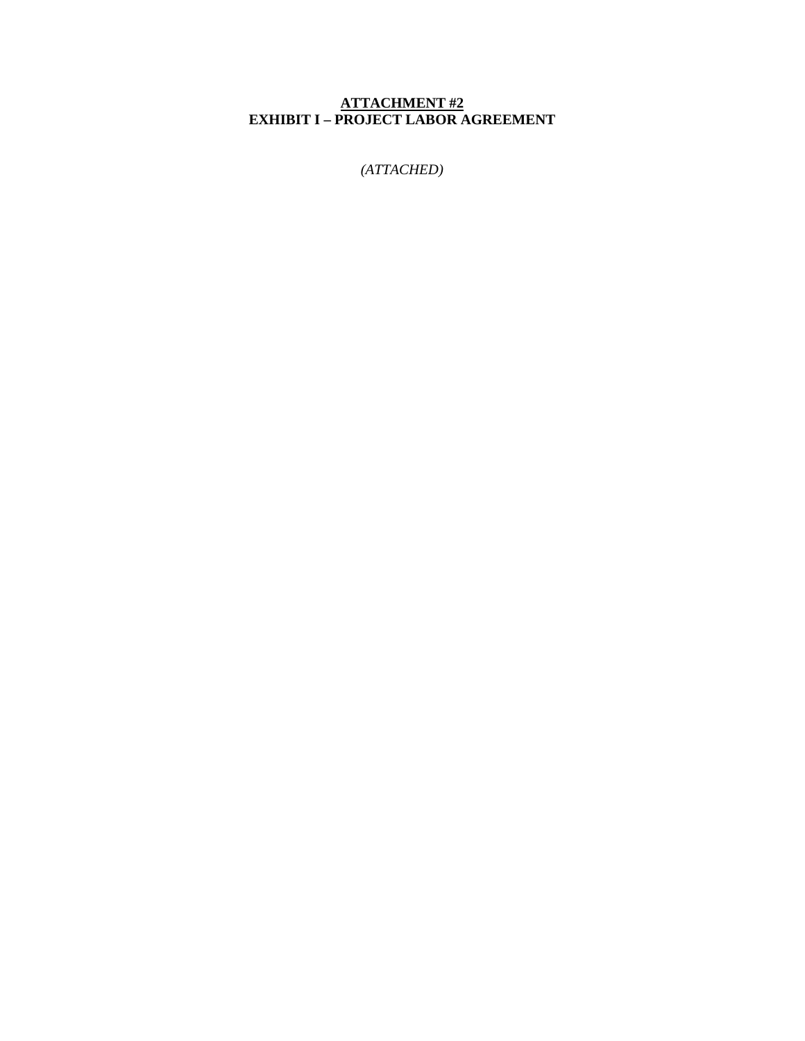**ATTACHMENT #2**
**EXHIBIT I – PROJECT LABOR AGREEMENT**

*(ATTACHED)*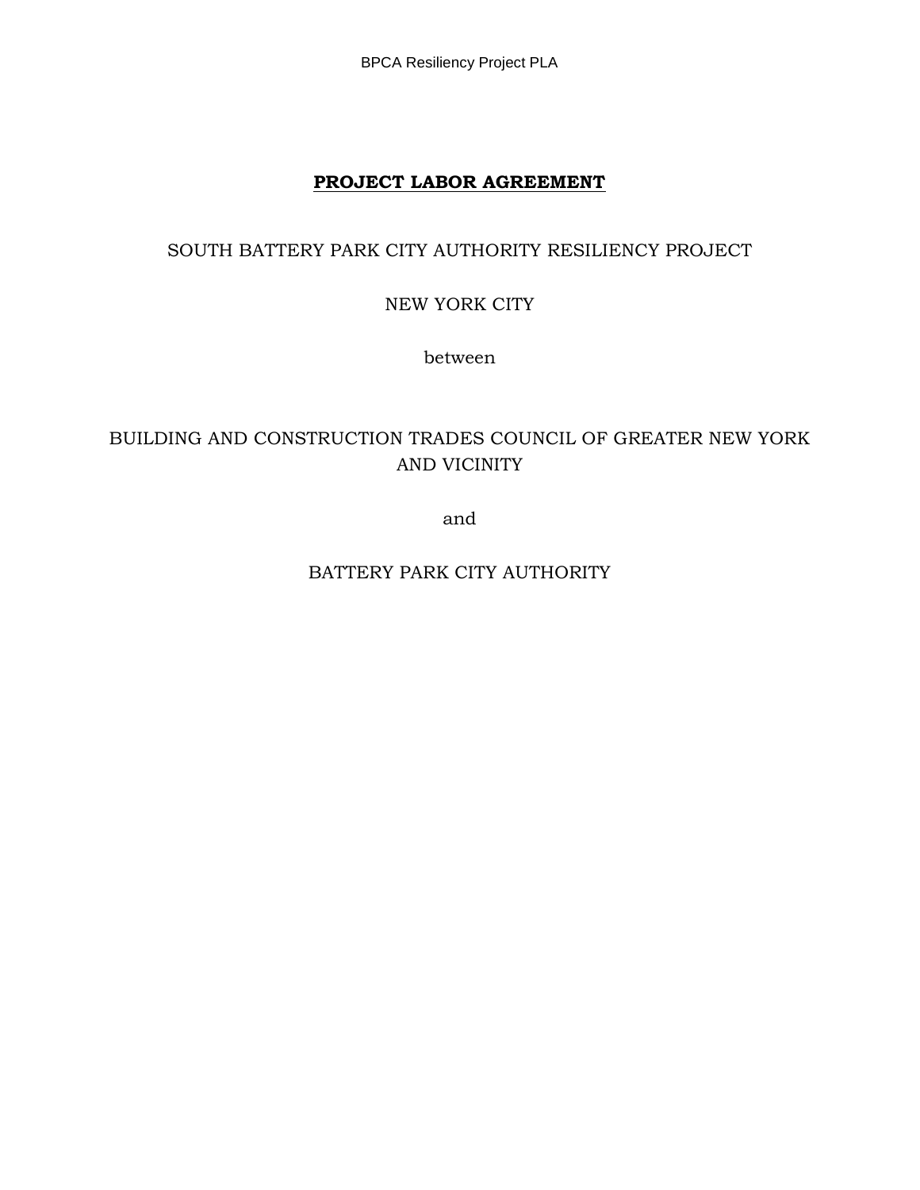# **PROJECT LABOR AGREEMENT**

SOUTH BATTERY PARK CITY AUTHORITY RESILIENCY PROJECT

NEW YORK CITY

between

BUILDING AND CONSTRUCTION TRADES COUNCIL OF GREATER NEW YORK AND VICINITY

and

BATTERY PARK CITY AUTHORITY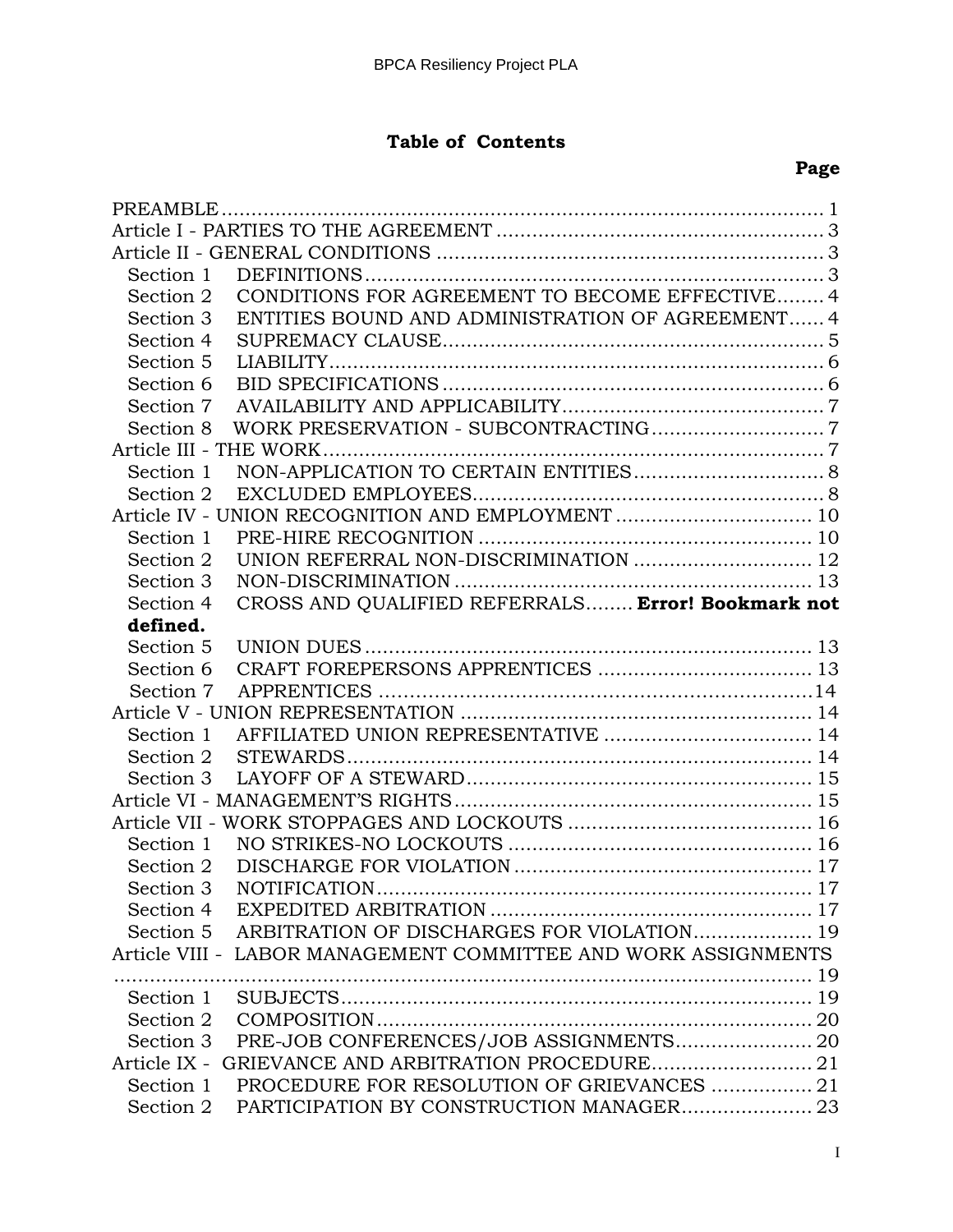**Table of Contents**

**Page**

PREAMBLE ........................................................................................................ 1
Article I - PARTIES TO THE AGREEMENT ...................................................... 3
Article II - GENERAL CONDITIONS .................................................................. 3
  Section 1 DEFINITIONS ............................................................................. 3
  Section 2 CONDITIONS FOR AGREEMENT TO BECOME EFFECTIVE ........ 4
  Section 3 ENTITIES BOUND AND ADMINISTRATION OF AGREEMENT ...... 4
  Section 4 SUPREMACY CLAUSE ................................................................. 5
  Section 5 LIABILITY .................................................................................... 6
  Section 6 BID SPECIFICATIONS ................................................................. 6
  Section 7 AVAILABILITY AND APPLICABILITY ............................................ 7
  Section 8 WORK PRESERVATION - SUBCONTRACTING ............................. 7
Article III - THE WORK ..................................................................................... 7
  Section 1 NON-APPLICATION TO CERTAIN ENTITIES ................................ 8
  Section 2 EXCLUDED EMPLOYEES ............................................................ 8
Article IV - UNION RECOGNITION AND EMPLOYMENT ................................. 10
  Section 1 PRE-HIRE RECOGNITION ......................................................... 10
  Section 2 UNION REFERRAL NON-DISCRIMINATION .............................. 12
  Section 3 NON-DISCRIMINATION ............................................................. 13
  Section 4 CROSS AND QUALIFIED REFERRALS........ **Error! Bookmark not defined.**
  Section 5 UNION DUES ............................................................................. 13
  Section 6 CRAFT FOREPERSONS APPRENTICES .................................... 13
  Section 7 APPRENTICES ..........................................................................14
Article V - UNION REPRESENTATION ........................................................... 14
  Section 1 AFFILIATED UNION REPRESENTATIVE .................................... 14
  Section 2 STEWARDS ............................................................................... 14
  Section 3 LAYOFF OF A STEWARD ........................................................... 15
Article VI - MANAGEMENT'S RIGHTS ............................................................ 15
Article VII - WORK STOPPAGES AND LOCKOUTS ......................................... 16
  Section 1 NO STRIKES-NO LOCKOUTS ................................................... 16
  Section 2 DISCHARGE FOR VIOLATION .................................................. 17
  Section 3 NOTIFICATION .......................................................................... 17
  Section 4 EXPEDITED ARBITRATION ...................................................... 17
  Section 5 ARBITRATION OF DISCHARGES FOR VIOLATION .................... 19
Article VIII - LABOR MANAGEMENT COMMITTEE AND WORK ASSIGNMENTS ........................................................................................................................ 19
  Section 1 SUBJECTS ................................................................................ 19
  Section 2 COMPOSITION .......................................................................... 20
  Section 3 PRE-JOB CONFERENCES/JOB ASSIGNMENTS ....................... 20
Article IX - GRIEVANCE AND ARBITRATION PROCEDURE ........................... 21
  Section 1 PROCEDURE FOR RESOLUTION OF GRIEVANCES ................. 21
  Section 2 PARTICIPATION BY CONSTRUCTION MANAGER ...................... 23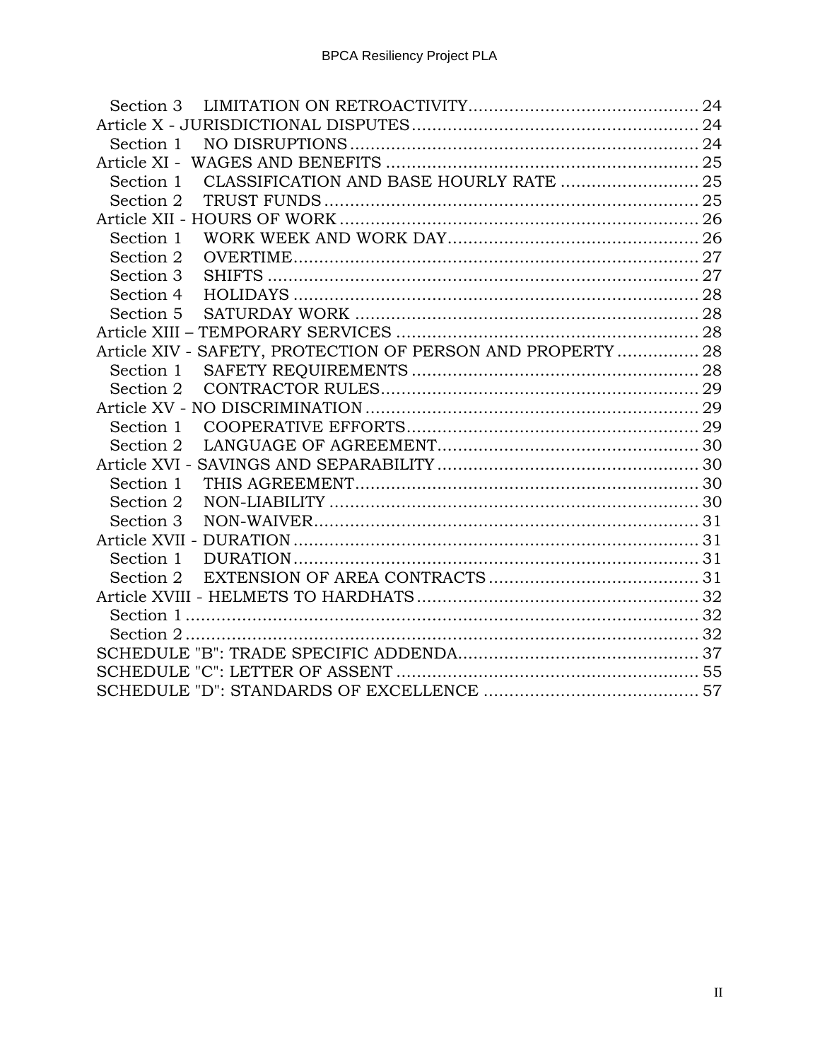Section 3 LIMITATION ON RETROACTIVITY ............................................ 24
Article X - JURISDICTIONAL DISPUTES ....................................................... 24
Section 1 NO DISRUPTIONS .................................................................... 24
Article XI - WAGES AND BENEFITS ............................................................ 25
Section 1 CLASSIFICATION AND BASE HOURLY RATE ........................... 25
Section 2 TRUST FUNDS ......................................................................... 25
Article XII - HOURS OF WORK ..................................................................... 26
Section 1 WORK WEEK AND WORK DAY ................................................ 26
Section 2 OVERTIME ............................................................................... 27
Section 3 SHIFTS .................................................................................... 27
Section 4 HOLIDAYS ............................................................................... 28
Section 5 SATURDAY WORK ................................................................... 28
Article XIII – TEMPORARY SERVICES .......................................................... 28
Article XIV - SAFETY, PROTECTION OF PERSON AND PROPERTY ................ 28
Section 1 SAFETY REQUIREMENTS ........................................................ 28
Section 2 CONTRACTOR RULES .............................................................. 29
Article XV - NO DISCRIMINATION ................................................................ 29
Section 1 COOPERATIVE EFFORTS ......................................................... 29
Section 2 LANGUAGE OF AGREEMENT ................................................... 30
Article XVI - SAVINGS AND SEPARABILITY ................................................... 30
Section 1 THIS AGREEMENT ................................................................... 30
Section 2 NON-LIABILITY ........................................................................ 30
Section 3 NON-WAIVER ........................................................................... 31
Article XVII - DURATION .............................................................................. 31
Section 1 DURATION ............................................................................... 31
Section 2 EXTENSION OF AREA CONTRACTS ......................................... 31
Article XVIII - HELMETS TO HARDHATS ...................................................... 32
Section 1 .................................................................................................. 32
Section 2 .................................................................................................. 32
SCHEDULE "B": TRADE SPECIFIC ADDENDA ............................................... 37
SCHEDULE "C": LETTER OF ASSENT ........................................................... 55
SCHEDULE "D": STANDARDS OF EXCELLENCE .......................................... 57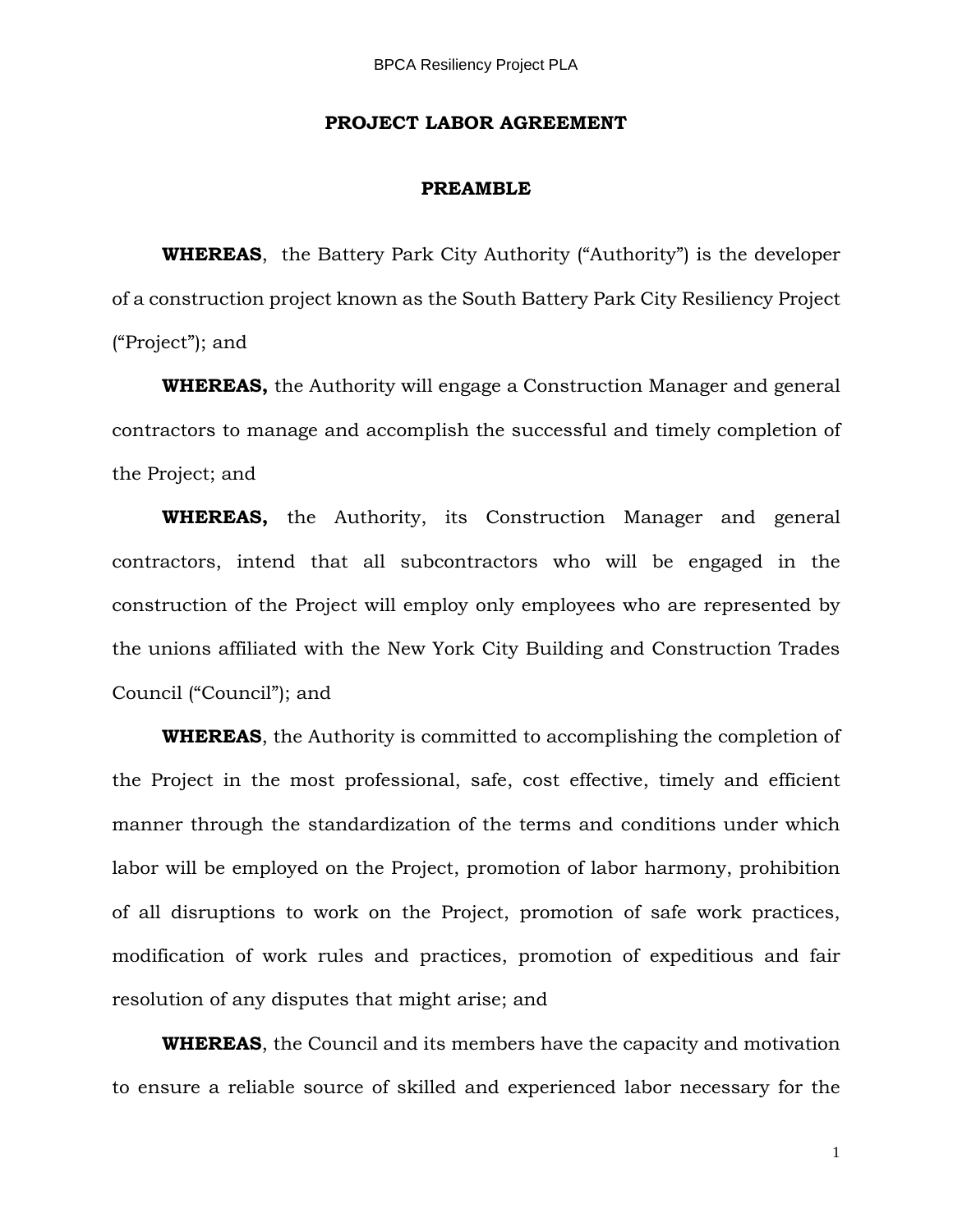# PROJECT LABOR AGREEMENT

## PREAMBLE

**WHEREAS**, the Battery Park City Authority ("Authority") is the developer of a construction project known as the South Battery Park City Resiliency Project ("Project"); and

**WHEREAS,** the Authority will engage a Construction Manager and general contractors to manage and accomplish the successful and timely completion of the Project; and

**WHEREAS,** the Authority, its Construction Manager and general contractors, intend that all subcontractors who will be engaged in the construction of the Project will employ only employees who are represented by the unions affiliated with the New York City Building and Construction Trades Council ("Council"); and

**WHEREAS**, the Authority is committed to accomplishing the completion of the Project in the most professional, safe, cost effective, timely and efficient manner through the standardization of the terms and conditions under which labor will be employed on the Project, promotion of labor harmony, prohibition of all disruptions to work on the Project, promotion of safe work practices, modification of work rules and practices, promotion of expeditious and fair resolution of any disputes that might arise; and

**WHEREAS**, the Council and its members have the capacity and motivation to ensure a reliable source of skilled and experienced labor necessary for the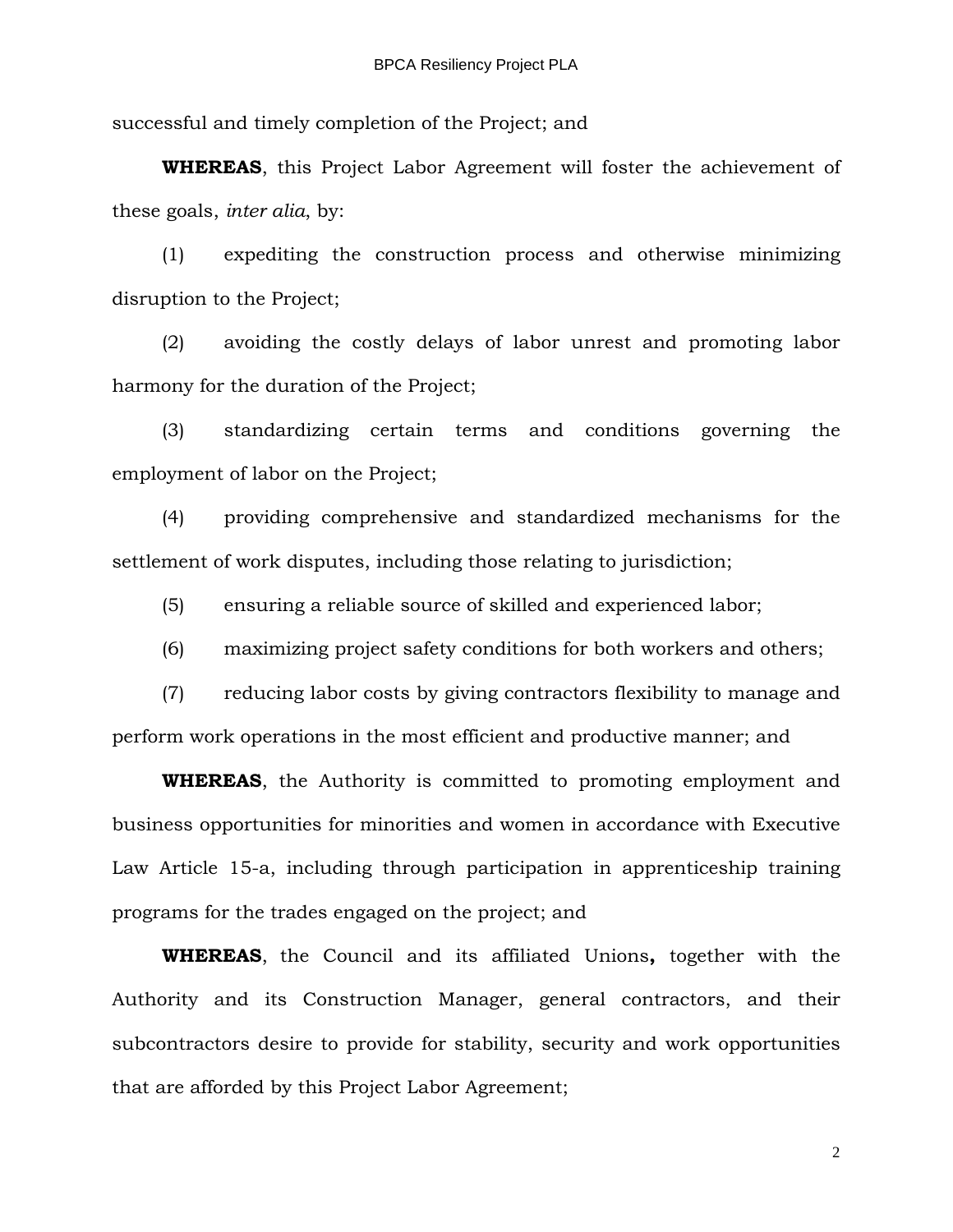successful and timely completion of the Project; and

**WHEREAS**, this Project Labor Agreement will foster the achievement of these goals, *inter alia*, by:

(1) expediting the construction process and otherwise minimizing disruption to the Project;

(2) avoiding the costly delays of labor unrest and promoting labor harmony for the duration of the Project;

(3) standardizing certain terms and conditions governing the employment of labor on the Project;

(4) providing comprehensive and standardized mechanisms for the settlement of work disputes, including those relating to jurisdiction;

(5) ensuring a reliable source of skilled and experienced labor;

(6) maximizing project safety conditions for both workers and others;

(7) reducing labor costs by giving contractors flexibility to manage and perform work operations in the most efficient and productive manner; and

**WHEREAS**, the Authority is committed to promoting employment and business opportunities for minorities and women in accordance with Executive Law Article 15-a, including through participation in apprenticeship training programs for the trades engaged on the project; and

**WHEREAS**, the Council and its affiliated Unions**,** together with the Authority and its Construction Manager, general contractors, and their subcontractors desire to provide for stability, security and work opportunities that are afforded by this Project Labor Agreement;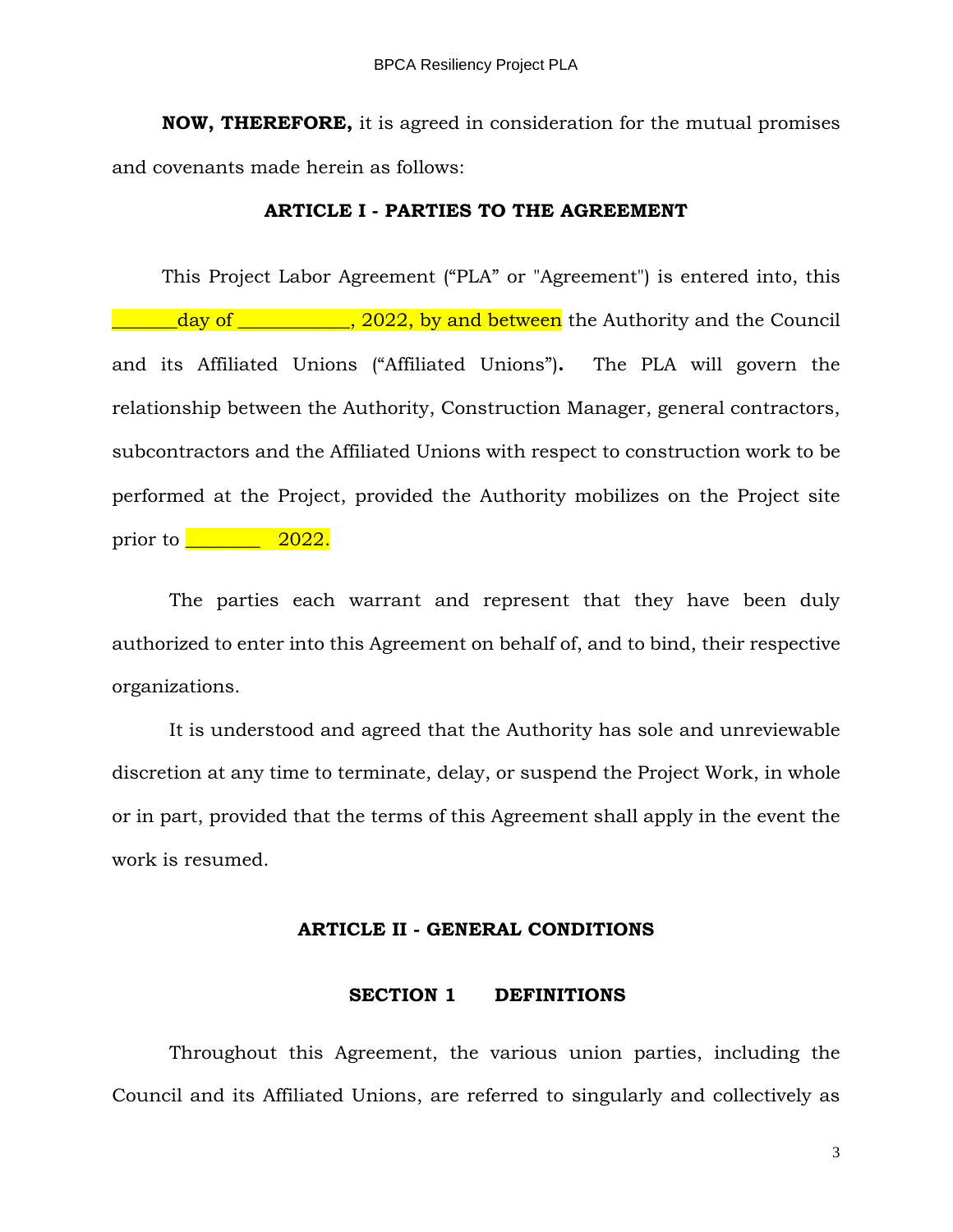**NOW, THEREFORE,** it is agreed in consideration for the mutual promises and covenants made herein as follows:

## ARTICLE I - PARTIES TO THE AGREEMENT

This Project Labor Agreement ("PLA" or "Agreement") is entered into, this _______day of ____________, 2022, by and between the Authority and the Council and its Affiliated Unions ("Affiliated Unions"). The PLA will govern the relationship between the Authority, Construction Manager, general contractors, subcontractors and the Affiliated Unions with respect to construction work to be performed at the Project, provided the Authority mobilizes on the Project site prior to ________ 2022.

The parties each warrant and represent that they have been duly authorized to enter into this Agreement on behalf of, and to bind, their respective organizations.

It is understood and agreed that the Authority has sole and unreviewable discretion at any time to terminate, delay, or suspend the Project Work, in whole or in part, provided that the terms of this Agreement shall apply in the event the work is resumed.

## ARTICLE II - GENERAL CONDITIONS

### SECTION 1 DEFINITIONS

Throughout this Agreement, the various union parties, including the Council and its Affiliated Unions, are referred to singularly and collectively as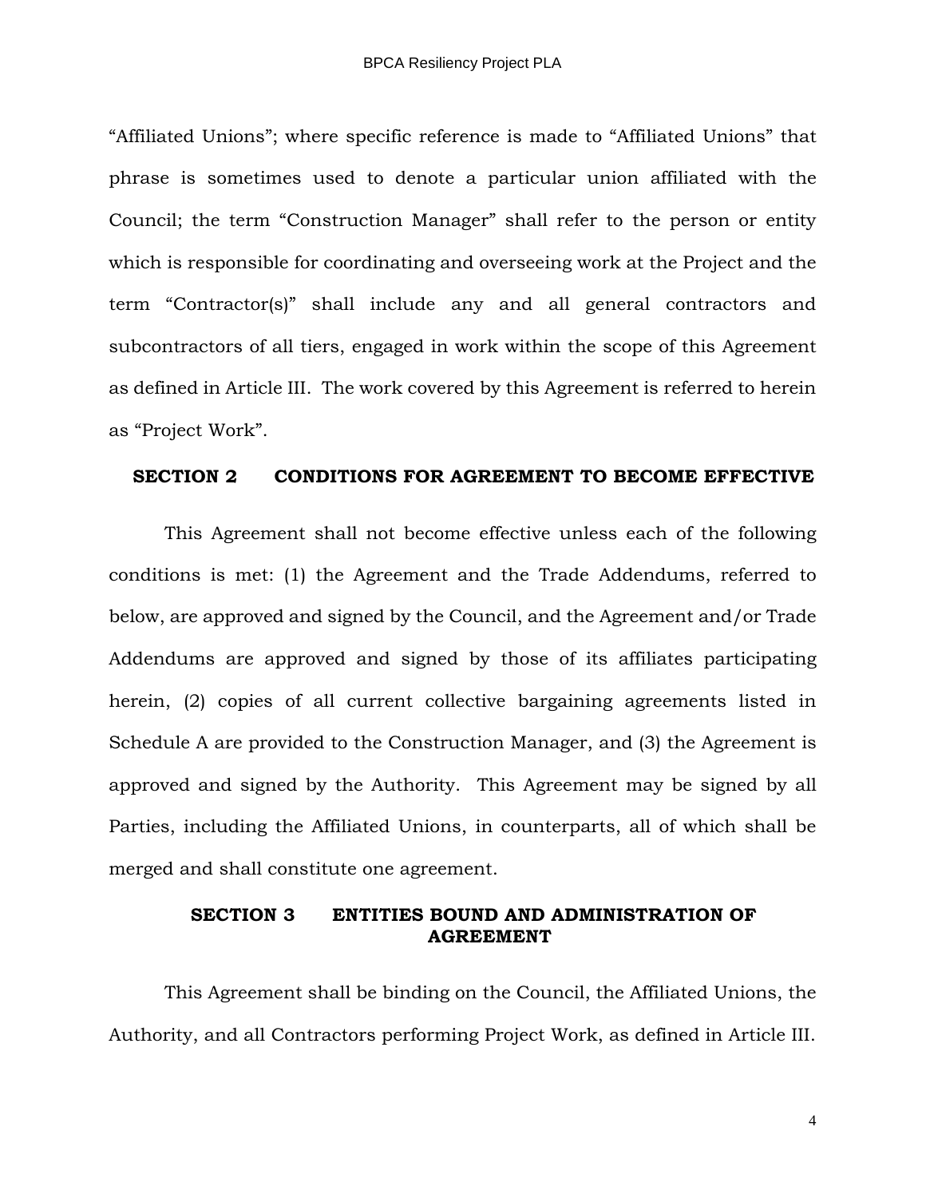"Affiliated Unions"; where specific reference is made to "Affiliated Unions" that phrase is sometimes used to denote a particular union affiliated with the Council; the term "Construction Manager" shall refer to the person or entity which is responsible for coordinating and overseeing work at the Project and the term "Contractor(s)" shall include any and all general contractors and subcontractors of all tiers, engaged in work within the scope of this Agreement as defined in Article III. The work covered by this Agreement is referred to herein as "Project Work".

## SECTION 2 CONDITIONS FOR AGREEMENT TO BECOME EFFECTIVE

This Agreement shall not become effective unless each of the following conditions is met: (1) the Agreement and the Trade Addendums, referred to below, are approved and signed by the Council, and the Agreement and/or Trade Addendums are approved and signed by those of its affiliates participating herein, (2) copies of all current collective bargaining agreements listed in Schedule A are provided to the Construction Manager, and (3) the Agreement is approved and signed by the Authority. This Agreement may be signed by all Parties, including the Affiliated Unions, in counterparts, all of which shall be merged and shall constitute one agreement.

## SECTION 3 ENTITIES BOUND AND ADMINISTRATION OF AGREEMENT

This Agreement shall be binding on the Council, the Affiliated Unions, the Authority, and all Contractors performing Project Work, as defined in Article III.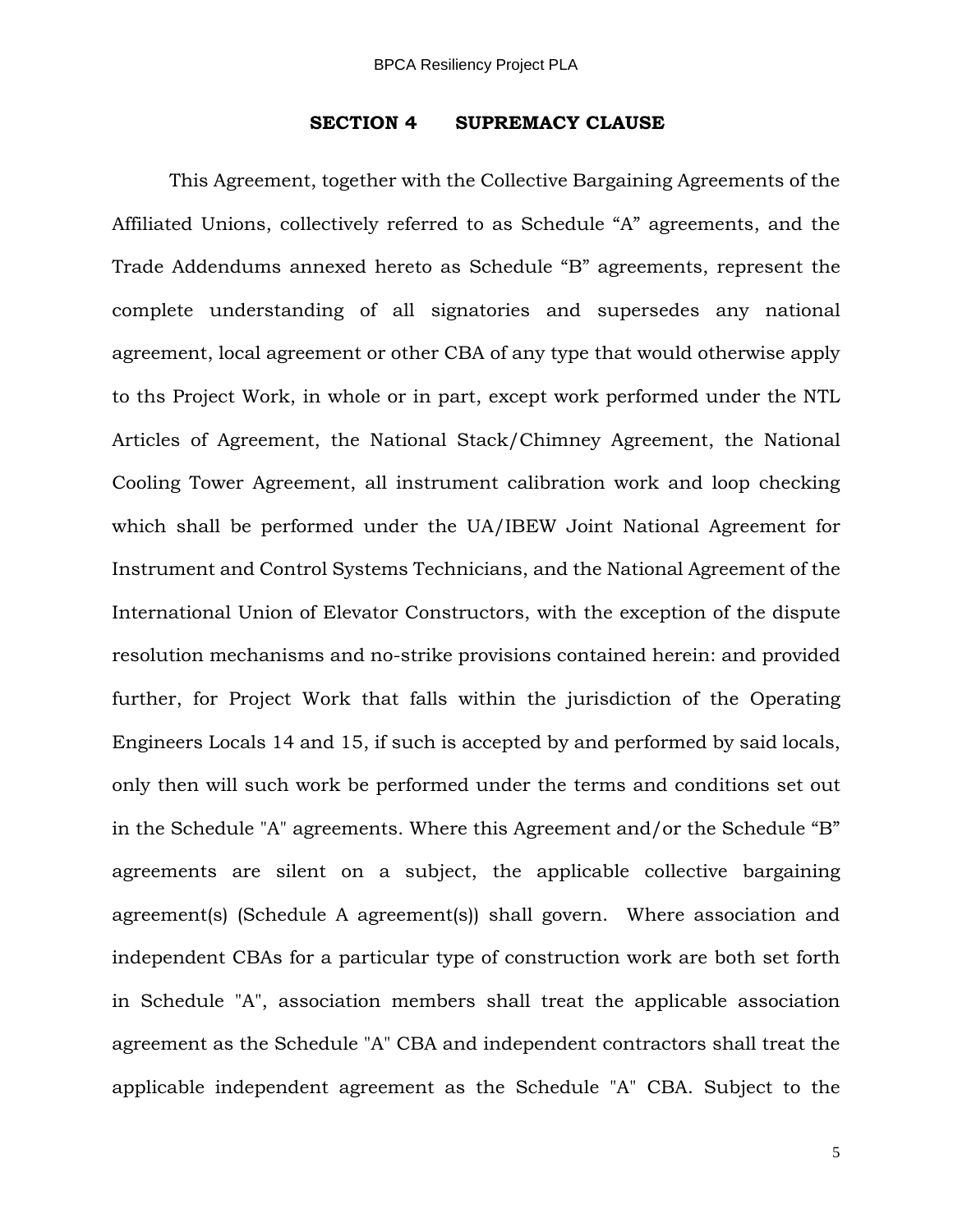## SECTION 4 SUPREMACY CLAUSE

This Agreement, together with the Collective Bargaining Agreements of the Affiliated Unions, collectively referred to as Schedule "A" agreements, and the Trade Addendums annexed hereto as Schedule "B" agreements, represent the complete understanding of all signatories and supersedes any national agreement, local agreement or other CBA of any type that would otherwise apply to ths Project Work, in whole or in part, except work performed under the NTL Articles of Agreement, the National Stack/Chimney Agreement, the National Cooling Tower Agreement, all instrument calibration work and loop checking which shall be performed under the UA/IBEW Joint National Agreement for Instrument and Control Systems Technicians, and the National Agreement of the International Union of Elevator Constructors, with the exception of the dispute resolution mechanisms and no-strike provisions contained herein: and provided further, for Project Work that falls within the jurisdiction of the Operating Engineers Locals 14 and 15, if such is accepted by and performed by said locals, only then will such work be performed under the terms and conditions set out in the Schedule "A" agreements. Where this Agreement and/or the Schedule "B" agreements are silent on a subject, the applicable collective bargaining agreement(s) (Schedule A agreement(s)) shall govern. Where association and independent CBAs for a particular type of construction work are both set forth in Schedule "A", association members shall treat the applicable association agreement as the Schedule "A" CBA and independent contractors shall treat the applicable independent agreement as the Schedule "A" CBA. Subject to the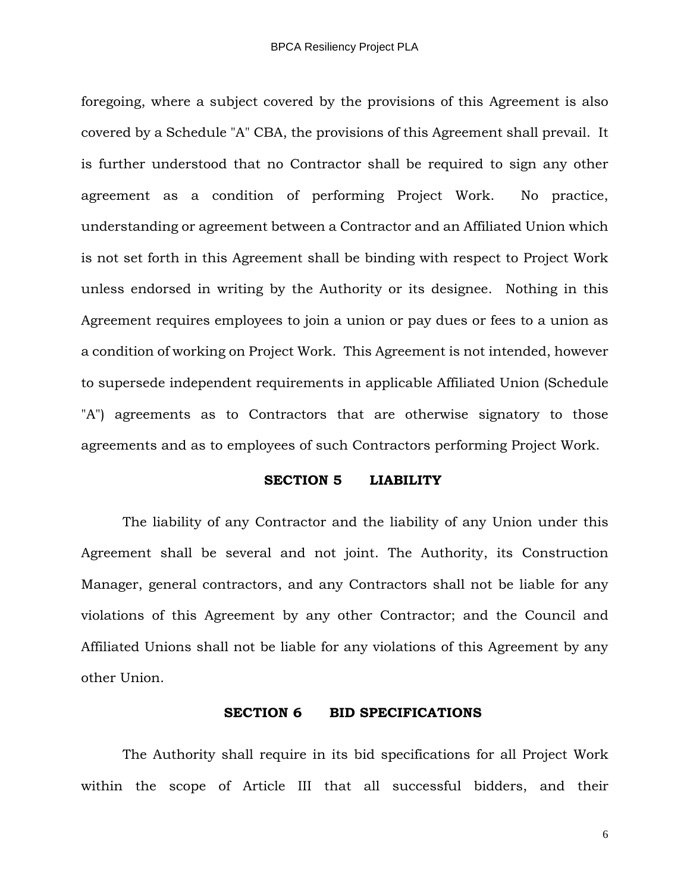foregoing, where a subject covered by the provisions of this Agreement is also covered by a Schedule "A" CBA, the provisions of this Agreement shall prevail. It is further understood that no Contractor shall be required to sign any other agreement as a condition of performing Project Work. No practice, understanding or agreement between a Contractor and an Affiliated Union which is not set forth in this Agreement shall be binding with respect to Project Work unless endorsed in writing by the Authority or its designee. Nothing in this Agreement requires employees to join a union or pay dues or fees to a union as a condition of working on Project Work. This Agreement is not intended, however to supersede independent requirements in applicable Affiliated Union (Schedule "A") agreements as to Contractors that are otherwise signatory to those agreements and as to employees of such Contractors performing Project Work.

**SECTION 5 LIABILITY**

The liability of any Contractor and the liability of any Union under this Agreement shall be several and not joint. The Authority, its Construction Manager, general contractors, and any Contractors shall not be liable for any violations of this Agreement by any other Contractor; and the Council and Affiliated Unions shall not be liable for any violations of this Agreement by any other Union.

**SECTION 6 BID SPECIFICATIONS**

The Authority shall require in its bid specifications for all Project Work within the scope of Article III that all successful bidders, and their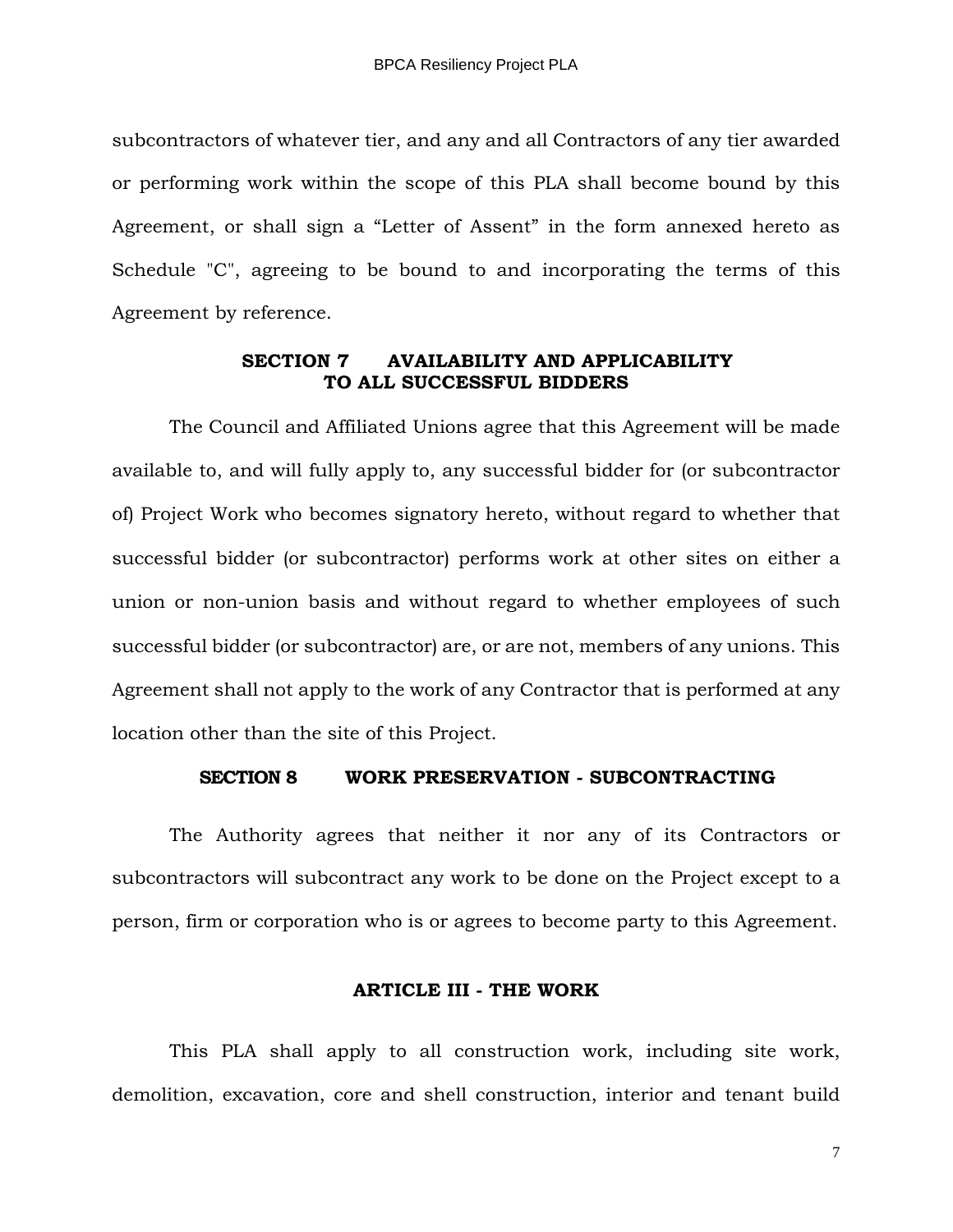subcontractors of whatever tier, and any and all Contractors of any tier awarded or performing work within the scope of this PLA shall become bound by this Agreement, or shall sign a "Letter of Assent" in the form annexed hereto as Schedule "C", agreeing to be bound to and incorporating the terms of this Agreement by reference.

### SECTION 7 AVAILABILITY AND APPLICABILITY TO ALL SUCCESSFUL BIDDERS

The Council and Affiliated Unions agree that this Agreement will be made available to, and will fully apply to, any successful bidder for (or subcontractor of) Project Work who becomes signatory hereto, without regard to whether that successful bidder (or subcontractor) performs work at other sites on either a union or non-union basis and without regard to whether employees of such successful bidder (or subcontractor) are, or are not, members of any unions. This Agreement shall not apply to the work of any Contractor that is performed at any location other than the site of this Project.

### SECTION 8 WORK PRESERVATION - SUBCONTRACTING

The Authority agrees that neither it nor any of its Contractors or subcontractors will subcontract any work to be done on the Project except to a person, firm or corporation who is or agrees to become party to this Agreement.

## ARTICLE III - THE WORK

This PLA shall apply to all construction work, including site work, demolition, excavation, core and shell construction, interior and tenant build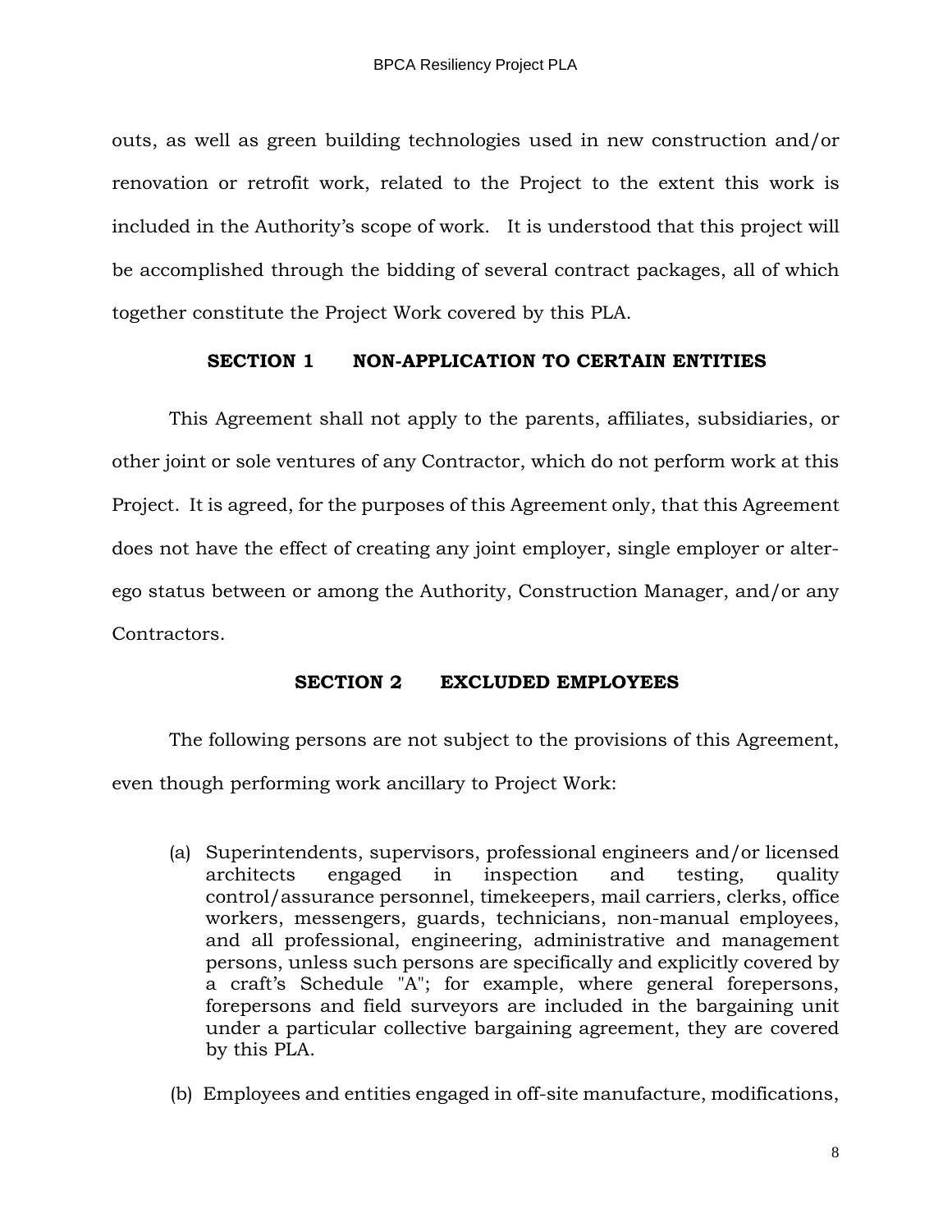outs, as well as green building technologies used in new construction and/or renovation or retrofit work, related to the Project to the extent this work is included in the Authority's scope of work. It is understood that this project will be accomplished through the bidding of several contract packages, all of which together constitute the Project Work covered by this PLA.

## SECTION 1 NON-APPLICATION TO CERTAIN ENTITIES

This Agreement shall not apply to the parents, affiliates, subsidiaries, or other joint or sole ventures of any Contractor, which do not perform work at this Project. It is agreed, for the purposes of this Agreement only, that this Agreement does not have the effect of creating any joint employer, single employer or alter-ego status between or among the Authority, Construction Manager, and/or any Contractors.

## SECTION 2 EXCLUDED EMPLOYEES

The following persons are not subject to the provisions of this Agreement, even though performing work ancillary to Project Work:

(a) Superintendents, supervisors, professional engineers and/or licensed architects engaged in inspection and testing, quality control/assurance personnel, timekeepers, mail carriers, clerks, office workers, messengers, guards, technicians, non-manual employees, and all professional, engineering, administrative and management persons, unless such persons are specifically and explicitly covered by a craft's Schedule "A"; for example, where general forepersons, forepersons and field surveyors are included in the bargaining unit under a particular collective bargaining agreement, they are covered by this PLA.

(b) Employees and entities engaged in off-site manufacture, modifications,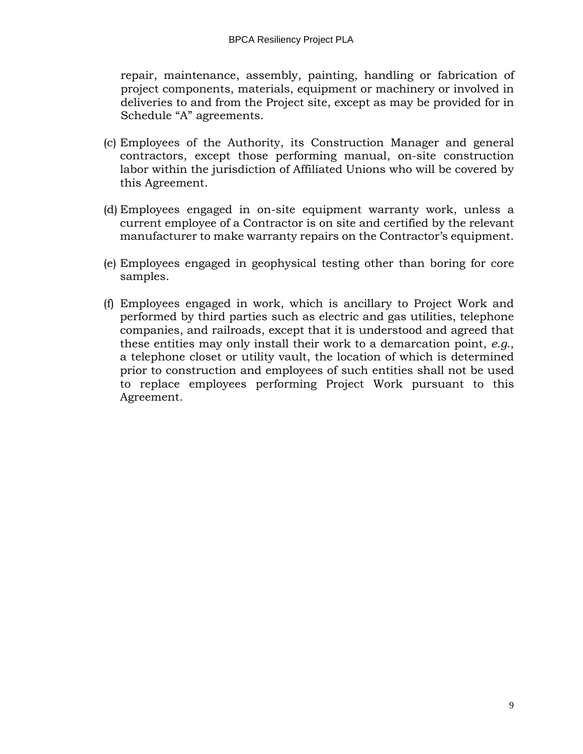repair, maintenance, assembly, painting, handling or fabrication of project components, materials, equipment or machinery or involved in deliveries to and from the Project site, except as may be provided for in Schedule “A” agreements.

(c) Employees of the Authority, its Construction Manager and general contractors, except those performing manual, on-site construction labor within the jurisdiction of Affiliated Unions who will be covered by this Agreement.

(d) Employees engaged in on-site equipment warranty work, unless a current employee of a Contractor is on site and certified by the relevant manufacturer to make warranty repairs on the Contractor’s equipment.

(e) Employees engaged in geophysical testing other than boring for core samples.

(f) Employees engaged in work, which is ancillary to Project Work and performed by third parties such as electric and gas utilities, telephone companies, and railroads, except that it is understood and agreed that these entities may only install their work to a demarcation point, *e.g.*, a telephone closet or utility vault, the location of which is determined prior to construction and employees of such entities shall not be used to replace employees performing Project Work pursuant to this Agreement.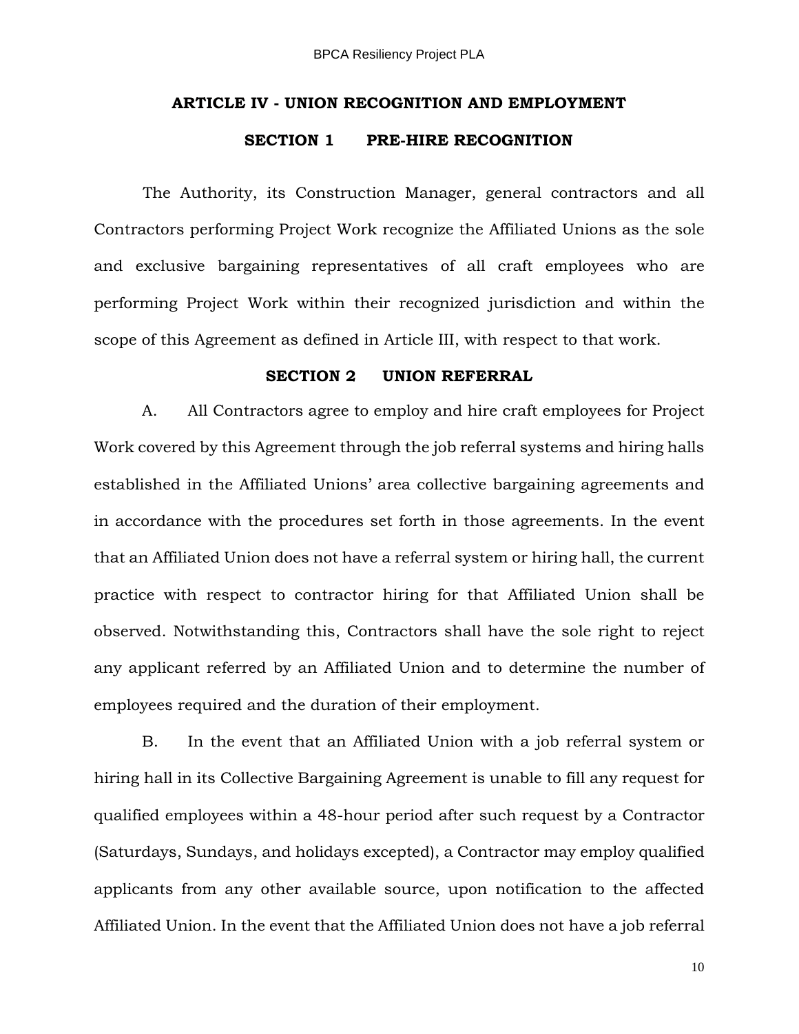## ARTICLE IV - UNION RECOGNITION AND EMPLOYMENT

### SECTION 1 PRE-HIRE RECOGNITION

The Authority, its Construction Manager, general contractors and all Contractors performing Project Work recognize the Affiliated Unions as the sole and exclusive bargaining representatives of all craft employees who are performing Project Work within their recognized jurisdiction and within the scope of this Agreement as defined in Article III, with respect to that work.

### SECTION 2 UNION REFERRAL

A. All Contractors agree to employ and hire craft employees for Project Work covered by this Agreement through the job referral systems and hiring halls established in the Affiliated Unions' area collective bargaining agreements and in accordance with the procedures set forth in those agreements. In the event that an Affiliated Union does not have a referral system or hiring hall, the current practice with respect to contractor hiring for that Affiliated Union shall be observed. Notwithstanding this, Contractors shall have the sole right to reject any applicant referred by an Affiliated Union and to determine the number of employees required and the duration of their employment.

B. In the event that an Affiliated Union with a job referral system or hiring hall in its Collective Bargaining Agreement is unable to fill any request for qualified employees within a 48-hour period after such request by a Contractor (Saturdays, Sundays, and holidays excepted), a Contractor may employ qualified applicants from any other available source, upon notification to the affected Affiliated Union. In the event that the Affiliated Union does not have a job referral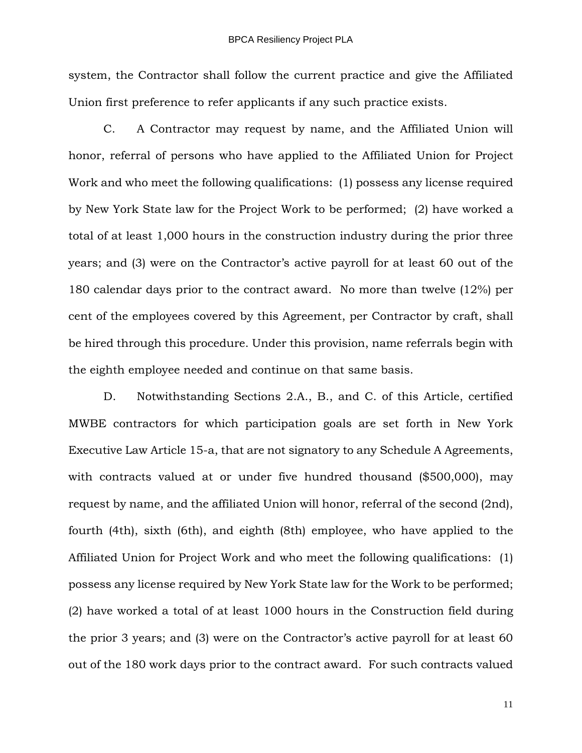system, the Contractor shall follow the current practice and give the Affiliated Union first preference to refer applicants if any such practice exists.

C. A Contractor may request by name, and the Affiliated Union will honor, referral of persons who have applied to the Affiliated Union for Project Work and who meet the following qualifications: (1) possess any license required by New York State law for the Project Work to be performed; (2) have worked a total of at least 1,000 hours in the construction industry during the prior three years; and (3) were on the Contractor's active payroll for at least 60 out of the 180 calendar days prior to the contract award. No more than twelve (12%) per cent of the employees covered by this Agreement, per Contractor by craft, shall be hired through this procedure. Under this provision, name referrals begin with the eighth employee needed and continue on that same basis.

D. Notwithstanding Sections 2.A., B., and C. of this Article, certified MWBE contractors for which participation goals are set forth in New York Executive Law Article 15-a, that are not signatory to any Schedule A Agreements, with contracts valued at or under five hundred thousand ($500,000), may request by name, and the affiliated Union will honor, referral of the second (2nd), fourth (4th), sixth (6th), and eighth (8th) employee, who have applied to the Affiliated Union for Project Work and who meet the following qualifications: (1) possess any license required by New York State law for the Work to be performed; (2) have worked a total of at least 1000 hours in the Construction field during the prior 3 years; and (3) were on the Contractor's active payroll for at least 60 out of the 180 work days prior to the contract award. For such contracts valued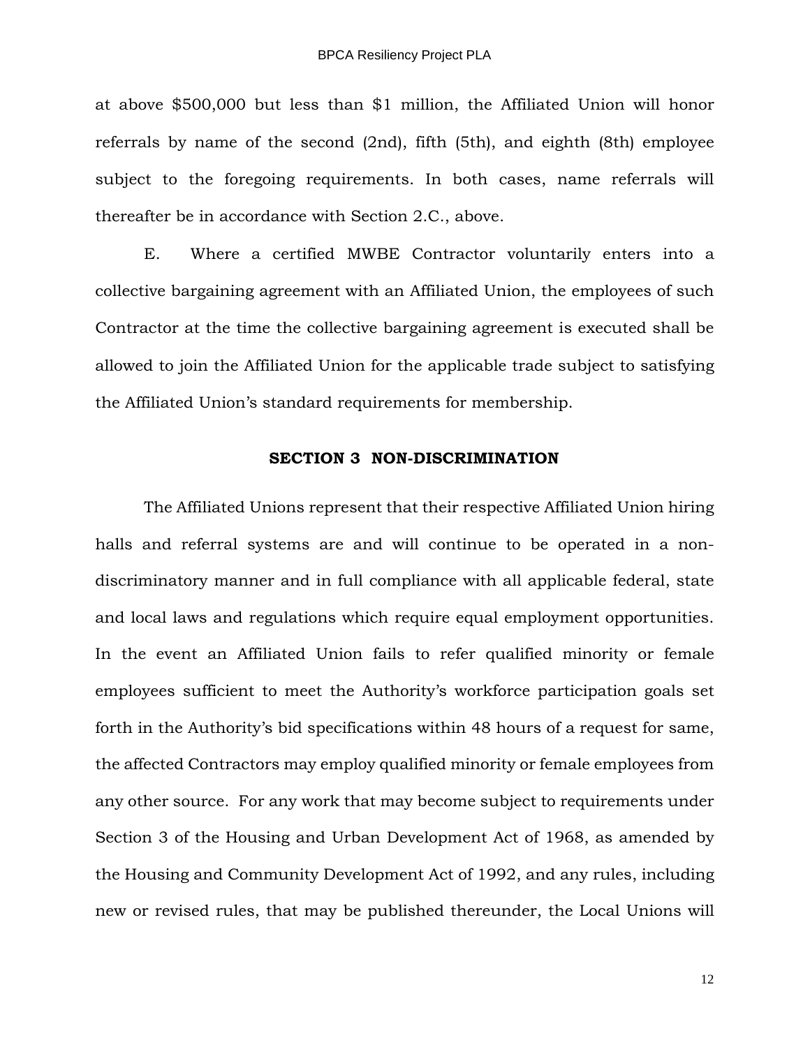at above $500,000 but less than $1 million, the Affiliated Union will honor referrals by name of the second (2nd), fifth (5th), and eighth (8th) employee subject to the foregoing requirements. In both cases, name referrals will thereafter be in accordance with Section 2.C., above.

E. Where a certified MWBE Contractor voluntarily enters into a collective bargaining agreement with an Affiliated Union, the employees of such Contractor at the time the collective bargaining agreement is executed shall be allowed to join the Affiliated Union for the applicable trade subject to satisfying the Affiliated Union's standard requirements for membership.

## SECTION 3 NON-DISCRIMINATION

The Affiliated Unions represent that their respective Affiliated Union hiring halls and referral systems are and will continue to be operated in a non-discriminatory manner and in full compliance with all applicable federal, state and local laws and regulations which require equal employment opportunities. In the event an Affiliated Union fails to refer qualified minority or female employees sufficient to meet the Authority's workforce participation goals set forth in the Authority's bid specifications within 48 hours of a request for same, the affected Contractors may employ qualified minority or female employees from any other source. For any work that may become subject to requirements under Section 3 of the Housing and Urban Development Act of 1968, as amended by the Housing and Community Development Act of 1992, and any rules, including new or revised rules, that may be published thereunder, the Local Unions will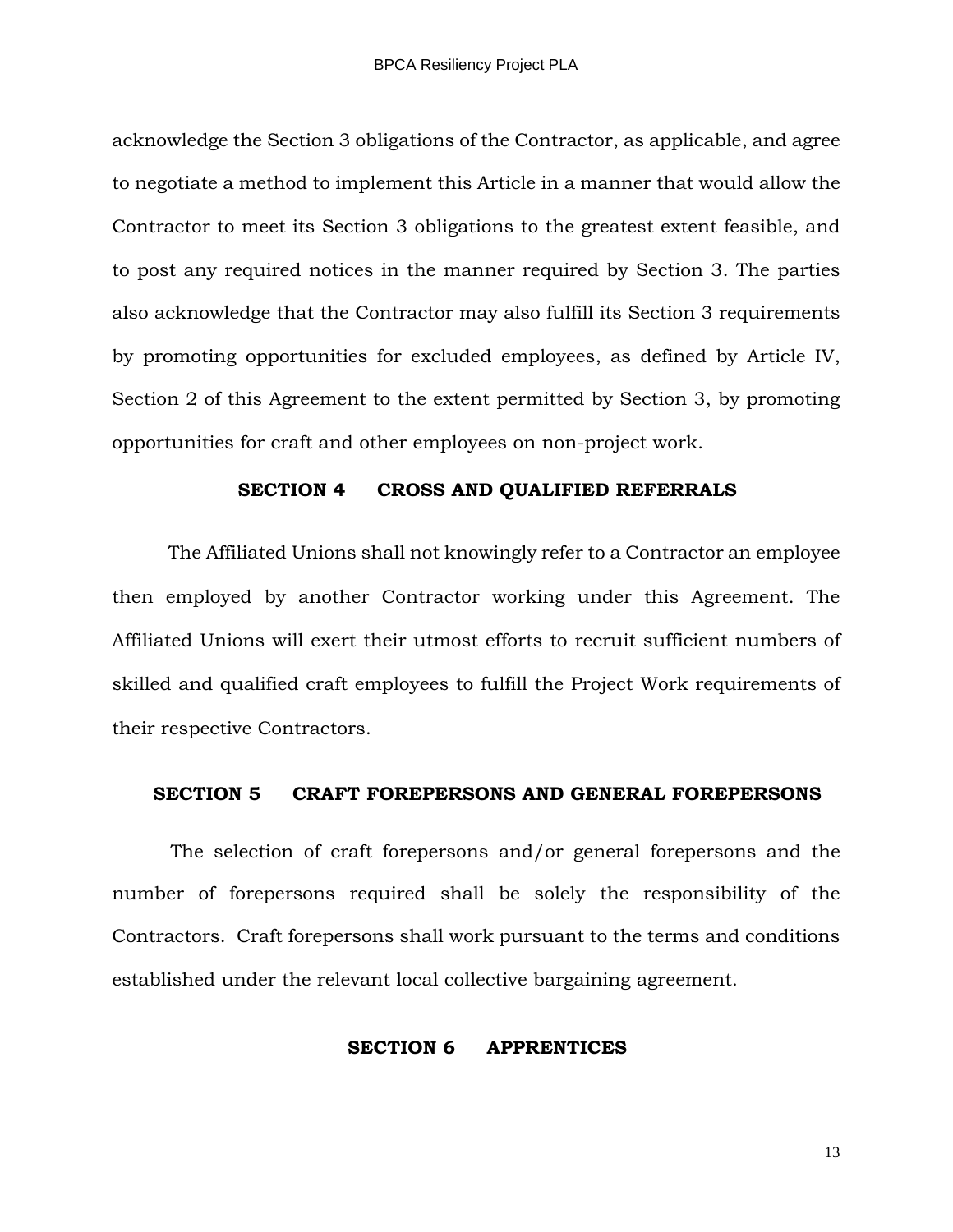acknowledge the Section 3 obligations of the Contractor, as applicable, and agree to negotiate a method to implement this Article in a manner that would allow the Contractor to meet its Section 3 obligations to the greatest extent feasible, and to post any required notices in the manner required by Section 3. The parties also acknowledge that the Contractor may also fulfill its Section 3 requirements by promoting opportunities for excluded employees, as defined by Article IV, Section 2 of this Agreement to the extent permitted by Section 3, by promoting opportunities for craft and other employees on non-project work.

### SECTION 4 CROSS AND QUALIFIED REFERRALS

The Affiliated Unions shall not knowingly refer to a Contractor an employee then employed by another Contractor working under this Agreement. The Affiliated Unions will exert their utmost efforts to recruit sufficient numbers of skilled and qualified craft employees to fulfill the Project Work requirements of their respective Contractors.

### SECTION 5 CRAFT FOREPERSONS AND GENERAL FOREPERSONS

The selection of craft forepersons and/or general forepersons and the number of forepersons required shall be solely the responsibility of the Contractors. Craft forepersons shall work pursuant to the terms and conditions established under the relevant local collective bargaining agreement.

### SECTION 6 APPRENTICES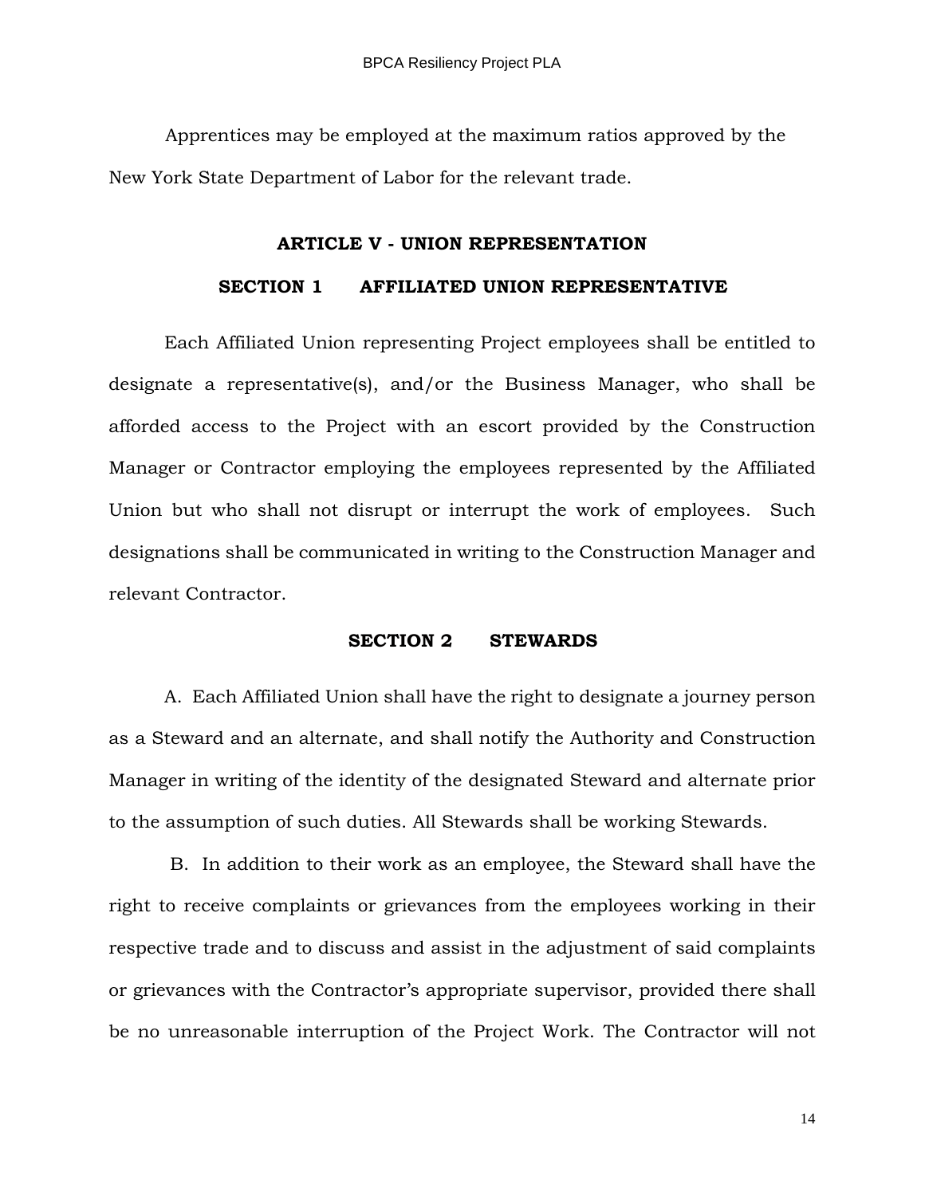Apprentices may be employed at the maximum ratios approved by the New York State Department of Labor for the relevant trade.

## ARTICLE V - UNION REPRESENTATION

### SECTION 1 AFFILIATED UNION REPRESENTATIVE

Each Affiliated Union representing Project employees shall be entitled to designate a representative(s), and/or the Business Manager, who shall be afforded access to the Project with an escort provided by the Construction Manager or Contractor employing the employees represented by the Affiliated Union but who shall not disrupt or interrupt the work of employees. Such designations shall be communicated in writing to the Construction Manager and relevant Contractor.

### SECTION 2 STEWARDS

A. Each Affiliated Union shall have the right to designate a journey person as a Steward and an alternate, and shall notify the Authority and Construction Manager in writing of the identity of the designated Steward and alternate prior to the assumption of such duties. All Stewards shall be working Stewards.

B. In addition to their work as an employee, the Steward shall have the right to receive complaints or grievances from the employees working in their respective trade and to discuss and assist in the adjustment of said complaints or grievances with the Contractor's appropriate supervisor, provided there shall be no unreasonable interruption of the Project Work. The Contractor will not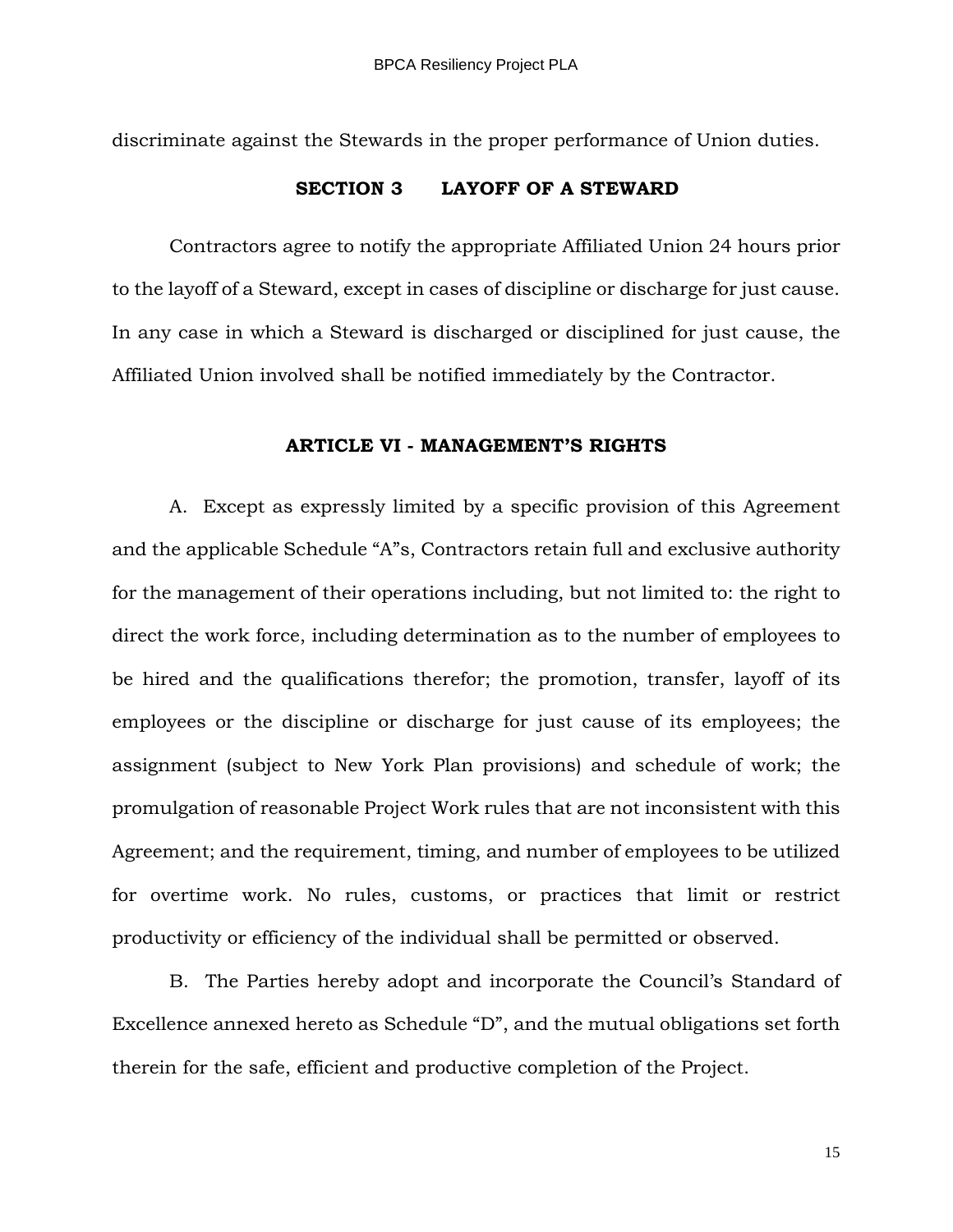discriminate against the Stewards in the proper performance of Union duties.

### SECTION 3 LAYOFF OF A STEWARD

Contractors agree to notify the appropriate Affiliated Union 24 hours prior to the layoff of a Steward, except in cases of discipline or discharge for just cause. In any case in which a Steward is discharged or disciplined for just cause, the Affiliated Union involved shall be notified immediately by the Contractor.

## ARTICLE VI - MANAGEMENT'S RIGHTS

A. Except as expressly limited by a specific provision of this Agreement and the applicable Schedule "A"s, Contractors retain full and exclusive authority for the management of their operations including, but not limited to: the right to direct the work force, including determination as to the number of employees to be hired and the qualifications therefor; the promotion, transfer, layoff of its employees or the discipline or discharge for just cause of its employees; the assignment (subject to New York Plan provisions) and schedule of work; the promulgation of reasonable Project Work rules that are not inconsistent with this Agreement; and the requirement, timing, and number of employees to be utilized for overtime work. No rules, customs, or practices that limit or restrict productivity or efficiency of the individual shall be permitted or observed.

B. The Parties hereby adopt and incorporate the Council's Standard of Excellence annexed hereto as Schedule "D", and the mutual obligations set forth therein for the safe, efficient and productive completion of the Project.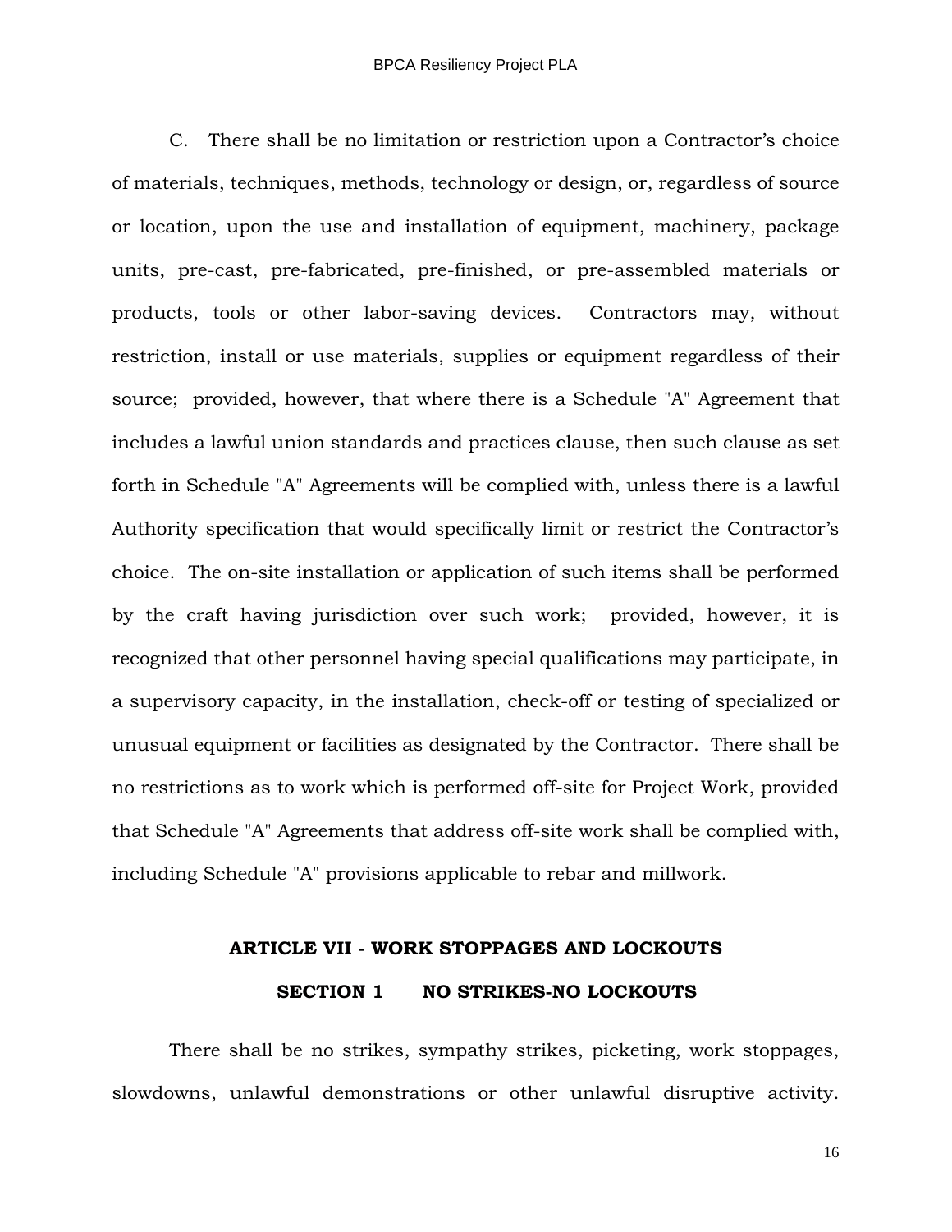C. There shall be no limitation or restriction upon a Contractor's choice of materials, techniques, methods, technology or design, or, regardless of source or location, upon the use and installation of equipment, machinery, package units, pre-cast, pre-fabricated, pre-finished, or pre-assembled materials or products, tools or other labor-saving devices. Contractors may, without restriction, install or use materials, supplies or equipment regardless of their source; provided, however, that where there is a Schedule "A" Agreement that includes a lawful union standards and practices clause, then such clause as set forth in Schedule "A" Agreements will be complied with, unless there is a lawful Authority specification that would specifically limit or restrict the Contractor's choice. The on-site installation or application of such items shall be performed by the craft having jurisdiction over such work; provided, however, it is recognized that other personnel having special qualifications may participate, in a supervisory capacity, in the installation, check-off or testing of specialized or unusual equipment or facilities as designated by the Contractor. There shall be no restrictions as to work which is performed off-site for Project Work, provided that Schedule "A" Agreements that address off-site work shall be complied with, including Schedule "A" provisions applicable to rebar and millwork.

## ARTICLE VII - WORK STOPPAGES AND LOCKOUTS

### SECTION 1 NO STRIKES-NO LOCKOUTS

There shall be no strikes, sympathy strikes, picketing, work stoppages, slowdowns, unlawful demonstrations or other unlawful disruptive activity.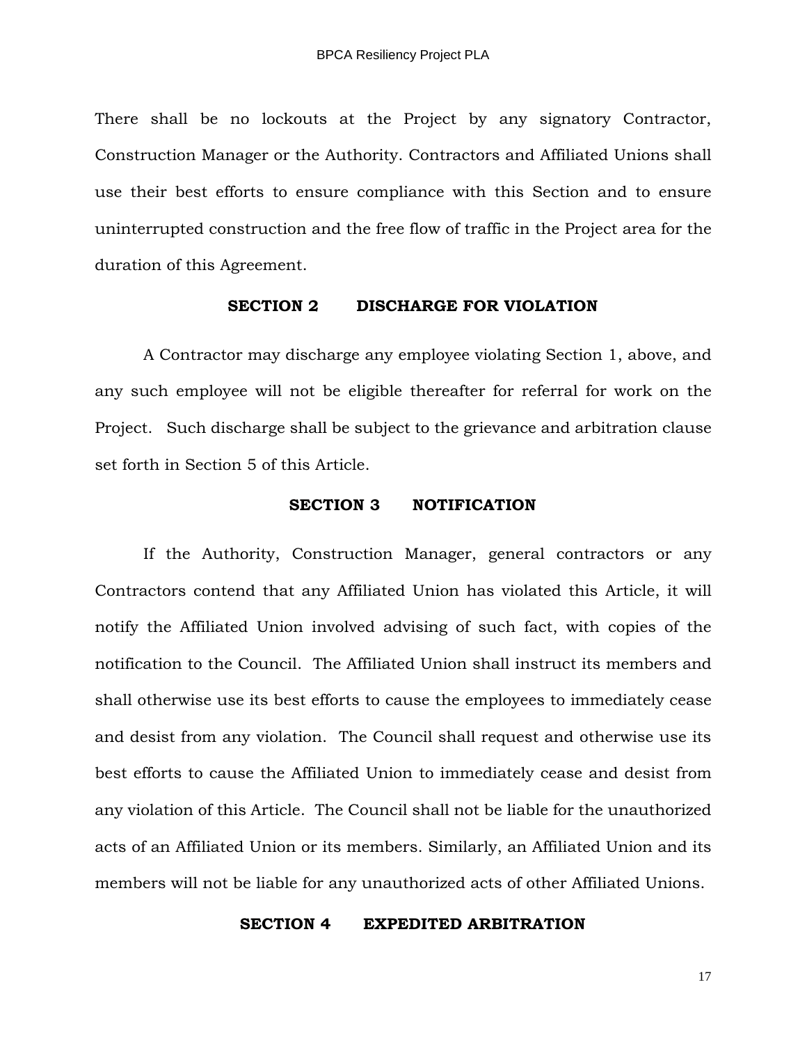There shall be no lockouts at the Project by any signatory Contractor, Construction Manager or the Authority. Contractors and Affiliated Unions shall use their best efforts to ensure compliance with this Section and to ensure uninterrupted construction and the free flow of traffic in the Project area for the duration of this Agreement.

**SECTION 2 DISCHARGE FOR VIOLATION**

A Contractor may discharge any employee violating Section 1, above, and any such employee will not be eligible thereafter for referral for work on the Project. Such discharge shall be subject to the grievance and arbitration clause set forth in Section 5 of this Article.

**SECTION 3 NOTIFICATION**

If the Authority, Construction Manager, general contractors or any Contractors contend that any Affiliated Union has violated this Article, it will notify the Affiliated Union involved advising of such fact, with copies of the notification to the Council. The Affiliated Union shall instruct its members and shall otherwise use its best efforts to cause the employees to immediately cease and desist from any violation. The Council shall request and otherwise use its best efforts to cause the Affiliated Union to immediately cease and desist from any violation of this Article. The Council shall not be liable for the unauthorized acts of an Affiliated Union or its members. Similarly, an Affiliated Union and its members will not be liable for any unauthorized acts of other Affiliated Unions.

**SECTION 4 EXPEDITED ARBITRATION**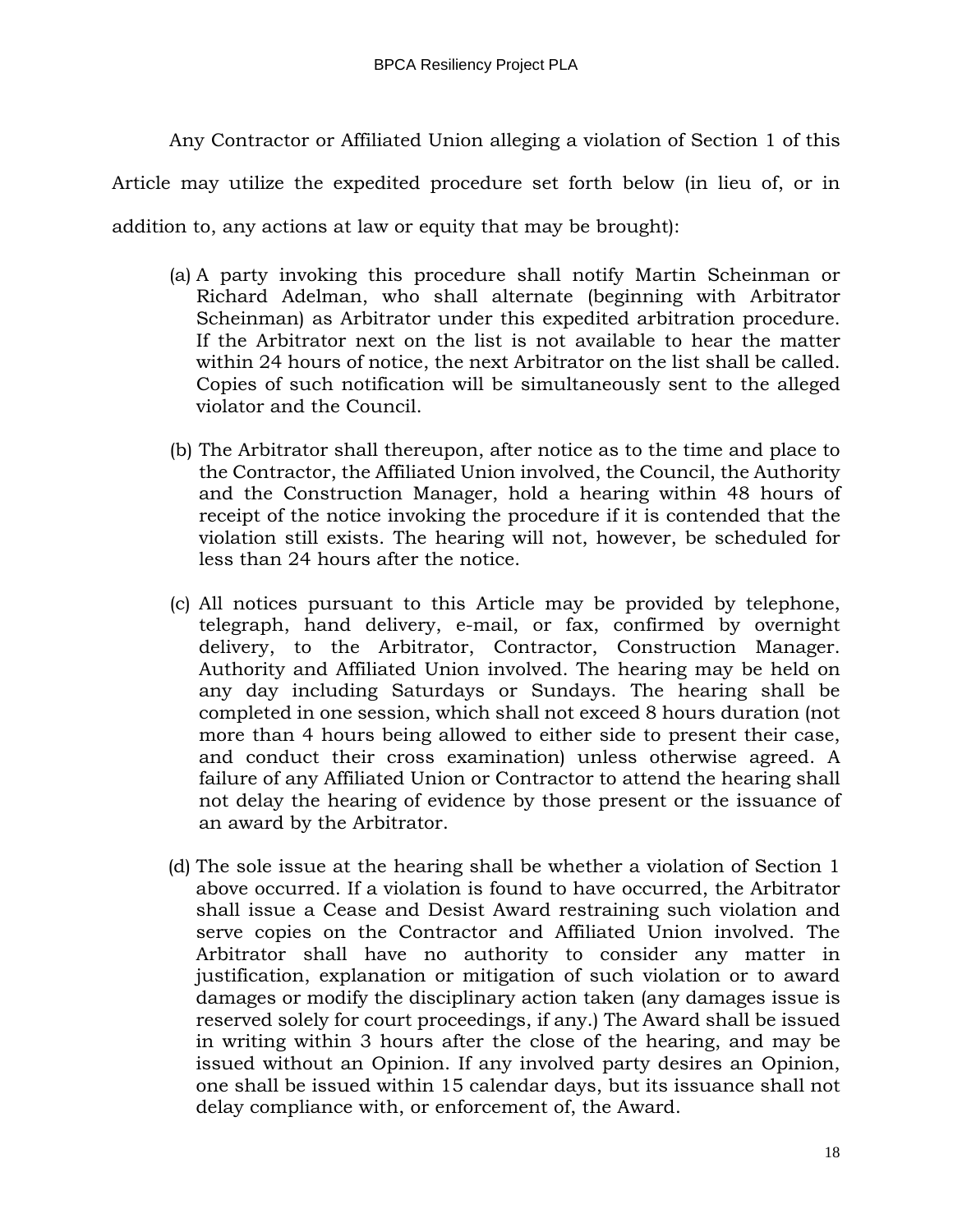Any Contractor or Affiliated Union alleging a violation of Section 1 of this Article may utilize the expedited procedure set forth below (in lieu of, or in addition to, any actions at law or equity that may be brought):

(a) A party invoking this procedure shall notify Martin Scheinman or Richard Adelman, who shall alternate (beginning with Arbitrator Scheinman) as Arbitrator under this expedited arbitration procedure. If the Arbitrator next on the list is not available to hear the matter within 24 hours of notice, the next Arbitrator on the list shall be called. Copies of such notification will be simultaneously sent to the alleged violator and the Council.

(b) The Arbitrator shall thereupon, after notice as to the time and place to the Contractor, the Affiliated Union involved, the Council, the Authority and the Construction Manager, hold a hearing within 48 hours of receipt of the notice invoking the procedure if it is contended that the violation still exists. The hearing will not, however, be scheduled for less than 24 hours after the notice.

(c) All notices pursuant to this Article may be provided by telephone, telegraph, hand delivery, e-mail, or fax, confirmed by overnight delivery, to the Arbitrator, Contractor, Construction Manager. Authority and Affiliated Union involved. The hearing may be held on any day including Saturdays or Sundays. The hearing shall be completed in one session, which shall not exceed 8 hours duration (not more than 4 hours being allowed to either side to present their case, and conduct their cross examination) unless otherwise agreed. A failure of any Affiliated Union or Contractor to attend the hearing shall not delay the hearing of evidence by those present or the issuance of an award by the Arbitrator.

(d) The sole issue at the hearing shall be whether a violation of Section 1 above occurred. If a violation is found to have occurred, the Arbitrator shall issue a Cease and Desist Award restraining such violation and serve copies on the Contractor and Affiliated Union involved. The Arbitrator shall have no authority to consider any matter in justification, explanation or mitigation of such violation or to award damages or modify the disciplinary action taken (any damages issue is reserved solely for court proceedings, if any.) The Award shall be issued in writing within 3 hours after the close of the hearing, and may be issued without an Opinion. If any involved party desires an Opinion, one shall be issued within 15 calendar days, but its issuance shall not delay compliance with, or enforcement of, the Award.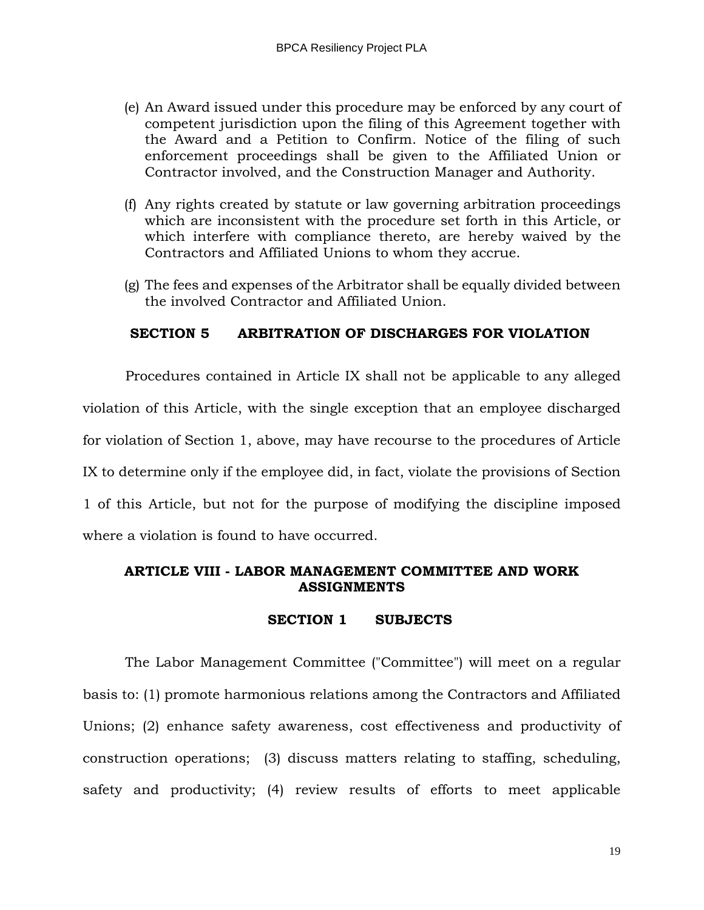(e) An Award issued under this procedure may be enforced by any court of competent jurisdiction upon the filing of this Agreement together with the Award and a Petition to Confirm. Notice of the filing of such enforcement proceedings shall be given to the Affiliated Union or Contractor involved, and the Construction Manager and Authority.

(f) Any rights created by statute or law governing arbitration proceedings which are inconsistent with the procedure set forth in this Article, or which interfere with compliance thereto, are hereby waived by the Contractors and Affiliated Unions to whom they accrue.

(g) The fees and expenses of the Arbitrator shall be equally divided between the involved Contractor and Affiliated Union.

### SECTION 5 ARBITRATION OF DISCHARGES FOR VIOLATION

Procedures contained in Article IX shall not be applicable to any alleged violation of this Article, with the single exception that an employee discharged for violation of Section 1, above, may have recourse to the procedures of Article IX to determine only if the employee did, in fact, violate the provisions of Section 1 of this Article, but not for the purpose of modifying the discipline imposed where a violation is found to have occurred.

## ARTICLE VIII - LABOR MANAGEMENT COMMITTEE AND WORK ASSIGNMENTS

### SECTION 1 SUBJECTS

The Labor Management Committee ("Committee") will meet on a regular basis to: (1) promote harmonious relations among the Contractors and Affiliated Unions; (2) enhance safety awareness, cost effectiveness and productivity of construction operations; (3) discuss matters relating to staffing, scheduling, safety and productivity; (4) review results of efforts to meet applicable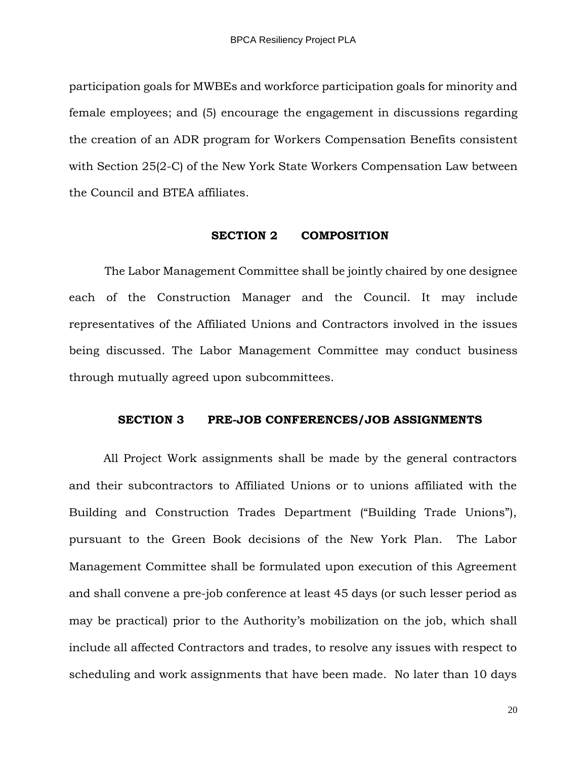participation goals for MWBEs and workforce participation goals for minority and female employees; and (5) encourage the engagement in discussions regarding the creation of an ADR program for Workers Compensation Benefits consistent with Section 25(2-C) of the New York State Workers Compensation Law between the Council and BTEA affiliates.

## SECTION 2 COMPOSITION

The Labor Management Committee shall be jointly chaired by one designee each of the Construction Manager and the Council. It may include representatives of the Affiliated Unions and Contractors involved in the issues being discussed. The Labor Management Committee may conduct business through mutually agreed upon subcommittees.

## SECTION 3 PRE-JOB CONFERENCES/JOB ASSIGNMENTS

All Project Work assignments shall be made by the general contractors and their subcontractors to Affiliated Unions or to unions affiliated with the Building and Construction Trades Department ("Building Trade Unions"), pursuant to the Green Book decisions of the New York Plan. The Labor Management Committee shall be formulated upon execution of this Agreement and shall convene a pre-job conference at least 45 days (or such lesser period as may be practical) prior to the Authority's mobilization on the job, which shall include all affected Contractors and trades, to resolve any issues with respect to scheduling and work assignments that have been made. No later than 10 days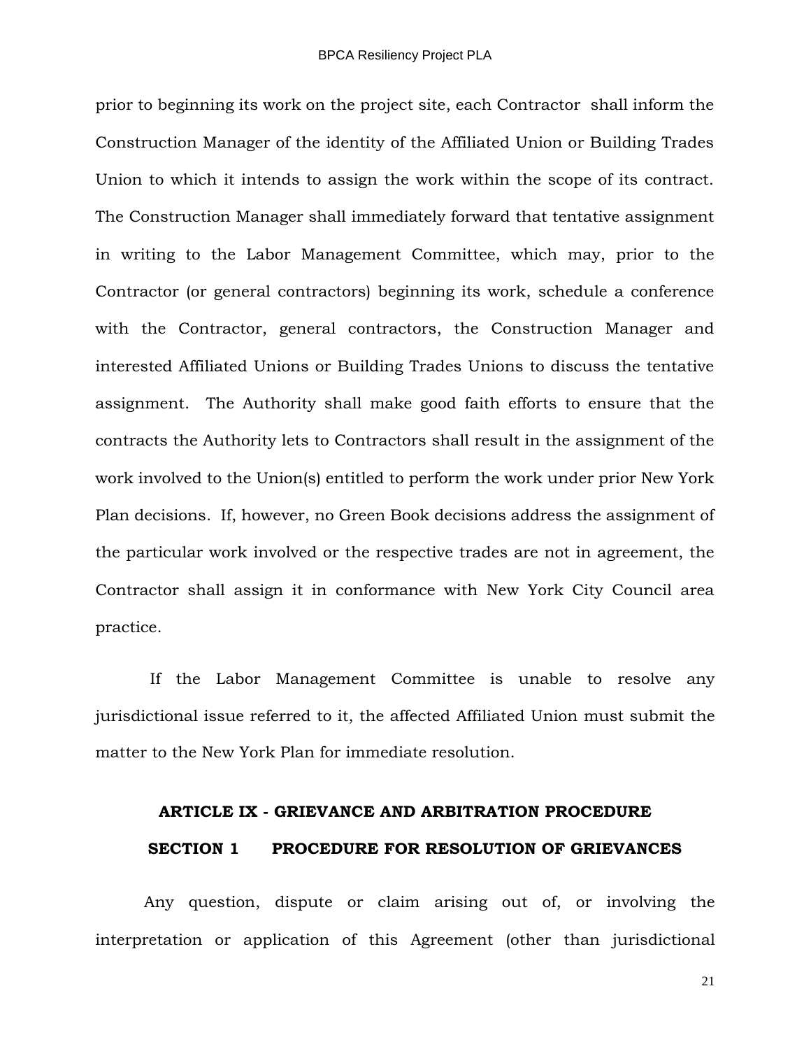prior to beginning its work on the project site, each Contractor shall inform the Construction Manager of the identity of the Affiliated Union or Building Trades Union to which it intends to assign the work within the scope of its contract. The Construction Manager shall immediately forward that tentative assignment in writing to the Labor Management Committee, which may, prior to the Contractor (or general contractors) beginning its work, schedule a conference with the Contractor, general contractors, the Construction Manager and interested Affiliated Unions or Building Trades Unions to discuss the tentative assignment. The Authority shall make good faith efforts to ensure that the contracts the Authority lets to Contractors shall result in the assignment of the work involved to the Union(s) entitled to perform the work under prior New York Plan decisions. If, however, no Green Book decisions address the assignment of the particular work involved or the respective trades are not in agreement, the Contractor shall assign it in conformance with New York City Council area practice.

If the Labor Management Committee is unable to resolve any jurisdictional issue referred to it, the affected Affiliated Union must submit the matter to the New York Plan for immediate resolution.

## ARTICLE IX - GRIEVANCE AND ARBITRATION PROCEDURE

### SECTION 1 PROCEDURE FOR RESOLUTION OF GRIEVANCES

Any question, dispute or claim arising out of, or involving the interpretation or application of this Agreement (other than jurisdictional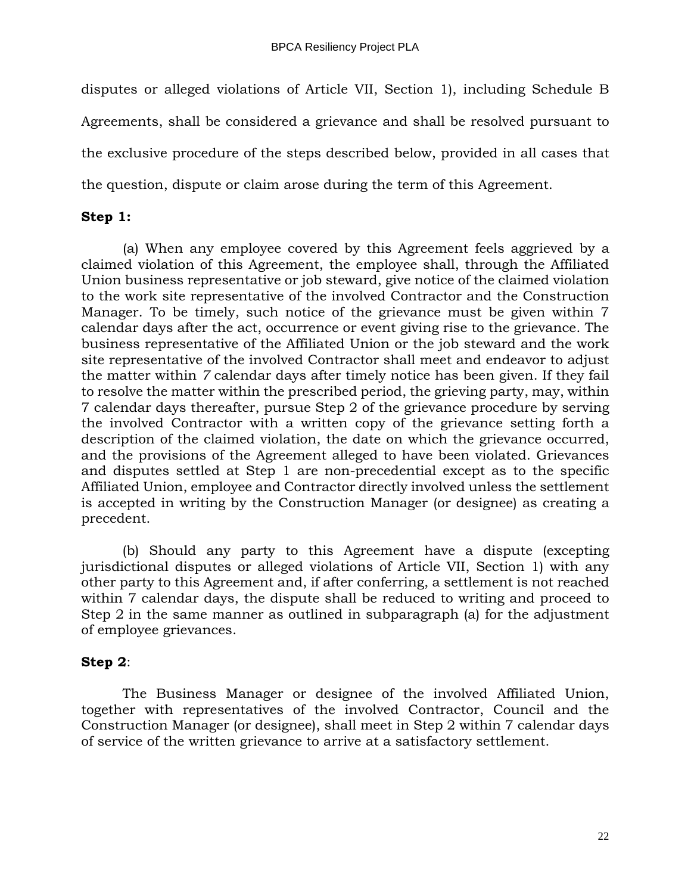disputes or alleged violations of Article VII, Section 1), including Schedule B Agreements, shall be considered a grievance and shall be resolved pursuant to the exclusive procedure of the steps described below, provided in all cases that the question, dispute or claim arose during the term of this Agreement.

**Step 1:**

(a) When any employee covered by this Agreement feels aggrieved by a claimed violation of this Agreement, the employee shall, through the Affiliated Union business representative or job steward, give notice of the claimed violation to the work site representative of the involved Contractor and the Construction Manager. To be timely, such notice of the grievance must be given within 7 calendar days after the act, occurrence or event giving rise to the grievance. The business representative of the Affiliated Union or the job steward and the work site representative of the involved Contractor shall meet and endeavor to adjust the matter within *7* calendar days after timely notice has been given. If they fail to resolve the matter within the prescribed period, the grieving party, may, within 7 calendar days thereafter, pursue Step 2 of the grievance procedure by serving the involved Contractor with a written copy of the grievance setting forth a description of the claimed violation, the date on which the grievance occurred, and the provisions of the Agreement alleged to have been violated. Grievances and disputes settled at Step 1 are non-precedential except as to the specific Affiliated Union, employee and Contractor directly involved unless the settlement is accepted in writing by the Construction Manager (or designee) as creating a precedent.

(b) Should any party to this Agreement have a dispute (excepting jurisdictional disputes or alleged violations of Article VII, Section 1) with any other party to this Agreement and, if after conferring, a settlement is not reached within 7 calendar days, the dispute shall be reduced to writing and proceed to Step 2 in the same manner as outlined in subparagraph (a) for the adjustment of employee grievances.

**Step 2**:

The Business Manager or designee of the involved Affiliated Union, together with representatives of the involved Contractor, Council and the Construction Manager (or designee), shall meet in Step 2 within 7 calendar days of service of the written grievance to arrive at a satisfactory settlement.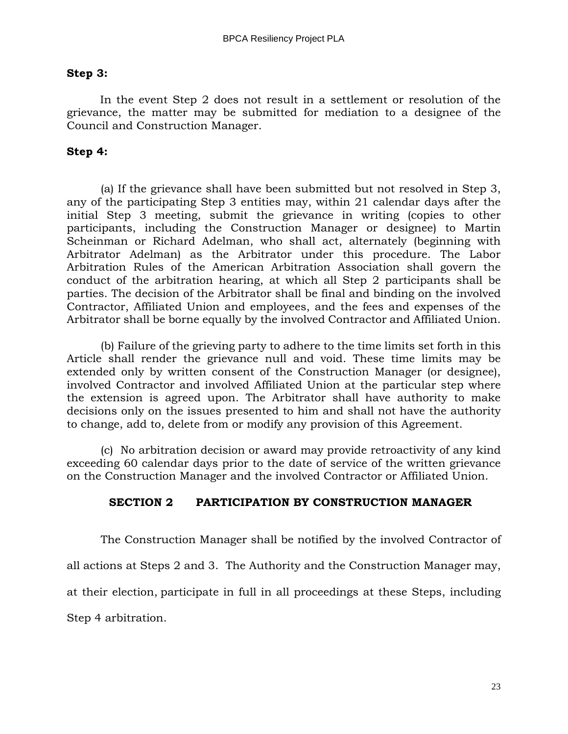**Step 3:**

In the event Step 2 does not result in a settlement or resolution of the grievance, the matter may be submitted for mediation to a designee of the Council and Construction Manager.

**Step 4:**

(a) If the grievance shall have been submitted but not resolved in Step 3, any of the participating Step 3 entities may, within 21 calendar days after the initial Step 3 meeting, submit the grievance in writing (copies to other participants, including the Construction Manager or designee) to Martin Scheinman or Richard Adelman, who shall act, alternately (beginning with Arbitrator Adelman) as the Arbitrator under this procedure. The Labor Arbitration Rules of the American Arbitration Association shall govern the conduct of the arbitration hearing, at which all Step 2 participants shall be parties. The decision of the Arbitrator shall be final and binding on the involved Contractor, Affiliated Union and employees, and the fees and expenses of the Arbitrator shall be borne equally by the involved Contractor and Affiliated Union.

(b) Failure of the grieving party to adhere to the time limits set forth in this Article shall render the grievance null and void. These time limits may be extended only by written consent of the Construction Manager (or designee), involved Contractor and involved Affiliated Union at the particular step where the extension is agreed upon. The Arbitrator shall have authority to make decisions only on the issues presented to him and shall not have the authority to change, add to, delete from or modify any provision of this Agreement.

(c) No arbitration decision or award may provide retroactivity of any kind exceeding 60 calendar days prior to the date of service of the written grievance on the Construction Manager and the involved Contractor or Affiliated Union.

## SECTION 2 PARTICIPATION BY CONSTRUCTION MANAGER

The Construction Manager shall be notified by the involved Contractor of all actions at Steps 2 and 3. The Authority and the Construction Manager may, at their election, participate in full in all proceedings at these Steps, including Step 4 arbitration.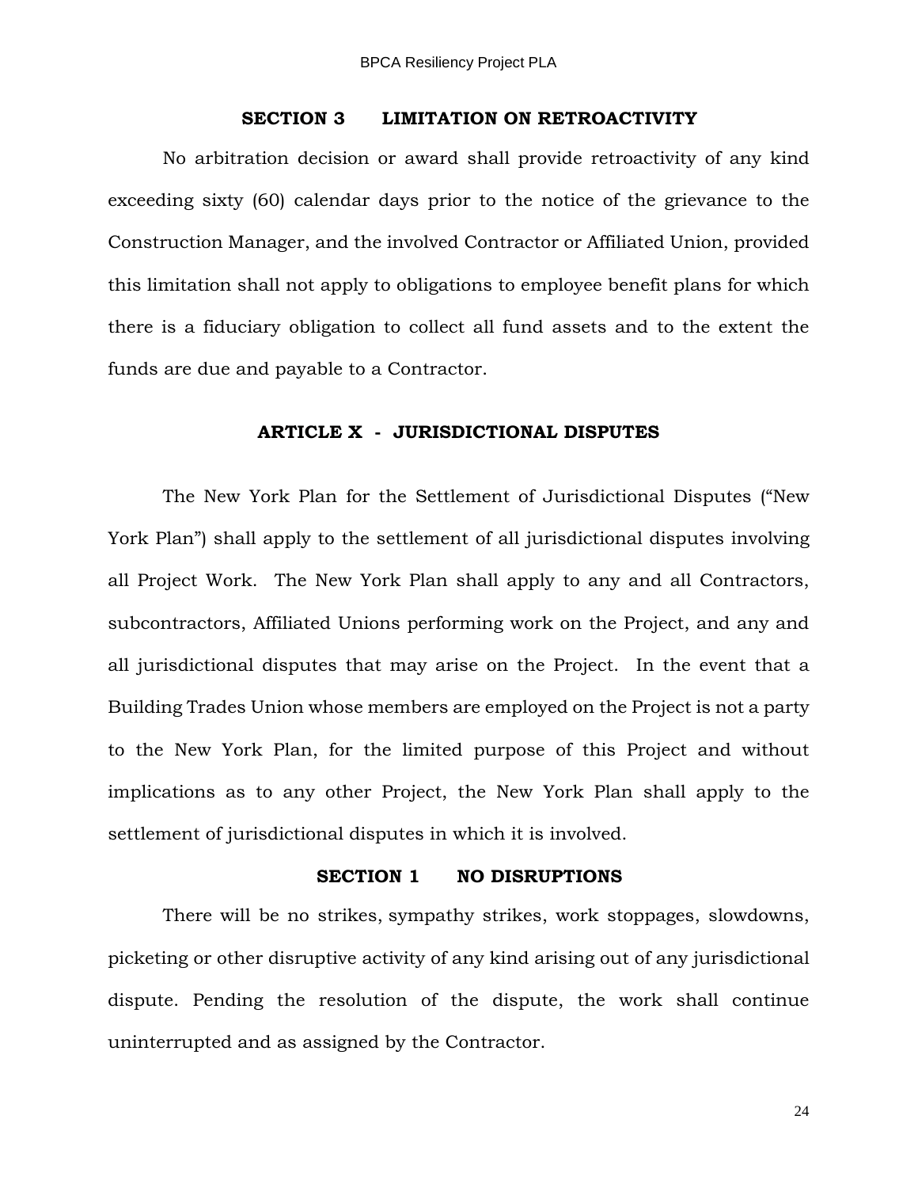### SECTION 3 LIMITATION ON RETROACTIVITY

No arbitration decision or award shall provide retroactivity of any kind exceeding sixty (60) calendar days prior to the notice of the grievance to the Construction Manager, and the involved Contractor or Affiliated Union, provided this limitation shall not apply to obligations to employee benefit plans for which there is a fiduciary obligation to collect all fund assets and to the extent the funds are due and payable to a Contractor.

## ARTICLE X - JURISDICTIONAL DISPUTES

The New York Plan for the Settlement of Jurisdictional Disputes ("New York Plan") shall apply to the settlement of all jurisdictional disputes involving all Project Work. The New York Plan shall apply to any and all Contractors, subcontractors, Affiliated Unions performing work on the Project, and any and all jurisdictional disputes that may arise on the Project. In the event that a Building Trades Union whose members are employed on the Project is not a party to the New York Plan, for the limited purpose of this Project and without implications as to any other Project, the New York Plan shall apply to the settlement of jurisdictional disputes in which it is involved.

### SECTION 1 NO DISRUPTIONS

There will be no strikes, sympathy strikes, work stoppages, slowdowns, picketing or other disruptive activity of any kind arising out of any jurisdictional dispute. Pending the resolution of the dispute, the work shall continue uninterrupted and as assigned by the Contractor.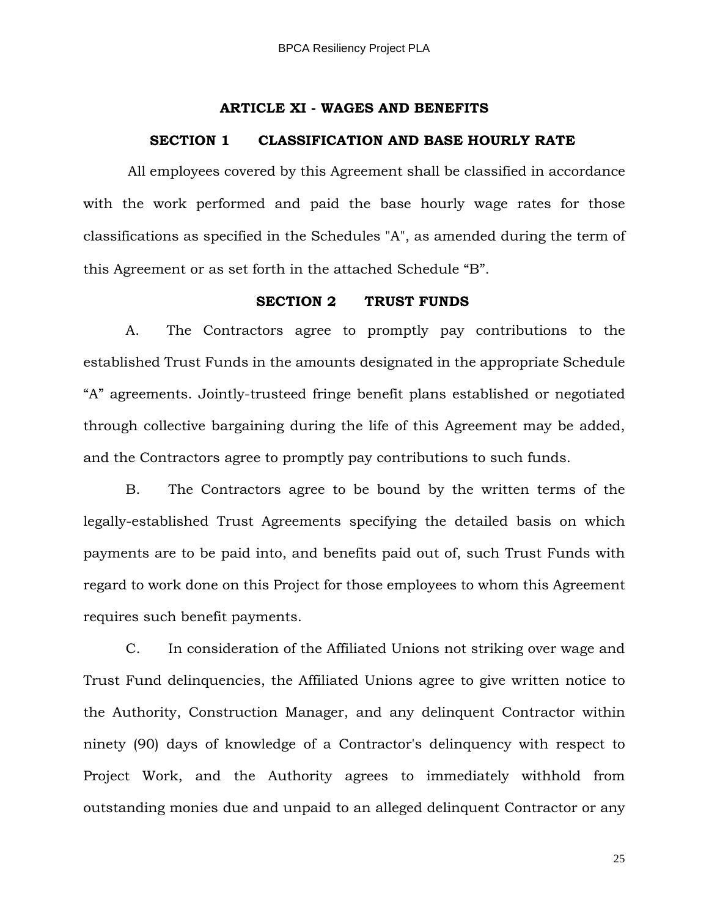## ARTICLE XI - WAGES AND BENEFITS

### SECTION 1 CLASSIFICATION AND BASE HOURLY RATE

All employees covered by this Agreement shall be classified in accordance with the work performed and paid the base hourly wage rates for those classifications as specified in the Schedules "A", as amended during the term of this Agreement or as set forth in the attached Schedule "B".

### SECTION 2 TRUST FUNDS

A. The Contractors agree to promptly pay contributions to the established Trust Funds in the amounts designated in the appropriate Schedule "A" agreements. Jointly-trusteed fringe benefit plans established or negotiated through collective bargaining during the life of this Agreement may be added, and the Contractors agree to promptly pay contributions to such funds.

B. The Contractors agree to be bound by the written terms of the legally-established Trust Agreements specifying the detailed basis on which payments are to be paid into, and benefits paid out of, such Trust Funds with regard to work done on this Project for those employees to whom this Agreement requires such benefit payments.

C. In consideration of the Affiliated Unions not striking over wage and Trust Fund delinquencies, the Affiliated Unions agree to give written notice to the Authority, Construction Manager, and any delinquent Contractor within ninety (90) days of knowledge of a Contractor's delinquency with respect to Project Work, and the Authority agrees to immediately withhold from outstanding monies due and unpaid to an alleged delinquent Contractor or any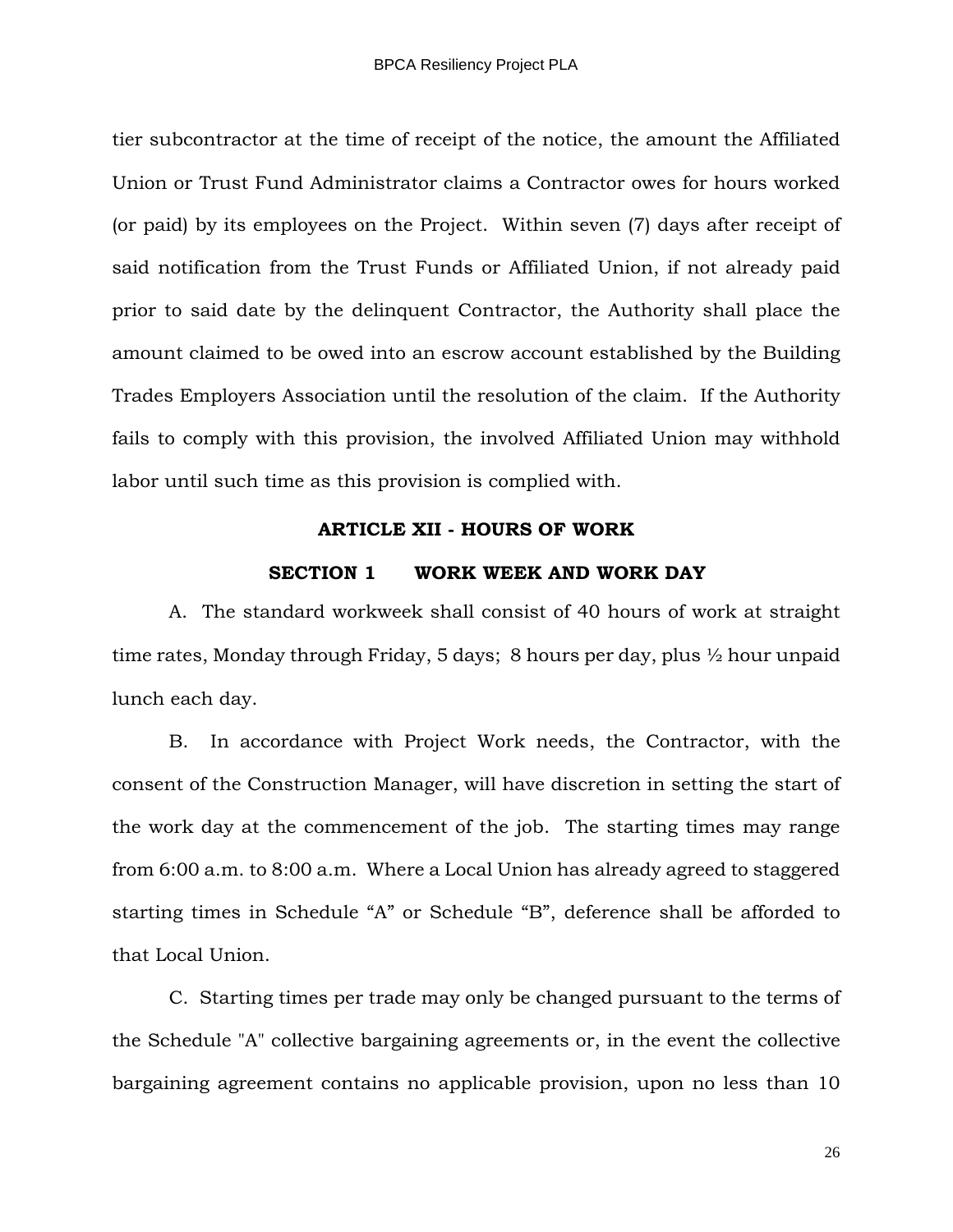tier subcontractor at the time of receipt of the notice, the amount the Affiliated Union or Trust Fund Administrator claims a Contractor owes for hours worked (or paid) by its employees on the Project. Within seven (7) days after receipt of said notification from the Trust Funds or Affiliated Union, if not already paid prior to said date by the delinquent Contractor, the Authority shall place the amount claimed to be owed into an escrow account established by the Building Trades Employers Association until the resolution of the claim. If the Authority fails to comply with this provision, the involved Affiliated Union may withhold labor until such time as this provision is complied with.

## ARTICLE XII - HOURS OF WORK

### SECTION 1 WORK WEEK AND WORK DAY

A. The standard workweek shall consist of 40 hours of work at straight time rates, Monday through Friday, 5 days; 8 hours per day, plus ½ hour unpaid lunch each day.

B. In accordance with Project Work needs, the Contractor, with the consent of the Construction Manager, will have discretion in setting the start of the work day at the commencement of the job. The starting times may range from 6:00 a.m. to 8:00 a.m. Where a Local Union has already agreed to staggered starting times in Schedule “A” or Schedule “B”, deference shall be afforded to that Local Union.

C. Starting times per trade may only be changed pursuant to the terms of the Schedule "A" collective bargaining agreements or, in the event the collective bargaining agreement contains no applicable provision, upon no less than 10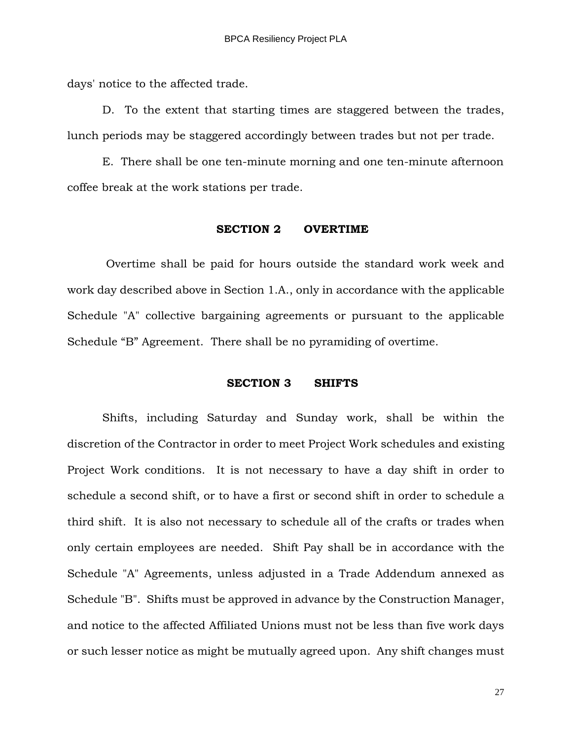days' notice to the affected trade.

D. To the extent that starting times are staggered between the trades, lunch periods may be staggered accordingly between trades but not per trade.

E. There shall be one ten-minute morning and one ten-minute afternoon coffee break at the work stations per trade.

## SECTION 2 OVERTIME

Overtime shall be paid for hours outside the standard work week and work day described above in Section 1.A., only in accordance with the applicable Schedule "A" collective bargaining agreements or pursuant to the applicable Schedule "B" Agreement. There shall be no pyramiding of overtime.

## SECTION 3 SHIFTS

Shifts, including Saturday and Sunday work, shall be within the discretion of the Contractor in order to meet Project Work schedules and existing Project Work conditions. It is not necessary to have a day shift in order to schedule a second shift, or to have a first or second shift in order to schedule a third shift. It is also not necessary to schedule all of the crafts or trades when only certain employees are needed. Shift Pay shall be in accordance with the Schedule "A" Agreements, unless adjusted in a Trade Addendum annexed as Schedule "B". Shifts must be approved in advance by the Construction Manager, and notice to the affected Affiliated Unions must not be less than five work days or such lesser notice as might be mutually agreed upon. Any shift changes must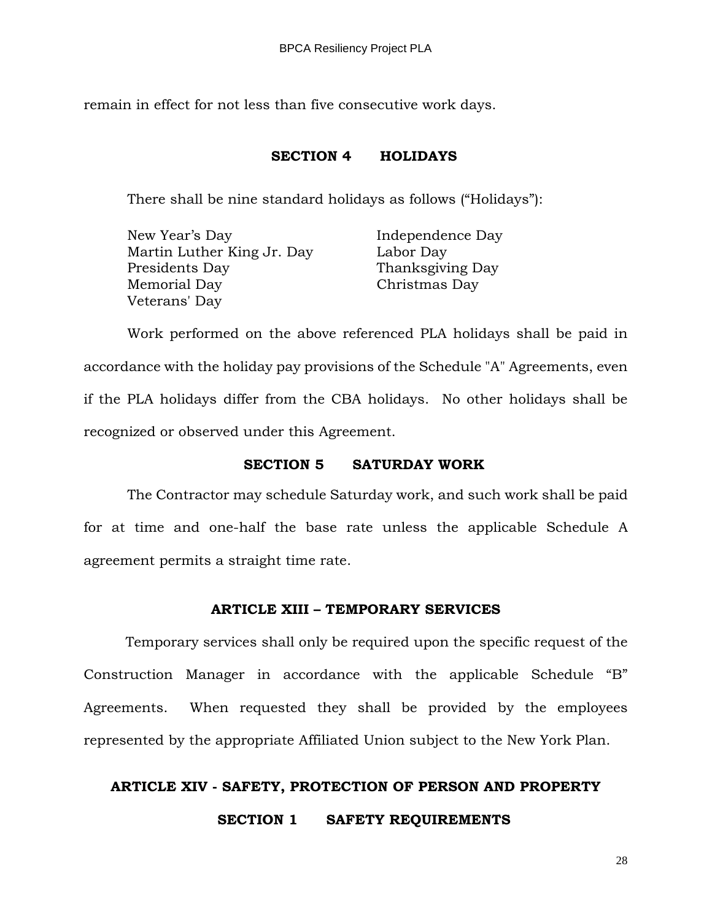remain in effect for not less than five consecutive work days.

### SECTION 4 HOLIDAYS

There shall be nine standard holidays as follows ("Holidays"):

New Year's Day
Martin Luther King Jr. Day
Presidents Day
Memorial Day
Veterans' Day
Independence Day
Labor Day
Thanksgiving Day
Christmas Day

Work performed on the above referenced PLA holidays shall be paid in accordance with the holiday pay provisions of the Schedule "A" Agreements, even if the PLA holidays differ from the CBA holidays. No other holidays shall be recognized or observed under this Agreement.

### SECTION 5 SATURDAY WORK

The Contractor may schedule Saturday work, and such work shall be paid for at time and one-half the base rate unless the applicable Schedule A agreement permits a straight time rate.

## ARTICLE XIII – TEMPORARY SERVICES

Temporary services shall only be required upon the specific request of the Construction Manager in accordance with the applicable Schedule "B" Agreements. When requested they shall be provided by the employees represented by the appropriate Affiliated Union subject to the New York Plan.

## ARTICLE XIV - SAFETY, PROTECTION OF PERSON AND PROPERTY

### SECTION 1 SAFETY REQUIREMENTS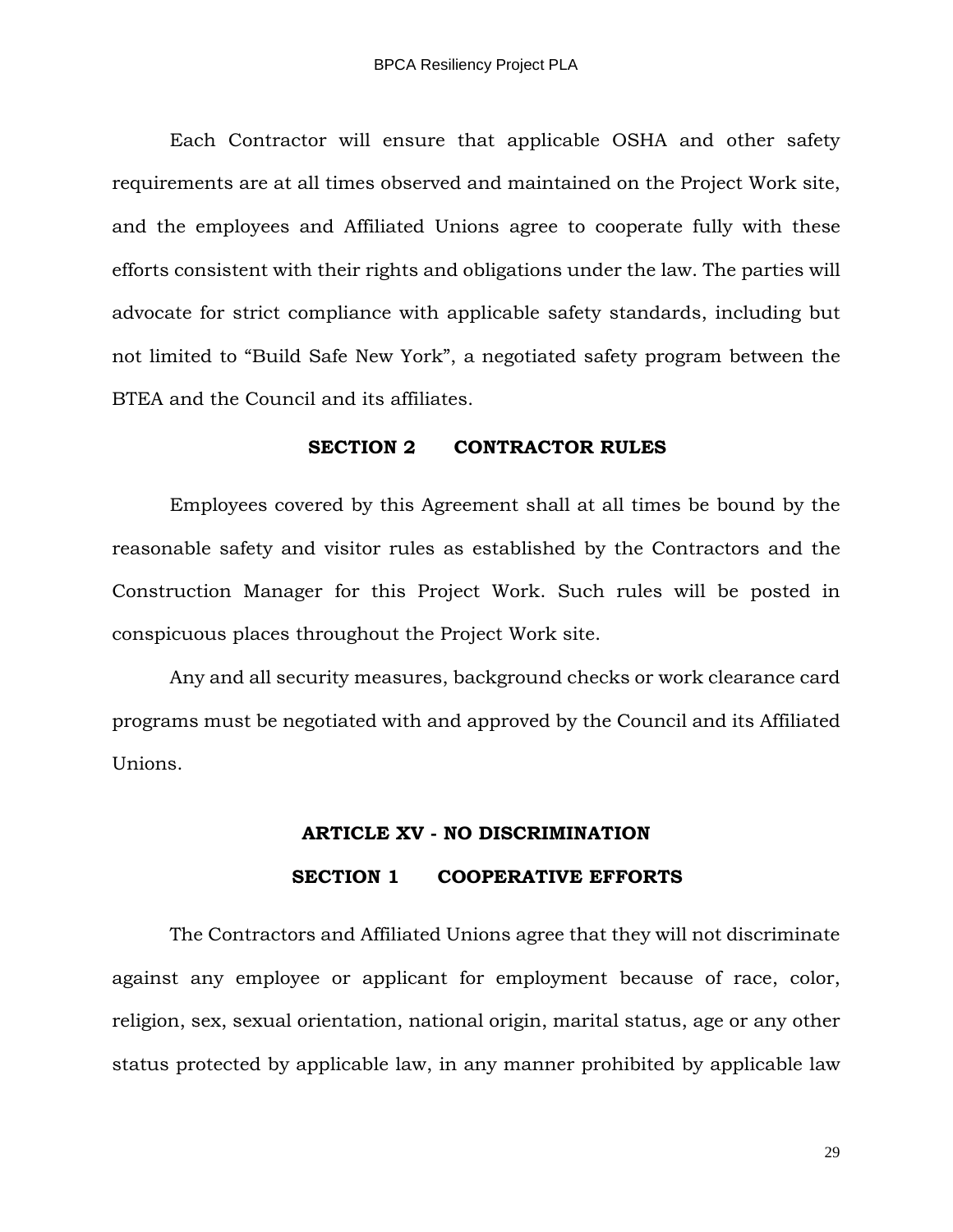Each Contractor will ensure that applicable OSHA and other safety requirements are at all times observed and maintained on the Project Work site, and the employees and Affiliated Unions agree to cooperate fully with these efforts consistent with their rights and obligations under the law. The parties will advocate for strict compliance with applicable safety standards, including but not limited to “Build Safe New York”, a negotiated safety program between the BTEA and the Council and its affiliates.

### SECTION 2 CONTRACTOR RULES

Employees covered by this Agreement shall at all times be bound by the reasonable safety and visitor rules as established by the Contractors and the Construction Manager for this Project Work. Such rules will be posted in conspicuous places throughout the Project Work site.

Any and all security measures, background checks or work clearance card programs must be negotiated with and approved by the Council and its Affiliated Unions.

## ARTICLE XV - NO DISCRIMINATION

### SECTION 1 COOPERATIVE EFFORTS

The Contractors and Affiliated Unions agree that they will not discriminate against any employee or applicant for employment because of race, color, religion, sex, sexual orientation, national origin, marital status, age or any other status protected by applicable law, in any manner prohibited by applicable law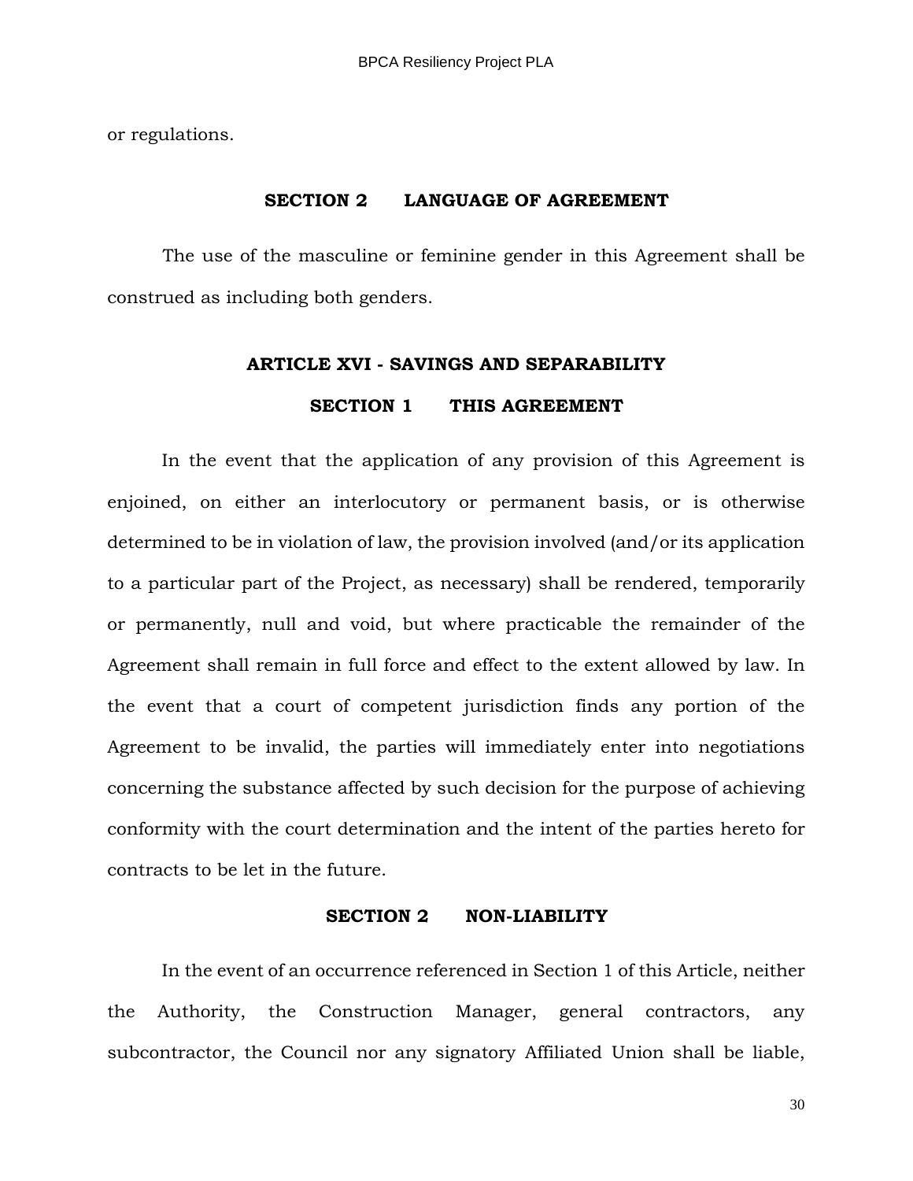or regulations.

### SECTION 2 LANGUAGE OF AGREEMENT

The use of the masculine or feminine gender in this Agreement shall be construed as including both genders.

## ARTICLE XVI - SAVINGS AND SEPARABILITY

### SECTION 1 THIS AGREEMENT

In the event that the application of any provision of this Agreement is enjoined, on either an interlocutory or permanent basis, or is otherwise determined to be in violation of law, the provision involved (and/or its application to a particular part of the Project, as necessary) shall be rendered, temporarily or permanently, null and void, but where practicable the remainder of the Agreement shall remain in full force and effect to the extent allowed by law. In the event that a court of competent jurisdiction finds any portion of the Agreement to be invalid, the parties will immediately enter into negotiations concerning the substance affected by such decision for the purpose of achieving conformity with the court determination and the intent of the parties hereto for contracts to be let in the future.

### SECTION 2 NON-LIABILITY

In the event of an occurrence referenced in Section 1 of this Article, neither the Authority, the Construction Manager, general contractors, any subcontractor, the Council nor any signatory Affiliated Union shall be liable,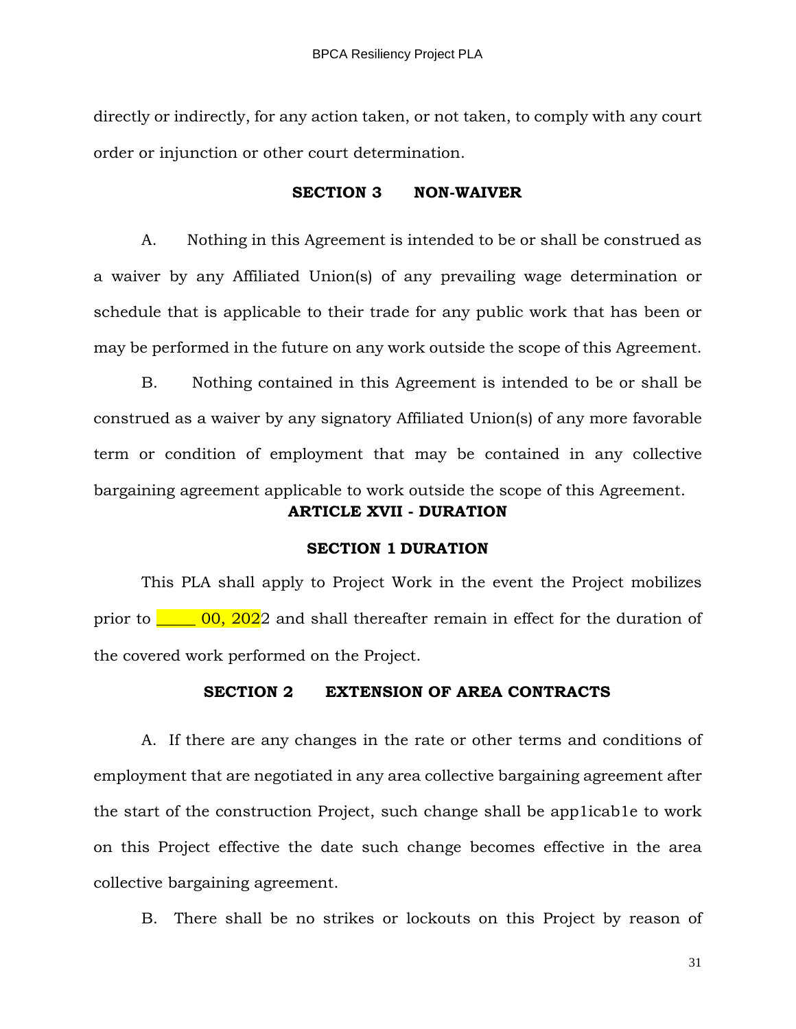directly or indirectly, for any action taken, or not taken, to comply with any court order or injunction or other court determination.

**SECTION 3 NON-WAIVER**

A. Nothing in this Agreement is intended to be or shall be construed as a waiver by any Affiliated Union(s) of any prevailing wage determination or schedule that is applicable to their trade for any public work that has been or may be performed in the future on any work outside the scope of this Agreement.

B. Nothing contained in this Agreement is intended to be or shall be construed as a waiver by any signatory Affiliated Union(s) of any more favorable term or condition of employment that may be contained in any collective bargaining agreement applicable to work outside the scope of this Agreement.

## ARTICLE XVII - DURATION

**SECTION 1 DURATION**

This PLA shall apply to Project Work in the event the Project mobilizes prior to _____ 00, 2022 and shall thereafter remain in effect for the duration of the covered work performed on the Project.

**SECTION 2 EXTENSION OF AREA CONTRACTS**

A. If there are any changes in the rate or other terms and conditions of employment that are negotiated in any area collective bargaining agreement after the start of the construction Project, such change shall be app1icab1e to work on this Project effective the date such change becomes effective in the area collective bargaining agreement.

B. There shall be no strikes or lockouts on this Project by reason of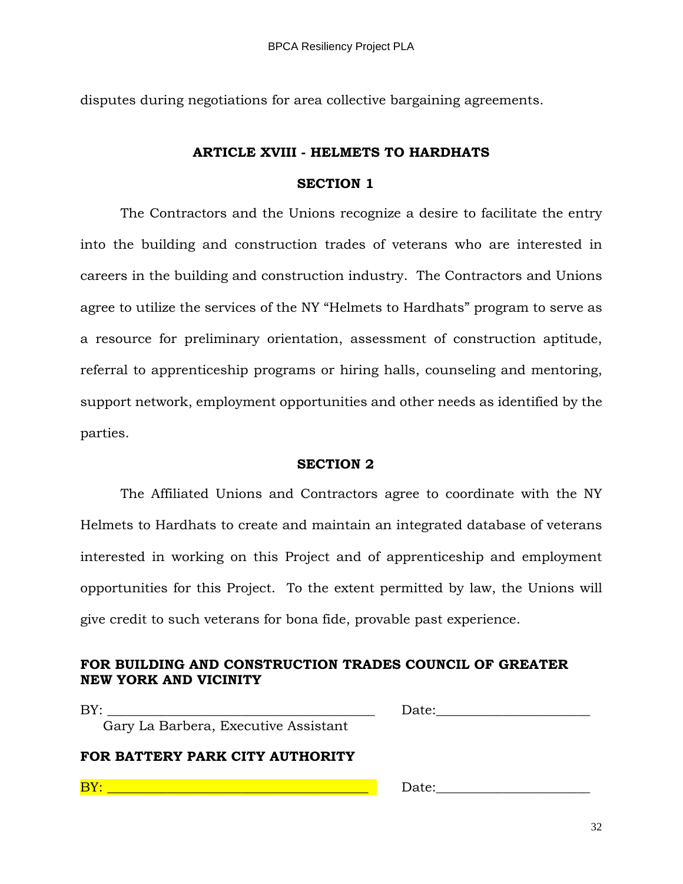disputes during negotiations for area collective bargaining agreements.

## ARTICLE XVIII - HELMETS TO HARDHATS

### SECTION 1

The Contractors and the Unions recognize a desire to facilitate the entry into the building and construction trades of veterans who are interested in careers in the building and construction industry. The Contractors and Unions agree to utilize the services of the NY "Helmets to Hardhats" program to serve as a resource for preliminary orientation, assessment of construction aptitude, referral to apprenticeship programs or hiring halls, counseling and mentoring, support network, employment opportunities and other needs as identified by the parties.

### SECTION 2

The Affiliated Unions and Contractors agree to coordinate with the NY Helmets to Hardhats to create and maintain an integrated database of veterans interested in working on this Project and of apprenticeship and employment opportunities for this Project. To the extent permitted by law, the Unions will give credit to such veterans for bona fide, provable past experience.

**FOR BUILDING AND CONSTRUCTION TRADES COUNCIL OF GREATER NEW YORK AND VICINITY**

BY: _______________________________________ Date:______________________

Gary La Barbera, Executive Assistant

**FOR BATTERY PARK CITY AUTHORITY**

BY: _______________________________________ Date:______________________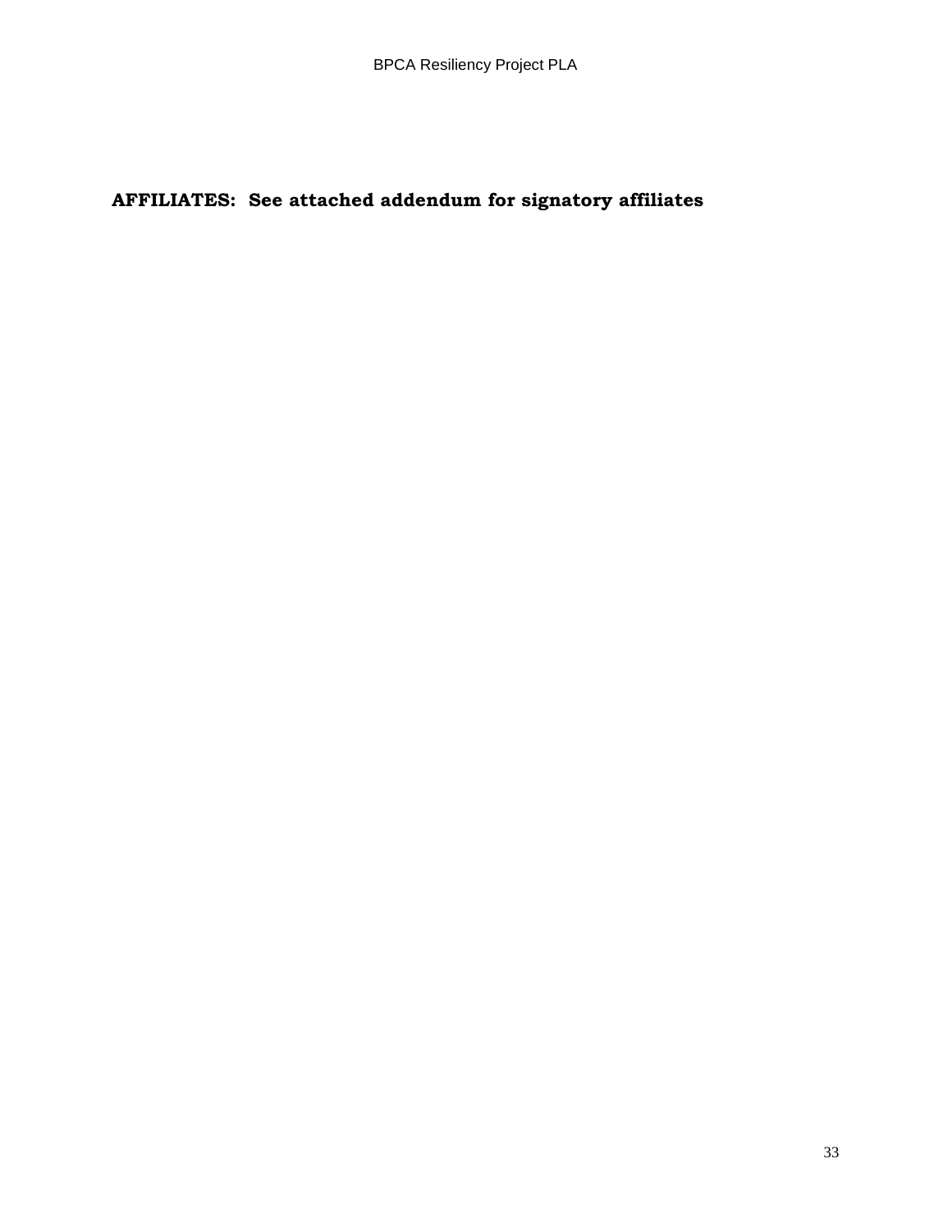**AFFILIATES: See attached addendum for signatory affiliates**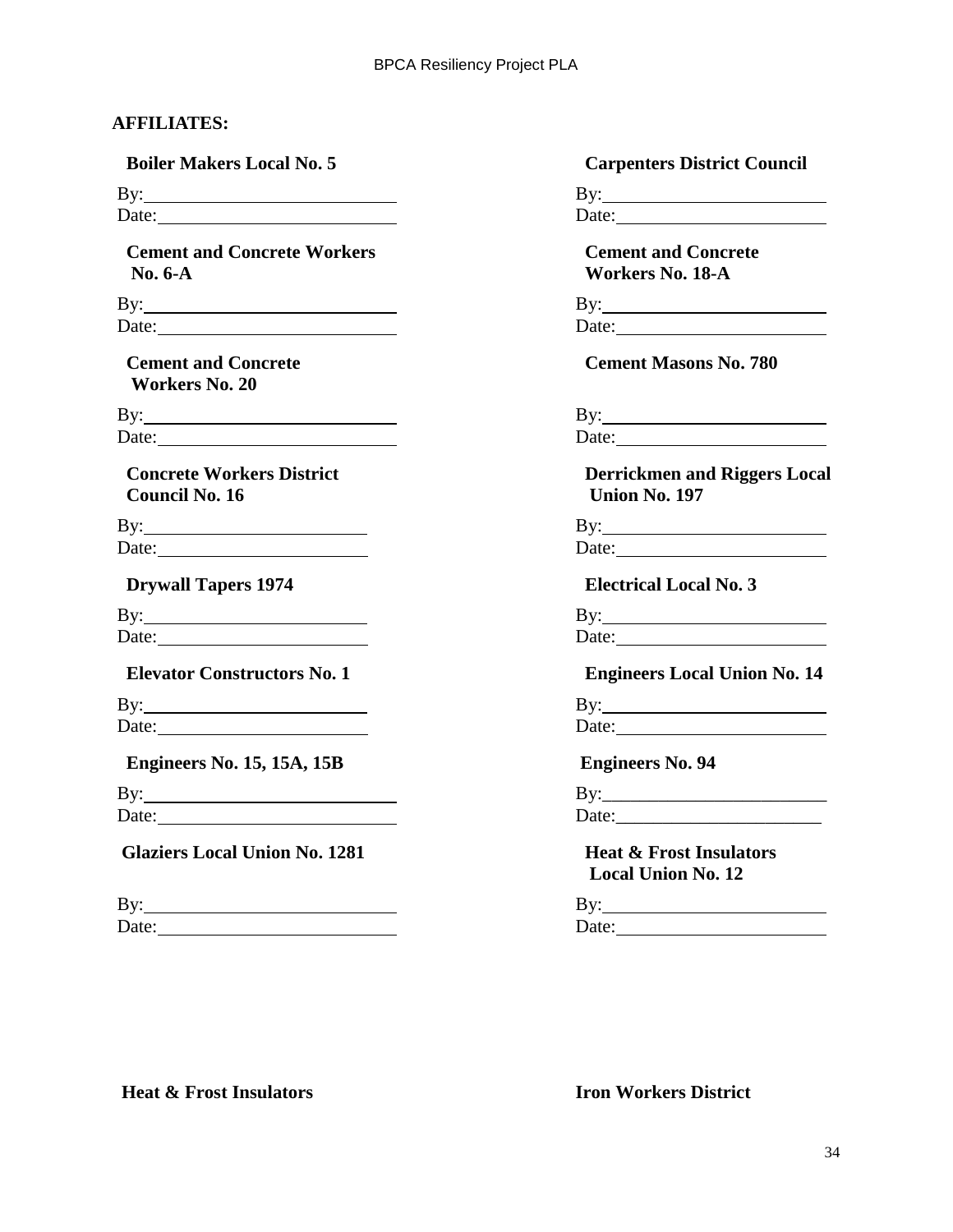**AFFILIATES:**

**Boiler Makers Local No. 5**

By:\_\_\_\_\_\_\_\_\_\_\_\_\_\_\_\_\_\_\_\_\_\_\_\_\_\_
Date:\_\_\_\_\_\_\_\_\_\_\_\_\_\_\_\_\_\_\_\_\_\_\_\_

**Carpenters District Council**

By:\_\_\_\_\_\_\_\_\_\_\_\_\_\_\_\_\_\_\_\_\_\_\_\_\_\_
Date:\_\_\_\_\_\_\_\_\_\_\_\_\_\_\_\_\_\_\_\_\_\_\_\_

**Cement and Concrete Workers No. 6-A**

By:\_\_\_\_\_\_\_\_\_\_\_\_\_\_\_\_\_\_\_\_\_\_\_\_\_\_
Date:\_\_\_\_\_\_\_\_\_\_\_\_\_\_\_\_\_\_\_\_\_\_\_\_

**Cement and Concrete Workers No. 18-A**

By:\_\_\_\_\_\_\_\_\_\_\_\_\_\_\_\_\_\_\_\_\_\_\_\_\_\_
Date:\_\_\_\_\_\_\_\_\_\_\_\_\_\_\_\_\_\_\_\_\_\_\_\_

**Cement and Concrete Workers No. 20**

By:\_\_\_\_\_\_\_\_\_\_\_\_\_\_\_\_\_\_\_\_\_\_\_\_\_\_
Date:\_\_\_\_\_\_\_\_\_\_\_\_\_\_\_\_\_\_\_\_\_\_\_\_

**Cement Masons No. 780**

By:\_\_\_\_\_\_\_\_\_\_\_\_\_\_\_\_\_\_\_\_\_\_\_\_\_\_
Date:\_\_\_\_\_\_\_\_\_\_\_\_\_\_\_\_\_\_\_\_\_\_\_\_

**Concrete Workers District Council No. 16**

By:\_\_\_\_\_\_\_\_\_\_\_\_\_\_\_\_\_\_\_\_\_\_\_\_\_\_
Date:\_\_\_\_\_\_\_\_\_\_\_\_\_\_\_\_\_\_\_\_\_\_\_\_

**Derrickmen and Riggers Local Union No. 197**

By:\_\_\_\_\_\_\_\_\_\_\_\_\_\_\_\_\_\_\_\_\_\_\_\_\_\_
Date:\_\_\_\_\_\_\_\_\_\_\_\_\_\_\_\_\_\_\_\_\_\_\_\_

**Drywall Tapers 1974**

By:\_\_\_\_\_\_\_\_\_\_\_\_\_\_\_\_\_\_\_\_\_\_\_\_\_\_
Date:\_\_\_\_\_\_\_\_\_\_\_\_\_\_\_\_\_\_\_\_\_\_\_\_

**Electrical Local No. 3**

By:\_\_\_\_\_\_\_\_\_\_\_\_\_\_\_\_\_\_\_\_\_\_\_\_\_\_
Date:\_\_\_\_\_\_\_\_\_\_\_\_\_\_\_\_\_\_\_\_\_\_\_\_

**Elevator Constructors No. 1**

By:\_\_\_\_\_\_\_\_\_\_\_\_\_\_\_\_\_\_\_\_\_\_\_\_\_\_
Date:\_\_\_\_\_\_\_\_\_\_\_\_\_\_\_\_\_\_\_\_\_\_\_\_

**Engineers Local Union No. 14**

By:\_\_\_\_\_\_\_\_\_\_\_\_\_\_\_\_\_\_\_\_\_\_\_\_\_\_
Date:\_\_\_\_\_\_\_\_\_\_\_\_\_\_\_\_\_\_\_\_\_\_\_\_

**Engineers No. 15, 15A, 15B**

By:\_\_\_\_\_\_\_\_\_\_\_\_\_\_\_\_\_\_\_\_\_\_\_\_\_\_
Date:\_\_\_\_\_\_\_\_\_\_\_\_\_\_\_\_\_\_\_\_\_\_\_\_

**Engineers No. 94**

By:\_\_\_\_\_\_\_\_\_\_\_\_\_\_\_\_\_\_\_\_\_\_\_\_\_\_
Date:\_\_\_\_\_\_\_\_\_\_\_\_\_\_\_\_\_\_\_\_\_\_\_\_

**Glaziers Local Union No. 1281**

By:\_\_\_\_\_\_\_\_\_\_\_\_\_\_\_\_\_\_\_\_\_\_\_\_\_\_
Date:\_\_\_\_\_\_\_\_\_\_\_\_\_\_\_\_\_\_\_\_\_\_\_\_

**Heat & Frost Insulators Local Union No. 12**

By:\_\_\_\_\_\_\_\_\_\_\_\_\_\_\_\_\_\_\_\_\_\_\_\_\_\_
Date:\_\_\_\_\_\_\_\_\_\_\_\_\_\_\_\_\_\_\_\_\_\_\_\_

**Heat & Frost Insulators**

**Iron Workers District**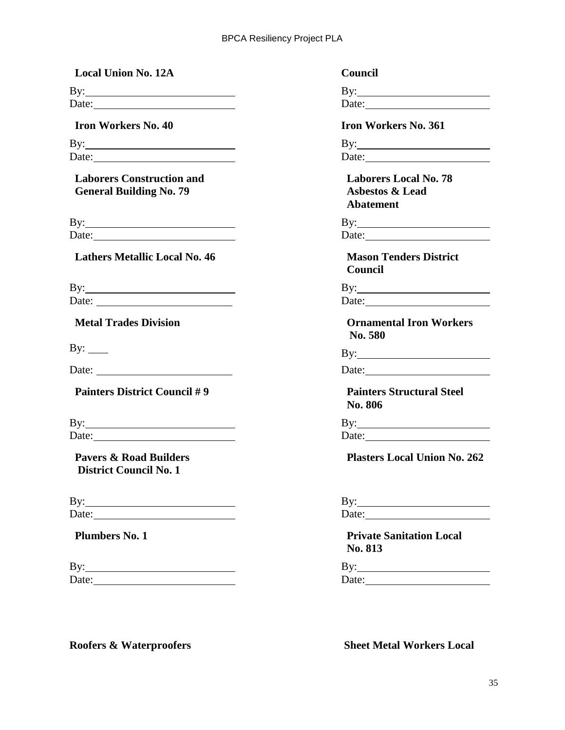**Local Union No. 12A**

By:\_\_\_\_\_\_\_\_\_\_\_\_\_\_\_\_\_\_\_\_\_\_\_\_\_\_\_\_
Date:\_\_\_\_\_\_\_\_\_\_\_\_\_\_\_\_\_\_\_\_\_\_\_\_\_\_\_

**Council**

By:\_\_\_\_\_\_\_\_\_\_\_\_\_\_\_\_\_\_\_\_\_\_\_\_\_\_\_\_
Date:\_\_\_\_\_\_\_\_\_\_\_\_\_\_\_\_\_\_\_\_\_\_\_\_\_\_\_

**Iron Workers No. 40**

By:\_\_\_\_\_\_\_\_\_\_\_\_\_\_\_\_\_\_\_\_\_\_\_\_\_\_\_\_
Date:\_\_\_\_\_\_\_\_\_\_\_\_\_\_\_\_\_\_\_\_\_\_\_\_\_\_\_

**Iron Workers No. 361**

By:\_\_\_\_\_\_\_\_\_\_\_\_\_\_\_\_\_\_\_\_\_\_\_\_\_\_\_\_
Date:\_\_\_\_\_\_\_\_\_\_\_\_\_\_\_\_\_\_\_\_\_\_\_\_\_\_\_

**Laborers Construction and General Building No. 79**

By:\_\_\_\_\_\_\_\_\_\_\_\_\_\_\_\_\_\_\_\_\_\_\_\_\_\_\_\_
Date:\_\_\_\_\_\_\_\_\_\_\_\_\_\_\_\_\_\_\_\_\_\_\_\_\_\_\_

**Laborers Local No. 78 Asbestos & Lead Abatement**

By:\_\_\_\_\_\_\_\_\_\_\_\_\_\_\_\_\_\_\_\_\_\_\_\_\_\_\_\_
Date:\_\_\_\_\_\_\_\_\_\_\_\_\_\_\_\_\_\_\_\_\_\_\_\_\_\_\_

**Lathers Metallic Local No. 46**

By:\_\_\_\_\_\_\_\_\_\_\_\_\_\_\_\_\_\_\_\_\_\_\_\_\_\_\_\_
Date: \_\_\_\_\_\_\_\_\_\_\_\_\_\_\_\_\_\_\_\_\_\_\_\_\_\_\_

**Mason Tenders District Council**

By:\_\_\_\_\_\_\_\_\_\_\_\_\_\_\_\_\_\_\_\_\_\_\_\_\_\_\_\_
Date:\_\_\_\_\_\_\_\_\_\_\_\_\_\_\_\_\_\_\_\_\_\_\_\_\_\_\_

**Metal Trades Division**

By: \_\_\_\_

Date: \_\_\_\_\_\_\_\_\_\_\_\_\_\_\_\_\_\_\_\_\_\_\_\_\_\_\_

**Ornamental Iron Workers No. 580**

By:\_\_\_\_\_\_\_\_\_\_\_\_\_\_\_\_\_\_\_\_\_\_\_\_\_\_\_\_
Date:\_\_\_\_\_\_\_\_\_\_\_\_\_\_\_\_\_\_\_\_\_\_\_\_\_\_\_

**Painters District Council # 9**

By:\_\_\_\_\_\_\_\_\_\_\_\_\_\_\_\_\_\_\_\_\_\_\_\_\_\_\_\_
Date:\_\_\_\_\_\_\_\_\_\_\_\_\_\_\_\_\_\_\_\_\_\_\_\_\_\_\_

**Painters Structural Steel No. 806**

By:\_\_\_\_\_\_\_\_\_\_\_\_\_\_\_\_\_\_\_\_\_\_\_\_\_\_\_\_
Date:\_\_\_\_\_\_\_\_\_\_\_\_\_\_\_\_\_\_\_\_\_\_\_\_\_\_\_

**Pavers & Road Builders District Council No. 1**

By:\_\_\_\_\_\_\_\_\_\_\_\_\_\_\_\_\_\_\_\_\_\_\_\_\_\_\_\_
Date:\_\_\_\_\_\_\_\_\_\_\_\_\_\_\_\_\_\_\_\_\_\_\_\_\_\_\_

**Plasters Local Union No. 262**

By:\_\_\_\_\_\_\_\_\_\_\_\_\_\_\_\_\_\_\_\_\_\_\_\_\_\_\_\_
Date:\_\_\_\_\_\_\_\_\_\_\_\_\_\_\_\_\_\_\_\_\_\_\_\_\_\_\_

**Plumbers No. 1**

By:\_\_\_\_\_\_\_\_\_\_\_\_\_\_\_\_\_\_\_\_\_\_\_\_\_\_\_\_
Date:\_\_\_\_\_\_\_\_\_\_\_\_\_\_\_\_\_\_\_\_\_\_\_\_\_\_\_

**Private Sanitation Local No. 813**

By:\_\_\_\_\_\_\_\_\_\_\_\_\_\_\_\_\_\_\_\_\_\_\_\_\_\_\_\_
Date:\_\_\_\_\_\_\_\_\_\_\_\_\_\_\_\_\_\_\_\_\_\_\_\_\_\_\_

**Roofers & Waterproofers**

**Sheet Metal Workers Local**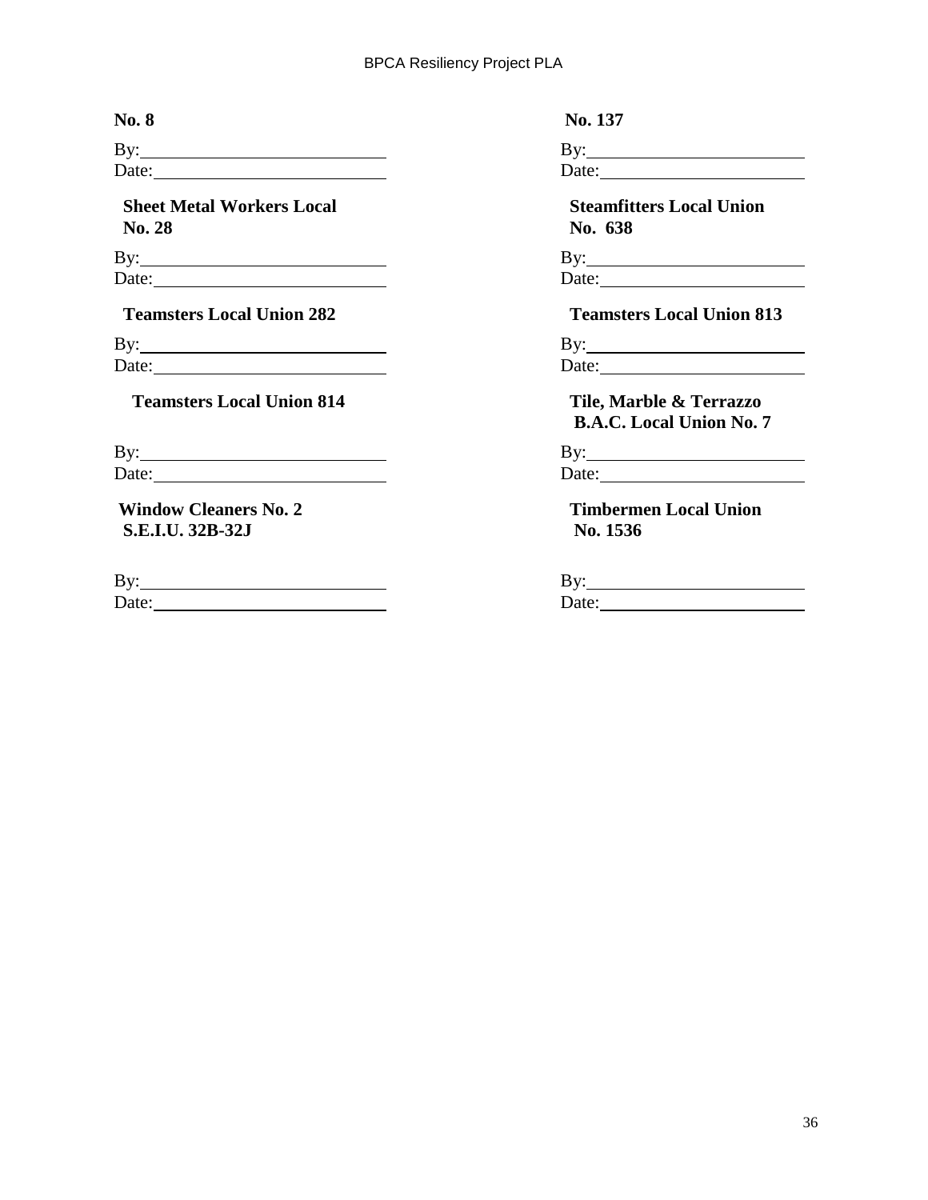**No. 8**

By:\_\_\_\_\_\_\_\_\_\_\_\_\_\_\_\_\_\_\_\_\_\_\_\_\_\_
Date:\_\_\_\_\_\_\_\_\_\_\_\_\_\_\_\_\_\_\_\_\_\_\_\_

**Sheet Metal Workers Local No. 28**

By:\_\_\_\_\_\_\_\_\_\_\_\_\_\_\_\_\_\_\_\_\_\_\_\_\_\_
Date:\_\_\_\_\_\_\_\_\_\_\_\_\_\_\_\_\_\_\_\_\_\_\_\_

**Teamsters Local Union 282**

By:\_\_\_\_\_\_\_\_\_\_\_\_\_\_\_\_\_\_\_\_\_\_\_\_\_\_
Date:\_\_\_\_\_\_\_\_\_\_\_\_\_\_\_\_\_\_\_\_\_\_\_\_

**Teamsters Local Union 814**

By:\_\_\_\_\_\_\_\_\_\_\_\_\_\_\_\_\_\_\_\_\_\_\_\_\_\_
Date:\_\_\_\_\_\_\_\_\_\_\_\_\_\_\_\_\_\_\_\_\_\_\_\_

**Window Cleaners No. 2 S.E.I.U. 32B-32J**

By:\_\_\_\_\_\_\_\_\_\_\_\_\_\_\_\_\_\_\_\_\_\_\_\_\_\_
Date:\_\_\_\_\_\_\_\_\_\_\_\_\_\_\_\_\_\_\_\_\_\_\_\_

**No. 137**

By:\_\_\_\_\_\_\_\_\_\_\_\_\_\_\_\_\_\_\_\_\_\_\_\_\_\_
Date:\_\_\_\_\_\_\_\_\_\_\_\_\_\_\_\_\_\_\_\_\_\_\_\_

**Steamfitters Local Union No. 638**

By:\_\_\_\_\_\_\_\_\_\_\_\_\_\_\_\_\_\_\_\_\_\_\_\_\_\_
Date:\_\_\_\_\_\_\_\_\_\_\_\_\_\_\_\_\_\_\_\_\_\_\_\_

**Teamsters Local Union 813**

By:\_\_\_\_\_\_\_\_\_\_\_\_\_\_\_\_\_\_\_\_\_\_\_\_\_\_
Date:\_\_\_\_\_\_\_\_\_\_\_\_\_\_\_\_\_\_\_\_\_\_\_\_

**Tile, Marble & Terrazzo B.A.C. Local Union No. 7**

By:\_\_\_\_\_\_\_\_\_\_\_\_\_\_\_\_\_\_\_\_\_\_\_\_\_\_
Date:\_\_\_\_\_\_\_\_\_\_\_\_\_\_\_\_\_\_\_\_\_\_\_\_

**Timbermen Local Union No. 1536**

By:\_\_\_\_\_\_\_\_\_\_\_\_\_\_\_\_\_\_\_\_\_\_\_\_\_\_
Date:\_\_\_\_\_\_\_\_\_\_\_\_\_\_\_\_\_\_\_\_\_\_\_\_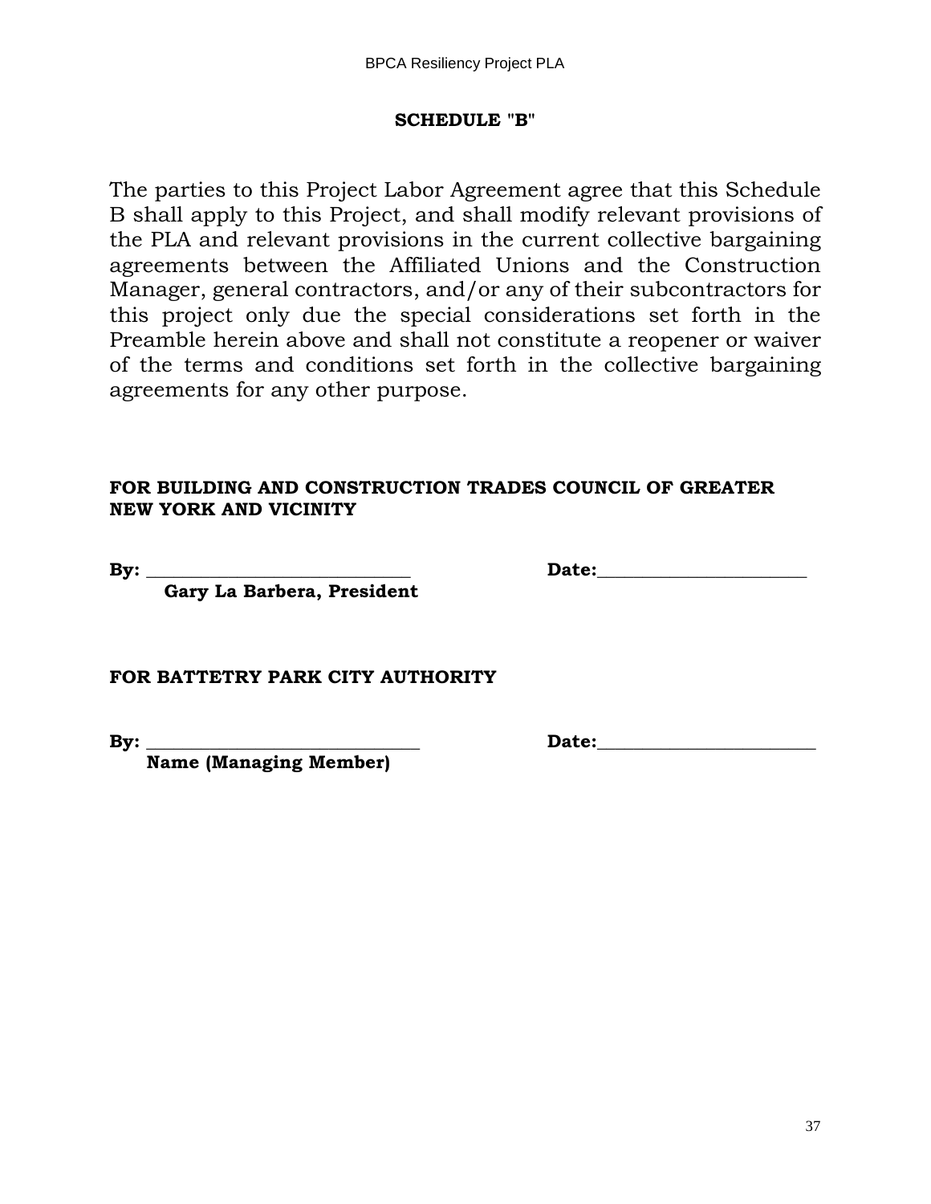## SCHEDULE "B"

The parties to this Project Labor Agreement agree that this Schedule B shall apply to this Project, and shall modify relevant provisions of the PLA and relevant provisions in the current collective bargaining agreements between the Affiliated Unions and the Construction Manager, general contractors, and/or any of their subcontractors for this project only due the special considerations set forth in the Preamble herein above and shall not constitute a reopener or waiver of the terms and conditions set forth in the collective bargaining agreements for any other purpose.

**FOR BUILDING AND CONSTRUCTION TRADES COUNCIL OF GREATER NEW YORK AND VICINITY**

**By:** ____________________________ **Date:**______________________
**Gary La Barbera, President**

**FOR BATTETRY PARK CITY AUTHORITY**

**By:** _____________________________ **Date:**______________________
**Name (Managing Member)**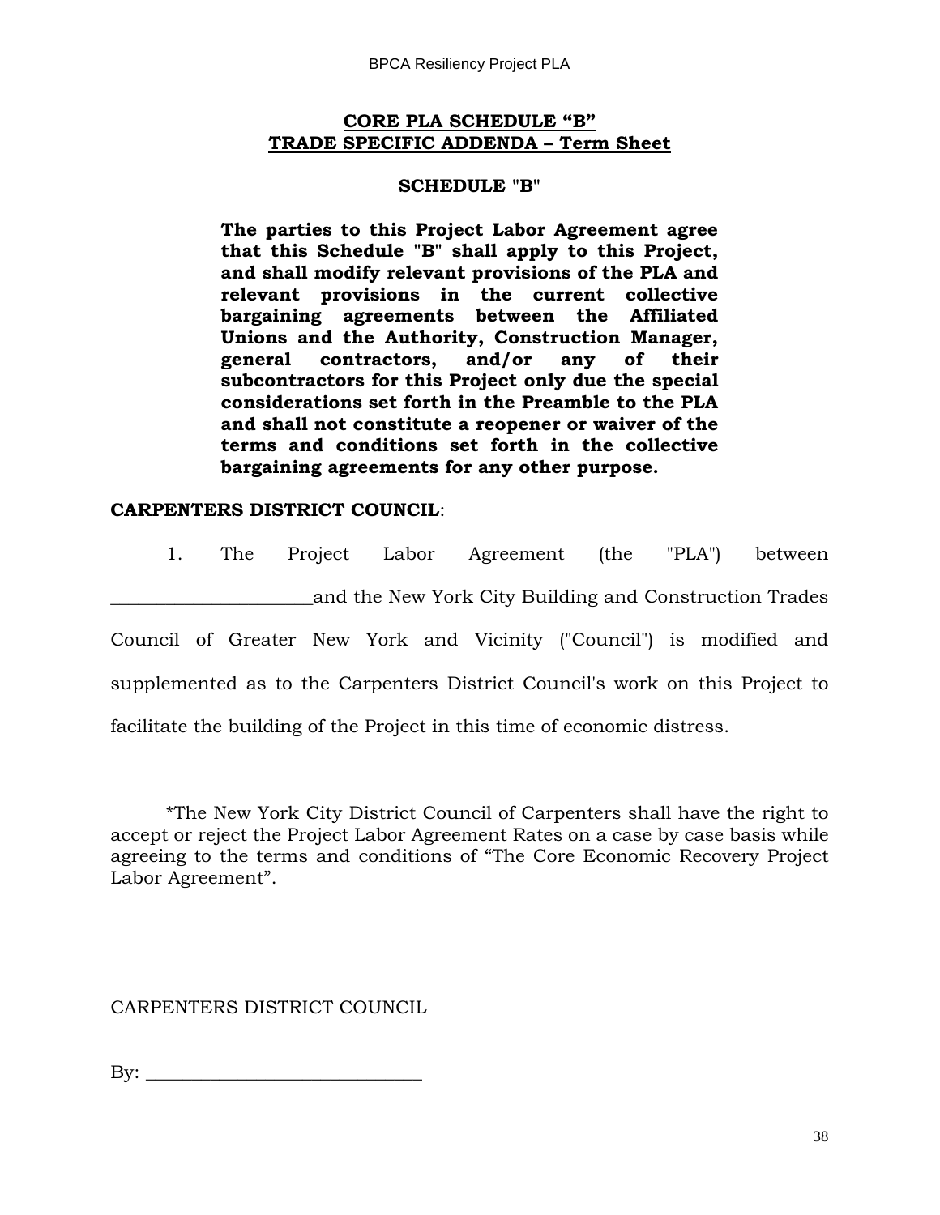## CORE PLA SCHEDULE "B"
## TRADE SPECIFIC ADDENDA – Term Sheet

### SCHEDULE "B"

**The parties to this Project Labor Agreement agree that this Schedule "B" shall apply to this Project, and shall modify relevant provisions of the PLA and relevant provisions in the current collective bargaining agreements between the Affiliated Unions and the Authority, Construction Manager, general contractors, and/or any of their subcontractors for this Project only due the special considerations set forth in the Preamble to the PLA and shall not constitute a reopener or waiver of the terms and conditions set forth in the collective bargaining agreements for any other purpose.**

**CARPENTERS DISTRICT COUNCIL**:

1. The Project Labor Agreement (the "PLA") between ______________________and the New York City Building and Construction Trades Council of Greater New York and Vicinity ("Council") is modified and supplemented as to the Carpenters District Council's work on this Project to facilitate the building of the Project in this time of economic distress.

*The New York City District Council of Carpenters shall have the right to accept or reject the Project Labor Agreement Rates on a case by case basis while agreeing to the terms and conditions of "The Core Economic Recovery Project Labor Agreement".

CARPENTERS DISTRICT COUNCIL

By: ______________________________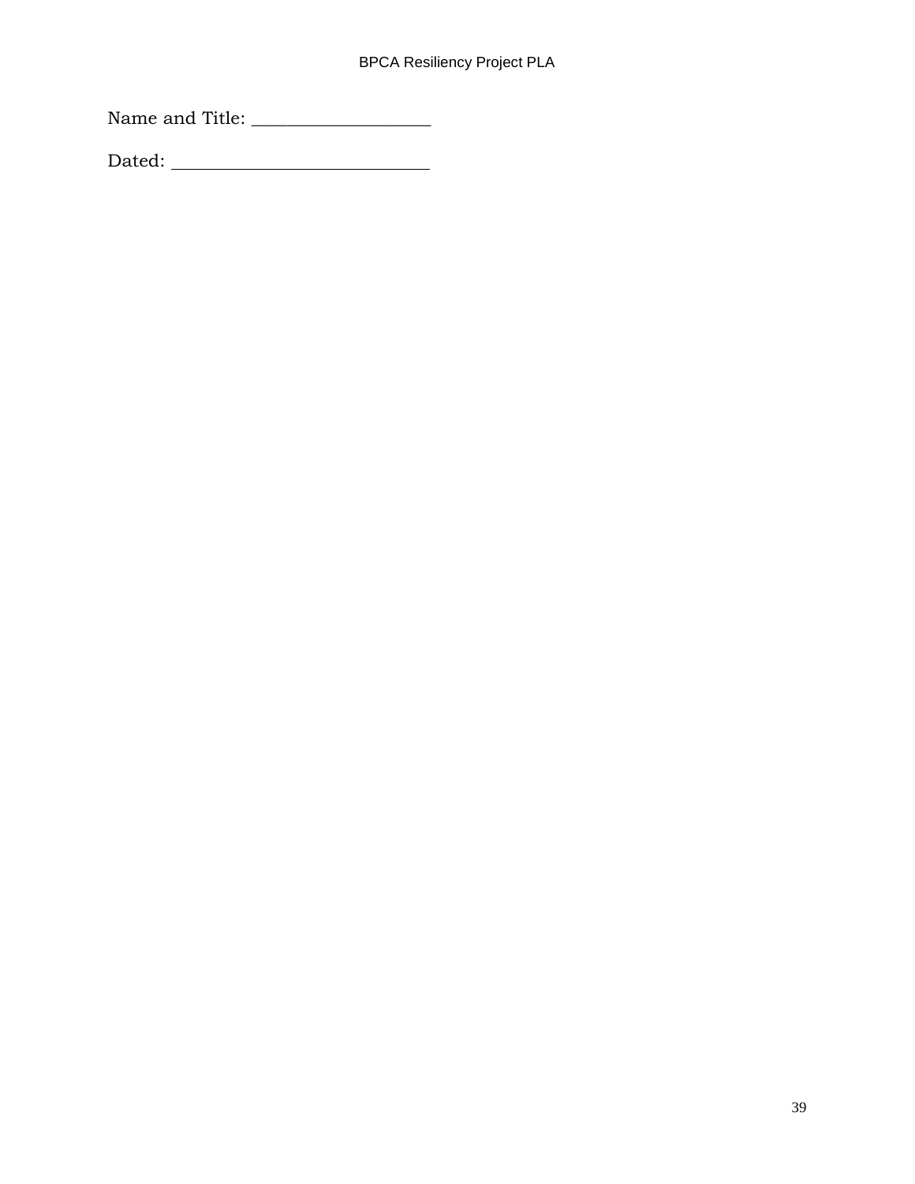Name and Title: ____________________

Dated: ______________________________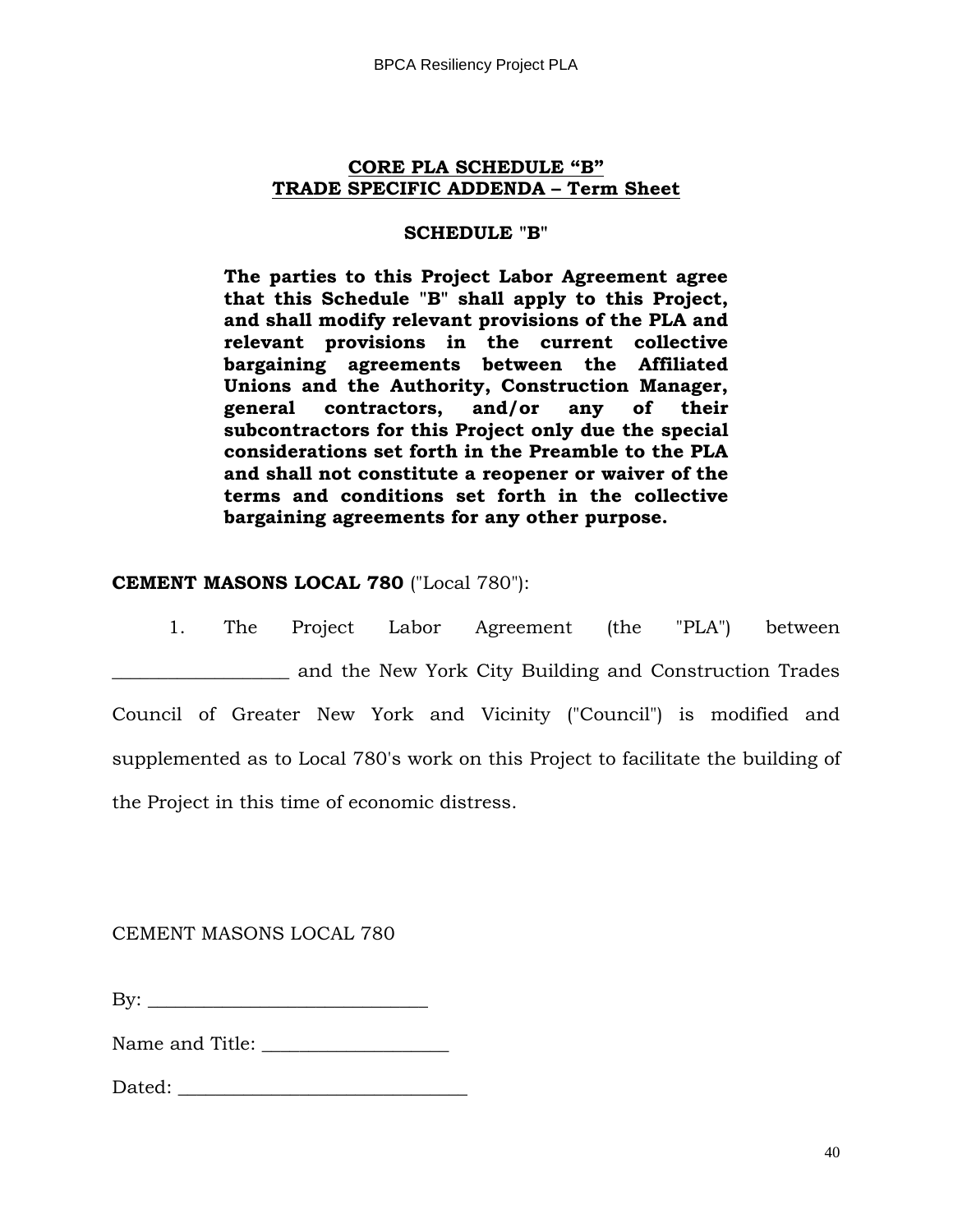**CORE PLA SCHEDULE "B"**
**TRADE SPECIFIC ADDENDA – Term Sheet**

**SCHEDULE "B"**

**The parties to this Project Labor Agreement agree that this Schedule "B" shall apply to this Project, and shall modify relevant provisions of the PLA and relevant provisions in the current collective bargaining agreements between the Affiliated Unions and the Authority, Construction Manager, general contractors, and/or any of their subcontractors for this Project only due the special considerations set forth in the Preamble to the PLA and shall not constitute a reopener or waiver of the terms and conditions set forth in the collective bargaining agreements for any other purpose.**

**CEMENT MASONS LOCAL 780** ("Local 780"):

1. The Project Labor Agreement (the "PLA") between __________________ and the New York City Building and Construction Trades Council of Greater New York and Vicinity ("Council") is modified and supplemented as to Local 780's work on this Project to facilitate the building of the Project in this time of economic distress.

CEMENT MASONS LOCAL 780

By: ____________________________

Name and Title: ___________________

Dated: _____________________________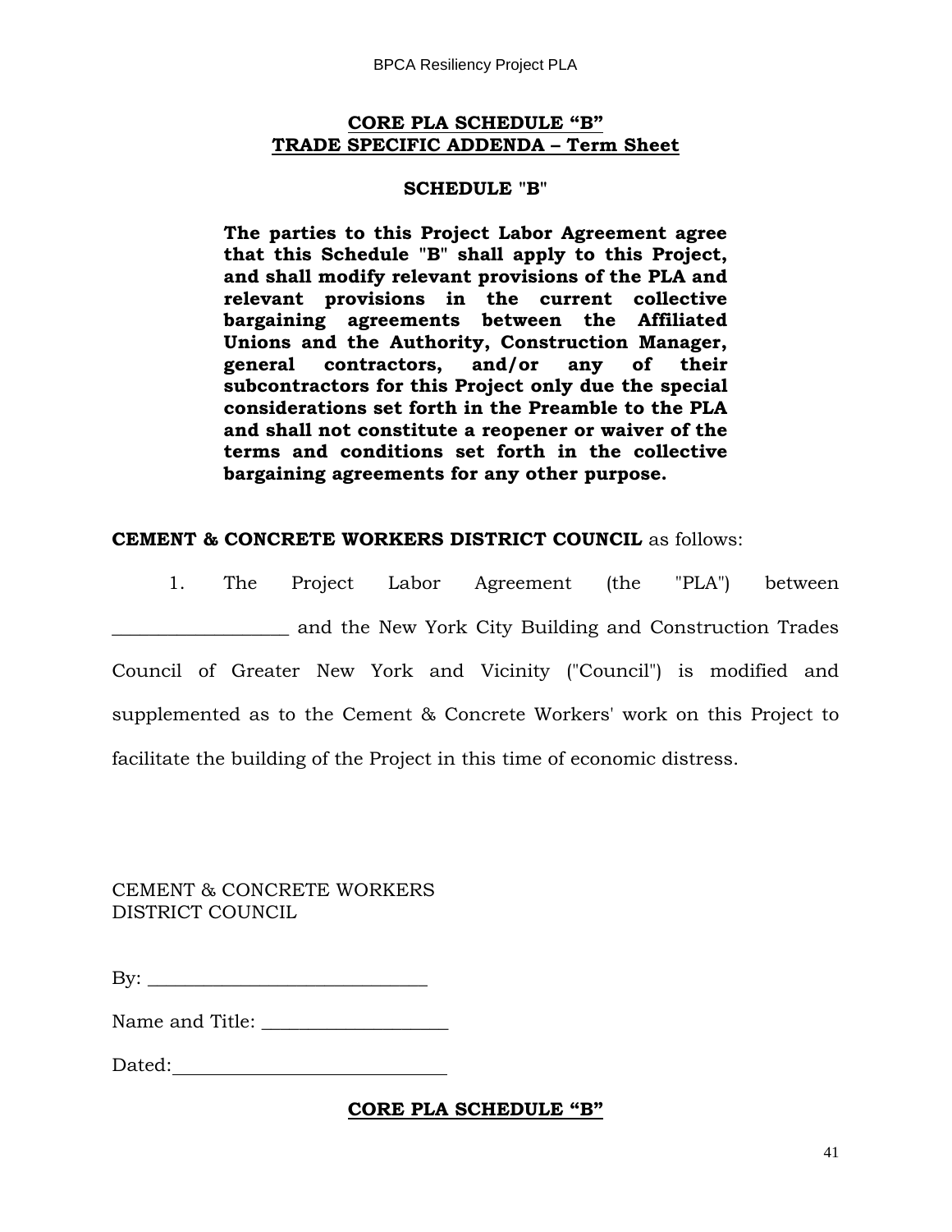**CORE PLA SCHEDULE "B"**
**TRADE SPECIFIC ADDENDA – Term Sheet**

**SCHEDULE "B"**

**The parties to this Project Labor Agreement agree that this Schedule "B" shall apply to this Project, and shall modify relevant provisions of the PLA and relevant provisions in the current collective bargaining agreements between the Affiliated Unions and the Authority, Construction Manager, general contractors, and/or any of their subcontractors for this Project only due the special considerations set forth in the Preamble to the PLA and shall not constitute a reopener or waiver of the terms and conditions set forth in the collective bargaining agreements for any other purpose.**

**CEMENT & CONCRETE WORKERS DISTRICT COUNCIL** as follows:

1. The Project Labor Agreement (the "PLA") between ____________________ and the New York City Building and Construction Trades Council of Greater New York and Vicinity ("Council") is modified and supplemented as to the Cement & Concrete Workers' work on this Project to facilitate the building of the Project in this time of economic distress.

CEMENT & CONCRETE WORKERS
DISTRICT COUNCIL

By: ________________________________

Name and Title: ____________________

Dated:______________________________

**CORE PLA SCHEDULE "B"**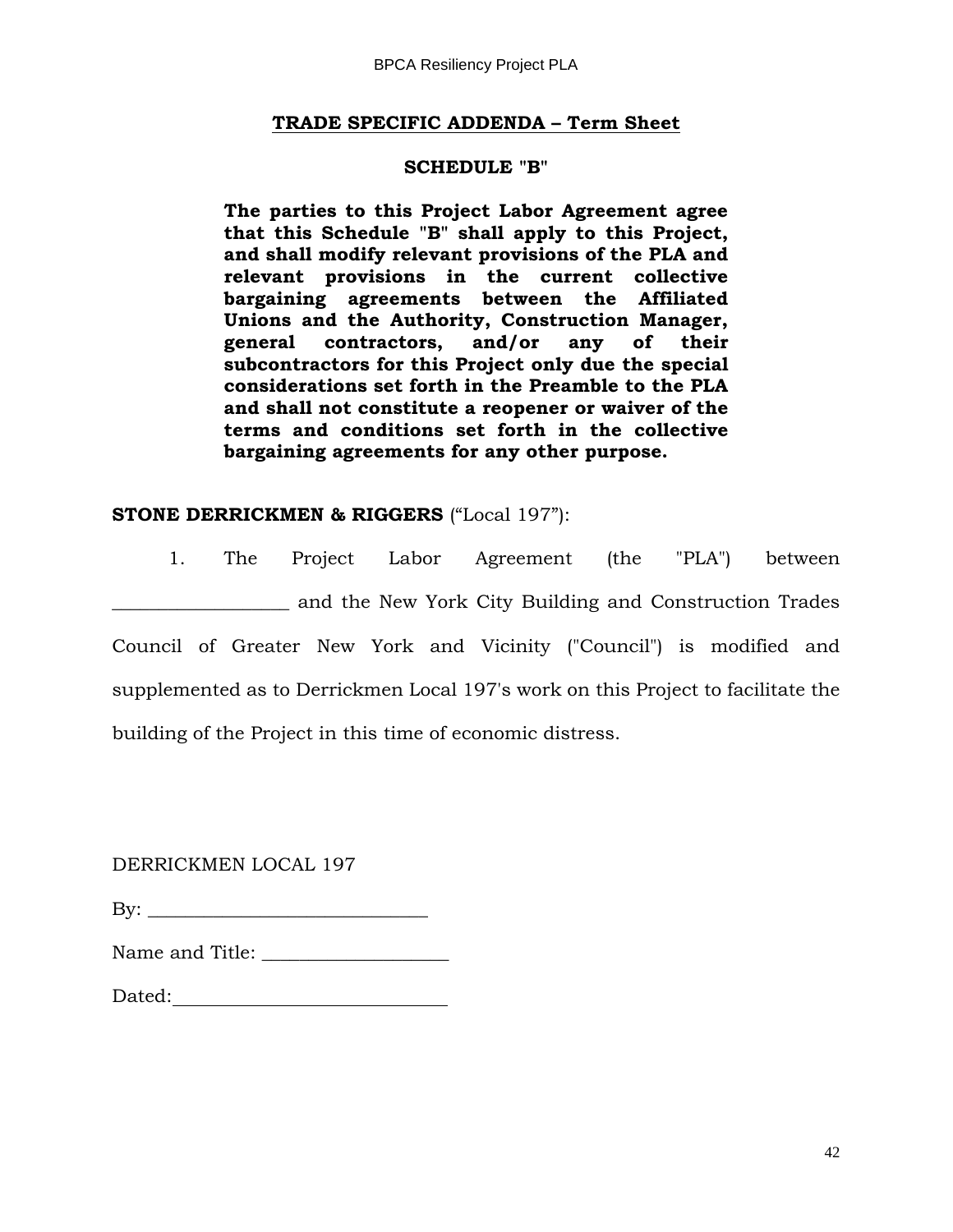## TRADE SPECIFIC ADDENDA – Term Sheet

### SCHEDULE "B"

**The parties to this Project Labor Agreement agree that this Schedule "B" shall apply to this Project, and shall modify relevant provisions of the PLA and relevant provisions in the current collective bargaining agreements between the Affiliated Unions and the Authority, Construction Manager, general contractors, and/or any of their subcontractors for this Project only due the special considerations set forth in the Preamble to the PLA and shall not constitute a reopener or waiver of the terms and conditions set forth in the collective bargaining agreements for any other purpose.**

**STONE DERRICKMEN & RIGGERS** ("Local 197"):

1. The Project Labor Agreement (the "PLA") between ___________________ and the New York City Building and Construction Trades Council of Greater New York and Vicinity ("Council") is modified and supplemented as to Derrickmen Local 197's work on this Project to facilitate the building of the Project in this time of economic distress.

DERRICKMEN LOCAL 197

By: ______________________________

Name and Title: ____________________

Dated: ______________________________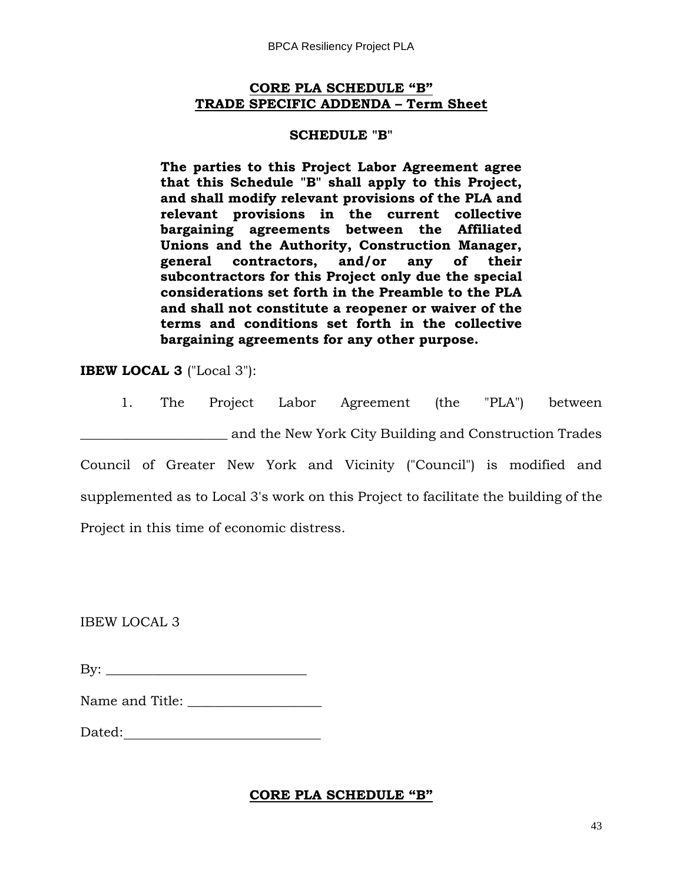**CORE PLA SCHEDULE "B"**
**TRADE SPECIFIC ADDENDA – Term Sheet**

**SCHEDULE "B"**

**The parties to this Project Labor Agreement agree that this Schedule "B" shall apply to this Project, and shall modify relevant provisions of the PLA and relevant provisions in the current collective bargaining agreements between the Affiliated Unions and the Authority, Construction Manager, general contractors, and/or any of their subcontractors for this Project only due the special considerations set forth in the Preamble to the PLA and shall not constitute a reopener or waiver of the terms and conditions set forth in the collective bargaining agreements for any other purpose.**

**IBEW LOCAL 3** ("Local 3"):

1. The Project Labor Agreement (the "PLA") between ______________________ and the New York City Building and Construction Trades Council of Greater New York and Vicinity ("Council") is modified and supplemented as to Local 3's work on this Project to facilitate the building of the Project in this time of economic distress.

IBEW LOCAL 3

By: ______________________________

Name and Title: ____________________

Dated: ______________________________

**CORE PLA SCHEDULE "B"**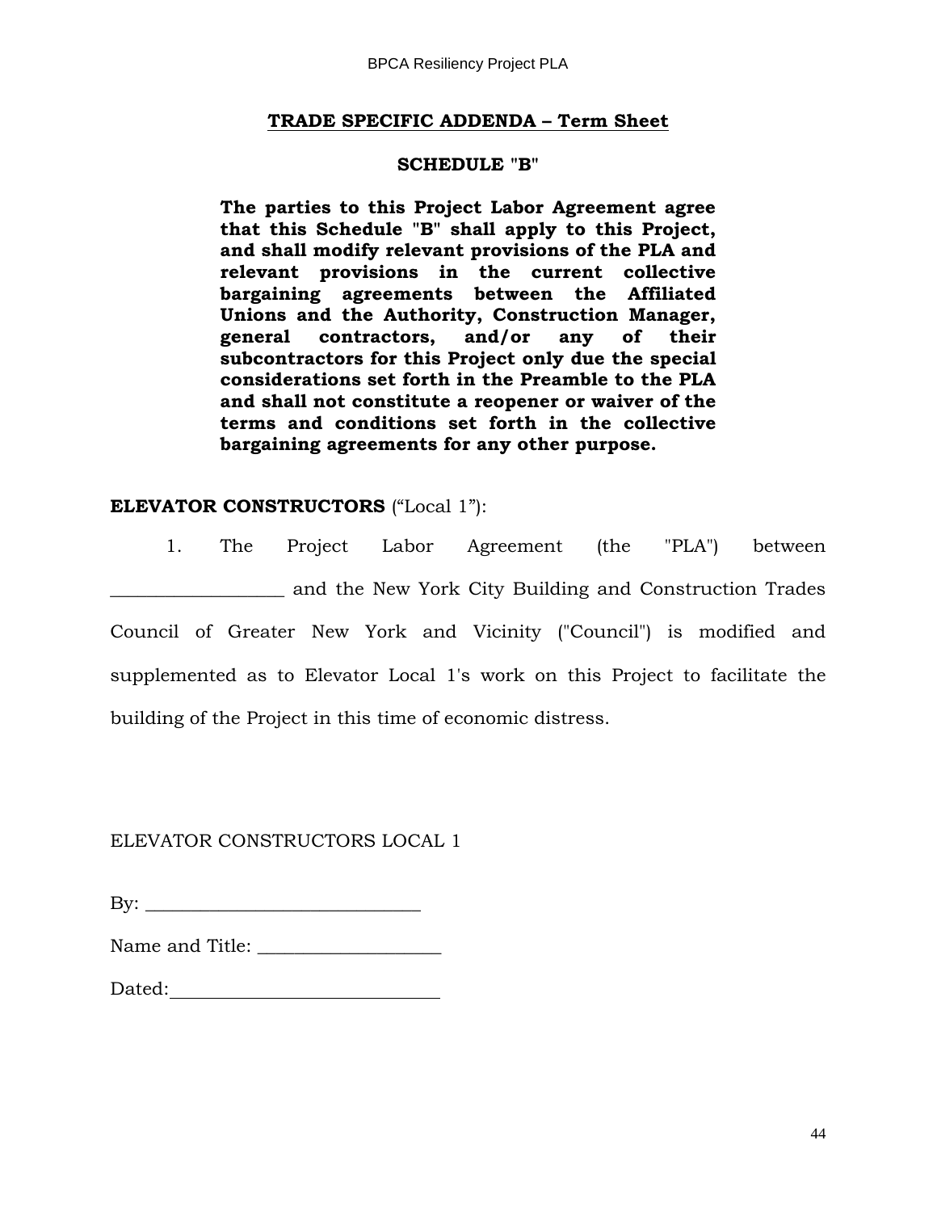**TRADE SPECIFIC ADDENDA – Term Sheet**

**SCHEDULE "B"**

**The parties to this Project Labor Agreement agree that this Schedule "B" shall apply to this Project, and shall modify relevant provisions of the PLA and relevant provisions in the current collective bargaining agreements between the Affiliated Unions and the Authority, Construction Manager, general contractors, and/or any of their subcontractors for this Project only due the special considerations set forth in the Preamble to the PLA and shall not constitute a reopener or waiver of the terms and conditions set forth in the collective bargaining agreements for any other purpose.**

**ELEVATOR CONSTRUCTORS** ("Local 1"):

1. The Project Labor Agreement (the "PLA") between __________________ and the New York City Building and Construction Trades Council of Greater New York and Vicinity ("Council") is modified and supplemented as to Elevator Local 1's work on this Project to facilitate the building of the Project in this time of economic distress.

ELEVATOR CONSTRUCTORS LOCAL 1

By: ______________________________

Name and Title: ____________________

Dated: ____________________________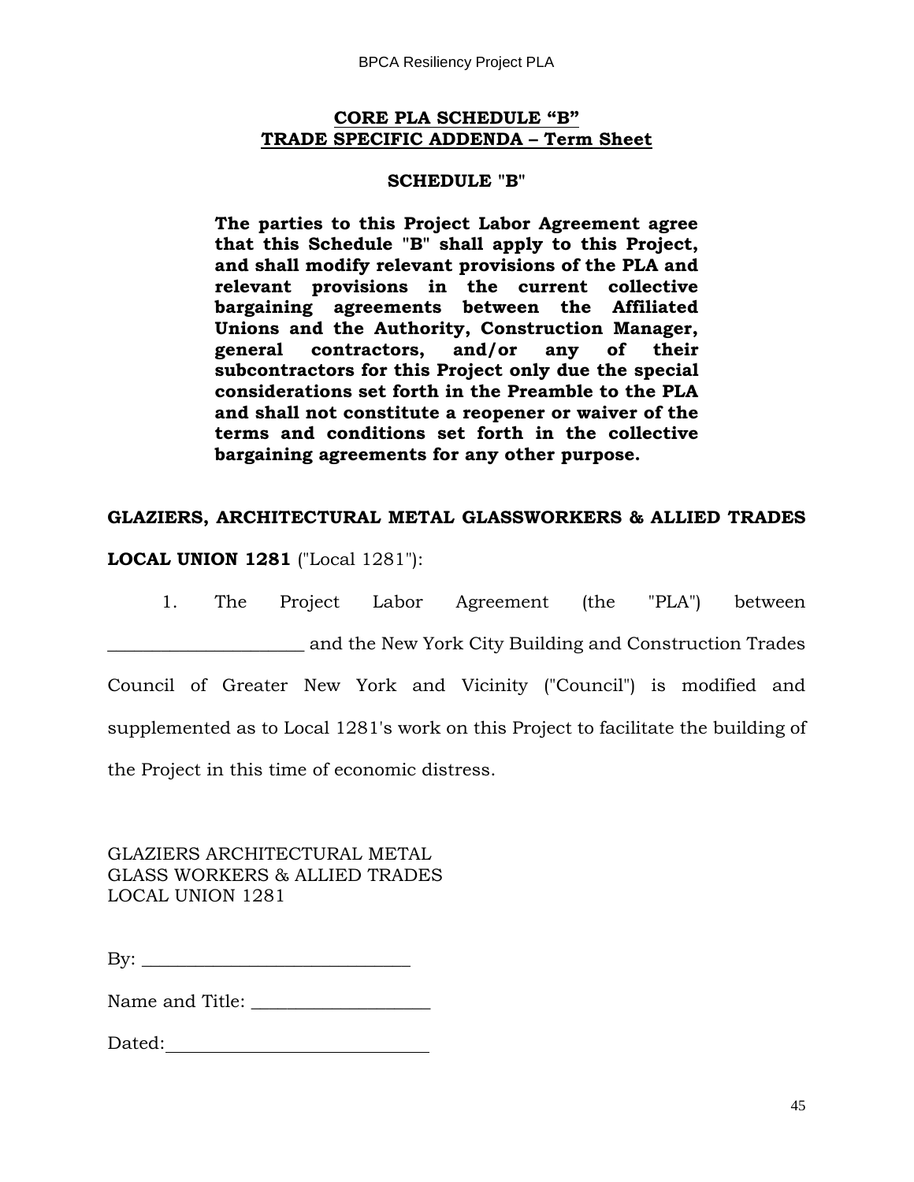**CORE PLA SCHEDULE "B"**
**TRADE SPECIFIC ADDENDA – Term Sheet**

**SCHEDULE "B"**

**The parties to this Project Labor Agreement agree that this Schedule "B" shall apply to this Project, and shall modify relevant provisions of the PLA and relevant provisions in the current collective bargaining agreements between the Affiliated Unions and the Authority, Construction Manager, general contractors, and/or any of their subcontractors for this Project only due the special considerations set forth in the Preamble to the PLA and shall not constitute a reopener or waiver of the terms and conditions set forth in the collective bargaining agreements for any other purpose.**

**GLAZIERS, ARCHITECTURAL METAL GLASSWORKERS & ALLIED TRADES LOCAL UNION 1281** ("Local 1281"):

1. The Project Labor Agreement (the "PLA") between _____________________ and the New York City Building and Construction Trades Council of Greater New York and Vicinity ("Council") is modified and supplemented as to Local 1281's work on this Project to facilitate the building of the Project in this time of economic distress.

GLAZIERS ARCHITECTURAL METAL
GLASS WORKERS & ALLIED TRADES
LOCAL UNION 1281

By: _____________________________

Name and Title: ___________________

Dated: ____________________________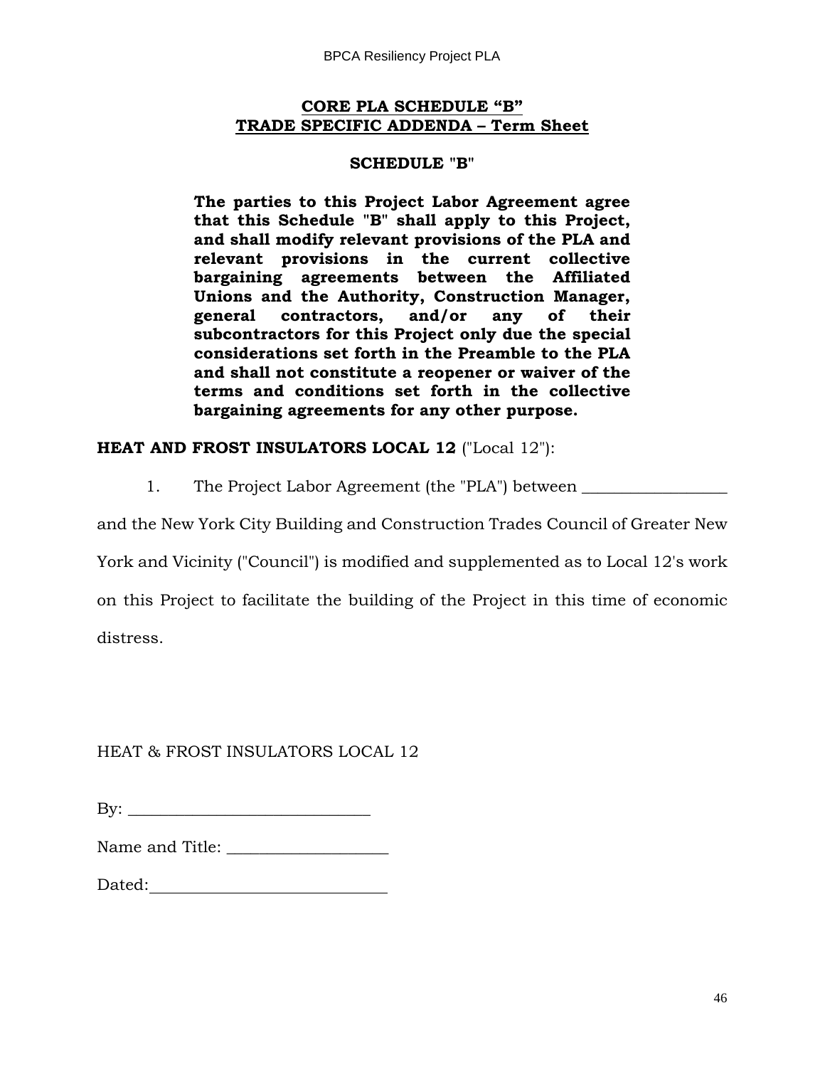**CORE PLA SCHEDULE "B"**
**TRADE SPECIFIC ADDENDA – Term Sheet**

**SCHEDULE "B"**

**The parties to this Project Labor Agreement agree that this Schedule "B" shall apply to this Project, and shall modify relevant provisions of the PLA and relevant provisions in the current collective bargaining agreements between the Affiliated Unions and the Authority, Construction Manager, general contractors, and/or any of their subcontractors for this Project only due the special considerations set forth in the Preamble to the PLA and shall not constitute a reopener or waiver of the terms and conditions set forth in the collective bargaining agreements for any other purpose.**

**HEAT AND FROST INSULATORS LOCAL 12** ("Local 12"):

1. The Project Labor Agreement (the "PLA") between __________________ and the New York City Building and Construction Trades Council of Greater New York and Vicinity ("Council") is modified and supplemented as to Local 12's work on this Project to facilitate the building of the Project in this time of economic distress.

HEAT & FROST INSULATORS LOCAL 12

By: ______________________________

Name and Title: ____________________

Dated:______________________________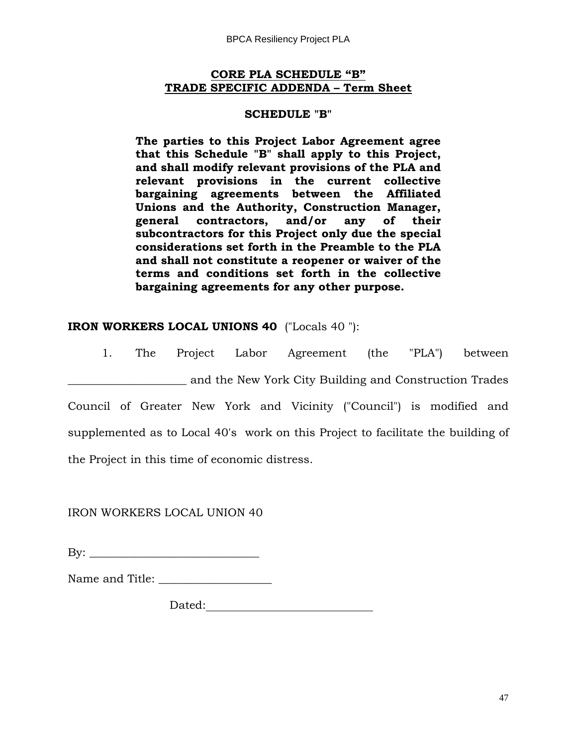**CORE PLA SCHEDULE "B"**
**TRADE SPECIFIC ADDENDA – Term Sheet**

**SCHEDULE "B"**

**The parties to this Project Labor Agreement agree that this Schedule "B" shall apply to this Project, and shall modify relevant provisions of the PLA and relevant provisions in the current collective bargaining agreements between the Affiliated Unions and the Authority, Construction Manager, general contractors, and/or any of their subcontractors for this Project only due the special considerations set forth in the Preamble to the PLA and shall not constitute a reopener or waiver of the terms and conditions set forth in the collective bargaining agreements for any other purpose.**

**IRON WORKERS LOCAL UNIONS 40** ("Locals 40 "):

1. The Project Labor Agreement (the "PLA") between ____________________ and the New York City Building and Construction Trades Council of Greater New York and Vicinity ("Council") is modified and supplemented as to Local 40's work on this Project to facilitate the building of the Project in this time of economic distress.

IRON WORKERS LOCAL UNION 40

By: ____________________________

Name and Title: ___________________

Dated:____________________________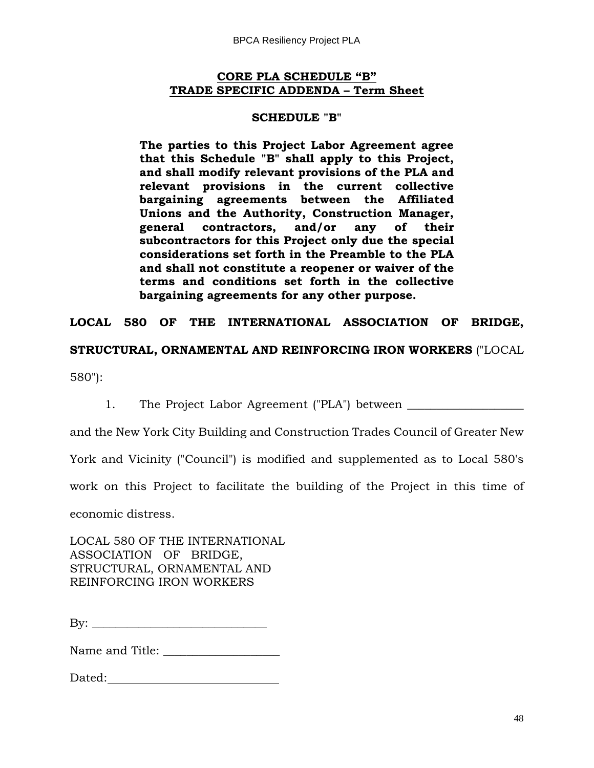**CORE PLA SCHEDULE "B"**
**TRADE SPECIFIC ADDENDA – Term Sheet**

**SCHEDULE "B"**

**The parties to this Project Labor Agreement agree that this Schedule "B" shall apply to this Project, and shall modify relevant provisions of the PLA and relevant provisions in the current collective bargaining agreements between the Affiliated Unions and the Authority, Construction Manager, general contractors, and/or any of their subcontractors for this Project only due the special considerations set forth in the Preamble to the PLA and shall not constitute a reopener or waiver of the terms and conditions set forth in the collective bargaining agreements for any other purpose.**

**LOCAL 580 OF THE INTERNATIONAL ASSOCIATION OF BRIDGE, STRUCTURAL, ORNAMENTAL AND REINFORCING IRON WORKERS** ("LOCAL 580"):

1. The Project Labor Agreement ("PLA") between ___________________ and the New York City Building and Construction Trades Council of Greater New York and Vicinity ("Council") is modified and supplemented as to Local 580's work on this Project to facilitate the building of the Project in this time of economic distress.

LOCAL 580 OF THE INTERNATIONAL ASSOCIATION OF BRIDGE, STRUCTURAL, ORNAMENTAL AND REINFORCING IRON WORKERS

By: _____________________________

Name and Title: ___________________

Dated:_____________________________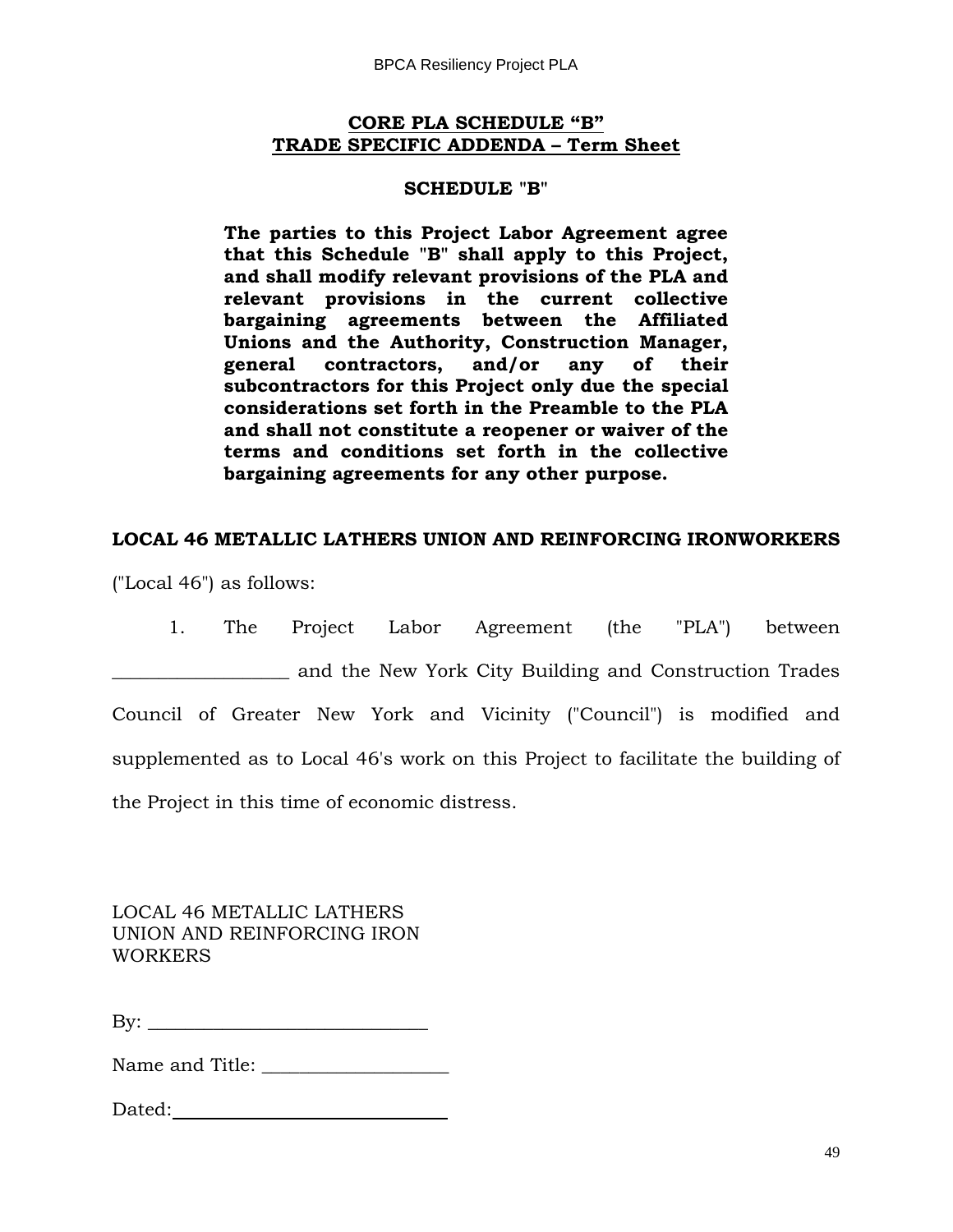**<u>CORE PLA SCHEDULE “B”</u>**
**<u>TRADE SPECIFIC ADDENDA – Term Sheet</u>**

**SCHEDULE "B"**

**The parties to this Project Labor Agreement agree that this Schedule "B" shall apply to this Project, and shall modify relevant provisions of the PLA and relevant provisions in the current collective bargaining agreements between the Affiliated Unions and the Authority, Construction Manager, general contractors, and/or any of their subcontractors for this Project only due the special considerations set forth in the Preamble to the PLA and shall not constitute a reopener or waiver of the terms and conditions set forth in the collective bargaining agreements for any other purpose.**

**LOCAL 46 METALLIC LATHERS UNION AND REINFORCING IRONWORKERS**

("Local 46") as follows:

1. The Project Labor Agreement (the "PLA") between __________________ and the New York City Building and Construction Trades Council of Greater New York and Vicinity ("Council") is modified and supplemented as to Local 46's work on this Project to facilitate the building of the Project in this time of economic distress.

LOCAL 46 METALLIC LATHERS UNION AND REINFORCING IRON WORKERS

By: ______________________________

Name and Title: ____________________

Dated: ______________________________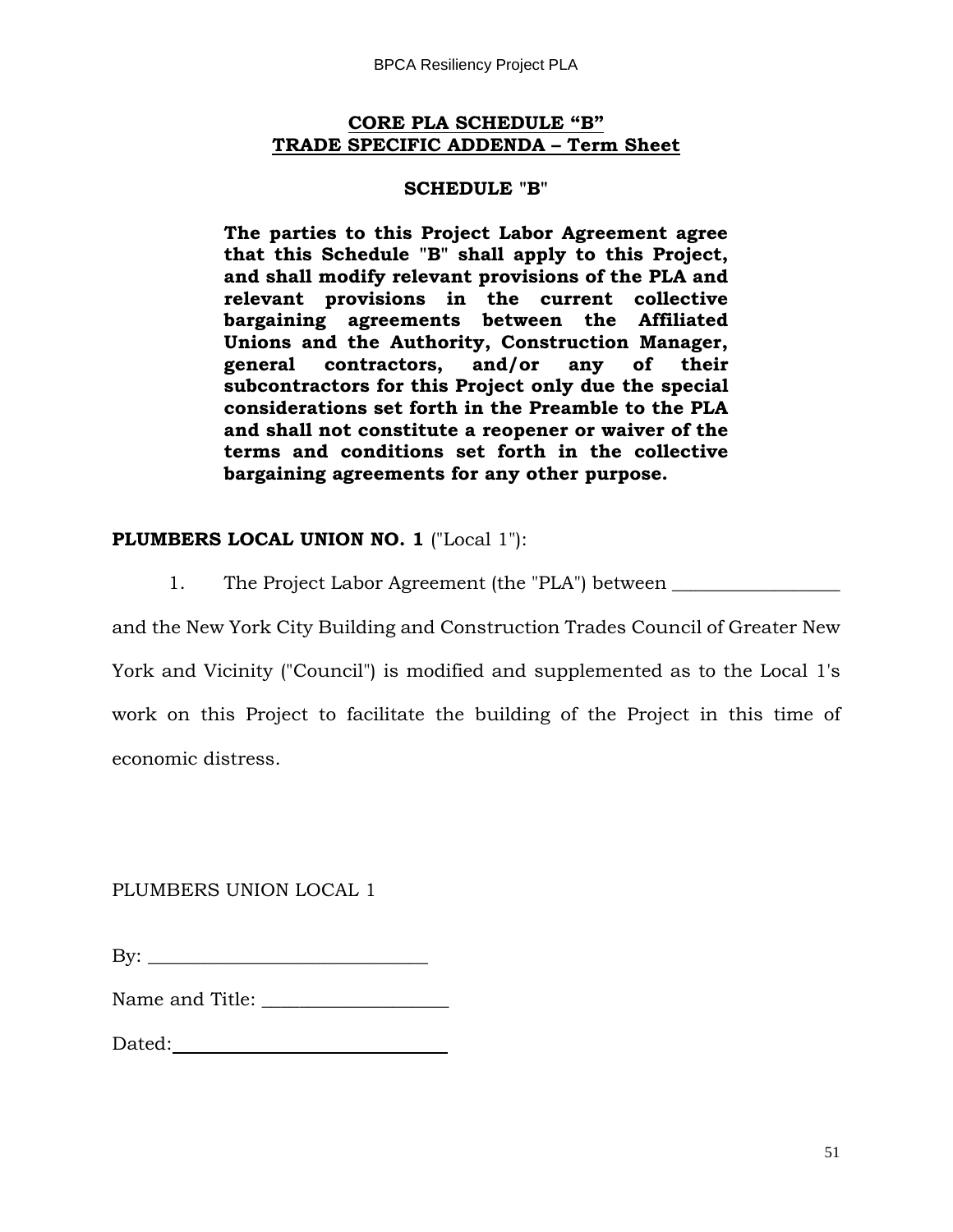**CORE PLA SCHEDULE "B"**
**TRADE SPECIFIC ADDENDA – Term Sheet**

**SCHEDULE "B"**

**The parties to this Project Labor Agreement agree that this Schedule "B" shall apply to this Project, and shall modify relevant provisions of the PLA and relevant provisions in the current collective bargaining agreements between the Affiliated Unions and the Authority, Construction Manager, general contractors, and/or any of their subcontractors for this Project only due the special considerations set forth in the Preamble to the PLA and shall not constitute a reopener or waiver of the terms and conditions set forth in the collective bargaining agreements for any other purpose.**

**PLUMBERS LOCAL UNION NO. 1** ("Local 1"):

1. The Project Labor Agreement (the "PLA") between __________________ and the New York City Building and Construction Trades Council of Greater New York and Vicinity ("Council") is modified and supplemented as to the Local 1's work on this Project to facilitate the building of the Project in this time of economic distress.

PLUMBERS UNION LOCAL 1

By: ______________________________

Name and Title: ____________________

Dated: ____________________________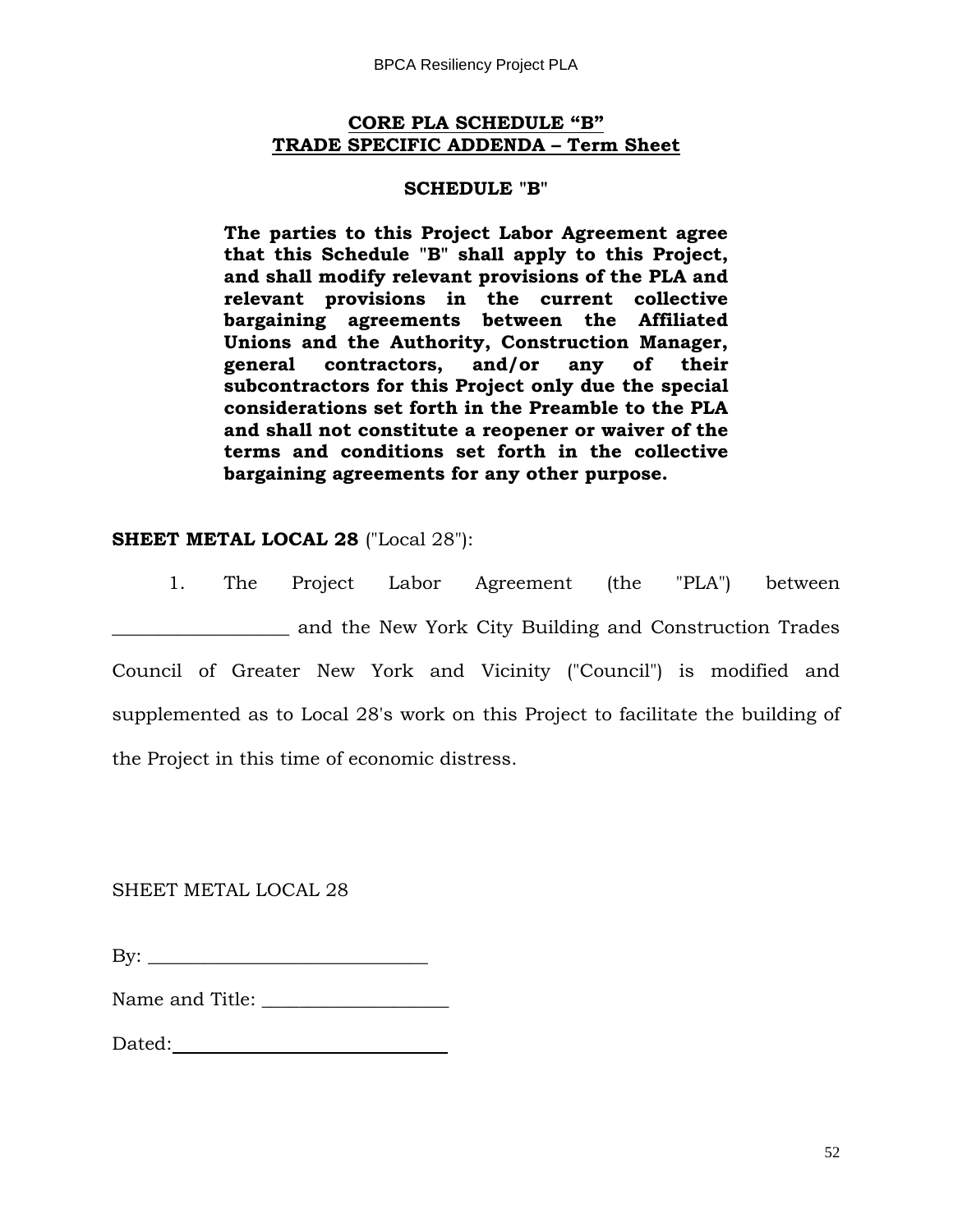**CORE PLA SCHEDULE "B"**
**TRADE SPECIFIC ADDENDA – Term Sheet**

**SCHEDULE "B"**

**The parties to this Project Labor Agreement agree that this Schedule "B" shall apply to this Project, and shall modify relevant provisions of the PLA and relevant provisions in the current collective bargaining agreements between the Affiliated Unions and the Authority, Construction Manager, general contractors, and/or any of their subcontractors for this Project only due the special considerations set forth in the Preamble to the PLA and shall not constitute a reopener or waiver of the terms and conditions set forth in the collective bargaining agreements for any other purpose.**

**SHEET METAL LOCAL 28** ("Local 28"):

1. The Project Labor Agreement (the "PLA") between __________________ and the New York City Building and Construction Trades Council of Greater New York and Vicinity ("Council") is modified and supplemented as to Local 28's work on this Project to facilitate the building of the Project in this time of economic distress.

SHEET METAL LOCAL 28

By: ____________________________

Name and Title: ___________________

Dated: ____________________________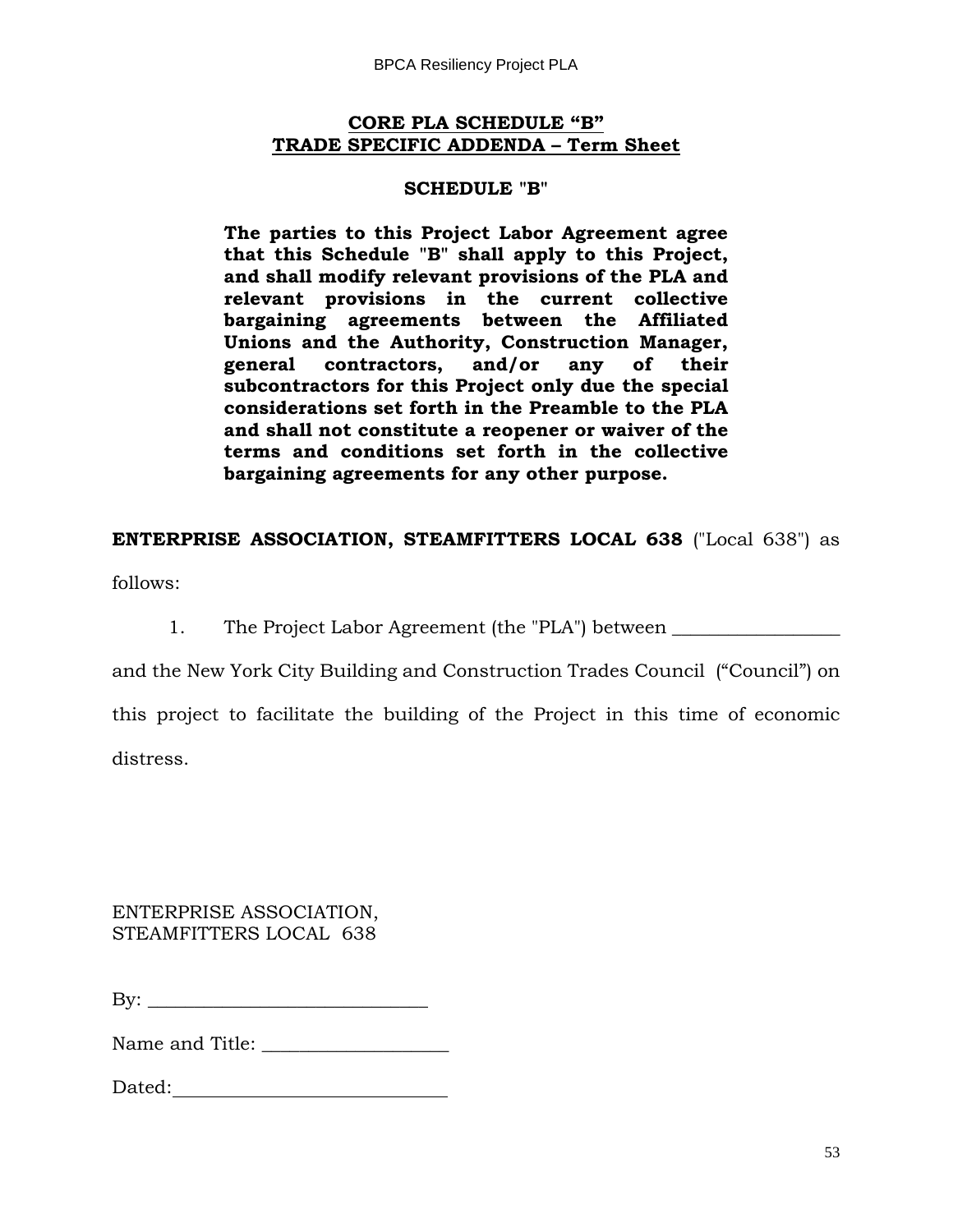**CORE PLA SCHEDULE "B"**
**TRADE SPECIFIC ADDENDA – Term Sheet**

**SCHEDULE "B"**

**The parties to this Project Labor Agreement agree that this Schedule "B" shall apply to this Project, and shall modify relevant provisions of the PLA and relevant provisions in the current collective bargaining agreements between the Affiliated Unions and the Authority, Construction Manager, general contractors, and/or any of their subcontractors for this Project only due the special considerations set forth in the Preamble to the PLA and shall not constitute a reopener or waiver of the terms and conditions set forth in the collective bargaining agreements for any other purpose.**

**ENTERPRISE ASSOCIATION, STEAMFITTERS LOCAL 638** ("Local 638") as follows:

1. The Project Labor Agreement (the "PLA") between __________________ and the New York City Building and Construction Trades Council ("Council") on this project to facilitate the building of the Project in this time of economic distress.

ENTERPRISE ASSOCIATION,
STEAMFITTERS LOCAL 638

By: ______________________________

Name and Title: ____________________

Dated: ______________________________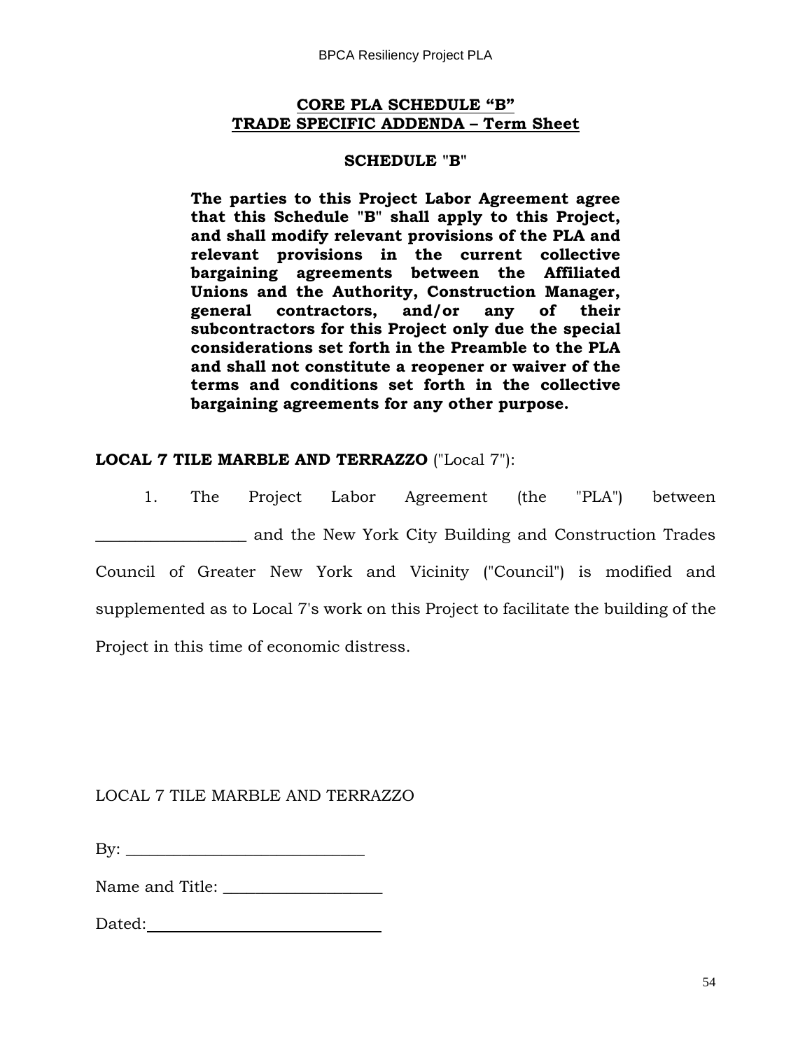**CORE PLA SCHEDULE "B"**
**TRADE SPECIFIC ADDENDA – Term Sheet**

**SCHEDULE "B"**

**The parties to this Project Labor Agreement agree that this Schedule "B" shall apply to this Project, and shall modify relevant provisions of the PLA and relevant provisions in the current collective bargaining agreements between the Affiliated Unions and the Authority, Construction Manager, general contractors, and/or any of their subcontractors for this Project only due the special considerations set forth in the Preamble to the PLA and shall not constitute a reopener or waiver of the terms and conditions set forth in the collective bargaining agreements for any other purpose.**

**LOCAL 7 TILE MARBLE AND TERRAZZO** ("Local 7"):

1. The Project Labor Agreement (the "PLA") between ___________________ and the New York City Building and Construction Trades Council of Greater New York and Vicinity ("Council") is modified and supplemented as to Local 7's work on this Project to facilitate the building of the Project in this time of economic distress.

LOCAL 7 TILE MARBLE AND TERRAZZO

By: ______________________________

Name and Title: ____________________

Dated: ______________________________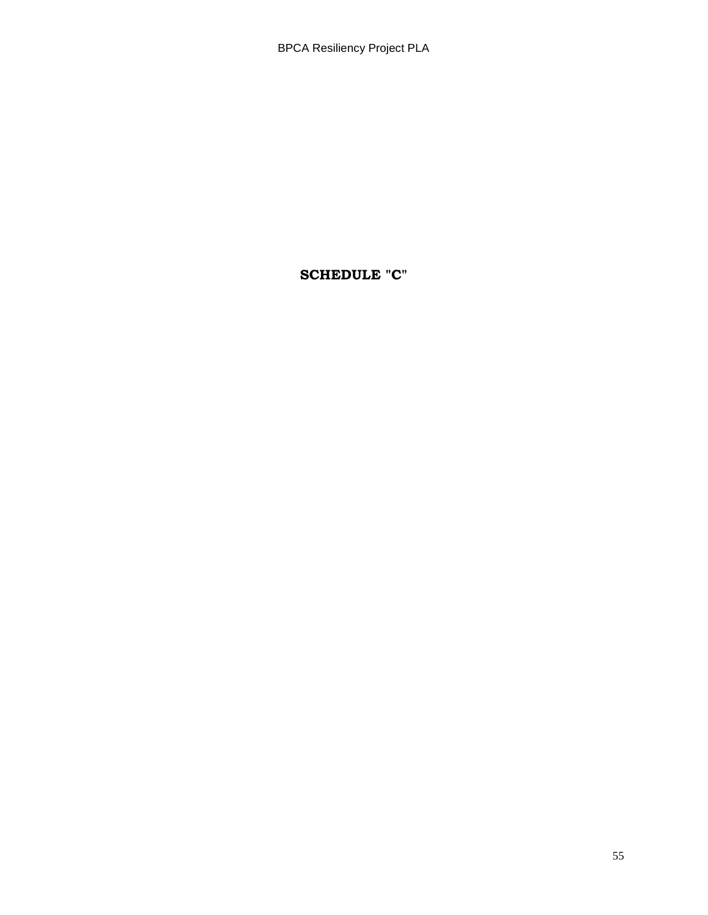# SCHEDULE "C"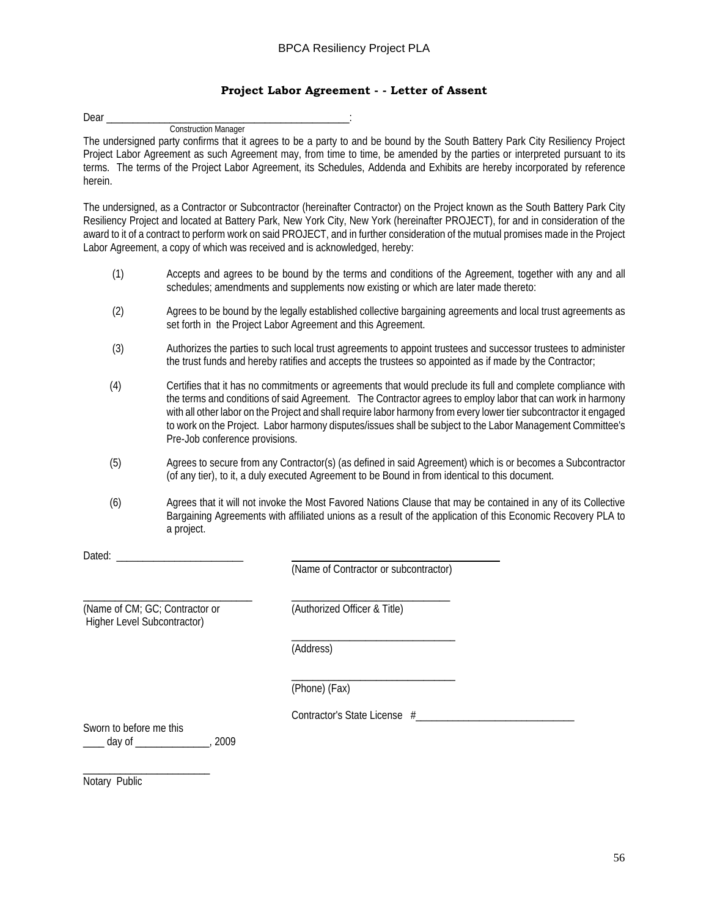## Project Labor Agreement - - Letter of Assent

Dear _______________________________________________:
Construction Manager

The undersigned party confirms that it agrees to be a party to and be bound by the South Battery Park City Resiliency Project Project Labor Agreement as such Agreement may, from time to time, be amended by the parties or interpreted pursuant to its terms. The terms of the Project Labor Agreement, its Schedules, Addenda and Exhibits are hereby incorporated by reference herein.

The undersigned, as a Contractor or Subcontractor (hereinafter Contractor) on the Project known as the South Battery Park City Resiliency Project and located at Battery Park, New York City, New York (hereinafter PROJECT), for and in consideration of the award to it of a contract to perform work on said PROJECT, and in further consideration of the mutual promises made in the Project Labor Agreement, a copy of which was received and is acknowledged, hereby:

(1) Accepts and agrees to be bound by the terms and conditions of the Agreement, together with any and all schedules; amendments and supplements now existing or which are later made thereto:

(2) Agrees to be bound by the legally established collective bargaining agreements and local trust agreements as set forth in the Project Labor Agreement and this Agreement.

(3) Authorizes the parties to such local trust agreements to appoint trustees and successor trustees to administer the trust funds and hereby ratifies and accepts the trustees so appointed as if made by the Contractor;

(4) Certifies that it has no commitments or agreements that would preclude its full and complete compliance with the terms and conditions of said Agreement. The Contractor agrees to employ labor that can work in harmony with all other labor on the Project and shall require labor harmony from every lower tier subcontractor it engaged to work on the Project. Labor harmony disputes/issues shall be subject to the Labor Management Committee's Pre-Job conference provisions.

(5) Agrees to secure from any Contractor(s) (as defined in said Agreement) which is or becomes a Subcontractor (of any tier), to it, a duly executed Agreement to be Bound in from identical to this document.

(6) Agrees that it will not invoke the Most Favored Nations Clause that may be contained in any of its Collective Bargaining Agreements with affiliated unions as a result of the application of this Economic Recovery PLA to a project.

Dated: ________________________

________________________________
(Name of Contractor or subcontractor)

________________________________
(Name of CM; GC; Contractor or Higher Level Subcontractor)

________________________________
(Authorized Officer & Title)

________________________________
(Address)

________________________________
(Phone) (Fax)

Contractor's State License #______________________________

Sworn to before me this
____ day of ______________, 2009

________________________
Notary Public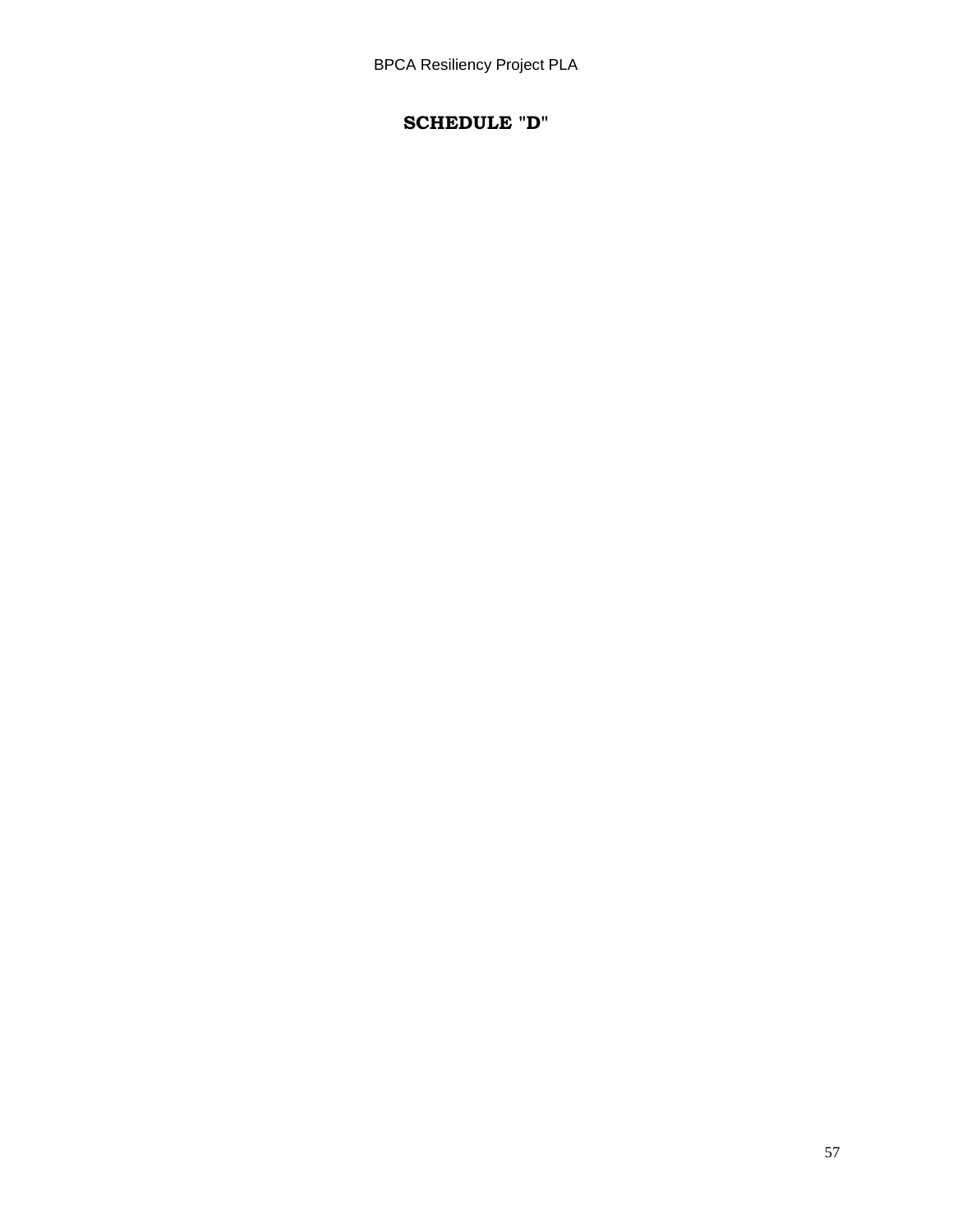# SCHEDULE "D"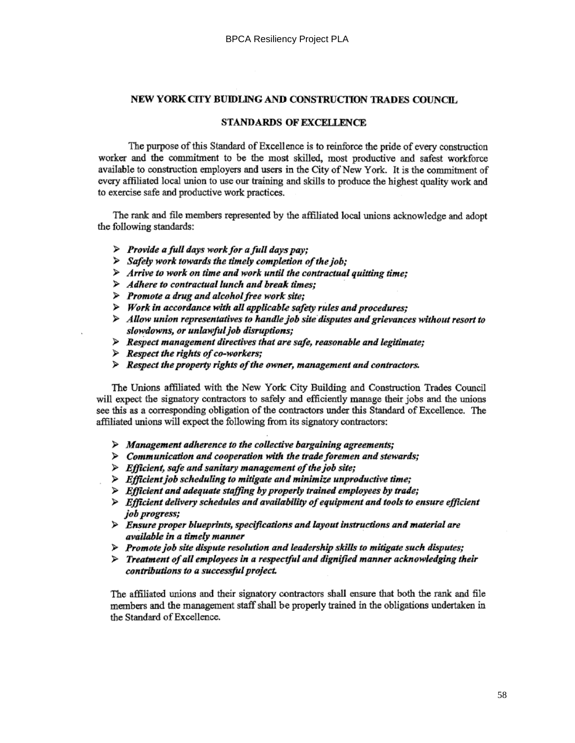## NEW YORK CITY BUIDLING AND CONSTRUCTION TRADES COUNCIL

### STANDARDS OF EXCELLENCE

The purpose of this Standard of Excellence is to reinforce the pride of every construction worker and the commitment to be the most skilled, most productive and safest workforce available to construction employers and users in the City of New York. It is the commitment of every affiliated local union to use our training and skills to produce the highest quality work and to exercise safe and productive work practices.

The rank and file members represented by the affiliated local unions acknowledge and adopt the following standards:

- ***Provide a full days work for a full days pay;***
- ***Safely work towards the timely completion of the job;***
- ***Arrive to work on time and work until the contractual quitting time;***
- ***Adhere to contractual lunch and break times;***
- ***Promote a drug and alcohol free work site;***
- ***Work in accordance with all applicable safety rules and procedures;***
- ***Allow union representatives to handle job site disputes and grievances without resort to slowdowns, or unlawful job disruptions;***
- ***Respect management directives that are safe, reasonable and legitimate;***
- ***Respect the rights of co-workers;***
- ***Respect the property rights of the owner, management and contractors.***

The Unions affiliated with the New York City Building and Construction Trades Council will expect the signatory contractors to safely and efficiently manage their jobs and the unions see this as a corresponding obligation of the contractors under this Standard of Excellence. The affiliated unions will expect the following from its signatory contractors:

- ***Management adherence to the collective bargaining agreements;***
- ***Communication and cooperation with the trade foremen and stewards;***
- ***Efficient, safe and sanitary management of the job site;***
- ***Efficient job scheduling to mitigate and minimize unproductive time;***
- ***Efficient and adequate staffing by properly trained employees by trade;***
- ***Efficient delivery schedules and availability of equipment and tools to ensure efficient job progress;***
- ***Ensure proper blueprints, specifications and layout instructions and material are available in a timely manner***
- ***Promote job site dispute resolution and leadership skills to mitigate such disputes;***
- ***Treatment of all employees in a respectful and dignified manner acknowledging their contributions to a successful project.***

The affiliated unions and their signatory contractors shall ensure that both the rank and file members and the management staff shall be properly trained in the obligations undertaken in the Standard of Excellence.